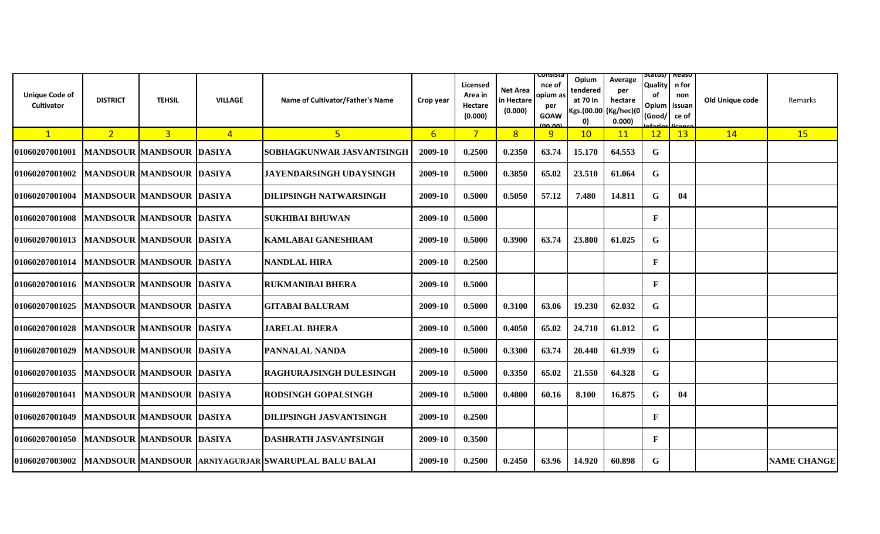| Unique Code of Cultivator | DISTRICT | TEHSIL | VILLAGE | Name of Cultivator/Father's Name | Crop year | Licensed Area in Hectare (0.000) | Net Area in Hectare (0.000) | Consistance of opium as per GOAW (00.00) | Opium tendered at 70 In Kgs.(00.000) | Average per hectare (Kg/hec)(0 0.000) | Status/ Quality of Opium (Good/ Inferior) | Reason for non issuance of licence | Old Unique code | Remarks |
|---|---|---|---|---|---|---|---|---|---|---|---|---|---|---|
| 1 | 2 | 3 | 4 | 5 | 6 | 7 | 8 | 9 | 10 | 11 | 12 | 13 | 14 | 15 |
| 01060207001001 | MANDSOUR | MANDSOUR | DASIYA | SOBHAGKUNWAR JASVANTSINGH | 2009-10 | 0.2500 | 0.2350 | 63.74 | 15.170 | 64.553 | G | | | |
| 01060207001002 | MANDSOUR | MANDSOUR | DASIYA | JAYENDARSINGH UDAYSINGH | 2009-10 | 0.5000 | 0.3850 | 65.02 | 23.510 | 61.064 | G | | | |
| 01060207001004 | MANDSOUR | MANDSOUR | DASIYA | DILIPSINGH NATWARSINGH | 2009-10 | 0.5000 | 0.5050 | 57.12 | 7.480 | 14.811 | G | 04 | | |
| 01060207001008 | MANDSOUR | MANDSOUR | DASIYA | SUKHIBAI BHUWAN | 2009-10 | 0.5000 | | | | | F | | | |
| 01060207001013 | MANDSOUR | MANDSOUR | DASIYA | KAMLABAI GANESHRAM | 2009-10 | 0.5000 | 0.3900 | 63.74 | 23.800 | 61.025 | G | | | |
| 01060207001014 | MANDSOUR | MANDSOUR | DASIYA | NANDLAL HIRA | 2009-10 | 0.2500 | | | | | F | | | |
| 01060207001016 | MANDSOUR | MANDSOUR | DASIYA | RUKMANIBAI BHERA | 2009-10 | 0.5000 | | | | | F | | | |
| 01060207001025 | MANDSOUR | MANDSOUR | DASIYA | GITABAI BALURAM | 2009-10 | 0.5000 | 0.3100 | 63.06 | 19.230 | 62.032 | G | | | |
| 01060207001028 | MANDSOUR | MANDSOUR | DASIYA | JARELAL BHERA | 2009-10 | 0.5000 | 0.4050 | 65.02 | 24.710 | 61.012 | G | | | |
| 01060207001029 | MANDSOUR | MANDSOUR | DASIYA | PANNALAL NANDA | 2009-10 | 0.5000 | 0.3300 | 63.74 | 20.440 | 61.939 | G | | | |
| 01060207001035 | MANDSOUR | MANDSOUR | DASIYA | RAGHURAJSINGH DULESINGH | 2009-10 | 0.5000 | 0.3350 | 65.02 | 21.550 | 64.328 | G | | | |
| 01060207001041 | MANDSOUR | MANDSOUR | DASIYA | RODSINGH GOPALSINGH | 2009-10 | 0.5000 | 0.4800 | 60.16 | 8.100 | 16.875 | G | 04 | | |
| 01060207001049 | MANDSOUR | MANDSOUR | DASIYA | DILIPSINGH JASVANTSINGH | 2009-10 | 0.2500 | | | | | F | | | |
| 01060207001050 | MANDSOUR | MANDSOUR | DASIYA | DASHRATH JASVANTSINGH | 2009-10 | 0.3500 | | | | | F | | | |
| 01060207003002 | MANDSOUR | MANDSOUR | ARNIYAGURJAR | SWARUPLAL BALU BALAI | 2009-10 | 0.2500 | 0.2450 | 63.96 | 14.920 | 60.898 | G | | | NAME CHANGE |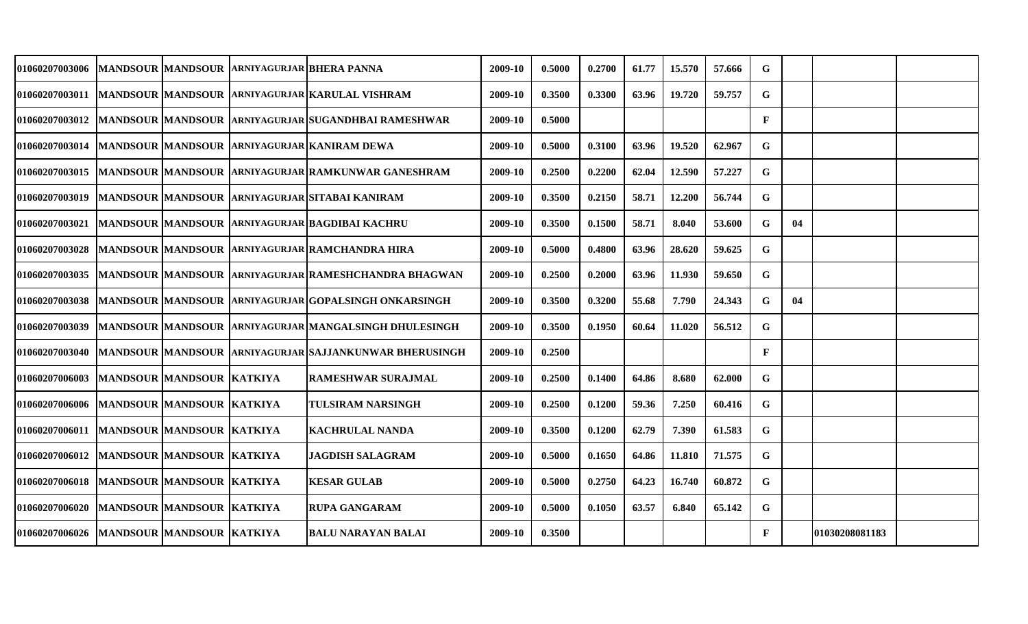| | | | | | | | | | | | | | | |
|---|---|---|---|---|---|---|---|---|---|---|---|---|---|---|
| 01060207003006 | MANDSOUR | MANDSOUR | ARNIYAGURJAR | BHERA PANNA | 2009-10 | 0.5000 | 0.2700 | 61.77 | 15.570 | 57.666 | G | | | |
| 01060207003011 | MANDSOUR | MANDSOUR | ARNIYAGURJAR | KARULAL VISHRAM | 2009-10 | 0.3500 | 0.3300 | 63.96 | 19.720 | 59.757 | G | | | |
| 01060207003012 | MANDSOUR | MANDSOUR | ARNIYAGURJAR | SUGANDHBAI RAMESHWAR | 2009-10 | 0.5000 | | | | | F | | | |
| 01060207003014 | MANDSOUR | MANDSOUR | ARNIYAGURJAR | KANIRAM DEWA | 2009-10 | 0.5000 | 0.3100 | 63.96 | 19.520 | 62.967 | G | | | |
| 01060207003015 | MANDSOUR | MANDSOUR | ARNIYAGURJAR | RAMKUNWAR GANESHRAM | 2009-10 | 0.2500 | 0.2200 | 62.04 | 12.590 | 57.227 | G | | | |
| 01060207003019 | MANDSOUR | MANDSOUR | ARNIYAGURJAR | SITABAI KANIRAM | 2009-10 | 0.3500 | 0.2150 | 58.71 | 12.200 | 56.744 | G | | | |
| 01060207003021 | MANDSOUR | MANDSOUR | ARNIYAGURJAR | BAGDIBAI KACHRU | 2009-10 | 0.3500 | 0.1500 | 58.71 | 8.040 | 53.600 | G | 04 | | |
| 01060207003028 | MANDSOUR | MANDSOUR | ARNIYAGURJAR | RAMCHANDRA HIRA | 2009-10 | 0.5000 | 0.4800 | 63.96 | 28.620 | 59.625 | G | | | |
| 01060207003035 | MANDSOUR | MANDSOUR | ARNIYAGURJAR | RAMESHCHANDRA BHAGWAN | 2009-10 | 0.2500 | 0.2000 | 63.96 | 11.930 | 59.650 | G | | | |
| 01060207003038 | MANDSOUR | MANDSOUR | ARNIYAGURJAR | GOPALSINGH ONKARSINGH | 2009-10 | 0.3500 | 0.3200 | 55.68 | 7.790 | 24.343 | G | 04 | | |
| 01060207003039 | MANDSOUR | MANDSOUR | ARNIYAGURJAR | MANGALSINGH DHULESINGH | 2009-10 | 0.3500 | 0.1950 | 60.64 | 11.020 | 56.512 | G | | | |
| 01060207003040 | MANDSOUR | MANDSOUR | ARNIYAGURJAR | SAJJANKUNWAR BHERUSINGH | 2009-10 | 0.2500 | | | | | F | | | |
| 01060207006003 | MANDSOUR | MANDSOUR | KATKIYA | RAMESHWAR SURAJMAL | 2009-10 | 0.2500 | 0.1400 | 64.86 | 8.680 | 62.000 | G | | | |
| 01060207006006 | MANDSOUR | MANDSOUR | KATKIYA | TULSIRAM NARSINGH | 2009-10 | 0.2500 | 0.1200 | 59.36 | 7.250 | 60.416 | G | | | |
| 01060207006011 | MANDSOUR | MANDSOUR | KATKIYA | KACHRULAL NANDA | 2009-10 | 0.3500 | 0.1200 | 62.79 | 7.390 | 61.583 | G | | | |
| 01060207006012 | MANDSOUR | MANDSOUR | KATKIYA | JAGDISH SALAGRAM | 2009-10 | 0.5000 | 0.1650 | 64.86 | 11.810 | 71.575 | G | | | |
| 01060207006018 | MANDSOUR | MANDSOUR | KATKIYA | KESAR GULAB | 2009-10 | 0.5000 | 0.2750 | 64.23 | 16.740 | 60.872 | G | | | |
| 01060207006020 | MANDSOUR | MANDSOUR | KATKIYA | RUPA GANGARAM | 2009-10 | 0.5000 | 0.1050 | 63.57 | 6.840 | 65.142 | G | | | |
| 01060207006026 | MANDSOUR | MANDSOUR | KATKIYA | BALU NARAYAN BALAI | 2009-10 | 0.3500 | | | | | F | | 01030208081183 | |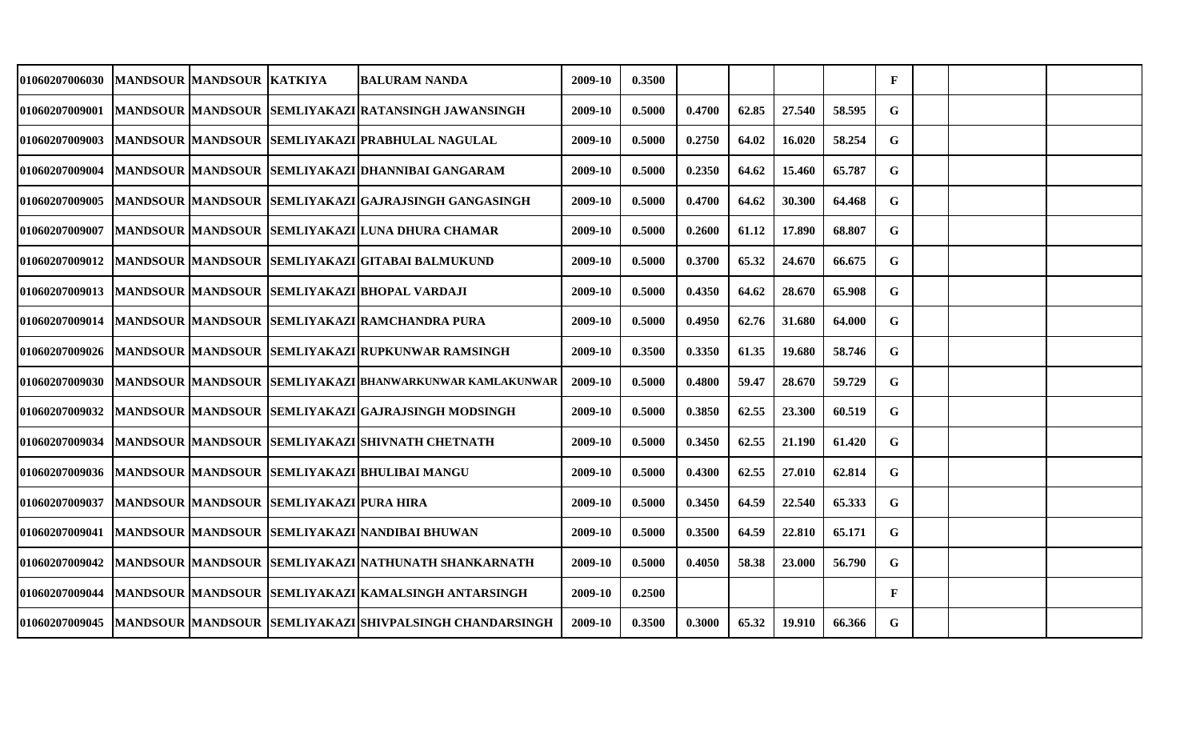| | | | | | | | | | | | | | | |
|---|---|---|---|---|---|---|---|---|---|---|---|---|---|---|
| 01060207006030 | MANDSOUR | MANDSOUR | KATKIYA | BALURAM NANDA | 2009-10 | 0.3500 | | | | | F | | | |
| 01060207009001 | MANDSOUR | MANDSOUR | SEMLIYAKAZI | RATANSINGH JAWANSINGH | 2009-10 | 0.5000 | 0.4700 | 62.85 | 27.540 | 58.595 | G | | | |
| 01060207009003 | MANDSOUR | MANDSOUR | SEMLIYAKAZI | PRABHULAL NAGULAL | 2009-10 | 0.5000 | 0.2750 | 64.02 | 16.020 | 58.254 | G | | | |
| 01060207009004 | MANDSOUR | MANDSOUR | SEMLIYAKAZI | DHANNIBAI GANGARAM | 2009-10 | 0.5000 | 0.2350 | 64.62 | 15.460 | 65.787 | G | | | |
| 01060207009005 | MANDSOUR | MANDSOUR | SEMLIYAKAZI | GAJRAJSINGH GANGASINGH | 2009-10 | 0.5000 | 0.4700 | 64.62 | 30.300 | 64.468 | G | | | |
| 01060207009007 | MANDSOUR | MANDSOUR | SEMLIYAKAZI | LUNA DHURA CHAMAR | 2009-10 | 0.5000 | 0.2600 | 61.12 | 17.890 | 68.807 | G | | | |
| 01060207009012 | MANDSOUR | MANDSOUR | SEMLIYAKAZI | GITABAI BALMUKUND | 2009-10 | 0.5000 | 0.3700 | 65.32 | 24.670 | 66.675 | G | | | |
| 01060207009013 | MANDSOUR | MANDSOUR | SEMLIYAKAZI | BHOPAL VARDAJI | 2009-10 | 0.5000 | 0.4350 | 64.62 | 28.670 | 65.908 | G | | | |
| 01060207009014 | MANDSOUR | MANDSOUR | SEMLIYAKAZI | RAMCHANDRA PURA | 2009-10 | 0.5000 | 0.4950 | 62.76 | 31.680 | 64.000 | G | | | |
| 01060207009026 | MANDSOUR | MANDSOUR | SEMLIYAKAZI | RUPKUNWAR RAMSINGH | 2009-10 | 0.3500 | 0.3350 | 61.35 | 19.680 | 58.746 | G | | | |
| 01060207009030 | MANDSOUR | MANDSOUR | SEMLIYAKAZI | BHANWARKUNWAR KAMLAKUNWAR | 2009-10 | 0.5000 | 0.4800 | 59.47 | 28.670 | 59.729 | G | | | |
| 01060207009032 | MANDSOUR | MANDSOUR | SEMLIYAKAZI | GAJRAJSINGH MODSINGH | 2009-10 | 0.5000 | 0.3850 | 62.55 | 23.300 | 60.519 | G | | | |
| 01060207009034 | MANDSOUR | MANDSOUR | SEMLIYAKAZI | SHIVNATH CHETNATH | 2009-10 | 0.5000 | 0.3450 | 62.55 | 21.190 | 61.420 | G | | | |
| 01060207009036 | MANDSOUR | MANDSOUR | SEMLIYAKAZI | BHULIBAI MANGU | 2009-10 | 0.5000 | 0.4300 | 62.55 | 27.010 | 62.814 | G | | | |
| 01060207009037 | MANDSOUR | MANDSOUR | SEMLIYAKAZI | PURA HIRA | 2009-10 | 0.5000 | 0.3450 | 64.59 | 22.540 | 65.333 | G | | | |
| 01060207009041 | MANDSOUR | MANDSOUR | SEMLIYAKAZI | NANDIBAI BHUWAN | 2009-10 | 0.5000 | 0.3500 | 64.59 | 22.810 | 65.171 | G | | | |
| 01060207009042 | MANDSOUR | MANDSOUR | SEMLIYAKAZI | NATHUNATH SHANKARNATH | 2009-10 | 0.5000 | 0.4050 | 58.38 | 23.000 | 56.790 | G | | | |
| 01060207009044 | MANDSOUR | MANDSOUR | SEMLIYAKAZI | KAMALSINGH ANTARSINGH | 2009-10 | 0.2500 | | | | | F | | | |
| 01060207009045 | MANDSOUR | MANDSOUR | SEMLIYAKAZI | SHIVPALSINGH CHANDARSINGH | 2009-10 | 0.3500 | 0.3000 | 65.32 | 19.910 | 66.366 | G | | | |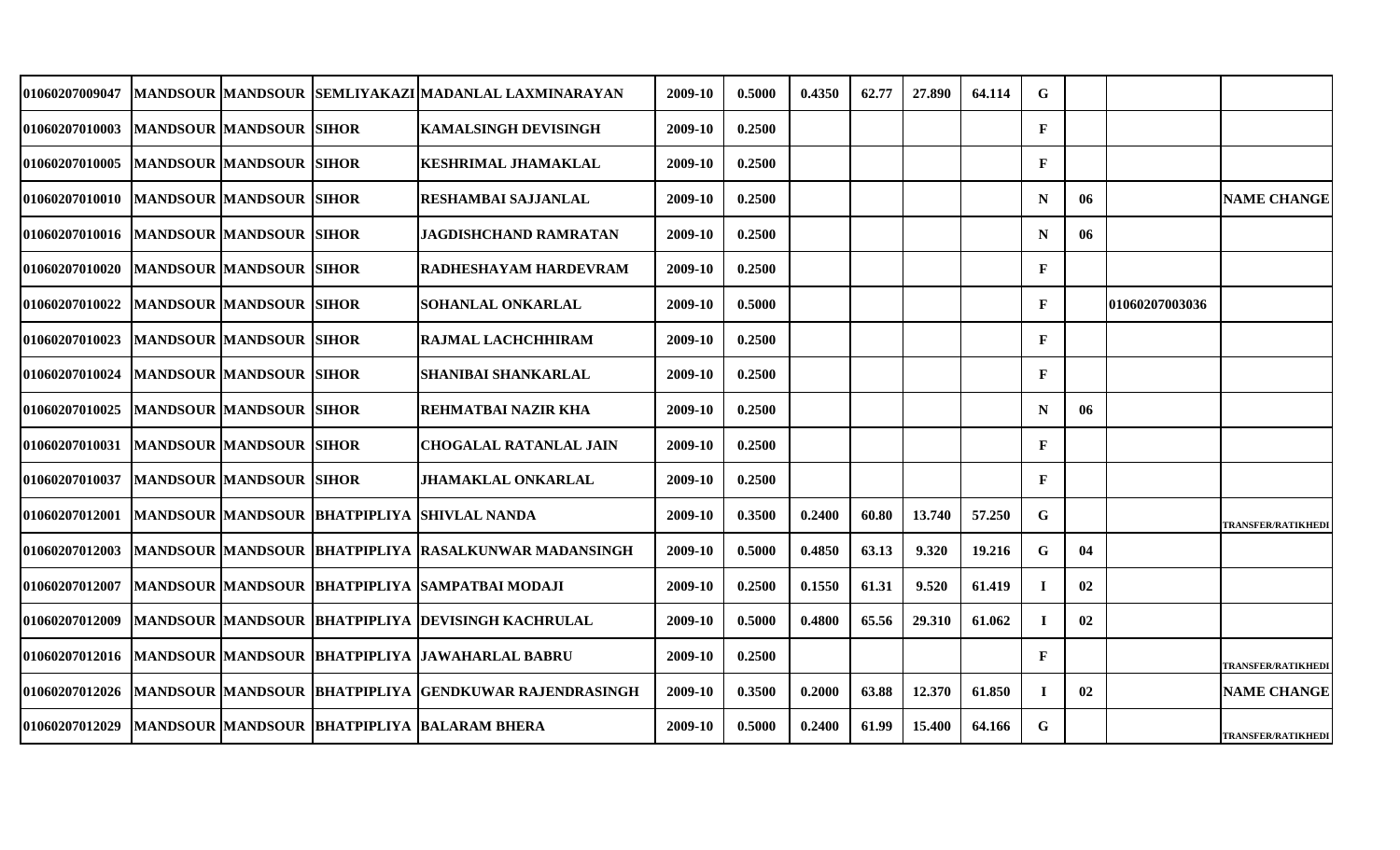| | | | | | | | | | | | | | | |
|---|---|---|---|---|---|---|---|---|---|---|---|---|---|---|
| 01060207009047 | MANDSOUR | MANDSOUR | SEMLIYAKAZI | MADANLAL LAXMINARAYAN | 2009-10 | 0.5000 | 0.4350 | 62.77 | 27.890 | 64.114 | G | | | |
| 01060207010003 | MANDSOUR | MANDSOUR | SIHOR | KAMALSINGH DEVISINGH | 2009-10 | 0.2500 | | | | | F | | | |
| 01060207010005 | MANDSOUR | MANDSOUR | SIHOR | KESHRIMAL JHAMAKLAL | 2009-10 | 0.2500 | | | | | F | | | |
| 01060207010010 | MANDSOUR | MANDSOUR | SIHOR | RESHAMBAI SAJJANLAL | 2009-10 | 0.2500 | | | | | N | 06 | | NAME CHANGE |
| 01060207010016 | MANDSOUR | MANDSOUR | SIHOR | JAGDISHCHAND RAMRATAN | 2009-10 | 0.2500 | | | | | N | 06 | | |
| 01060207010020 | MANDSOUR | MANDSOUR | SIHOR | RADHESHAYAM HARDEVRAM | 2009-10 | 0.2500 | | | | | F | | | |
| 01060207010022 | MANDSOUR | MANDSOUR | SIHOR | SOHANLAL ONKARLAL | 2009-10 | 0.5000 | | | | | F | | 01060207003036 | |
| 01060207010023 | MANDSOUR | MANDSOUR | SIHOR | RAJMAL LACHCHHIRAM | 2009-10 | 0.2500 | | | | | F | | | |
| 01060207010024 | MANDSOUR | MANDSOUR | SIHOR | SHANIBAI SHANKARLAL | 2009-10 | 0.2500 | | | | | F | | | |
| 01060207010025 | MANDSOUR | MANDSOUR | SIHOR | REHMATBAI NAZIR KHA | 2009-10 | 0.2500 | | | | | N | 06 | | |
| 01060207010031 | MANDSOUR | MANDSOUR | SIHOR | CHOGALAL RATANLAL JAIN | 2009-10 | 0.2500 | | | | | F | | | |
| 01060207010037 | MANDSOUR | MANDSOUR | SIHOR | JHAMAKLAL ONKARLAL | 2009-10 | 0.2500 | | | | | F | | | |
| 01060207012001 | MANDSOUR | MANDSOUR | BHATPIPLIYA | SHIVLAL NANDA | 2009-10 | 0.3500 | 0.2400 | 60.80 | 13.740 | 57.250 | G | | | TRANSFER/RATIKHEDI |
| 01060207012003 | MANDSOUR | MANDSOUR | BHATPIPLIYA | RASALKUNWAR MADANSINGH | 2009-10 | 0.5000 | 0.4850 | 63.13 | 9.320 | 19.216 | G | 04 | | |
| 01060207012007 | MANDSOUR | MANDSOUR | BHATPIPLIYA | SAMPATBAI MODAJI | 2009-10 | 0.2500 | 0.1550 | 61.31 | 9.520 | 61.419 | I | 02 | | |
| 01060207012009 | MANDSOUR | MANDSOUR | BHATPIPLIYA | DEVISINGH KACHRULAL | 2009-10 | 0.5000 | 0.4800 | 65.56 | 29.310 | 61.062 | I | 02 | | |
| 01060207012016 | MANDSOUR | MANDSOUR | BHATPIPLIYA | JAWAHARLAL BABRU | 2009-10 | 0.2500 | | | | | F | | | TRANSFER/RATIKHEDI |
| 01060207012026 | MANDSOUR | MANDSOUR | BHATPIPLIYA | GENDKUWAR RAJENDRASINGH | 2009-10 | 0.3500 | 0.2000 | 63.88 | 12.370 | 61.850 | I | 02 | | NAME CHANGE |
| 01060207012029 | MANDSOUR | MANDSOUR | BHATPIPLIYA | BALARAM BHERA | 2009-10 | 0.5000 | 0.2400 | 61.99 | 15.400 | 64.166 | G | | | TRANSFER/RATIKHEDI |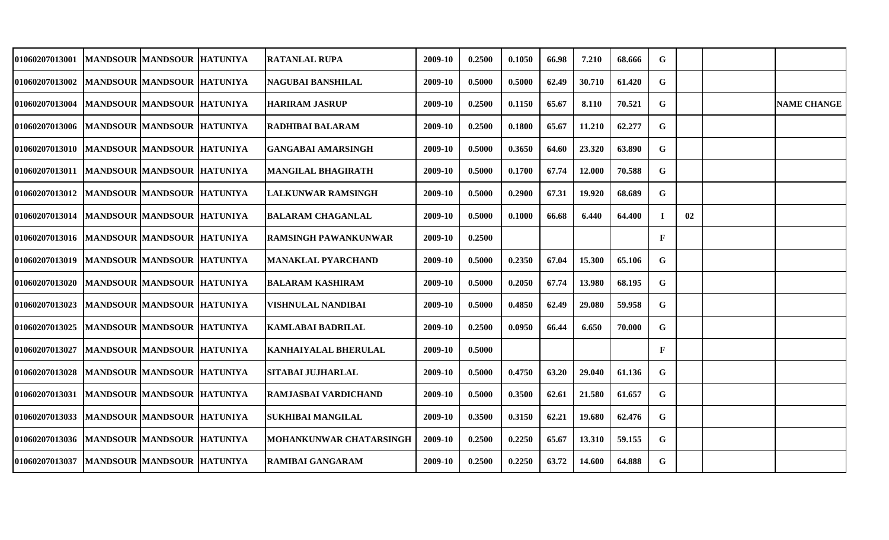| | | | | | | | | | | | | | | |
|---|---|---|---|---|---|---|---|---|---|---|---|---|---|---|
| 01060207013001 | MANDSOUR | MANDSOUR | HATUNIYA | RATANLAL RUPA | 2009-10 | 0.2500 | 0.1050 | 66.98 | 7.210 | 68.666 | G | | | |
| 01060207013002 | MANDSOUR | MANDSOUR | HATUNIYA | NAGUBAI BANSHILAL | 2009-10 | 0.5000 | 0.5000 | 62.49 | 30.710 | 61.420 | G | | | |
| 01060207013004 | MANDSOUR | MANDSOUR | HATUNIYA | HARIRAM JASRUP | 2009-10 | 0.2500 | 0.1150 | 65.67 | 8.110 | 70.521 | G | | | NAME CHANGE |
| 01060207013006 | MANDSOUR | MANDSOUR | HATUNIYA | RADHIBAI BALARAM | 2009-10 | 0.2500 | 0.1800 | 65.67 | 11.210 | 62.277 | G | | | |
| 01060207013010 | MANDSOUR | MANDSOUR | HATUNIYA | GANGABAI AMARSINGH | 2009-10 | 0.5000 | 0.3650 | 64.60 | 23.320 | 63.890 | G | | | |
| 01060207013011 | MANDSOUR | MANDSOUR | HATUNIYA | MANGILAL BHAGIRATH | 2009-10 | 0.5000 | 0.1700 | 67.74 | 12.000 | 70.588 | G | | | |
| 01060207013012 | MANDSOUR | MANDSOUR | HATUNIYA | LALKUNWAR RAMSINGH | 2009-10 | 0.5000 | 0.2900 | 67.31 | 19.920 | 68.689 | G | | | |
| 01060207013014 | MANDSOUR | MANDSOUR | HATUNIYA | BALARAM CHAGANLAL | 2009-10 | 0.5000 | 0.1000 | 66.68 | 6.440 | 64.400 | I | 02 | | |
| 01060207013016 | MANDSOUR | MANDSOUR | HATUNIYA | RAMSINGH PAWANKUNWAR | 2009-10 | 0.2500 | | | | | F | | | |
| 01060207013019 | MANDSOUR | MANDSOUR | HATUNIYA | MANAKLAL PYARCHAND | 2009-10 | 0.5000 | 0.2350 | 67.04 | 15.300 | 65.106 | G | | | |
| 01060207013020 | MANDSOUR | MANDSOUR | HATUNIYA | BALARAM KASHIRAM | 2009-10 | 0.5000 | 0.2050 | 67.74 | 13.980 | 68.195 | G | | | |
| 01060207013023 | MANDSOUR | MANDSOUR | HATUNIYA | VISHNULAL NANDIBAI | 2009-10 | 0.5000 | 0.4850 | 62.49 | 29.080 | 59.958 | G | | | |
| 01060207013025 | MANDSOUR | MANDSOUR | HATUNIYA | KAMLABAI BADRILAL | 2009-10 | 0.2500 | 0.0950 | 66.44 | 6.650 | 70.000 | G | | | |
| 01060207013027 | MANDSOUR | MANDSOUR | HATUNIYA | KANHAIYALAL BHERULAL | 2009-10 | 0.5000 | | | | | F | | | |
| 01060207013028 | MANDSOUR | MANDSOUR | HATUNIYA | SITABAI JUJHARLAL | 2009-10 | 0.5000 | 0.4750 | 63.20 | 29.040 | 61.136 | G | | | |
| 01060207013031 | MANDSOUR | MANDSOUR | HATUNIYA | RAMJASBAI VARDICHAND | 2009-10 | 0.5000 | 0.3500 | 62.61 | 21.580 | 61.657 | G | | | |
| 01060207013033 | MANDSOUR | MANDSOUR | HATUNIYA | SUKHIBAI MANGILAL | 2009-10 | 0.3500 | 0.3150 | 62.21 | 19.680 | 62.476 | G | | | |
| 01060207013036 | MANDSOUR | MANDSOUR | HATUNIYA | MOHANKUNWAR CHATARSINGH | 2009-10 | 0.2500 | 0.2250 | 65.67 | 13.310 | 59.155 | G | | | |
| 01060207013037 | MANDSOUR | MANDSOUR | HATUNIYA | RAMIBAI GANGARAM | 2009-10 | 0.2500 | 0.2250 | 63.72 | 14.600 | 64.888 | G | | | |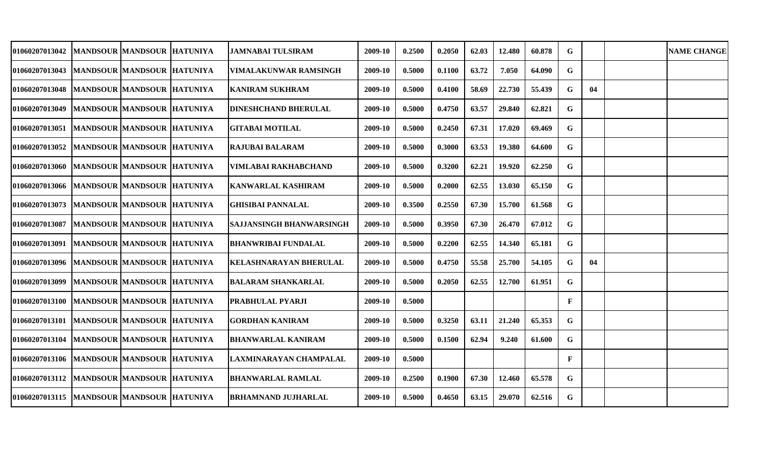| | | | | | | | | | | | | | | |
|---|---|---|---|---|---|---|---|---|---|---|---|---|---|---|
| 01060207013042 | MANDSOUR | MANDSOUR | HATUNIYA | JAMNABAI TULSIRAM | 2009-10 | 0.2500 | 0.2050 | 62.03 | 12.480 | 60.878 | G | | | NAME CHANGE |
| 01060207013043 | MANDSOUR | MANDSOUR | HATUNIYA | VIMALAKUNWAR RAMSINGH | 2009-10 | 0.5000 | 0.1100 | 63.72 | 7.050 | 64.090 | G | | | |
| 01060207013048 | MANDSOUR | MANDSOUR | HATUNIYA | KANIRAM SUKHRAM | 2009-10 | 0.5000 | 0.4100 | 58.69 | 22.730 | 55.439 | G | 04 | | |
| 01060207013049 | MANDSOUR | MANDSOUR | HATUNIYA | DINESHCHAND BHERULAL | 2009-10 | 0.5000 | 0.4750 | 63.57 | 29.840 | 62.821 | G | | | |
| 01060207013051 | MANDSOUR | MANDSOUR | HATUNIYA | GITABAI MOTILAL | 2009-10 | 0.5000 | 0.2450 | 67.31 | 17.020 | 69.469 | G | | | |
| 01060207013052 | MANDSOUR | MANDSOUR | HATUNIYA | RAJUBAI BALARAM | 2009-10 | 0.5000 | 0.3000 | 63.53 | 19.380 | 64.600 | G | | | |
| 01060207013060 | MANDSOUR | MANDSOUR | HATUNIYA | VIMLABAI RAKHABCHAND | 2009-10 | 0.5000 | 0.3200 | 62.21 | 19.920 | 62.250 | G | | | |
| 01060207013066 | MANDSOUR | MANDSOUR | HATUNIYA | KANWARLAL KASHIRAM | 2009-10 | 0.5000 | 0.2000 | 62.55 | 13.030 | 65.150 | G | | | |
| 01060207013073 | MANDSOUR | MANDSOUR | HATUNIYA | GHISIBAI PANNALAL | 2009-10 | 0.3500 | 0.2550 | 67.30 | 15.700 | 61.568 | G | | | |
| 01060207013087 | MANDSOUR | MANDSOUR | HATUNIYA | SAJJANSINGH BHANWARSINGH | 2009-10 | 0.5000 | 0.3950 | 67.30 | 26.470 | 67.012 | G | | | |
| 01060207013091 | MANDSOUR | MANDSOUR | HATUNIYA | BHANWRIBAI FUNDALAL | 2009-10 | 0.5000 | 0.2200 | 62.55 | 14.340 | 65.181 | G | | | |
| 01060207013096 | MANDSOUR | MANDSOUR | HATUNIYA | KELASHNARAYAN BHERULAL | 2009-10 | 0.5000 | 0.4750 | 55.58 | 25.700 | 54.105 | G | 04 | | |
| 01060207013099 | MANDSOUR | MANDSOUR | HATUNIYA | BALARAM SHANKARLAL | 2009-10 | 0.5000 | 0.2050 | 62.55 | 12.700 | 61.951 | G | | | |
| 01060207013100 | MANDSOUR | MANDSOUR | HATUNIYA | PRABHULAL PYARJI | 2009-10 | 0.5000 | | | | | F | | | |
| 01060207013101 | MANDSOUR | MANDSOUR | HATUNIYA | GORDHAN KANIRAM | 2009-10 | 0.5000 | 0.3250 | 63.11 | 21.240 | 65.353 | G | | | |
| 01060207013104 | MANDSOUR | MANDSOUR | HATUNIYA | BHANWARLAL KANIRAM | 2009-10 | 0.5000 | 0.1500 | 62.94 | 9.240 | 61.600 | G | | | |
| 01060207013106 | MANDSOUR | MANDSOUR | HATUNIYA | LAXMINARAYAN CHAMPALAL | 2009-10 | 0.5000 | | | | | F | | | |
| 01060207013112 | MANDSOUR | MANDSOUR | HATUNIYA | BHANWARLAL RAMLAL | 2009-10 | 0.2500 | 0.1900 | 67.30 | 12.460 | 65.578 | G | | | |
| 01060207013115 | MANDSOUR | MANDSOUR | HATUNIYA | BRHAMNAND JUJHARLAL | 2009-10 | 0.5000 | 0.4650 | 63.15 | 29.070 | 62.516 | G | | | |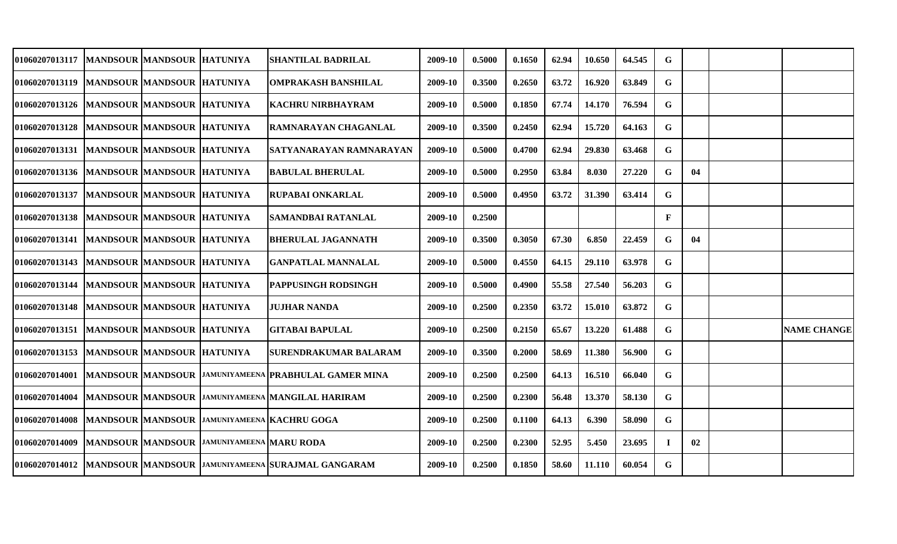| | | | | | | | | | | | | | | | |
|---|---|---|---|---|---|---|---|---|---|---|---|---|---|---|---|
| 01060207013117 | MANDSOUR | MANDSOUR | HATUNIYA | SHANTILAL BADRILAL | 2009-10 | 0.5000 | 0.1650 | 62.94 | 10.650 | 64.545 | G | | | |
| 01060207013119 | MANDSOUR | MANDSOUR | HATUNIYA | OMPRAKASH BANSHILAL | 2009-10 | 0.3500 | 0.2650 | 63.72 | 16.920 | 63.849 | G | | | |
| 01060207013126 | MANDSOUR | MANDSOUR | HATUNIYA | KACHRU NIRBHAYRAM | 2009-10 | 0.5000 | 0.1850 | 67.74 | 14.170 | 76.594 | G | | | |
| 01060207013128 | MANDSOUR | MANDSOUR | HATUNIYA | RAMNARAYAN CHAGANLAL | 2009-10 | 0.3500 | 0.2450 | 62.94 | 15.720 | 64.163 | G | | | |
| 01060207013131 | MANDSOUR | MANDSOUR | HATUNIYA | SATYANARAYAN RAMNARAYAN | 2009-10 | 0.5000 | 0.4700 | 62.94 | 29.830 | 63.468 | G | | | |
| 01060207013136 | MANDSOUR | MANDSOUR | HATUNIYA | BABULAL BHERULAL | 2009-10 | 0.5000 | 0.2950 | 63.84 | 8.030 | 27.220 | G | 04 | | |
| 01060207013137 | MANDSOUR | MANDSOUR | HATUNIYA | RUPABAI ONKARLAL | 2009-10 | 0.5000 | 0.4950 | 63.72 | 31.390 | 63.414 | G | | | |
| 01060207013138 | MANDSOUR | MANDSOUR | HATUNIYA | SAMANDBAI RATANLAL | 2009-10 | 0.2500 | | | | | F | | | |
| 01060207013141 | MANDSOUR | MANDSOUR | HATUNIYA | BHERULAL JAGANNATH | 2009-10 | 0.3500 | 0.3050 | 67.30 | 6.850 | 22.459 | G | 04 | | |
| 01060207013143 | MANDSOUR | MANDSOUR | HATUNIYA | GANPATLAL MANNALAL | 2009-10 | 0.5000 | 0.4550 | 64.15 | 29.110 | 63.978 | G | | | |
| 01060207013144 | MANDSOUR | MANDSOUR | HATUNIYA | PAPPUSINGH RODSINGH | 2009-10 | 0.5000 | 0.4900 | 55.58 | 27.540 | 56.203 | G | | | |
| 01060207013148 | MANDSOUR | MANDSOUR | HATUNIYA | JUJHAR NANDA | 2009-10 | 0.2500 | 0.2350 | 63.72 | 15.010 | 63.872 | G | | | |
| 01060207013151 | MANDSOUR | MANDSOUR | HATUNIYA | GITABAI BAPULAL | 2009-10 | 0.2500 | 0.2150 | 65.67 | 13.220 | 61.488 | G | | | NAME CHANGE |
| 01060207013153 | MANDSOUR | MANDSOUR | HATUNIYA | SURENDRAKUMAR BALARAM | 2009-10 | 0.3500 | 0.2000 | 58.69 | 11.380 | 56.900 | G | | | |
| 01060207014001 | MANDSOUR | MANDSOUR | JAMUNIYAMEENA | PRABHULAL GAMER MINA | 2009-10 | 0.2500 | 0.2500 | 64.13 | 16.510 | 66.040 | G | | | |
| 01060207014004 | MANDSOUR | MANDSOUR | JAMUNIYAMEENA | MANGILAL HARIRAM | 2009-10 | 0.2500 | 0.2300 | 56.48 | 13.370 | 58.130 | G | | | |
| 01060207014008 | MANDSOUR | MANDSOUR | JAMUNIYAMEENA | KACHRU GOGA | 2009-10 | 0.2500 | 0.1100 | 64.13 | 6.390 | 58.090 | G | | | |
| 01060207014009 | MANDSOUR | MANDSOUR | JAMUNIYAMEENA | MARU RODA | 2009-10 | 0.2500 | 0.2300 | 52.95 | 5.450 | 23.695 | I | 02 | | |
| 01060207014012 | MANDSOUR | MANDSOUR | JAMUNIYAMEENA | SURAJMAL GANGARAM | 2009-10 | 0.2500 | 0.1850 | 58.60 | 11.110 | 60.054 | G | | | |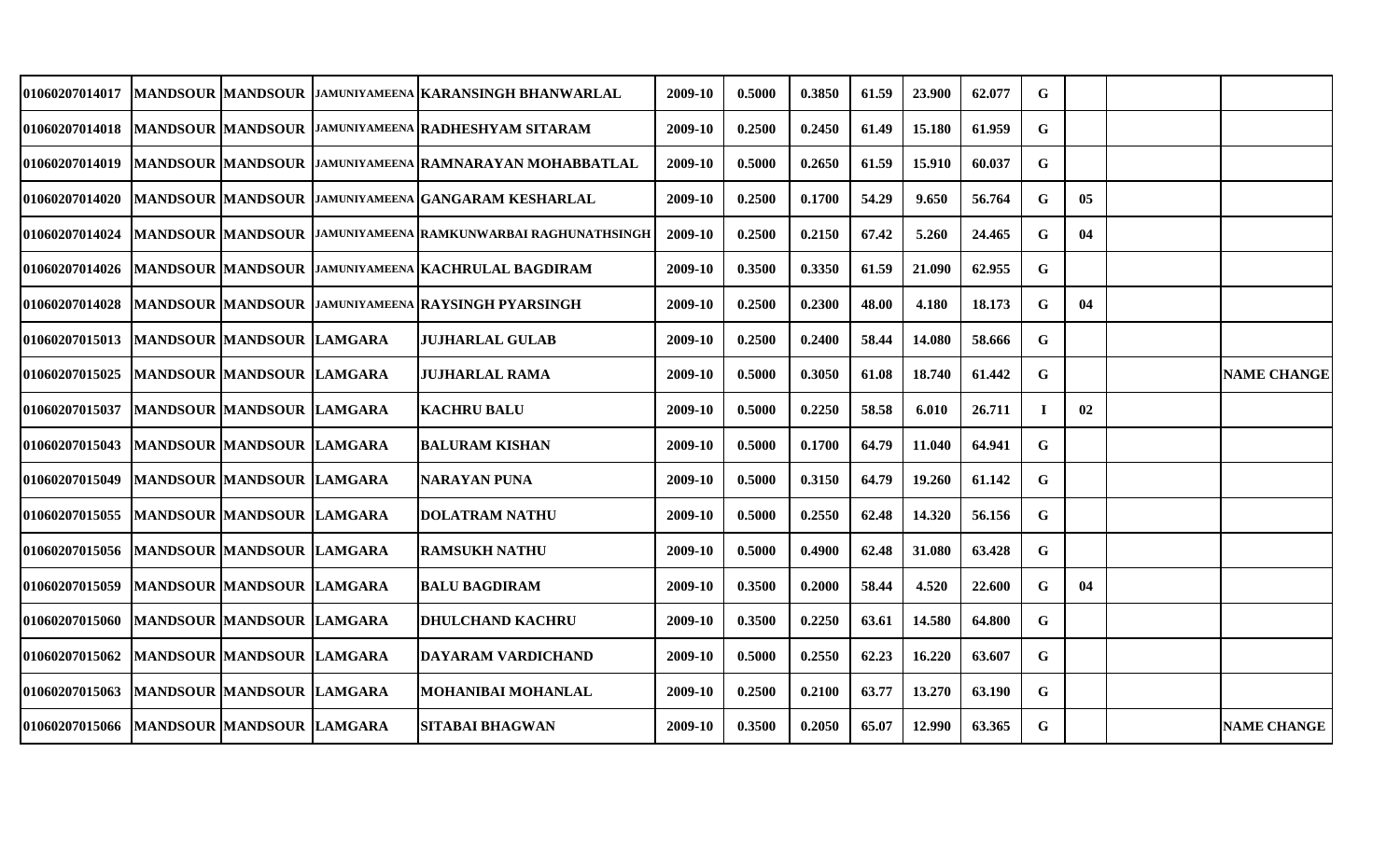| | | | | | | | | | | | | | | |
|---|---|---|---|---|---|---|---|---|---|---|---|---|---|---|
| 01060207014017 | MANDSOUR | MANDSOUR | JAMUNIYAMEENA | KARANSINGH BHANWARLAL | 2009-10 | 0.5000 | 0.3850 | 61.59 | 23.900 | 62.077 | G | | | |
| 01060207014018 | MANDSOUR | MANDSOUR | JAMUNIYAMEENA | RADHESHYAM SITARAM | 2009-10 | 0.2500 | 0.2450 | 61.49 | 15.180 | 61.959 | G | | | |
| 01060207014019 | MANDSOUR | MANDSOUR | JAMUNIYAMEENA | RAMNARAYAN MOHABBATLAL | 2009-10 | 0.5000 | 0.2650 | 61.59 | 15.910 | 60.037 | G | | | |
| 01060207014020 | MANDSOUR | MANDSOUR | JAMUNIYAMEENA | GANGARAM KESHARLAL | 2009-10 | 0.2500 | 0.1700 | 54.29 | 9.650 | 56.764 | G | 05 | | |
| 01060207014024 | MANDSOUR | MANDSOUR | JAMUNIYAMEENA | RAMKUNWARBAI RAGHUNATHSINGH | 2009-10 | 0.2500 | 0.2150 | 67.42 | 5.260 | 24.465 | G | 04 | | |
| 01060207014026 | MANDSOUR | MANDSOUR | JAMUNIYAMEENA | KACHRULAL BAGDIRAM | 2009-10 | 0.3500 | 0.3350 | 61.59 | 21.090 | 62.955 | G | | | |
| 01060207014028 | MANDSOUR | MANDSOUR | JAMUNIYAMEENA | RAYSINGH PYARSINGH | 2009-10 | 0.2500 | 0.2300 | 48.00 | 4.180 | 18.173 | G | 04 | | |
| 01060207015013 | MANDSOUR | MANDSOUR | LAMGARA | JUJHARLAL GULAB | 2009-10 | 0.2500 | 0.2400 | 58.44 | 14.080 | 58.666 | G | | | |
| 01060207015025 | MANDSOUR | MANDSOUR | LAMGARA | JUJHARLAL RAMA | 2009-10 | 0.5000 | 0.3050 | 61.08 | 18.740 | 61.442 | G | | | NAME CHANGE |
| 01060207015037 | MANDSOUR | MANDSOUR | LAMGARA | KACHRU BALU | 2009-10 | 0.5000 | 0.2250 | 58.58 | 6.010 | 26.711 | I | 02 | | |
| 01060207015043 | MANDSOUR | MANDSOUR | LAMGARA | BALURAM KISHAN | 2009-10 | 0.5000 | 0.1700 | 64.79 | 11.040 | 64.941 | G | | | |
| 01060207015049 | MANDSOUR | MANDSOUR | LAMGARA | NARAYAN PUNA | 2009-10 | 0.5000 | 0.3150 | 64.79 | 19.260 | 61.142 | G | | | |
| 01060207015055 | MANDSOUR | MANDSOUR | LAMGARA | DOLATRAM NATHU | 2009-10 | 0.5000 | 0.2550 | 62.48 | 14.320 | 56.156 | G | | | |
| 01060207015056 | MANDSOUR | MANDSOUR | LAMGARA | RAMSUKH NATHU | 2009-10 | 0.5000 | 0.4900 | 62.48 | 31.080 | 63.428 | G | | | |
| 01060207015059 | MANDSOUR | MANDSOUR | LAMGARA | BALU BAGDIRAM | 2009-10 | 0.3500 | 0.2000 | 58.44 | 4.520 | 22.600 | G | 04 | | |
| 01060207015060 | MANDSOUR | MANDSOUR | LAMGARA | DHULCHAND KACHRU | 2009-10 | 0.3500 | 0.2250 | 63.61 | 14.580 | 64.800 | G | | | |
| 01060207015062 | MANDSOUR | MANDSOUR | LAMGARA | DAYARAM VARDICHAND | 2009-10 | 0.5000 | 0.2550 | 62.23 | 16.220 | 63.607 | G | | | |
| 01060207015063 | MANDSOUR | MANDSOUR | LAMGARA | MOHANIBAI MOHANLAL | 2009-10 | 0.2500 | 0.2100 | 63.77 | 13.270 | 63.190 | G | | | |
| 01060207015066 | MANDSOUR | MANDSOUR | LAMGARA | SITABAI BHAGWAN | 2009-10 | 0.3500 | 0.2050 | 65.07 | 12.990 | 63.365 | G | | | NAME CHANGE |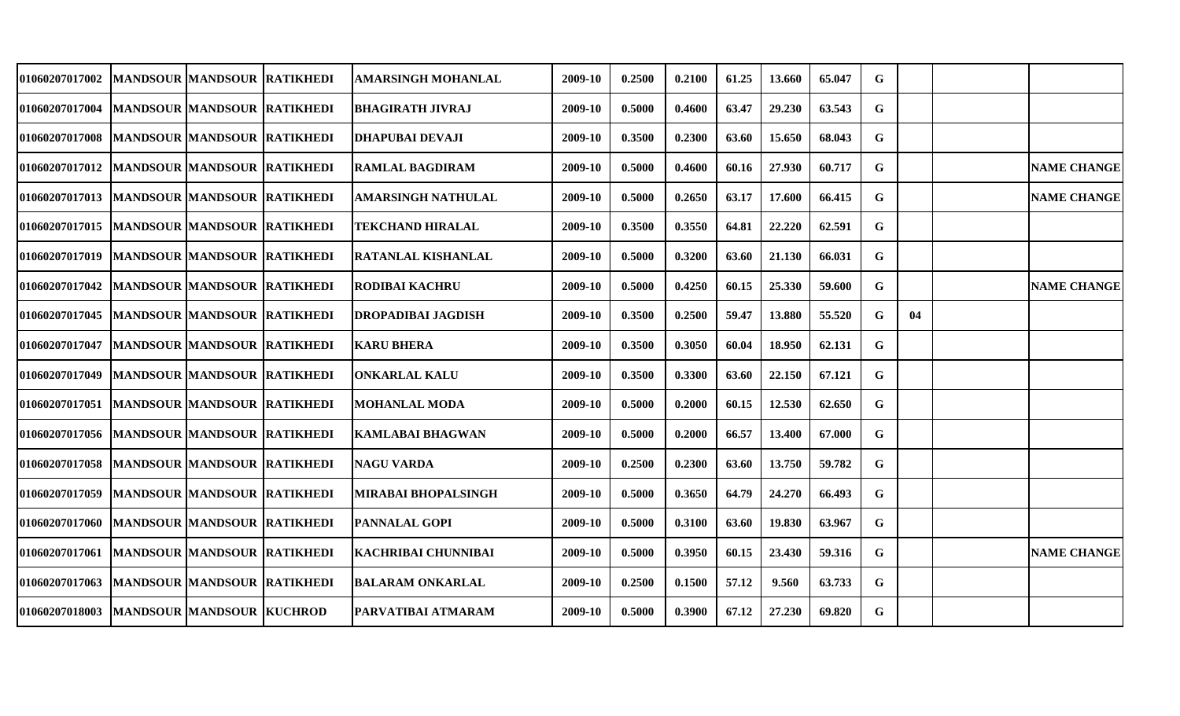| | | | | | | | | | | | | | | |
|---|---|---|---|---|---|---|---|---|---|---|---|---|---|---|
| 01060207017002 | MANDSOUR | MANDSOUR | RATIKHEDI | AMARSINGH MOHANLAL | 2009-10 | 0.2500 | 0.2100 | 61.25 | 13.660 | 65.047 | G | | | |
| 01060207017004 | MANDSOUR | MANDSOUR | RATIKHEDI | BHAGIRATH JIVRAJ | 2009-10 | 0.5000 | 0.4600 | 63.47 | 29.230 | 63.543 | G | | | |
| 01060207017008 | MANDSOUR | MANDSOUR | RATIKHEDI | DHAPUBAI DEVAJI | 2009-10 | 0.3500 | 0.2300 | 63.60 | 15.650 | 68.043 | G | | | |
| 01060207017012 | MANDSOUR | MANDSOUR | RATIKHEDI | RAMLAL BAGDIRAM | 2009-10 | 0.5000 | 0.4600 | 60.16 | 27.930 | 60.717 | G | | | NAME CHANGE |
| 01060207017013 | MANDSOUR | MANDSOUR | RATIKHEDI | AMARSINGH NATHULAL | 2009-10 | 0.5000 | 0.2650 | 63.17 | 17.600 | 66.415 | G | | | NAME CHANGE |
| 01060207017015 | MANDSOUR | MANDSOUR | RATIKHEDI | TEKCHAND HIRALAL | 2009-10 | 0.3500 | 0.3550 | 64.81 | 22.220 | 62.591 | G | | | |
| 01060207017019 | MANDSOUR | MANDSOUR | RATIKHEDI | RATANLAL KISHANLAL | 2009-10 | 0.5000 | 0.3200 | 63.60 | 21.130 | 66.031 | G | | | |
| 01060207017042 | MANDSOUR | MANDSOUR | RATIKHEDI | RODIBAI KACHRU | 2009-10 | 0.5000 | 0.4250 | 60.15 | 25.330 | 59.600 | G | | | NAME CHANGE |
| 01060207017045 | MANDSOUR | MANDSOUR | RATIKHEDI | DROPADIBAI JAGDISH | 2009-10 | 0.3500 | 0.2500 | 59.47 | 13.880 | 55.520 | G | 04 | | |
| 01060207017047 | MANDSOUR | MANDSOUR | RATIKHEDI | KARU BHERA | 2009-10 | 0.3500 | 0.3050 | 60.04 | 18.950 | 62.131 | G | | | |
| 01060207017049 | MANDSOUR | MANDSOUR | RATIKHEDI | ONKARLAL KALU | 2009-10 | 0.3500 | 0.3300 | 63.60 | 22.150 | 67.121 | G | | | |
| 01060207017051 | MANDSOUR | MANDSOUR | RATIKHEDI | MOHANLAL MODA | 2009-10 | 0.5000 | 0.2000 | 60.15 | 12.530 | 62.650 | G | | | |
| 01060207017056 | MANDSOUR | MANDSOUR | RATIKHEDI | KAMLABAI BHAGWAN | 2009-10 | 0.5000 | 0.2000 | 66.57 | 13.400 | 67.000 | G | | | |
| 01060207017058 | MANDSOUR | MANDSOUR | RATIKHEDI | NAGU VARDA | 2009-10 | 0.2500 | 0.2300 | 63.60 | 13.750 | 59.782 | G | | | |
| 01060207017059 | MANDSOUR | MANDSOUR | RATIKHEDI | MIRABAI BHOPALSINGH | 2009-10 | 0.5000 | 0.3650 | 64.79 | 24.270 | 66.493 | G | | | |
| 01060207017060 | MANDSOUR | MANDSOUR | RATIKHEDI | PANNALAL GOPI | 2009-10 | 0.5000 | 0.3100 | 63.60 | 19.830 | 63.967 | G | | | |
| 01060207017061 | MANDSOUR | MANDSOUR | RATIKHEDI | KACHRIBAI CHUNNIBAI | 2009-10 | 0.5000 | 0.3950 | 60.15 | 23.430 | 59.316 | G | | | NAME CHANGE |
| 01060207017063 | MANDSOUR | MANDSOUR | RATIKHEDI | BALARAM ONKARLAL | 2009-10 | 0.2500 | 0.1500 | 57.12 | 9.560 | 63.733 | G | | | |
| 01060207018003 | MANDSOUR | MANDSOUR | KUCHROD | PARVATIBAI ATMARAM | 2009-10 | 0.5000 | 0.3900 | 67.12 | 27.230 | 69.820 | G | | | |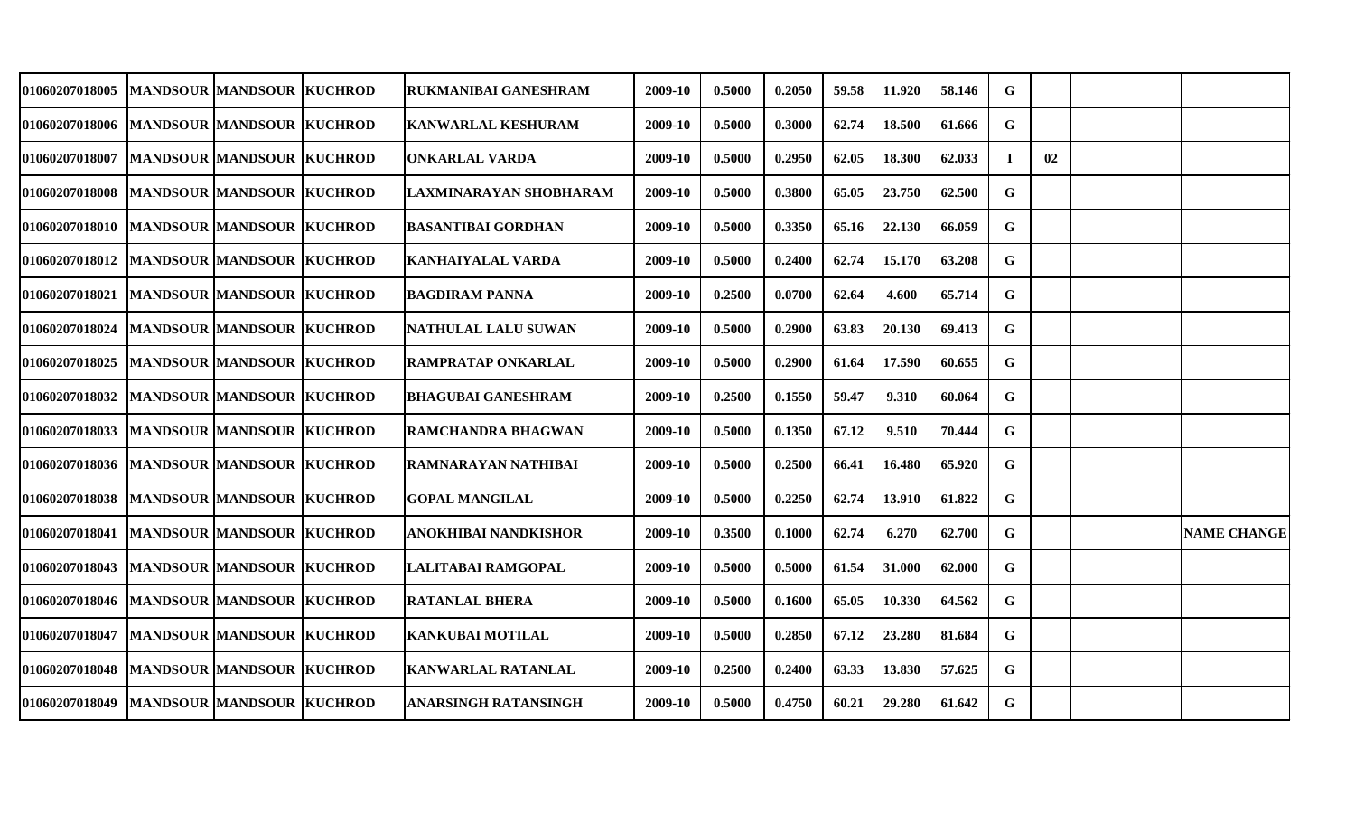| | | | | | | | | | | | | | | |
|---|---|---|---|---|---|---|---|---|---|---|---|---|---|---|
| 01060207018005 | MANDSOUR | MANDSOUR | KUCHROD | RUKMANIBAI GANESHRAM | 2009-10 | 0.5000 | 0.2050 | 59.58 | 11.920 | 58.146 | G | | | |
| 01060207018006 | MANDSOUR | MANDSOUR | KUCHROD | KANWARLAL KESHURAM | 2009-10 | 0.5000 | 0.3000 | 62.74 | 18.500 | 61.666 | G | | | |
| 01060207018007 | MANDSOUR | MANDSOUR | KUCHROD | ONKARLAL VARDA | 2009-10 | 0.5000 | 0.2950 | 62.05 | 18.300 | 62.033 | I | 02 | | |
| 01060207018008 | MANDSOUR | MANDSOUR | KUCHROD | LAXMINARAYAN SHOBHARAM | 2009-10 | 0.5000 | 0.3800 | 65.05 | 23.750 | 62.500 | G | | | |
| 01060207018010 | MANDSOUR | MANDSOUR | KUCHROD | BASANTIBAI GORDHAN | 2009-10 | 0.5000 | 0.3350 | 65.16 | 22.130 | 66.059 | G | | | |
| 01060207018012 | MANDSOUR | MANDSOUR | KUCHROD | KANHAIYALAL VARDA | 2009-10 | 0.5000 | 0.2400 | 62.74 | 15.170 | 63.208 | G | | | |
| 01060207018021 | MANDSOUR | MANDSOUR | KUCHROD | BAGDIRAM PANNA | 2009-10 | 0.2500 | 0.0700 | 62.64 | 4.600 | 65.714 | G | | | |
| 01060207018024 | MANDSOUR | MANDSOUR | KUCHROD | NATHULAL LALU SUWAN | 2009-10 | 0.5000 | 0.2900 | 63.83 | 20.130 | 69.413 | G | | | |
| 01060207018025 | MANDSOUR | MANDSOUR | KUCHROD | RAMPRATAP ONKARLAL | 2009-10 | 0.5000 | 0.2900 | 61.64 | 17.590 | 60.655 | G | | | |
| 01060207018032 | MANDSOUR | MANDSOUR | KUCHROD | BHAGUBAI GANESHRAM | 2009-10 | 0.2500 | 0.1550 | 59.47 | 9.310 | 60.064 | G | | | |
| 01060207018033 | MANDSOUR | MANDSOUR | KUCHROD | RAMCHANDRA BHAGWAN | 2009-10 | 0.5000 | 0.1350 | 67.12 | 9.510 | 70.444 | G | | | |
| 01060207018036 | MANDSOUR | MANDSOUR | KUCHROD | RAMNARAYAN NATHIBAI | 2009-10 | 0.5000 | 0.2500 | 66.41 | 16.480 | 65.920 | G | | | |
| 01060207018038 | MANDSOUR | MANDSOUR | KUCHROD | GOPAL MANGILAL | 2009-10 | 0.5000 | 0.2250 | 62.74 | 13.910 | 61.822 | G | | | |
| 01060207018041 | MANDSOUR | MANDSOUR | KUCHROD | ANOKHIBAI NANDKISHOR | 2009-10 | 0.3500 | 0.1000 | 62.74 | 6.270 | 62.700 | G | | | NAME CHANGE |
| 01060207018043 | MANDSOUR | MANDSOUR | KUCHROD | LALITABAI RAMGOPAL | 2009-10 | 0.5000 | 0.5000 | 61.54 | 31.000 | 62.000 | G | | | |
| 01060207018046 | MANDSOUR | MANDSOUR | KUCHROD | RATANLAL BHERA | 2009-10 | 0.5000 | 0.1600 | 65.05 | 10.330 | 64.562 | G | | | |
| 01060207018047 | MANDSOUR | MANDSOUR | KUCHROD | KANKUBAI MOTILAL | 2009-10 | 0.5000 | 0.2850 | 67.12 | 23.280 | 81.684 | G | | | |
| 01060207018048 | MANDSOUR | MANDSOUR | KUCHROD | KANWARLAL RATANLAL | 2009-10 | 0.2500 | 0.2400 | 63.33 | 13.830 | 57.625 | G | | | |
| 01060207018049 | MANDSOUR | MANDSOUR | KUCHROD | ANARSINGH RATANSINGH | 2009-10 | 0.5000 | 0.4750 | 60.21 | 29.280 | 61.642 | G | | | |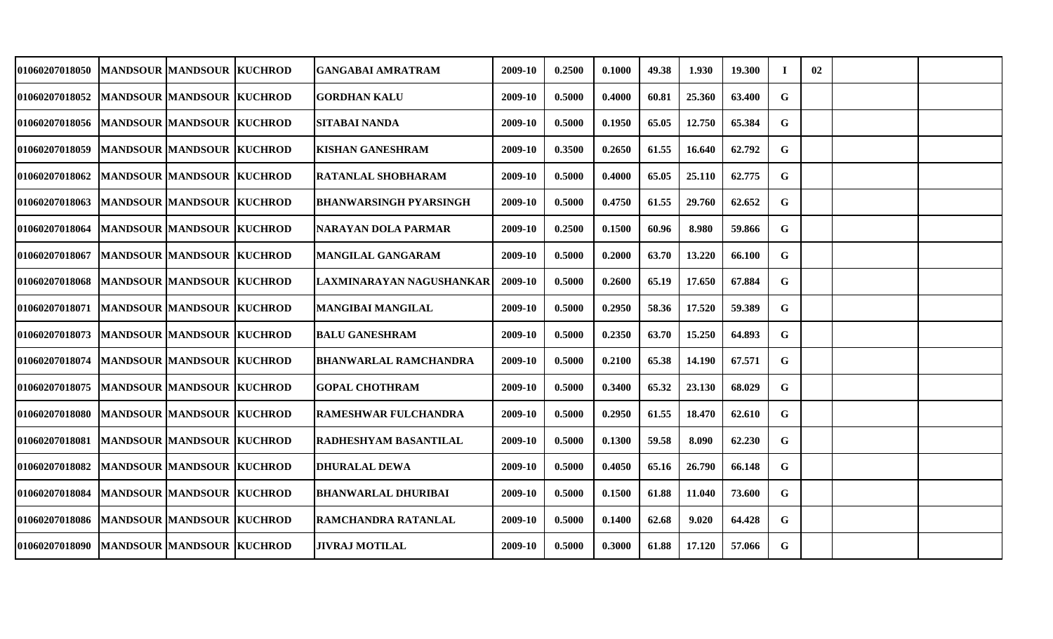| | | | | | | | | | | | | | | |
|---|---|---|---|---|---|---|---|---|---|---|---|---|---|---|
| 01060207018050 | MANDSOUR | MANDSOUR | KUCHROD | GANGABAI AMRATRAM | 2009-10 | 0.2500 | 0.1000 | 49.38 | 1.930 | 19.300 | I | 02 | | |
| 01060207018052 | MANDSOUR | MANDSOUR | KUCHROD | GORDHAN KALU | 2009-10 | 0.5000 | 0.4000 | 60.81 | 25.360 | 63.400 | G | | | |
| 01060207018056 | MANDSOUR | MANDSOUR | KUCHROD | SITABAI NANDA | 2009-10 | 0.5000 | 0.1950 | 65.05 | 12.750 | 65.384 | G | | | |
| 01060207018059 | MANDSOUR | MANDSOUR | KUCHROD | KISHAN GANESHRAM | 2009-10 | 0.3500 | 0.2650 | 61.55 | 16.640 | 62.792 | G | | | |
| 01060207018062 | MANDSOUR | MANDSOUR | KUCHROD | RATANLAL SHOBHARAM | 2009-10 | 0.5000 | 0.4000 | 65.05 | 25.110 | 62.775 | G | | | |
| 01060207018063 | MANDSOUR | MANDSOUR | KUCHROD | BHANWARSINGH PYARSINGH | 2009-10 | 0.5000 | 0.4750 | 61.55 | 29.760 | 62.652 | G | | | |
| 01060207018064 | MANDSOUR | MANDSOUR | KUCHROD | NARAYAN DOLA PARMAR | 2009-10 | 0.2500 | 0.1500 | 60.96 | 8.980 | 59.866 | G | | | |
| 01060207018067 | MANDSOUR | MANDSOUR | KUCHROD | MANGILAL GANGARAM | 2009-10 | 0.5000 | 0.2000 | 63.70 | 13.220 | 66.100 | G | | | |
| 01060207018068 | MANDSOUR | MANDSOUR | KUCHROD | LAXMINARAYAN NAGUSHANKAR | 2009-10 | 0.5000 | 0.2600 | 65.19 | 17.650 | 67.884 | G | | | |
| 01060207018071 | MANDSOUR | MANDSOUR | KUCHROD | MANGIBAI MANGILAL | 2009-10 | 0.5000 | 0.2950 | 58.36 | 17.520 | 59.389 | G | | | |
| 01060207018073 | MANDSOUR | MANDSOUR | KUCHROD | BALU GANESHRAM | 2009-10 | 0.5000 | 0.2350 | 63.70 | 15.250 | 64.893 | G | | | |
| 01060207018074 | MANDSOUR | MANDSOUR | KUCHROD | BHANWARLAL RAMCHANDRA | 2009-10 | 0.5000 | 0.2100 | 65.38 | 14.190 | 67.571 | G | | | |
| 01060207018075 | MANDSOUR | MANDSOUR | KUCHROD | GOPAL CHOTHRAM | 2009-10 | 0.5000 | 0.3400 | 65.32 | 23.130 | 68.029 | G | | | |
| 01060207018080 | MANDSOUR | MANDSOUR | KUCHROD | RAMESHWAR FULCHANDRA | 2009-10 | 0.5000 | 0.2950 | 61.55 | 18.470 | 62.610 | G | | | |
| 01060207018081 | MANDSOUR | MANDSOUR | KUCHROD | RADHESHYAM BASANTILAL | 2009-10 | 0.5000 | 0.1300 | 59.58 | 8.090 | 62.230 | G | | | |
| 01060207018082 | MANDSOUR | MANDSOUR | KUCHROD | DHURALAL DEWA | 2009-10 | 0.5000 | 0.4050 | 65.16 | 26.790 | 66.148 | G | | | |
| 01060207018084 | MANDSOUR | MANDSOUR | KUCHROD | BHANWARLAL DHURIBAI | 2009-10 | 0.5000 | 0.1500 | 61.88 | 11.040 | 73.600 | G | | | |
| 01060207018086 | MANDSOUR | MANDSOUR | KUCHROD | RAMCHANDRA RATANLAL | 2009-10 | 0.5000 | 0.1400 | 62.68 | 9.020 | 64.428 | G | | | |
| 01060207018090 | MANDSOUR | MANDSOUR | KUCHROD | JIVRAJ MOTILAL | 2009-10 | 0.5000 | 0.3000 | 61.88 | 17.120 | 57.066 | G | | | |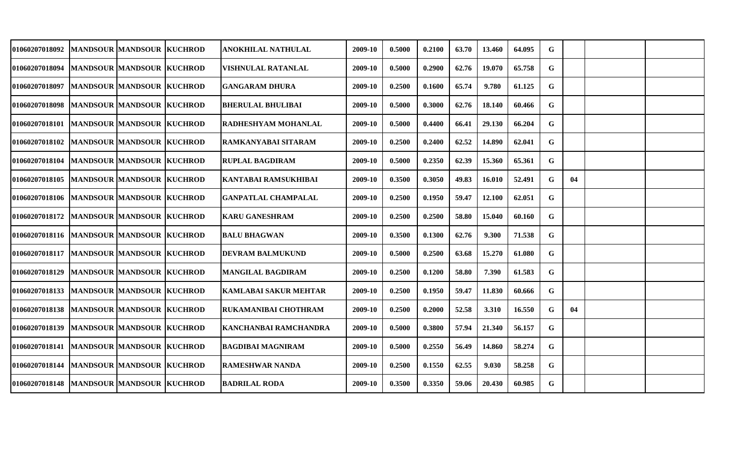| | | | | | | | | | | | | | | |
|---|---|---|---|---|---|---|---|---|---|---|---|---|---|---|
| 01060207018092 | MANDSOUR | MANDSOUR | KUCHROD | ANOKHILAL NATHULAL | 2009-10 | 0.5000 | 0.2100 | 63.70 | 13.460 | 64.095 | G | | | |
| 01060207018094 | MANDSOUR | MANDSOUR | KUCHROD | VISHNULAL RATANLAL | 2009-10 | 0.5000 | 0.2900 | 62.76 | 19.070 | 65.758 | G | | | |
| 01060207018097 | MANDSOUR | MANDSOUR | KUCHROD | GANGARAM DHURA | 2009-10 | 0.2500 | 0.1600 | 65.74 | 9.780 | 61.125 | G | | | |
| 01060207018098 | MANDSOUR | MANDSOUR | KUCHROD | BHERULAL BHULIBAI | 2009-10 | 0.5000 | 0.3000 | 62.76 | 18.140 | 60.466 | G | | | |
| 01060207018101 | MANDSOUR | MANDSOUR | KUCHROD | RADHESHYAM MOHANLAL | 2009-10 | 0.5000 | 0.4400 | 66.41 | 29.130 | 66.204 | G | | | |
| 01060207018102 | MANDSOUR | MANDSOUR | KUCHROD | RAMKANYABAI SITARAM | 2009-10 | 0.2500 | 0.2400 | 62.52 | 14.890 | 62.041 | G | | | |
| 01060207018104 | MANDSOUR | MANDSOUR | KUCHROD | RUPLAL BAGDIRAM | 2009-10 | 0.5000 | 0.2350 | 62.39 | 15.360 | 65.361 | G | | | |
| 01060207018105 | MANDSOUR | MANDSOUR | KUCHROD | KANTABAI RAMSUKHIBAI | 2009-10 | 0.3500 | 0.3050 | 49.83 | 16.010 | 52.491 | G | 04 | | |
| 01060207018106 | MANDSOUR | MANDSOUR | KUCHROD | GANPATLAL CHAMPALAL | 2009-10 | 0.2500 | 0.1950 | 59.47 | 12.100 | 62.051 | G | | | |
| 01060207018172 | MANDSOUR | MANDSOUR | KUCHROD | KARU GANESHRAM | 2009-10 | 0.2500 | 0.2500 | 58.80 | 15.040 | 60.160 | G | | | |
| 01060207018116 | MANDSOUR | MANDSOUR | KUCHROD | BALU BHAGWAN | 2009-10 | 0.3500 | 0.1300 | 62.76 | 9.300 | 71.538 | G | | | |
| 01060207018117 | MANDSOUR | MANDSOUR | KUCHROD | DEVRAM BALMUKUND | 2009-10 | 0.5000 | 0.2500 | 63.68 | 15.270 | 61.080 | G | | | |
| 01060207018129 | MANDSOUR | MANDSOUR | KUCHROD | MANGILAL BAGDIRAM | 2009-10 | 0.2500 | 0.1200 | 58.80 | 7.390 | 61.583 | G | | | |
| 01060207018133 | MANDSOUR | MANDSOUR | KUCHROD | KAMLABAI SAKUR MEHTAR | 2009-10 | 0.2500 | 0.1950 | 59.47 | 11.830 | 60.666 | G | | | |
| 01060207018138 | MANDSOUR | MANDSOUR | KUCHROD | RUKAMANIBAI CHOTHRAM | 2009-10 | 0.2500 | 0.2000 | 52.58 | 3.310 | 16.550 | G | 04 | | |
| 01060207018139 | MANDSOUR | MANDSOUR | KUCHROD | KANCHANBAI RAMCHANDRA | 2009-10 | 0.5000 | 0.3800 | 57.94 | 21.340 | 56.157 | G | | | |
| 01060207018141 | MANDSOUR | MANDSOUR | KUCHROD | BAGDIBAI MAGNIRAM | 2009-10 | 0.5000 | 0.2550 | 56.49 | 14.860 | 58.274 | G | | | |
| 01060207018144 | MANDSOUR | MANDSOUR | KUCHROD | RAMESHWAR NANDA | 2009-10 | 0.2500 | 0.1550 | 62.55 | 9.030 | 58.258 | G | | | |
| 01060207018148 | MANDSOUR | MANDSOUR | KUCHROD | BADRILAL RODA | 2009-10 | 0.3500 | 0.3350 | 59.06 | 20.430 | 60.985 | G | | | |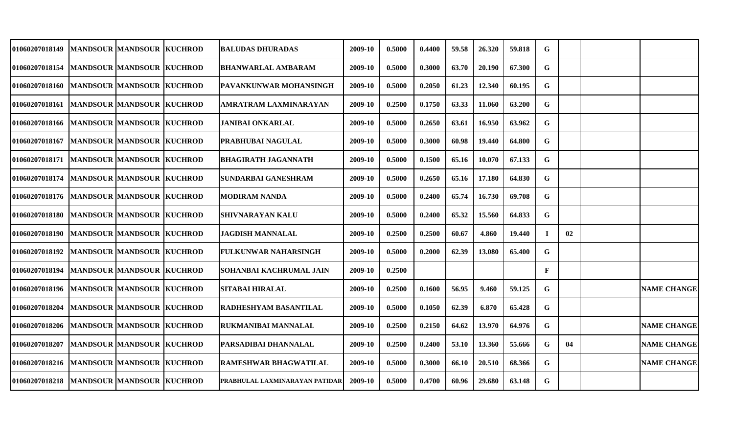| | | | | | | | | | | | | | | |
|---|---|---|---|---|---|---|---|---|---|---|---|---|---|---|
| 01060207018149 | MANDSOUR | MANDSOUR | KUCHROD | BALUDAS DHURADAS | 2009-10 | 0.5000 | 0.4400 | 59.58 | 26.320 | 59.818 | G | | | |
| 01060207018154 | MANDSOUR | MANDSOUR | KUCHROD | BHANWARLAL AMBARAM | 2009-10 | 0.5000 | 0.3000 | 63.70 | 20.190 | 67.300 | G | | | |
| 01060207018160 | MANDSOUR | MANDSOUR | KUCHROD | PAVANKUNWAR MOHANSINGH | 2009-10 | 0.5000 | 0.2050 | 61.23 | 12.340 | 60.195 | G | | | |
| 01060207018161 | MANDSOUR | MANDSOUR | KUCHROD | AMRATRAM LAXMINARAYAN | 2009-10 | 0.2500 | 0.1750 | 63.33 | 11.060 | 63.200 | G | | | |
| 01060207018166 | MANDSOUR | MANDSOUR | KUCHROD | JANIBAI ONKARLAL | 2009-10 | 0.5000 | 0.2650 | 63.61 | 16.950 | 63.962 | G | | | |
| 01060207018167 | MANDSOUR | MANDSOUR | KUCHROD | PRABHUBAI NAGULAL | 2009-10 | 0.5000 | 0.3000 | 60.98 | 19.440 | 64.800 | G | | | |
| 01060207018171 | MANDSOUR | MANDSOUR | KUCHROD | BHAGIRATH JAGANNATH | 2009-10 | 0.5000 | 0.1500 | 65.16 | 10.070 | 67.133 | G | | | |
| 01060207018174 | MANDSOUR | MANDSOUR | KUCHROD | SUNDARBAI GANESHRAM | 2009-10 | 0.5000 | 0.2650 | 65.16 | 17.180 | 64.830 | G | | | |
| 01060207018176 | MANDSOUR | MANDSOUR | KUCHROD | MODIRAM NANDA | 2009-10 | 0.5000 | 0.2400 | 65.74 | 16.730 | 69.708 | G | | | |
| 01060207018180 | MANDSOUR | MANDSOUR | KUCHROD | SHIVNARAYAN KALU | 2009-10 | 0.5000 | 0.2400 | 65.32 | 15.560 | 64.833 | G | | | |
| 01060207018190 | MANDSOUR | MANDSOUR | KUCHROD | JAGDISH MANNALAL | 2009-10 | 0.2500 | 0.2500 | 60.67 | 4.860 | 19.440 | I | 02 | | |
| 01060207018192 | MANDSOUR | MANDSOUR | KUCHROD | FULKUNWAR NAHARSINGH | 2009-10 | 0.5000 | 0.2000 | 62.39 | 13.080 | 65.400 | G | | | |
| 01060207018194 | MANDSOUR | MANDSOUR | KUCHROD | SOHANBAI KACHRUMAL JAIN | 2009-10 | 0.2500 | | | | | F | | | |
| 01060207018196 | MANDSOUR | MANDSOUR | KUCHROD | SITABAI HIRALAL | 2009-10 | 0.2500 | 0.1600 | 56.95 | 9.460 | 59.125 | G | | | NAME CHANGE |
| 01060207018204 | MANDSOUR | MANDSOUR | KUCHROD | RADHESHYAM BASANTILAL | 2009-10 | 0.5000 | 0.1050 | 62.39 | 6.870 | 65.428 | G | | | |
| 01060207018206 | MANDSOUR | MANDSOUR | KUCHROD | RUKMANIBAI MANNALAL | 2009-10 | 0.2500 | 0.2150 | 64.62 | 13.970 | 64.976 | G | | | NAME CHANGE |
| 01060207018207 | MANDSOUR | MANDSOUR | KUCHROD | PARSADIBAI DHANNALAL | 2009-10 | 0.2500 | 0.2400 | 53.10 | 13.360 | 55.666 | G | 04 | | NAME CHANGE |
| 01060207018216 | MANDSOUR | MANDSOUR | KUCHROD | RAMESHWAR BHAGWATILAL | 2009-10 | 0.5000 | 0.3000 | 66.10 | 20.510 | 68.366 | G | | | NAME CHANGE |
| 01060207018218 | MANDSOUR | MANDSOUR | KUCHROD | PRABHULAL LAXMINARAYAN PATIDAR | 2009-10 | 0.5000 | 0.4700 | 60.96 | 29.680 | 63.148 | G | | | |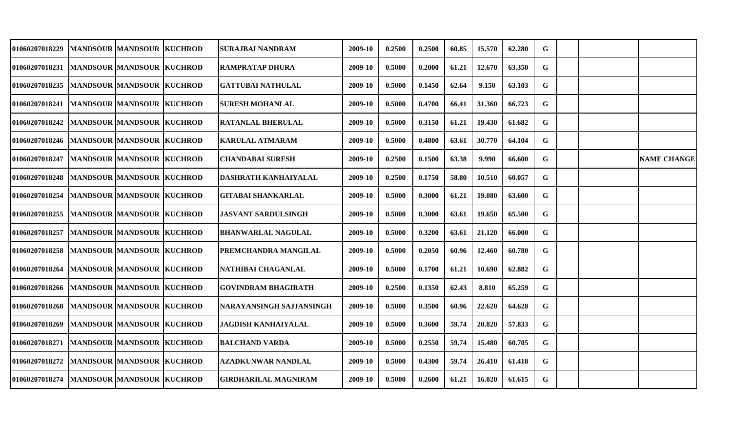| | | | | | | | | | | | | | | |
|---|---|---|---|---|---|---|---|---|---|---|---|---|---|---|
| 01060207018229 | MANDSOUR | MANDSOUR | KUCHROD | SURAJBAI NANDRAM | 2009-10 | 0.2500 | 0.2500 | 60.85 | 15.570 | 62.280 | G | | | |
| 01060207018231 | MANDSOUR | MANDSOUR | KUCHROD | RAMPRATAP DHURA | 2009-10 | 0.5000 | 0.2000 | 61.21 | 12.670 | 63.350 | G | | | |
| 01060207018235 | MANDSOUR | MANDSOUR | KUCHROD | GATTUBAI NATHULAL | 2009-10 | 0.5000 | 0.1450 | 62.64 | 9.150 | 63.103 | G | | | |
| 01060207018241 | MANDSOUR | MANDSOUR | KUCHROD | SURESH MOHANLAL | 2009-10 | 0.5000 | 0.4700 | 66.41 | 31.360 | 66.723 | G | | | |
| 01060207018242 | MANDSOUR | MANDSOUR | KUCHROD | RATANLAL BHERULAL | 2009-10 | 0.5000 | 0.3150 | 61.21 | 19.430 | 61.682 | G | | | |
| 01060207018246 | MANDSOUR | MANDSOUR | KUCHROD | KARULAL ATMARAM | 2009-10 | 0.5000 | 0.4800 | 63.61 | 30.770 | 64.104 | G | | | |
| 01060207018247 | MANDSOUR | MANDSOUR | KUCHROD | CHANDABAI SURESH | 2009-10 | 0.2500 | 0.1500 | 63.38 | 9.990 | 66.600 | G | | | NAME CHANGE |
| 01060207018248 | MANDSOUR | MANDSOUR | KUCHROD | DASHRATH KANHAIYALAL | 2009-10 | 0.2500 | 0.1750 | 58.80 | 10.510 | 60.057 | G | | | |
| 01060207018254 | MANDSOUR | MANDSOUR | KUCHROD | GITABAI SHANKARLAL | 2009-10 | 0.5000 | 0.3000 | 61.21 | 19.080 | 63.600 | G | | | |
| 01060207018255 | MANDSOUR | MANDSOUR | KUCHROD | JASVANT SARDULSINGH | 2009-10 | 0.5000 | 0.3000 | 63.61 | 19.650 | 65.500 | G | | | |
| 01060207018257 | MANDSOUR | MANDSOUR | KUCHROD | BHANWARLAL NAGULAL | 2009-10 | 0.5000 | 0.3200 | 63.61 | 21.120 | 66.000 | G | | | |
| 01060207018258 | MANDSOUR | MANDSOUR | KUCHROD | PREMCHANDRA MANGILAL | 2009-10 | 0.5000 | 0.2050 | 60.96 | 12.460 | 60.780 | G | | | |
| 01060207018264 | MANDSOUR | MANDSOUR | KUCHROD | NATHIBAI CHAGANLAL | 2009-10 | 0.5000 | 0.1700 | 61.21 | 10.690 | 62.882 | G | | | |
| 01060207018266 | MANDSOUR | MANDSOUR | KUCHROD | GOVINDRAM BHAGIRATH | 2009-10 | 0.2500 | 0.1350 | 62.43 | 8.810 | 65.259 | G | | | |
| 01060207018268 | MANDSOUR | MANDSOUR | KUCHROD | NARAYANSINGH SAJJANSINGH | 2009-10 | 0.5000 | 0.3500 | 60.96 | 22.620 | 64.628 | G | | | |
| 01060207018269 | MANDSOUR | MANDSOUR | KUCHROD | JAGDISH KANHAIYALAL | 2009-10 | 0.5000 | 0.3600 | 59.74 | 20.820 | 57.833 | G | | | |
| 01060207018271 | MANDSOUR | MANDSOUR | KUCHROD | BALCHAND VARDA | 2009-10 | 0.5000 | 0.2550 | 59.74 | 15.480 | 60.705 | G | | | |
| 01060207018272 | MANDSOUR | MANDSOUR | KUCHROD | AZADKUNWAR NANDLAL | 2009-10 | 0.5000 | 0.4300 | 59.74 | 26.410 | 61.418 | G | | | |
| 01060207018274 | MANDSOUR | MANDSOUR | KUCHROD | GIRDHARILAL MAGNIRAM | 2009-10 | 0.5000 | 0.2600 | 61.21 | 16.020 | 61.615 | G | | | |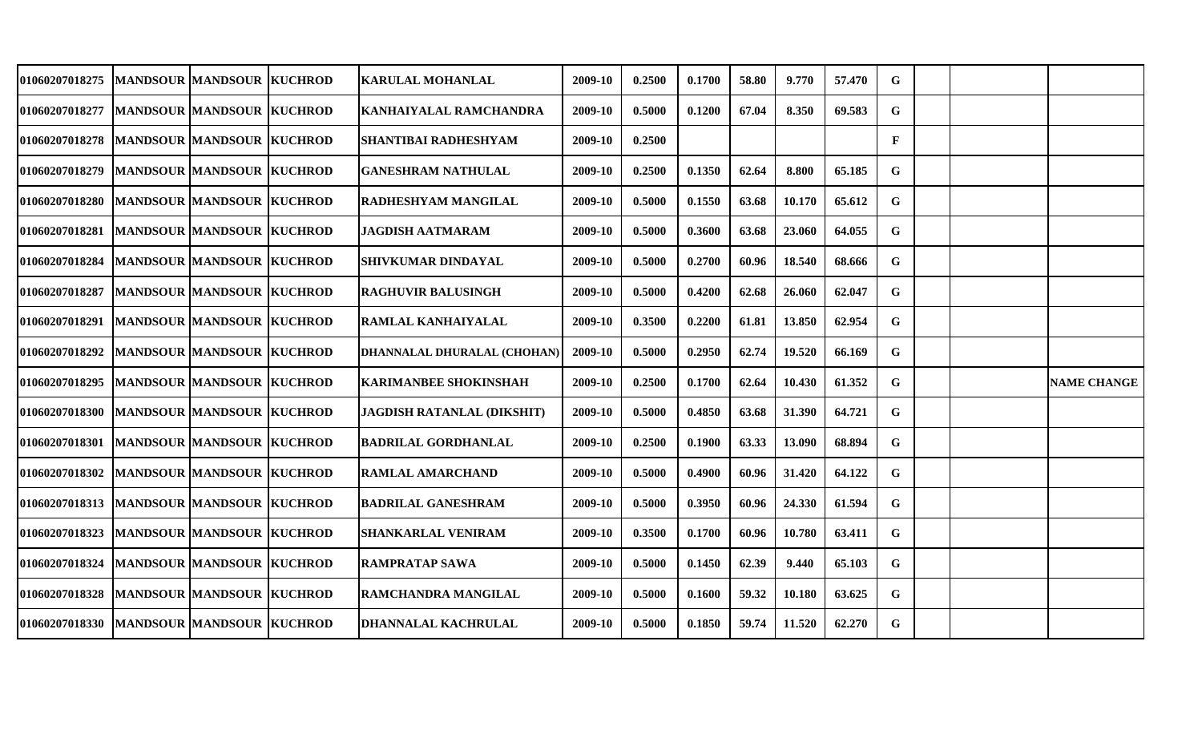| | | | | | | | | | | | | | | |
|---|---|---|---|---|---|---|---|---|---|---|---|---|---|---|
| 01060207018275 | MANDSOUR | MANDSOUR | KUCHROD | KARULAL MOHANLAL | 2009-10 | 0.2500 | 0.1700 | 58.80 | 9.770 | 57.470 | G | | | |
| 01060207018277 | MANDSOUR | MANDSOUR | KUCHROD | KANHAIYALAL RAMCHANDRA | 2009-10 | 0.5000 | 0.1200 | 67.04 | 8.350 | 69.583 | G | | | |
| 01060207018278 | MANDSOUR | MANDSOUR | KUCHROD | SHANTIBAI RADHESHYAM | 2009-10 | 0.2500 | | | | | F | | | |
| 01060207018279 | MANDSOUR | MANDSOUR | KUCHROD | GANESHRAM NATHULAL | 2009-10 | 0.2500 | 0.1350 | 62.64 | 8.800 | 65.185 | G | | | |
| 01060207018280 | MANDSOUR | MANDSOUR | KUCHROD | RADHESHYAM MANGILAL | 2009-10 | 0.5000 | 0.1550 | 63.68 | 10.170 | 65.612 | G | | | |
| 01060207018281 | MANDSOUR | MANDSOUR | KUCHROD | JAGDISH AATMARAM | 2009-10 | 0.5000 | 0.3600 | 63.68 | 23.060 | 64.055 | G | | | |
| 01060207018284 | MANDSOUR | MANDSOUR | KUCHROD | SHIVKUMAR DINDAYAL | 2009-10 | 0.5000 | 0.2700 | 60.96 | 18.540 | 68.666 | G | | | |
| 01060207018287 | MANDSOUR | MANDSOUR | KUCHROD | RAGHUVIR BALUSINGH | 2009-10 | 0.5000 | 0.4200 | 62.68 | 26.060 | 62.047 | G | | | |
| 01060207018291 | MANDSOUR | MANDSOUR | KUCHROD | RAMLAL KANHAIYALAL | 2009-10 | 0.3500 | 0.2200 | 61.81 | 13.850 | 62.954 | G | | | |
| 01060207018292 | MANDSOUR | MANDSOUR | KUCHROD | DHANNALAL DHURALAL (CHOHAN) | 2009-10 | 0.5000 | 0.2950 | 62.74 | 19.520 | 66.169 | G | | | |
| 01060207018295 | MANDSOUR | MANDSOUR | KUCHROD | KARIMANBEE SHOKINSHAH | 2009-10 | 0.2500 | 0.1700 | 62.64 | 10.430 | 61.352 | G | | | NAME CHANGE |
| 01060207018300 | MANDSOUR | MANDSOUR | KUCHROD | JAGDISH RATANLAL (DIKSHIT) | 2009-10 | 0.5000 | 0.4850 | 63.68 | 31.390 | 64.721 | G | | | |
| 01060207018301 | MANDSOUR | MANDSOUR | KUCHROD | BADRILAL GORDHANLAL | 2009-10 | 0.2500 | 0.1900 | 63.33 | 13.090 | 68.894 | G | | | |
| 01060207018302 | MANDSOUR | MANDSOUR | KUCHROD | RAMLAL AMARCHAND | 2009-10 | 0.5000 | 0.4900 | 60.96 | 31.420 | 64.122 | G | | | |
| 01060207018313 | MANDSOUR | MANDSOUR | KUCHROD | BADRILAL GANESHRAM | 2009-10 | 0.5000 | 0.3950 | 60.96 | 24.330 | 61.594 | G | | | |
| 01060207018323 | MANDSOUR | MANDSOUR | KUCHROD | SHANKARLAL VENIRAM | 2009-10 | 0.3500 | 0.1700 | 60.96 | 10.780 | 63.411 | G | | | |
| 01060207018324 | MANDSOUR | MANDSOUR | KUCHROD | RAMPRATAP SAWA | 2009-10 | 0.5000 | 0.1450 | 62.39 | 9.440 | 65.103 | G | | | |
| 01060207018328 | MANDSOUR | MANDSOUR | KUCHROD | RAMCHANDRA MANGILAL | 2009-10 | 0.5000 | 0.1600 | 59.32 | 10.180 | 63.625 | G | | | |
| 01060207018330 | MANDSOUR | MANDSOUR | KUCHROD | DHANNALAL KACHRULAL | 2009-10 | 0.5000 | 0.1850 | 59.74 | 11.520 | 62.270 | G | | | |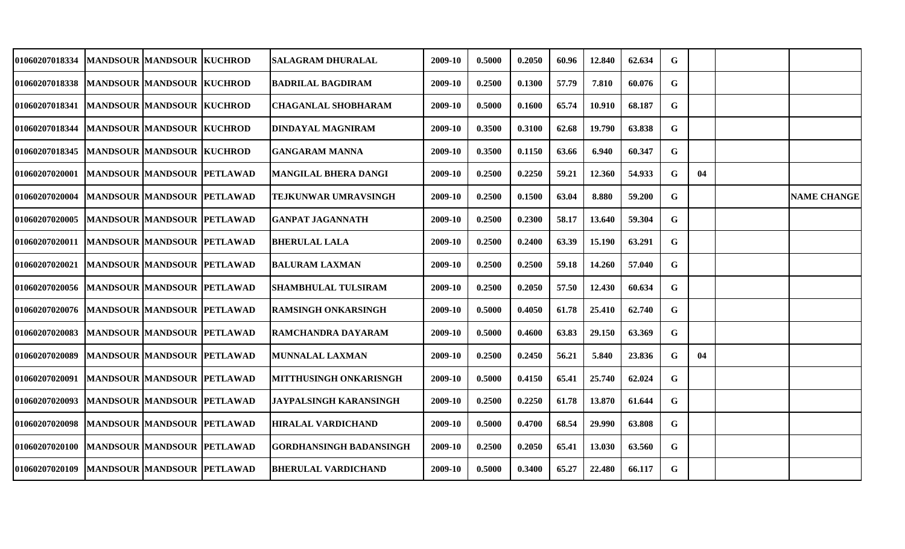| | | | | | | | | | | | | | | |
|---|---|---|---|---|---|---|---|---|---|---|---|---|---|---|
| 01060207018334 | MANDSOUR | MANDSOUR | KUCHROD | SALAGRAM DHURALAL | 2009-10 | 0.5000 | 0.2050 | 60.96 | 12.840 | 62.634 | G | | | |
| 01060207018338 | MANDSOUR | MANDSOUR | KUCHROD | BADRILAL BAGDIRAM | 2009-10 | 0.2500 | 0.1300 | 57.79 | 7.810 | 60.076 | G | | | |
| 01060207018341 | MANDSOUR | MANDSOUR | KUCHROD | CHAGANLAL SHOBHARAM | 2009-10 | 0.5000 | 0.1600 | 65.74 | 10.910 | 68.187 | G | | | |
| 01060207018344 | MANDSOUR | MANDSOUR | KUCHROD | DINDAYAL MAGNIRAM | 2009-10 | 0.3500 | 0.3100 | 62.68 | 19.790 | 63.838 | G | | | |
| 01060207018345 | MANDSOUR | MANDSOUR | KUCHROD | GANGARAM MANNA | 2009-10 | 0.3500 | 0.1150 | 63.66 | 6.940 | 60.347 | G | | | |
| 01060207020001 | MANDSOUR | MANDSOUR | PETLAWAD | MANGILAL BHERA DANGI | 2009-10 | 0.2500 | 0.2250 | 59.21 | 12.360 | 54.933 | G | 04 | | |
| 01060207020004 | MANDSOUR | MANDSOUR | PETLAWAD | TEJKUNWAR UMRAVSINGH | 2009-10 | 0.2500 | 0.1500 | 63.04 | 8.880 | 59.200 | G | | | NAME CHANGE |
| 01060207020005 | MANDSOUR | MANDSOUR | PETLAWAD | GANPAT JAGANNATH | 2009-10 | 0.2500 | 0.2300 | 58.17 | 13.640 | 59.304 | G | | | |
| 01060207020011 | MANDSOUR | MANDSOUR | PETLAWAD | BHERULAL LALA | 2009-10 | 0.2500 | 0.2400 | 63.39 | 15.190 | 63.291 | G | | | |
| 01060207020021 | MANDSOUR | MANDSOUR | PETLAWAD | BALURAM LAXMAN | 2009-10 | 0.2500 | 0.2500 | 59.18 | 14.260 | 57.040 | G | | | |
| 01060207020056 | MANDSOUR | MANDSOUR | PETLAWAD | SHAMBHULAL TULSIRAM | 2009-10 | 0.2500 | 0.2050 | 57.50 | 12.430 | 60.634 | G | | | |
| 01060207020076 | MANDSOUR | MANDSOUR | PETLAWAD | RAMSINGH ONKARSINGH | 2009-10 | 0.5000 | 0.4050 | 61.78 | 25.410 | 62.740 | G | | | |
| 01060207020083 | MANDSOUR | MANDSOUR | PETLAWAD | RAMCHANDRA DAYARAM | 2009-10 | 0.5000 | 0.4600 | 63.83 | 29.150 | 63.369 | G | | | |
| 01060207020089 | MANDSOUR | MANDSOUR | PETLAWAD | MUNNALAL LAXMAN | 2009-10 | 0.2500 | 0.2450 | 56.21 | 5.840 | 23.836 | G | 04 | | |
| 01060207020091 | MANDSOUR | MANDSOUR | PETLAWAD | MITTHUSINGH ONKARISNGH | 2009-10 | 0.5000 | 0.4150 | 65.41 | 25.740 | 62.024 | G | | | |
| 01060207020093 | MANDSOUR | MANDSOUR | PETLAWAD | JAYPALSINGH KARANSINGH | 2009-10 | 0.2500 | 0.2250 | 61.78 | 13.870 | 61.644 | G | | | |
| 01060207020098 | MANDSOUR | MANDSOUR | PETLAWAD | HIRALAL VARDICHAND | 2009-10 | 0.5000 | 0.4700 | 68.54 | 29.990 | 63.808 | G | | | |
| 01060207020100 | MANDSOUR | MANDSOUR | PETLAWAD | GORDHANSINGH BADANSINGH | 2009-10 | 0.2500 | 0.2050 | 65.41 | 13.030 | 63.560 | G | | | |
| 01060207020109 | MANDSOUR | MANDSOUR | PETLAWAD | BHERULAL VARDICHAND | 2009-10 | 0.5000 | 0.3400 | 65.27 | 22.480 | 66.117 | G | | | |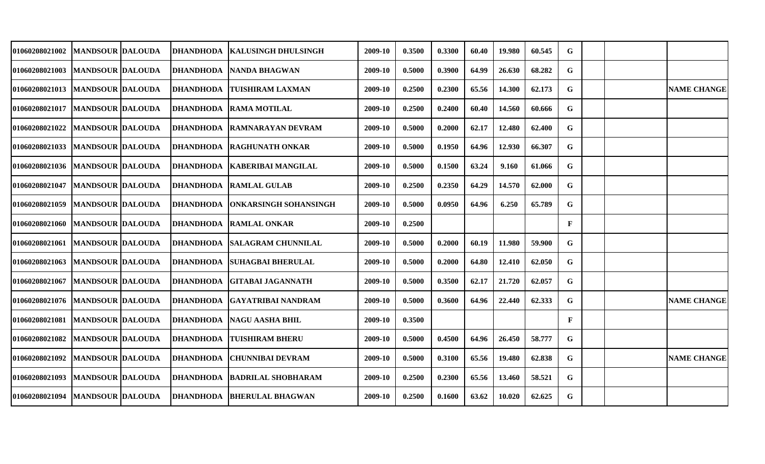| | | | | | | | | | | | | | | |
|---|---|---|---|---|---|---|---|---|---|---|---|---|---|---|
| 01060208021002 | MANDSOUR | DALOUDA | DHANDHODA | KALUSINGH DHULSINGH | 2009-10 | 0.3500 | 0.3300 | 60.40 | 19.980 | 60.545 | G | | | |
| 01060208021003 | MANDSOUR | DALOUDA | DHANDHODA | NANDA BHAGWAN | 2009-10 | 0.5000 | 0.3900 | 64.99 | 26.630 | 68.282 | G | | | |
| 01060208021013 | MANDSOUR | DALOUDA | DHANDHODA | TUISHIRAM LAXMAN | 2009-10 | 0.2500 | 0.2300 | 65.56 | 14.300 | 62.173 | G | | | NAME CHANGE |
| 01060208021017 | MANDSOUR | DALOUDA | DHANDHODA | RAMA MOTILAL | 2009-10 | 0.2500 | 0.2400 | 60.40 | 14.560 | 60.666 | G | | | |
| 01060208021022 | MANDSOUR | DALOUDA | DHANDHODA | RAMNARAYAN DEVRAM | 2009-10 | 0.5000 | 0.2000 | 62.17 | 12.480 | 62.400 | G | | | |
| 01060208021033 | MANDSOUR | DALOUDA | DHANDHODA | RAGHUNATH ONKAR | 2009-10 | 0.5000 | 0.1950 | 64.96 | 12.930 | 66.307 | G | | | |
| 01060208021036 | MANDSOUR | DALOUDA | DHANDHODA | KABERIBAI MANGILAL | 2009-10 | 0.5000 | 0.1500 | 63.24 | 9.160 | 61.066 | G | | | |
| 01060208021047 | MANDSOUR | DALOUDA | DHANDHODA | RAMLAL GULAB | 2009-10 | 0.2500 | 0.2350 | 64.29 | 14.570 | 62.000 | G | | | |
| 01060208021059 | MANDSOUR | DALOUDA | DHANDHODA | ONKARSINGH SOHANSINGH | 2009-10 | 0.5000 | 0.0950 | 64.96 | 6.250 | 65.789 | G | | | |
| 01060208021060 | MANDSOUR | DALOUDA | DHANDHODA | RAMLAL ONKAR | 2009-10 | 0.2500 | | | | | F | | | |
| 01060208021061 | MANDSOUR | DALOUDA | DHANDHODA | SALAGRAM CHUNNILAL | 2009-10 | 0.5000 | 0.2000 | 60.19 | 11.980 | 59.900 | G | | | |
| 01060208021063 | MANDSOUR | DALOUDA | DHANDHODA | SUHAGBAI BHERULAL | 2009-10 | 0.5000 | 0.2000 | 64.80 | 12.410 | 62.050 | G | | | |
| 01060208021067 | MANDSOUR | DALOUDA | DHANDHODA | GITABAI JAGANNATH | 2009-10 | 0.5000 | 0.3500 | 62.17 | 21.720 | 62.057 | G | | | |
| 01060208021076 | MANDSOUR | DALOUDA | DHANDHODA | GAYATRIBAI NANDRAM | 2009-10 | 0.5000 | 0.3600 | 64.96 | 22.440 | 62.333 | G | | | NAME CHANGE |
| 01060208021081 | MANDSOUR | DALOUDA | DHANDHODA | NAGU AASHA BHIL | 2009-10 | 0.3500 | | | | | F | | | |
| 01060208021082 | MANDSOUR | DALOUDA | DHANDHODA | TUISHIRAM BHERU | 2009-10 | 0.5000 | 0.4500 | 64.96 | 26.450 | 58.777 | G | | | |
| 01060208021092 | MANDSOUR | DALOUDA | DHANDHODA | CHUNNIBAI DEVRAM | 2009-10 | 0.5000 | 0.3100 | 65.56 | 19.480 | 62.838 | G | | | NAME CHANGE |
| 01060208021093 | MANDSOUR | DALOUDA | DHANDHODA | BADRILAL SHOBHARAM | 2009-10 | 0.2500 | 0.2300 | 65.56 | 13.460 | 58.521 | G | | | |
| 01060208021094 | MANDSOUR | DALOUDA | DHANDHODA | BHERULAL BHAGWAN | 2009-10 | 0.2500 | 0.1600 | 63.62 | 10.020 | 62.625 | G | | | |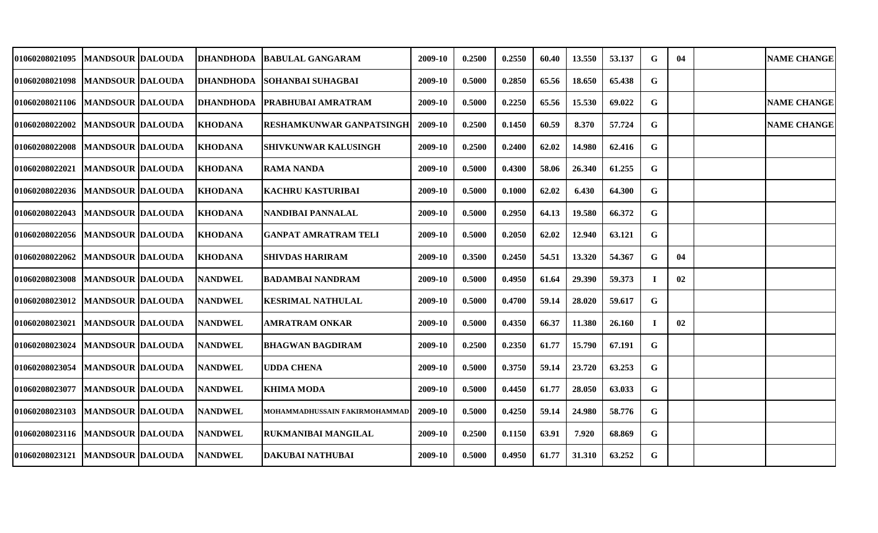| | | | | | | | | | | | | | | |
|---|---|---|---|---|---|---|---|---|---|---|---|---|---|---|
| 01060208021095 | MANDSOUR | DALOUDA | DHANDHODA | BABULAL GANGARAM | 2009-10 | 0.2500 | 0.2550 | 60.40 | 13.550 | 53.137 | G | 04 | | NAME CHANGE |
| 01060208021098 | MANDSOUR | DALOUDA | DHANDHODA | SOHANBAI SUHAGBAI | 2009-10 | 0.5000 | 0.2850 | 65.56 | 18.650 | 65.438 | G | | | |
| 01060208021106 | MANDSOUR | DALOUDA | DHANDHODA | PRABHUBAI AMRATRAM | 2009-10 | 0.5000 | 0.2250 | 65.56 | 15.530 | 69.022 | G | | | NAME CHANGE |
| 01060208022002 | MANDSOUR | DALOUDA | KHODANA | RESHAMKUNWAR GANPATSINGH | 2009-10 | 0.2500 | 0.1450 | 60.59 | 8.370 | 57.724 | G | | | NAME CHANGE |
| 01060208022008 | MANDSOUR | DALOUDA | KHODANA | SHIVKUNWAR KALUSINGH | 2009-10 | 0.2500 | 0.2400 | 62.02 | 14.980 | 62.416 | G | | | |
| 01060208022021 | MANDSOUR | DALOUDA | KHODANA | RAMA NANDA | 2009-10 | 0.5000 | 0.4300 | 58.06 | 26.340 | 61.255 | G | | | |
| 01060208022036 | MANDSOUR | DALOUDA | KHODANA | KACHRU KASTURIBAI | 2009-10 | 0.5000 | 0.1000 | 62.02 | 6.430 | 64.300 | G | | | |
| 01060208022043 | MANDSOUR | DALOUDA | KHODANA | NANDIBAI PANNALAL | 2009-10 | 0.5000 | 0.2950 | 64.13 | 19.580 | 66.372 | G | | | |
| 01060208022056 | MANDSOUR | DALOUDA | KHODANA | GANPAT AMRATRAM TELI | 2009-10 | 0.5000 | 0.2050 | 62.02 | 12.940 | 63.121 | G | | | |
| 01060208022062 | MANDSOUR | DALOUDA | KHODANA | SHIVDAS HARIRAM | 2009-10 | 0.3500 | 0.2450 | 54.51 | 13.320 | 54.367 | G | 04 | | |
| 01060208023008 | MANDSOUR | DALOUDA | NANDWEL | BADAMBAI NANDRAM | 2009-10 | 0.5000 | 0.4950 | 61.64 | 29.390 | 59.373 | I | 02 | | |
| 01060208023012 | MANDSOUR | DALOUDA | NANDWEL | KESRIMAL NATHULAL | 2009-10 | 0.5000 | 0.4700 | 59.14 | 28.020 | 59.617 | G | | | |
| 01060208023021 | MANDSOUR | DALOUDA | NANDWEL | AMRATRAM ONKAR | 2009-10 | 0.5000 | 0.4350 | 66.37 | 11.380 | 26.160 | I | 02 | | |
| 01060208023024 | MANDSOUR | DALOUDA | NANDWEL | BHAGWAN BAGDIRAM | 2009-10 | 0.2500 | 0.2350 | 61.77 | 15.790 | 67.191 | G | | | |
| 01060208023054 | MANDSOUR | DALOUDA | NANDWEL | UDDA CHENA | 2009-10 | 0.5000 | 0.3750 | 59.14 | 23.720 | 63.253 | G | | | |
| 01060208023077 | MANDSOUR | DALOUDA | NANDWEL | KHIMA MODA | 2009-10 | 0.5000 | 0.4450 | 61.77 | 28.050 | 63.033 | G | | | |
| 01060208023103 | MANDSOUR | DALOUDA | NANDWEL | MOHAMMADHUSSAIN FAKIRMOHAMMAD | 2009-10 | 0.5000 | 0.4250 | 59.14 | 24.980 | 58.776 | G | | | |
| 01060208023116 | MANDSOUR | DALOUDA | NANDWEL | RUKMANIBAI MANGILAL | 2009-10 | 0.2500 | 0.1150 | 63.91 | 7.920 | 68.869 | G | | | |
| 01060208023121 | MANDSOUR | DALOUDA | NANDWEL | DAKUBAI NATHUBAI | 2009-10 | 0.5000 | 0.4950 | 61.77 | 31.310 | 63.252 | G | | | |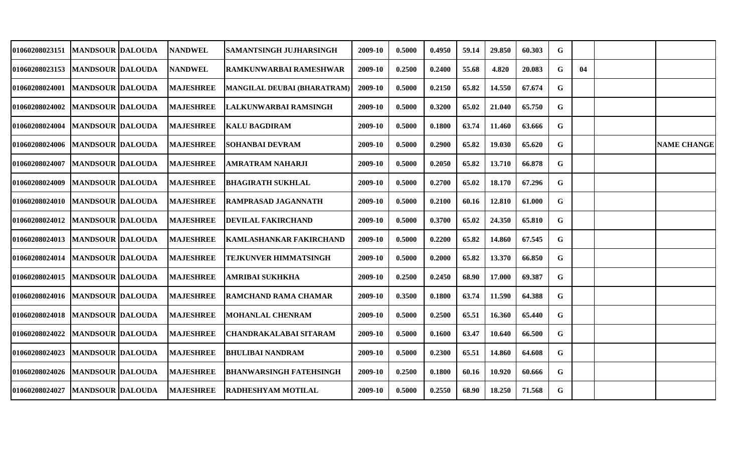| | | | | | | | | | | | | | | |
|---|---|---|---|---|---|---|---|---|---|---|---|---|---|---|
| 01060208023151 | MANDSOUR | DALOUDA | NANDWEL | SAMANTSINGH JUJHARSINGH | 2009-10 | 0.5000 | 0.4950 | 59.14 | 29.850 | 60.303 | G | | | |
| 01060208023153 | MANDSOUR | DALOUDA | NANDWEL | RAMKUNWARBAI RAMESHWAR | 2009-10 | 0.2500 | 0.2400 | 55.68 | 4.820 | 20.083 | G | 04 | | |
| 01060208024001 | MANDSOUR | DALOUDA | MAJESHREE | MANGILAL DEUBAI (BHARATRAM) | 2009-10 | 0.5000 | 0.2150 | 65.82 | 14.550 | 67.674 | G | | | |
| 01060208024002 | MANDSOUR | DALOUDA | MAJESHREE | LALKUNWARBAI RAMSINGH | 2009-10 | 0.5000 | 0.3200 | 65.02 | 21.040 | 65.750 | G | | | |
| 01060208024004 | MANDSOUR | DALOUDA | MAJESHREE | KALU BAGDIRAM | 2009-10 | 0.5000 | 0.1800 | 63.74 | 11.460 | 63.666 | G | | | |
| 01060208024006 | MANDSOUR | DALOUDA | MAJESHREE | SOHANBAI DEVRAM | 2009-10 | 0.5000 | 0.2900 | 65.82 | 19.030 | 65.620 | G | | | NAME CHANGE |
| 01060208024007 | MANDSOUR | DALOUDA | MAJESHREE | AMRATRAM NAHARJI | 2009-10 | 0.5000 | 0.2050 | 65.82 | 13.710 | 66.878 | G | | | |
| 01060208024009 | MANDSOUR | DALOUDA | MAJESHREE | BHAGIRATH SUKHLAL | 2009-10 | 0.5000 | 0.2700 | 65.02 | 18.170 | 67.296 | G | | | |
| 01060208024010 | MANDSOUR | DALOUDA | MAJESHREE | RAMPRASAD JAGANNATH | 2009-10 | 0.5000 | 0.2100 | 60.16 | 12.810 | 61.000 | G | | | |
| 01060208024012 | MANDSOUR | DALOUDA | MAJESHREE | DEVILAL FAKIRCHAND | 2009-10 | 0.5000 | 0.3700 | 65.02 | 24.350 | 65.810 | G | | | |
| 01060208024013 | MANDSOUR | DALOUDA | MAJESHREE | KAMLASHANKAR FAKIRCHAND | 2009-10 | 0.5000 | 0.2200 | 65.82 | 14.860 | 67.545 | G | | | |
| 01060208024014 | MANDSOUR | DALOUDA | MAJESHREE | TEJKUNVER HIMMATSINGH | 2009-10 | 0.5000 | 0.2000 | 65.82 | 13.370 | 66.850 | G | | | |
| 01060208024015 | MANDSOUR | DALOUDA | MAJESHREE | AMRIBAI SUKHKHA | 2009-10 | 0.2500 | 0.2450 | 68.90 | 17.000 | 69.387 | G | | | |
| 01060208024016 | MANDSOUR | DALOUDA | MAJESHREE | RAMCHAND RAMA CHAMAR | 2009-10 | 0.3500 | 0.1800 | 63.74 | 11.590 | 64.388 | G | | | |
| 01060208024018 | MANDSOUR | DALOUDA | MAJESHREE | MOHANLAL CHENRAM | 2009-10 | 0.5000 | 0.2500 | 65.51 | 16.360 | 65.440 | G | | | |
| 01060208024022 | MANDSOUR | DALOUDA | MAJESHREE | CHANDRAKALABAI SITARAM | 2009-10 | 0.5000 | 0.1600 | 63.47 | 10.640 | 66.500 | G | | | |
| 01060208024023 | MANDSOUR | DALOUDA | MAJESHREE | BHULIBAI NANDRAM | 2009-10 | 0.5000 | 0.2300 | 65.51 | 14.860 | 64.608 | G | | | |
| 01060208024026 | MANDSOUR | DALOUDA | MAJESHREE | BHANWARSINGH FATEHSINGH | 2009-10 | 0.2500 | 0.1800 | 60.16 | 10.920 | 60.666 | G | | | |
| 01060208024027 | MANDSOUR | DALOUDA | MAJESHREE | RADHESHYAM MOTILAL | 2009-10 | 0.5000 | 0.2550 | 68.90 | 18.250 | 71.568 | G | | | |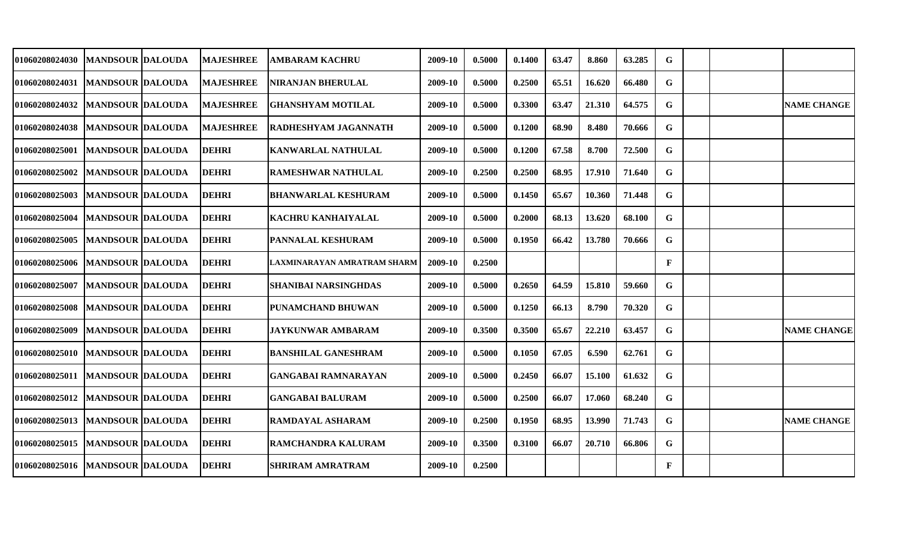| | | | | | | | | | | | | | | | |
|---|---|---|---|---|---|---|---|---|---|---|---|---|---|---|---|
| 01060208024030 | MANDSOUR | DALOUDA | MAJESHREE | AMBARAM KACHRU | 2009-10 | 0.5000 | 0.1400 | 63.47 | 8.860 | 63.285 | G | | | |
| 01060208024031 | MANDSOUR | DALOUDA | MAJESHREE | NIRANJAN BHERULAL | 2009-10 | 0.5000 | 0.2500 | 65.51 | 16.620 | 66.480 | G | | | |
| 01060208024032 | MANDSOUR | DALOUDA | MAJESHREE | GHANSHYAM MOTILAL | 2009-10 | 0.5000 | 0.3300 | 63.47 | 21.310 | 64.575 | G | | | NAME CHANGE |
| 01060208024038 | MANDSOUR | DALOUDA | MAJESHREE | RADHESHYAM JAGANNATH | 2009-10 | 0.5000 | 0.1200 | 68.90 | 8.480 | 70.666 | G | | | |
| 01060208025001 | MANDSOUR | DALOUDA | DEHRI | KANWARLAL NATHULAL | 2009-10 | 0.5000 | 0.1200 | 67.58 | 8.700 | 72.500 | G | | | |
| 01060208025002 | MANDSOUR | DALOUDA | DEHRI | RAMESHWAR NATHULAL | 2009-10 | 0.2500 | 0.2500 | 68.95 | 17.910 | 71.640 | G | | | |
| 01060208025003 | MANDSOUR | DALOUDA | DEHRI | BHANWARLAL KESHURAM | 2009-10 | 0.5000 | 0.1450 | 65.67 | 10.360 | 71.448 | G | | | |
| 01060208025004 | MANDSOUR | DALOUDA | DEHRI | KACHRU KANHAIYALAL | 2009-10 | 0.5000 | 0.2000 | 68.13 | 13.620 | 68.100 | G | | | |
| 01060208025005 | MANDSOUR | DALOUDA | DEHRI | PANNALAL KESHURAM | 2009-10 | 0.5000 | 0.1950 | 66.42 | 13.780 | 70.666 | G | | | |
| 01060208025006 | MANDSOUR | DALOUDA | DEHRI | LAXMINARAYAN AMRATRAM SHARM | 2009-10 | 0.2500 | | | | | F | | | |
| 01060208025007 | MANDSOUR | DALOUDA | DEHRI | SHANIBAI NARSINGHDAS | 2009-10 | 0.5000 | 0.2650 | 64.59 | 15.810 | 59.660 | G | | | |
| 01060208025008 | MANDSOUR | DALOUDA | DEHRI | PUNAMCHAND BHUWAN | 2009-10 | 0.5000 | 0.1250 | 66.13 | 8.790 | 70.320 | G | | | |
| 01060208025009 | MANDSOUR | DALOUDA | DEHRI | JAYKUNWAR AMBARAM | 2009-10 | 0.3500 | 0.3500 | 65.67 | 22.210 | 63.457 | G | | | NAME CHANGE |
| 01060208025010 | MANDSOUR | DALOUDA | DEHRI | BANSHILAL GANESHRAM | 2009-10 | 0.5000 | 0.1050 | 67.05 | 6.590 | 62.761 | G | | | |
| 01060208025011 | MANDSOUR | DALOUDA | DEHRI | GANGABAI RAMNARAYAN | 2009-10 | 0.5000 | 0.2450 | 66.07 | 15.100 | 61.632 | G | | | |
| 01060208025012 | MANDSOUR | DALOUDA | DEHRI | GANGABAI BALURAM | 2009-10 | 0.5000 | 0.2500 | 66.07 | 17.060 | 68.240 | G | | | |
| 01060208025013 | MANDSOUR | DALOUDA | DEHRI | RAMDAYAL ASHARAM | 2009-10 | 0.2500 | 0.1950 | 68.95 | 13.990 | 71.743 | G | | | NAME CHANGE |
| 01060208025015 | MANDSOUR | DALOUDA | DEHRI | RAMCHANDRA KALURAM | 2009-10 | 0.3500 | 0.3100 | 66.07 | 20.710 | 66.806 | G | | | |
| 01060208025016 | MANDSOUR | DALOUDA | DEHRI | SHRIRAM AMRATRAM | 2009-10 | 0.2500 | | | | | F | | | |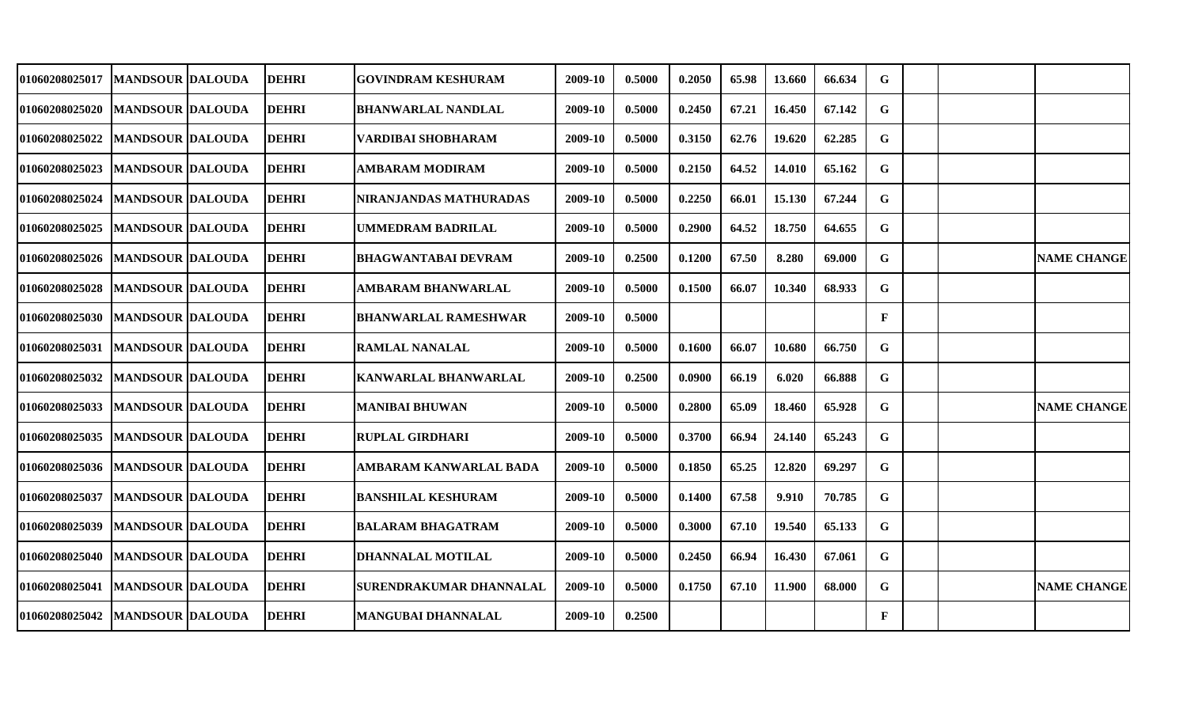| | | | | | | | | | | | | | | |
|---|---|---|---|---|---|---|---|---|---|---|---|---|---|---|
| 01060208025017 | MANDSOUR | DALOUDA | DEHRI | GOVINDRAM KESHURAM | 2009-10 | 0.5000 | 0.2050 | 65.98 | 13.660 | 66.634 | G | | | |
| 01060208025020 | MANDSOUR | DALOUDA | DEHRI | BHANWARLAL NANDLAL | 2009-10 | 0.5000 | 0.2450 | 67.21 | 16.450 | 67.142 | G | | | |
| 01060208025022 | MANDSOUR | DALOUDA | DEHRI | VARDIBAI SHOBHARAM | 2009-10 | 0.5000 | 0.3150 | 62.76 | 19.620 | 62.285 | G | | | |
| 01060208025023 | MANDSOUR | DALOUDA | DEHRI | AMBARAM MODIRAM | 2009-10 | 0.5000 | 0.2150 | 64.52 | 14.010 | 65.162 | G | | | |
| 01060208025024 | MANDSOUR | DALOUDA | DEHRI | NIRANJANDAS MATHURADAS | 2009-10 | 0.5000 | 0.2250 | 66.01 | 15.130 | 67.244 | G | | | |
| 01060208025025 | MANDSOUR | DALOUDA | DEHRI | UMMEDRAM BADRILAL | 2009-10 | 0.5000 | 0.2900 | 64.52 | 18.750 | 64.655 | G | | | |
| 01060208025026 | MANDSOUR | DALOUDA | DEHRI | BHAGWANTABAI DEVRAM | 2009-10 | 0.2500 | 0.1200 | 67.50 | 8.280 | 69.000 | G | | | NAME CHANGE |
| 01060208025028 | MANDSOUR | DALOUDA | DEHRI | AMBARAM BHANWARLAL | 2009-10 | 0.5000 | 0.1500 | 66.07 | 10.340 | 68.933 | G | | | |
| 01060208025030 | MANDSOUR | DALOUDA | DEHRI | BHANWARLAL RAMESHWAR | 2009-10 | 0.5000 | | | | | F | | | |
| 01060208025031 | MANDSOUR | DALOUDA | DEHRI | RAMLAL NANALAL | 2009-10 | 0.5000 | 0.1600 | 66.07 | 10.680 | 66.750 | G | | | |
| 01060208025032 | MANDSOUR | DALOUDA | DEHRI | KANWARLAL BHANWARLAL | 2009-10 | 0.2500 | 0.0900 | 66.19 | 6.020 | 66.888 | G | | | |
| 01060208025033 | MANDSOUR | DALOUDA | DEHRI | MANIBAI BHUWAN | 2009-10 | 0.5000 | 0.2800 | 65.09 | 18.460 | 65.928 | G | | | NAME CHANGE |
| 01060208025035 | MANDSOUR | DALOUDA | DEHRI | RUPLAL GIRDHARI | 2009-10 | 0.5000 | 0.3700 | 66.94 | 24.140 | 65.243 | G | | | |
| 01060208025036 | MANDSOUR | DALOUDA | DEHRI | AMBARAM KANWARLAL BADA | 2009-10 | 0.5000 | 0.1850 | 65.25 | 12.820 | 69.297 | G | | | |
| 01060208025037 | MANDSOUR | DALOUDA | DEHRI | BANSHILAL KESHURAM | 2009-10 | 0.5000 | 0.1400 | 67.58 | 9.910 | 70.785 | G | | | |
| 01060208025039 | MANDSOUR | DALOUDA | DEHRI | BALARAM BHAGATRAM | 2009-10 | 0.5000 | 0.3000 | 67.10 | 19.540 | 65.133 | G | | | |
| 01060208025040 | MANDSOUR | DALOUDA | DEHRI | DHANNALAL MOTILAL | 2009-10 | 0.5000 | 0.2450 | 66.94 | 16.430 | 67.061 | G | | | |
| 01060208025041 | MANDSOUR | DALOUDA | DEHRI | SURENDRAKUMAR DHANNALAL | 2009-10 | 0.5000 | 0.1750 | 67.10 | 11.900 | 68.000 | G | | | NAME CHANGE |
| 01060208025042 | MANDSOUR | DALOUDA | DEHRI | MANGUBAI DHANNALAL | 2009-10 | 0.2500 | | | | | F | | | |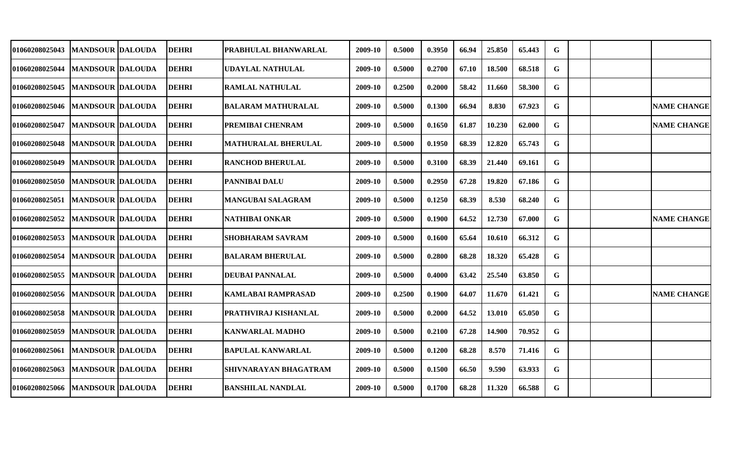| | | | | | | | | | | | | | | |
|---|---|---|---|---|---|---|---|---|---|---|---|---|---|---|
| 01060208025043 | MANDSOUR | DALOUDA | DEHRI | PRABHULAL BHANWARLAL | 2009-10 | 0.5000 | 0.3950 | 66.94 | 25.850 | 65.443 | G | | | |
| 01060208025044 | MANDSOUR | DALOUDA | DEHRI | UDAYLAL NATHULAL | 2009-10 | 0.5000 | 0.2700 | 67.10 | 18.500 | 68.518 | G | | | |
| 01060208025045 | MANDSOUR | DALOUDA | DEHRI | RAMLAL NATHULAL | 2009-10 | 0.2500 | 0.2000 | 58.42 | 11.660 | 58.300 | G | | | |
| 01060208025046 | MANDSOUR | DALOUDA | DEHRI | BALARAM MATHURALAL | 2009-10 | 0.5000 | 0.1300 | 66.94 | 8.830 | 67.923 | G | | | NAME CHANGE |
| 01060208025047 | MANDSOUR | DALOUDA | DEHRI | PREMIBAI CHENRAM | 2009-10 | 0.5000 | 0.1650 | 61.87 | 10.230 | 62.000 | G | | | NAME CHANGE |
| 01060208025048 | MANDSOUR | DALOUDA | DEHRI | MATHURALAL BHERULAL | 2009-10 | 0.5000 | 0.1950 | 68.39 | 12.820 | 65.743 | G | | | |
| 01060208025049 | MANDSOUR | DALOUDA | DEHRI | RANCHOD BHERULAL | 2009-10 | 0.5000 | 0.3100 | 68.39 | 21.440 | 69.161 | G | | | |
| 01060208025050 | MANDSOUR | DALOUDA | DEHRI | PANNIBAI DALU | 2009-10 | 0.5000 | 0.2950 | 67.28 | 19.820 | 67.186 | G | | | |
| 01060208025051 | MANDSOUR | DALOUDA | DEHRI | MANGUBAI SALAGRAM | 2009-10 | 0.5000 | 0.1250 | 68.39 | 8.530 | 68.240 | G | | | |
| 01060208025052 | MANDSOUR | DALOUDA | DEHRI | NATHIBAI ONKAR | 2009-10 | 0.5000 | 0.1900 | 64.52 | 12.730 | 67.000 | G | | | NAME CHANGE |
| 01060208025053 | MANDSOUR | DALOUDA | DEHRI | SHOBHARAM SAVRAM | 2009-10 | 0.5000 | 0.1600 | 65.64 | 10.610 | 66.312 | G | | | |
| 01060208025054 | MANDSOUR | DALOUDA | DEHRI | BALARAM BHERULAL | 2009-10 | 0.5000 | 0.2800 | 68.28 | 18.320 | 65.428 | G | | | |
| 01060208025055 | MANDSOUR | DALOUDA | DEHRI | DEUBAI PANNALAL | 2009-10 | 0.5000 | 0.4000 | 63.42 | 25.540 | 63.850 | G | | | |
| 01060208025056 | MANDSOUR | DALOUDA | DEHRI | KAMLABAI RAMPRASAD | 2009-10 | 0.2500 | 0.1900 | 64.07 | 11.670 | 61.421 | G | | | NAME CHANGE |
| 01060208025058 | MANDSOUR | DALOUDA | DEHRI | PRATHVIRAJ KISHANLAL | 2009-10 | 0.5000 | 0.2000 | 64.52 | 13.010 | 65.050 | G | | | |
| 01060208025059 | MANDSOUR | DALOUDA | DEHRI | KANWARLAL MADHO | 2009-10 | 0.5000 | 0.2100 | 67.28 | 14.900 | 70.952 | G | | | |
| 01060208025061 | MANDSOUR | DALOUDA | DEHRI | BAPULAL KANWARLAL | 2009-10 | 0.5000 | 0.1200 | 68.28 | 8.570 | 71.416 | G | | | |
| 01060208025063 | MANDSOUR | DALOUDA | DEHRI | SHIVNARAYAN BHAGATRAM | 2009-10 | 0.5000 | 0.1500 | 66.50 | 9.590 | 63.933 | G | | | |
| 01060208025066 | MANDSOUR | DALOUDA | DEHRI | BANSHILAL NANDLAL | 2009-10 | 0.5000 | 0.1700 | 68.28 | 11.320 | 66.588 | G | | | |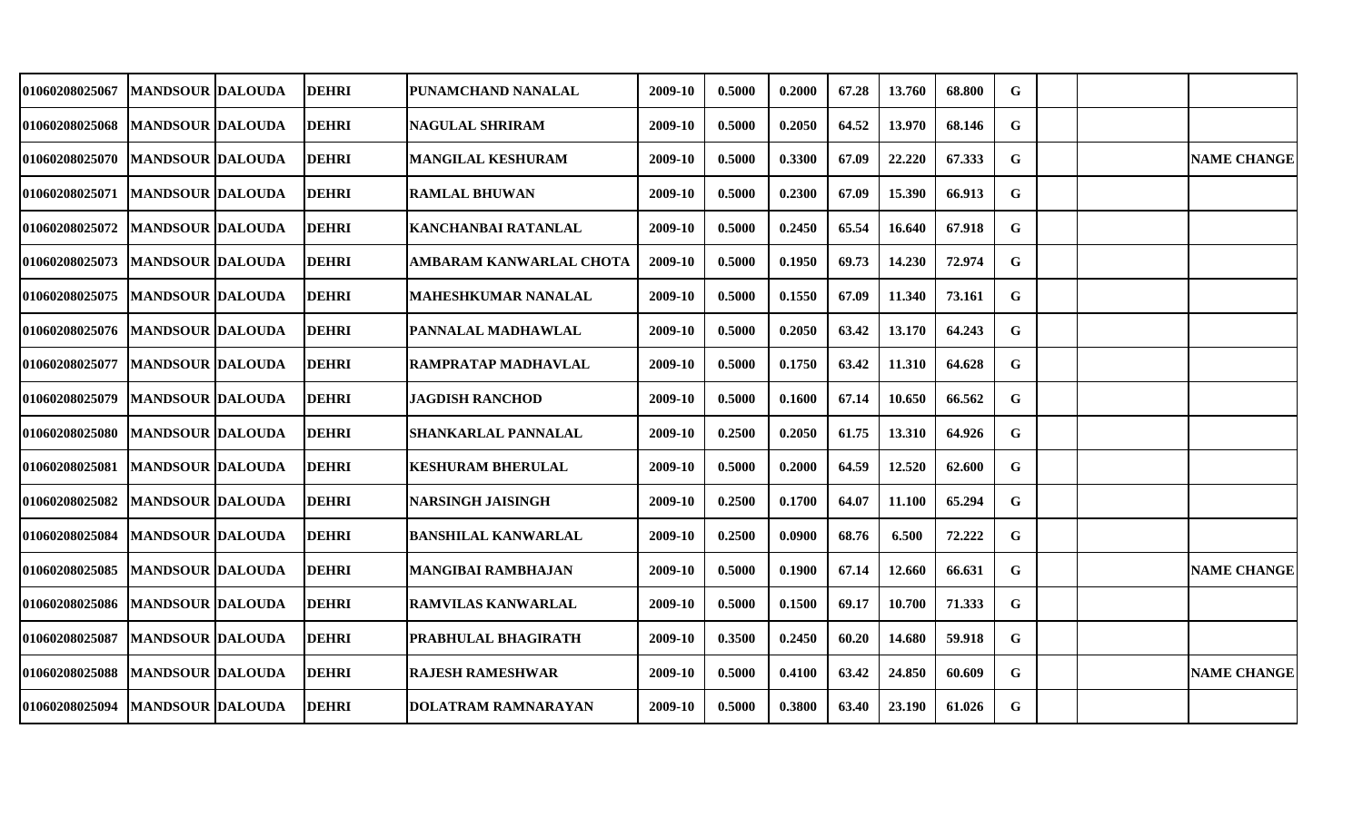| | | | | | | | | | | | | | | | |
|---|---|---|---|---|---|---|---|---|---|---|---|---|---|---|---|
| 01060208025067 | MANDSOUR | DALOUDA | DEHRI | PUNAMCHAND NANALAL | 2009-10 | 0.5000 | 0.2000 | 67.28 | 13.760 | 68.800 | G | | | |
| 01060208025068 | MANDSOUR | DALOUDA | DEHRI | NAGULAL SHRIRAM | 2009-10 | 0.5000 | 0.2050 | 64.52 | 13.970 | 68.146 | G | | | |
| 01060208025070 | MANDSOUR | DALOUDA | DEHRI | MANGILAL KESHURAM | 2009-10 | 0.5000 | 0.3300 | 67.09 | 22.220 | 67.333 | G | | | NAME CHANGE |
| 01060208025071 | MANDSOUR | DALOUDA | DEHRI | RAMLAL BHUWAN | 2009-10 | 0.5000 | 0.2300 | 67.09 | 15.390 | 66.913 | G | | | |
| 01060208025072 | MANDSOUR | DALOUDA | DEHRI | KANCHANBAI RATANLAL | 2009-10 | 0.5000 | 0.2450 | 65.54 | 16.640 | 67.918 | G | | | |
| 01060208025073 | MANDSOUR | DALOUDA | DEHRI | AMBARAM KANWARLAL CHOTA | 2009-10 | 0.5000 | 0.1950 | 69.73 | 14.230 | 72.974 | G | | | |
| 01060208025075 | MANDSOUR | DALOUDA | DEHRI | MAHESHKUMAR NANALAL | 2009-10 | 0.5000 | 0.1550 | 67.09 | 11.340 | 73.161 | G | | | |
| 01060208025076 | MANDSOUR | DALOUDA | DEHRI | PANNALAL MADHAWLAL | 2009-10 | 0.5000 | 0.2050 | 63.42 | 13.170 | 64.243 | G | | | |
| 01060208025077 | MANDSOUR | DALOUDA | DEHRI | RAMPRATAP MADHAVLAL | 2009-10 | 0.5000 | 0.1750 | 63.42 | 11.310 | 64.628 | G | | | |
| 01060208025079 | MANDSOUR | DALOUDA | DEHRI | JAGDISH RANCHOD | 2009-10 | 0.5000 | 0.1600 | 67.14 | 10.650 | 66.562 | G | | | |
| 01060208025080 | MANDSOUR | DALOUDA | DEHRI | SHANKARLAL PANNALAL | 2009-10 | 0.2500 | 0.2050 | 61.75 | 13.310 | 64.926 | G | | | |
| 01060208025081 | MANDSOUR | DALOUDA | DEHRI | KESHURAM BHERULAL | 2009-10 | 0.5000 | 0.2000 | 64.59 | 12.520 | 62.600 | G | | | |
| 01060208025082 | MANDSOUR | DALOUDA | DEHRI | NARSINGH JAISINGH | 2009-10 | 0.2500 | 0.1700 | 64.07 | 11.100 | 65.294 | G | | | |
| 01060208025084 | MANDSOUR | DALOUDA | DEHRI | BANSHILAL KANWARLAL | 2009-10 | 0.2500 | 0.0900 | 68.76 | 6.500 | 72.222 | G | | | |
| 01060208025085 | MANDSOUR | DALOUDA | DEHRI | MANGIBAI RAMBHAJAN | 2009-10 | 0.5000 | 0.1900 | 67.14 | 12.660 | 66.631 | G | | | NAME CHANGE |
| 01060208025086 | MANDSOUR | DALOUDA | DEHRI | RAMVILAS KANWARLAL | 2009-10 | 0.5000 | 0.1500 | 69.17 | 10.700 | 71.333 | G | | | |
| 01060208025087 | MANDSOUR | DALOUDA | DEHRI | PRABHULAL BHAGIRATH | 2009-10 | 0.3500 | 0.2450 | 60.20 | 14.680 | 59.918 | G | | | |
| 01060208025088 | MANDSOUR | DALOUDA | DEHRI | RAJESH RAMESHWAR | 2009-10 | 0.5000 | 0.4100 | 63.42 | 24.850 | 60.609 | G | | | NAME CHANGE |
| 01060208025094 | MANDSOUR | DALOUDA | DEHRI | DOLATRAM RAMNARAYAN | 2009-10 | 0.5000 | 0.3800 | 63.40 | 23.190 | 61.026 | G | | | |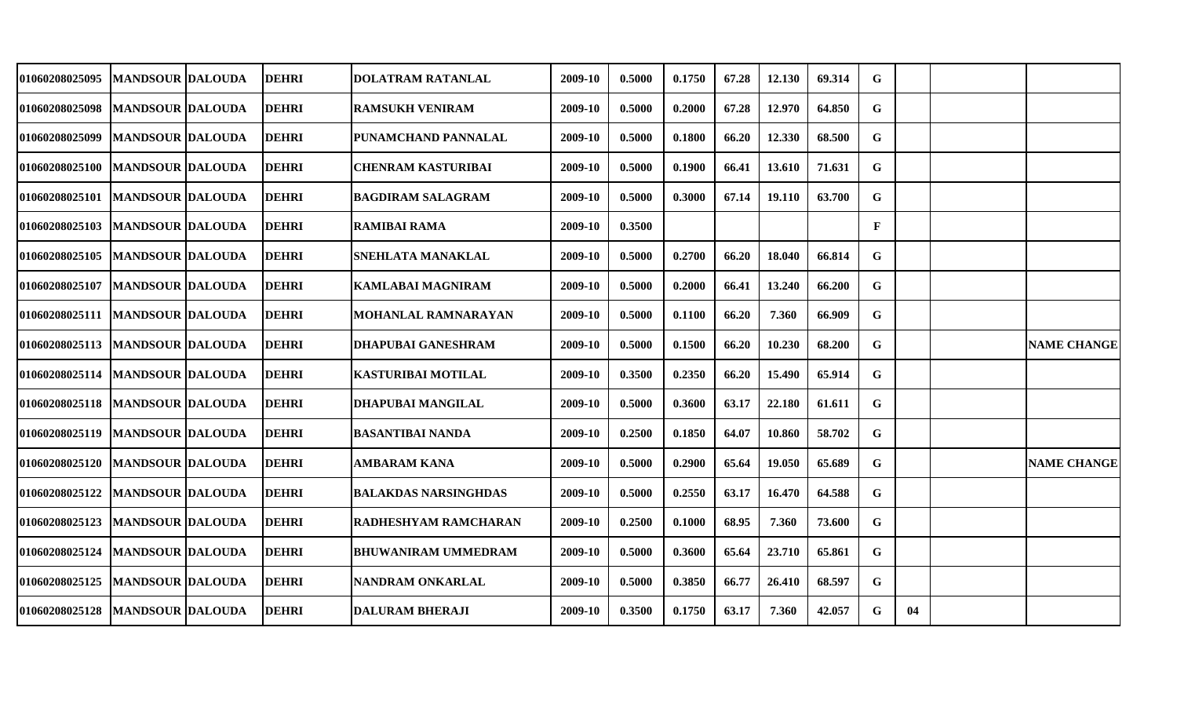| | | | | | | | | | | | | | | |
|---|---|---|---|---|---|---|---|---|---|---|---|---|---|---|
| 01060208025095 | MANDSOUR | DALOUDA | DEHRI | DOLATRAM RATANLAL | 2009-10 | 0.5000 | 0.1750 | 67.28 | 12.130 | 69.314 | G | | | |
| 01060208025098 | MANDSOUR | DALOUDA | DEHRI | RAMSUKH VENIRAM | 2009-10 | 0.5000 | 0.2000 | 67.28 | 12.970 | 64.850 | G | | | |
| 01060208025099 | MANDSOUR | DALOUDA | DEHRI | PUNAMCHAND PANNALAL | 2009-10 | 0.5000 | 0.1800 | 66.20 | 12.330 | 68.500 | G | | | |
| 01060208025100 | MANDSOUR | DALOUDA | DEHRI | CHENRAM KASTURIBAI | 2009-10 | 0.5000 | 0.1900 | 66.41 | 13.610 | 71.631 | G | | | |
| 01060208025101 | MANDSOUR | DALOUDA | DEHRI | BAGDIRAM SALAGRAM | 2009-10 | 0.5000 | 0.3000 | 67.14 | 19.110 | 63.700 | G | | | |
| 01060208025103 | MANDSOUR | DALOUDA | DEHRI | RAMIBAI RAMA | 2009-10 | 0.3500 | | | | | F | | | |
| 01060208025105 | MANDSOUR | DALOUDA | DEHRI | SNEHLATA MANAKLAL | 2009-10 | 0.5000 | 0.2700 | 66.20 | 18.040 | 66.814 | G | | | |
| 01060208025107 | MANDSOUR | DALOUDA | DEHRI | KAMLABAI MAGNIRAM | 2009-10 | 0.5000 | 0.2000 | 66.41 | 13.240 | 66.200 | G | | | |
| 01060208025111 | MANDSOUR | DALOUDA | DEHRI | MOHANLAL RAMNARAYAN | 2009-10 | 0.5000 | 0.1100 | 66.20 | 7.360 | 66.909 | G | | | |
| 01060208025113 | MANDSOUR | DALOUDA | DEHRI | DHAPUBAI GANESHRAM | 2009-10 | 0.5000 | 0.1500 | 66.20 | 10.230 | 68.200 | G | | | NAME CHANGE |
| 01060208025114 | MANDSOUR | DALOUDA | DEHRI | KASTURIBAI MOTILAL | 2009-10 | 0.3500 | 0.2350 | 66.20 | 15.490 | 65.914 | G | | | |
| 01060208025118 | MANDSOUR | DALOUDA | DEHRI | DHAPUBAI MANGILAL | 2009-10 | 0.5000 | 0.3600 | 63.17 | 22.180 | 61.611 | G | | | |
| 01060208025119 | MANDSOUR | DALOUDA | DEHRI | BASANTIBAI NANDA | 2009-10 | 0.2500 | 0.1850 | 64.07 | 10.860 | 58.702 | G | | | |
| 01060208025120 | MANDSOUR | DALOUDA | DEHRI | AMBARAM KANA | 2009-10 | 0.5000 | 0.2900 | 65.64 | 19.050 | 65.689 | G | | | NAME CHANGE |
| 01060208025122 | MANDSOUR | DALOUDA | DEHRI | BALAKDAS NARSINGHDAS | 2009-10 | 0.5000 | 0.2550 | 63.17 | 16.470 | 64.588 | G | | | |
| 01060208025123 | MANDSOUR | DALOUDA | DEHRI | RADHESHYAM RAMCHARAN | 2009-10 | 0.2500 | 0.1000 | 68.95 | 7.360 | 73.600 | G | | | |
| 01060208025124 | MANDSOUR | DALOUDA | DEHRI | BHUWANIRAM UMMEDRAM | 2009-10 | 0.5000 | 0.3600 | 65.64 | 23.710 | 65.861 | G | | | |
| 01060208025125 | MANDSOUR | DALOUDA | DEHRI | NANDRAM ONKARLAL | 2009-10 | 0.5000 | 0.3850 | 66.77 | 26.410 | 68.597 | G | | | |
| 01060208025128 | MANDSOUR | DALOUDA | DEHRI | DALURAM BHERAJI | 2009-10 | 0.3500 | 0.1750 | 63.17 | 7.360 | 42.057 | G | 04 | | |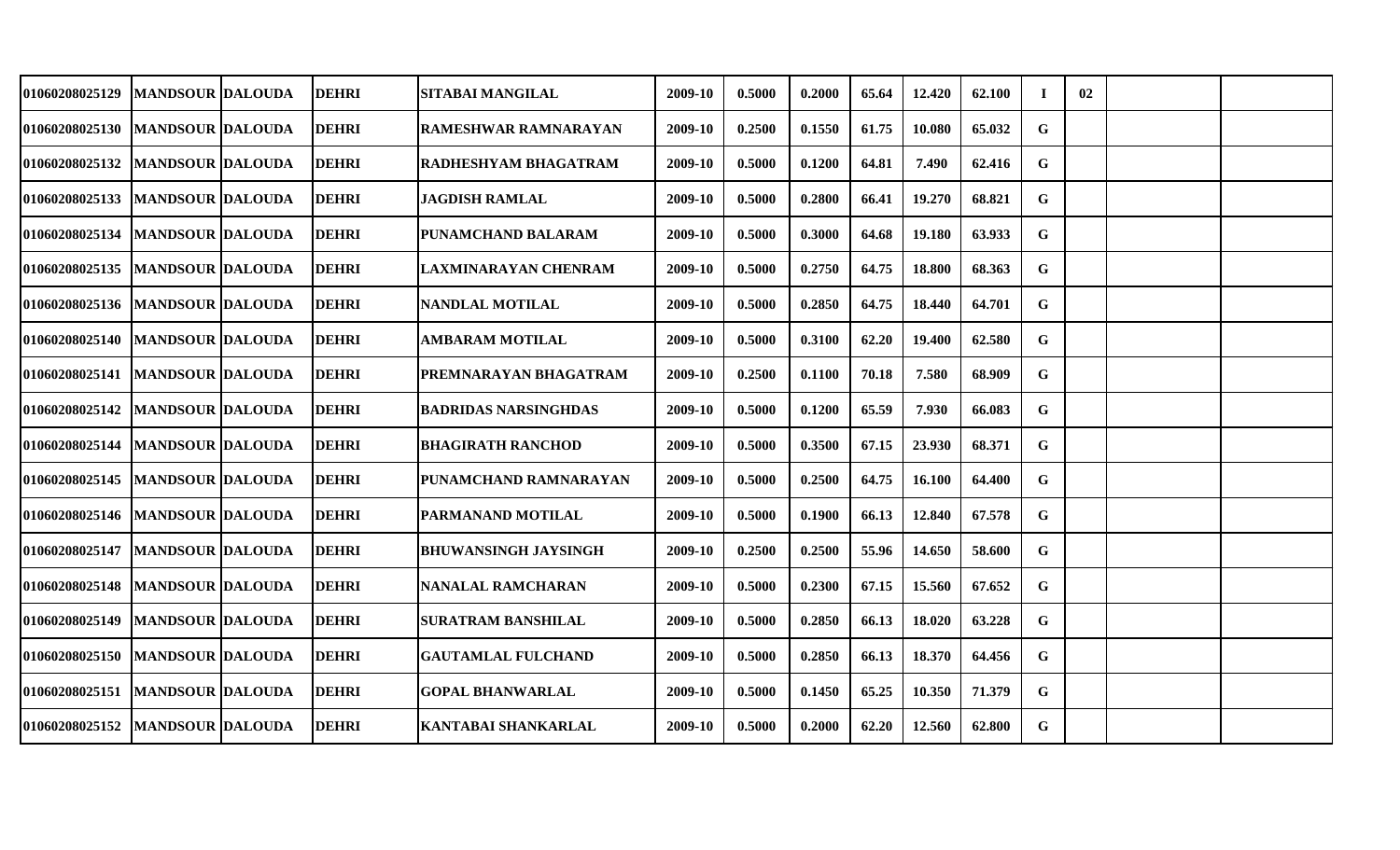| | | | | | | | | | | | | | | | |
|---|---|---|---|---|---|---|---|---|---|---|---|---|---|---|---|
| 01060208025129 | MANDSOUR | DALOUDA | DEHRI | SITABAI MANGILAL | 2009-10 | 0.5000 | 0.2000 | 65.64 | 12.420 | 62.100 | I | 02 | | | |
| 01060208025130 | MANDSOUR | DALOUDA | DEHRI | RAMESHWAR RAMNARAYAN | 2009-10 | 0.2500 | 0.1550 | 61.75 | 10.080 | 65.032 | G | | | | |
| 01060208025132 | MANDSOUR | DALOUDA | DEHRI | RADHESHYAM BHAGATRAM | 2009-10 | 0.5000 | 0.1200 | 64.81 | 7.490 | 62.416 | G | | | | |
| 01060208025133 | MANDSOUR | DALOUDA | DEHRI | JAGDISH RAMLAL | 2009-10 | 0.5000 | 0.2800 | 66.41 | 19.270 | 68.821 | G | | | | |
| 01060208025134 | MANDSOUR | DALOUDA | DEHRI | PUNAMCHAND BALARAM | 2009-10 | 0.5000 | 0.3000 | 64.68 | 19.180 | 63.933 | G | | | | |
| 01060208025135 | MANDSOUR | DALOUDA | DEHRI | LAXMINARAYAN CHENRAM | 2009-10 | 0.5000 | 0.2750 | 64.75 | 18.800 | 68.363 | G | | | | |
| 01060208025136 | MANDSOUR | DALOUDA | DEHRI | NANDLAL MOTILAL | 2009-10 | 0.5000 | 0.2850 | 64.75 | 18.440 | 64.701 | G | | | | |
| 01060208025140 | MANDSOUR | DALOUDA | DEHRI | AMBARAM MOTILAL | 2009-10 | 0.5000 | 0.3100 | 62.20 | 19.400 | 62.580 | G | | | | |
| 01060208025141 | MANDSOUR | DALOUDA | DEHRI | PREMNARAYAN BHAGATRAM | 2009-10 | 0.2500 | 0.1100 | 70.18 | 7.580 | 68.909 | G | | | | |
| 01060208025142 | MANDSOUR | DALOUDA | DEHRI | BADRIDAS NARSINGHDAS | 2009-10 | 0.5000 | 0.1200 | 65.59 | 7.930 | 66.083 | G | | | | |
| 01060208025144 | MANDSOUR | DALOUDA | DEHRI | BHAGIRATH RANCHOD | 2009-10 | 0.5000 | 0.3500 | 67.15 | 23.930 | 68.371 | G | | | | |
| 01060208025145 | MANDSOUR | DALOUDA | DEHRI | PUNAMCHAND RAMNARAYAN | 2009-10 | 0.5000 | 0.2500 | 64.75 | 16.100 | 64.400 | G | | | | |
| 01060208025146 | MANDSOUR | DALOUDA | DEHRI | PARMANAND MOTILAL | 2009-10 | 0.5000 | 0.1900 | 66.13 | 12.840 | 67.578 | G | | | | |
| 01060208025147 | MANDSOUR | DALOUDA | DEHRI | BHUWANSINGH JAYSINGH | 2009-10 | 0.2500 | 0.2500 | 55.96 | 14.650 | 58.600 | G | | | | |
| 01060208025148 | MANDSOUR | DALOUDA | DEHRI | NANALAL RAMCHARAN | 2009-10 | 0.5000 | 0.2300 | 67.15 | 15.560 | 67.652 | G | | | | |
| 01060208025149 | MANDSOUR | DALOUDA | DEHRI | SURATRAM BANSHILAL | 2009-10 | 0.5000 | 0.2850 | 66.13 | 18.020 | 63.228 | G | | | | |
| 01060208025150 | MANDSOUR | DALOUDA | DEHRI | GAUTAMLAL FULCHAND | 2009-10 | 0.5000 | 0.2850 | 66.13 | 18.370 | 64.456 | G | | | | |
| 01060208025151 | MANDSOUR | DALOUDA | DEHRI | GOPAL BHANWARLAL | 2009-10 | 0.5000 | 0.1450 | 65.25 | 10.350 | 71.379 | G | | | | |
| 01060208025152 | MANDSOUR | DALOUDA | DEHRI | KANTABAI SHANKARLAL | 2009-10 | 0.5000 | 0.2000 | 62.20 | 12.560 | 62.800 | G | | | | |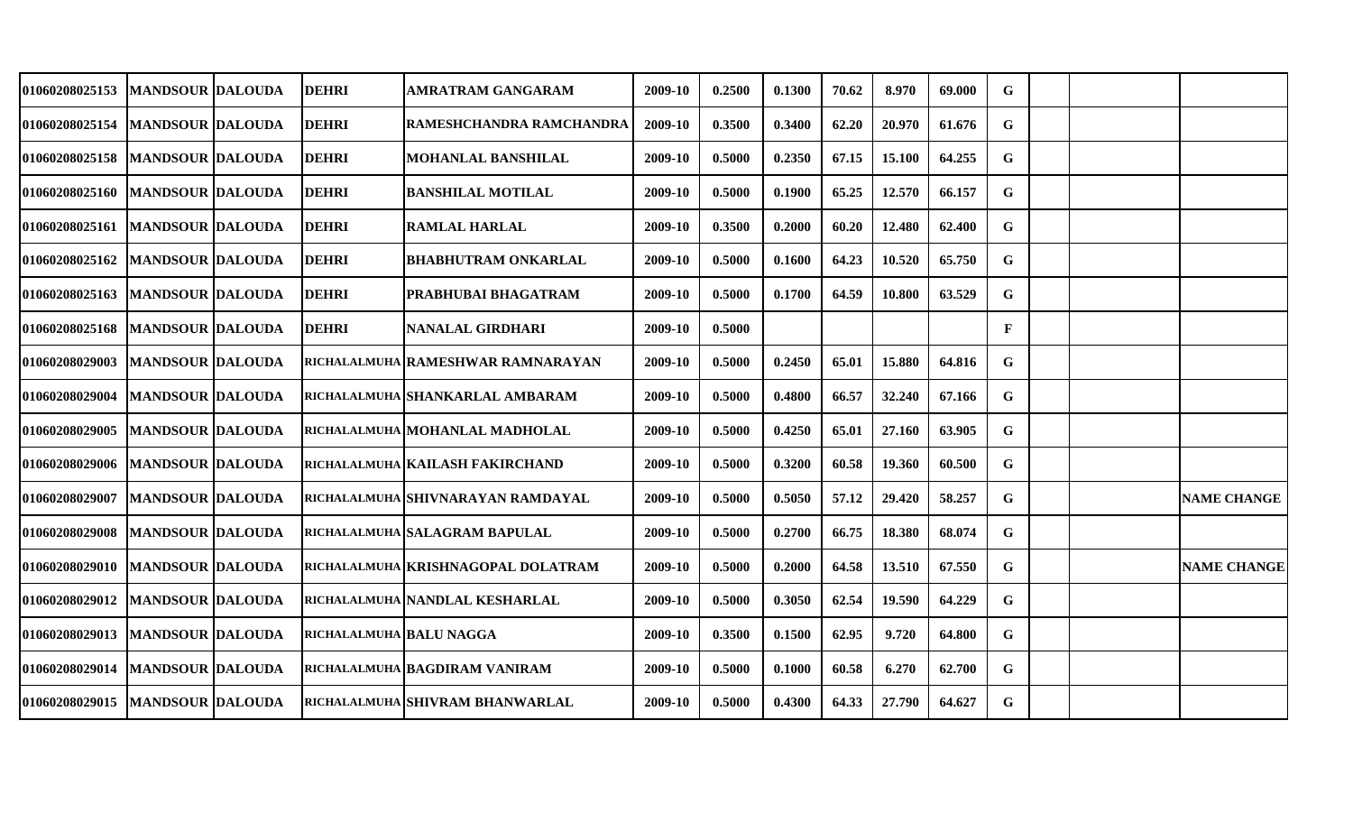| | | | | | | | | | | | | | | | |
|---|---|---|---|---|---|---|---|---|---|---|---|---|---|---|---|
| 01060208025153 | MANDSOUR | DALOUDA | DEHRI | AMRATRAM GANGARAM | 2009-10 | 0.2500 | 0.1300 | 70.62 | 8.970 | 69.000 | G | | | |
| 01060208025154 | MANDSOUR | DALOUDA | DEHRI | RAMESHCHANDRA RAMCHANDRA | 2009-10 | 0.3500 | 0.3400 | 62.20 | 20.970 | 61.676 | G | | | |
| 01060208025158 | MANDSOUR | DALOUDA | DEHRI | MOHANLAL BANSHILAL | 2009-10 | 0.5000 | 0.2350 | 67.15 | 15.100 | 64.255 | G | | | |
| 01060208025160 | MANDSOUR | DALOUDA | DEHRI | BANSHILAL MOTILAL | 2009-10 | 0.5000 | 0.1900 | 65.25 | 12.570 | 66.157 | G | | | |
| 01060208025161 | MANDSOUR | DALOUDA | DEHRI | RAMLAL HARLAL | 2009-10 | 0.3500 | 0.2000 | 60.20 | 12.480 | 62.400 | G | | | |
| 01060208025162 | MANDSOUR | DALOUDA | DEHRI | BHABHUTRAM ONKARLAL | 2009-10 | 0.5000 | 0.1600 | 64.23 | 10.520 | 65.750 | G | | | |
| 01060208025163 | MANDSOUR | DALOUDA | DEHRI | PRABHUBAI BHAGATRAM | 2009-10 | 0.5000 | 0.1700 | 64.59 | 10.800 | 63.529 | G | | | |
| 01060208025168 | MANDSOUR | DALOUDA | DEHRI | NANALAL GIRDHARI | 2009-10 | 0.5000 | | | | | F | | | |
| 01060208029003 | MANDSOUR | DALOUDA | RICHALALMUHA | RAMESHWAR RAMNARAYAN | 2009-10 | 0.5000 | 0.2450 | 65.01 | 15.880 | 64.816 | G | | | |
| 01060208029004 | MANDSOUR | DALOUDA | RICHALALMUHA | SHANKARLAL AMBARAM | 2009-10 | 0.5000 | 0.4800 | 66.57 | 32.240 | 67.166 | G | | | |
| 01060208029005 | MANDSOUR | DALOUDA | RICHALALMUHA | MOHANLAL MADHOLAL | 2009-10 | 0.5000 | 0.4250 | 65.01 | 27.160 | 63.905 | G | | | |
| 01060208029006 | MANDSOUR | DALOUDA | RICHALALMUHA | KAILASH FAKIRCHAND | 2009-10 | 0.5000 | 0.3200 | 60.58 | 19.360 | 60.500 | G | | | |
| 01060208029007 | MANDSOUR | DALOUDA | RICHALALMUHA | SHIVNARAYAN RAMDAYAL | 2009-10 | 0.5000 | 0.5050 | 57.12 | 29.420 | 58.257 | G | | | NAME CHANGE |
| 01060208029008 | MANDSOUR | DALOUDA | RICHALALMUHA | SALAGRAM BAPULAL | 2009-10 | 0.5000 | 0.2700 | 66.75 | 18.380 | 68.074 | G | | | |
| 01060208029010 | MANDSOUR | DALOUDA | RICHALALMUHA | KRISHNAGOPAL DOLATRAM | 2009-10 | 0.5000 | 0.2000 | 64.58 | 13.510 | 67.550 | G | | | NAME CHANGE |
| 01060208029012 | MANDSOUR | DALOUDA | RICHALALMUHA | NANDLAL KESHARLAL | 2009-10 | 0.5000 | 0.3050 | 62.54 | 19.590 | 64.229 | G | | | |
| 01060208029013 | MANDSOUR | DALOUDA | RICHALALMUHA | BALU NAGGA | 2009-10 | 0.3500 | 0.1500 | 62.95 | 9.720 | 64.800 | G | | | |
| 01060208029014 | MANDSOUR | DALOUDA | RICHALALMUHA | BAGDIRAM VANIRAM | 2009-10 | 0.5000 | 0.1000 | 60.58 | 6.270 | 62.700 | G | | | |
| 01060208029015 | MANDSOUR | DALOUDA | RICHALALMUHA | SHIVRAM BHANWARLAL | 2009-10 | 0.5000 | 0.4300 | 64.33 | 27.790 | 64.627 | G | | | |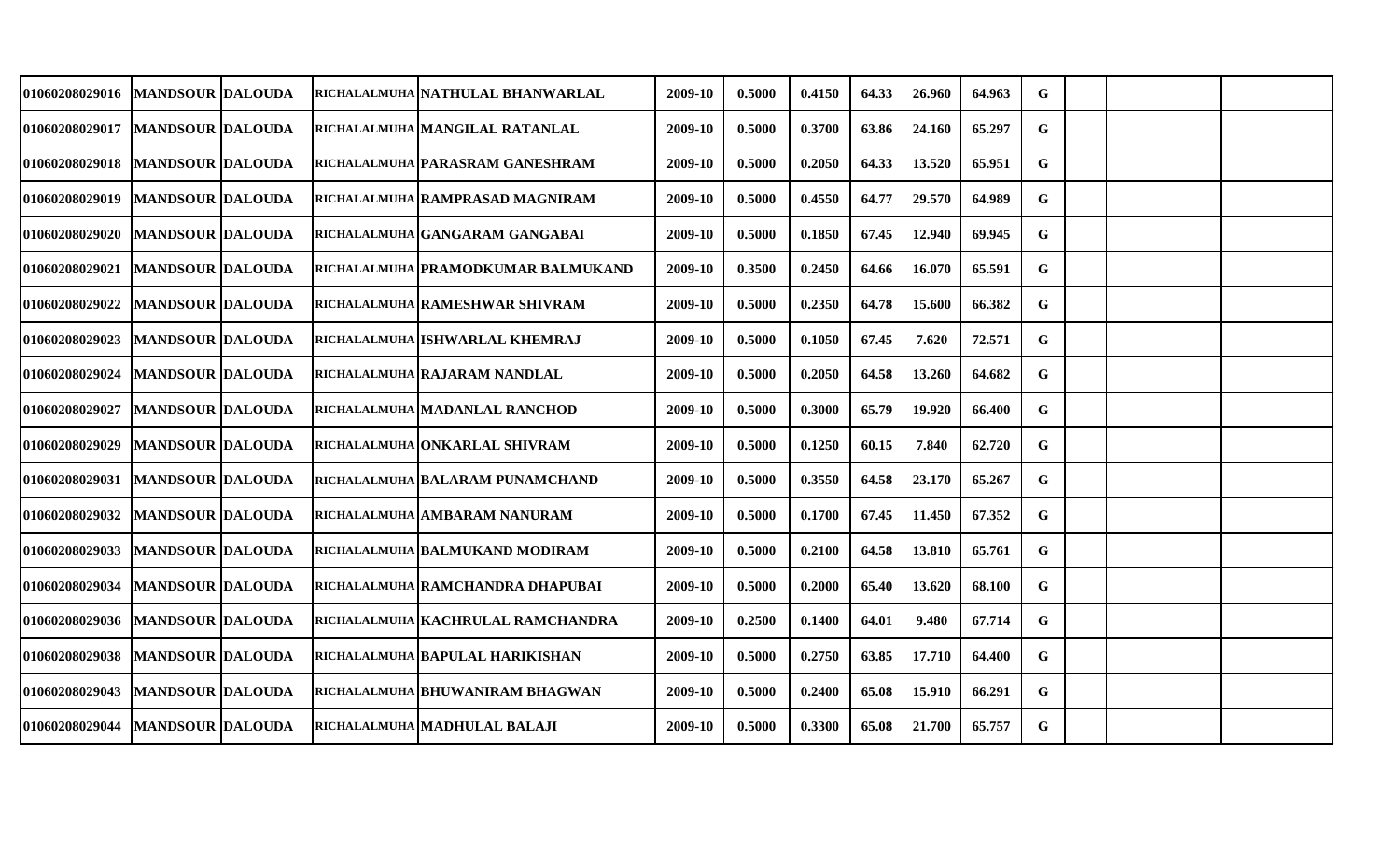| | | | | | | | | | | | | | | | |
|---|---|---|---|---|---|---|---|---|---|---|---|---|---|---|---|
| 01060208029016 | MANDSOUR | DALOUDA | RICHALALMUHA | NATHULAL BHANWARLAL | 2009-10 | 0.5000 | 0.4150 | 64.33 | 26.960 | 64.963 | G | | | | |
| 01060208029017 | MANDSOUR | DALOUDA | RICHALALMUHA | MANGILAL RATANLAL | 2009-10 | 0.5000 | 0.3700 | 63.86 | 24.160 | 65.297 | G | | | | |
| 01060208029018 | MANDSOUR | DALOUDA | RICHALALMUHA | PARASRAM GANESHRAM | 2009-10 | 0.5000 | 0.2050 | 64.33 | 13.520 | 65.951 | G | | | | |
| 01060208029019 | MANDSOUR | DALOUDA | RICHALALMUHA | RAMPRASAD MAGNIRAM | 2009-10 | 0.5000 | 0.4550 | 64.77 | 29.570 | 64.989 | G | | | | |
| 01060208029020 | MANDSOUR | DALOUDA | RICHALALMUHA | GANGARAM GANGABAI | 2009-10 | 0.5000 | 0.1850 | 67.45 | 12.940 | 69.945 | G | | | | |
| 01060208029021 | MANDSOUR | DALOUDA | RICHALALMUHA | PRAMODKUMAR BALMUKAND | 2009-10 | 0.3500 | 0.2450 | 64.66 | 16.070 | 65.591 | G | | | | |
| 01060208029022 | MANDSOUR | DALOUDA | RICHALALMUHA | RAMESHWAR SHIVRAM | 2009-10 | 0.5000 | 0.2350 | 64.78 | 15.600 | 66.382 | G | | | | |
| 01060208029023 | MANDSOUR | DALOUDA | RICHALALMUHA | ISHWARLAL KHEMRAJ | 2009-10 | 0.5000 | 0.1050 | 67.45 | 7.620 | 72.571 | G | | | | |
| 01060208029024 | MANDSOUR | DALOUDA | RICHALALMUHA | RAJARAM NANDLAL | 2009-10 | 0.5000 | 0.2050 | 64.58 | 13.260 | 64.682 | G | | | | |
| 01060208029027 | MANDSOUR | DALOUDA | RICHALALMUHA | MADANLAL RANCHOD | 2009-10 | 0.5000 | 0.3000 | 65.79 | 19.920 | 66.400 | G | | | | |
| 01060208029029 | MANDSOUR | DALOUDA | RICHALALMUHA | ONKARLAL SHIVRAM | 2009-10 | 0.5000 | 0.1250 | 60.15 | 7.840 | 62.720 | G | | | | |
| 01060208029031 | MANDSOUR | DALOUDA | RICHALALMUHA | BALARAM PUNAMCHAND | 2009-10 | 0.5000 | 0.3550 | 64.58 | 23.170 | 65.267 | G | | | | |
| 01060208029032 | MANDSOUR | DALOUDA | RICHALALMUHA | AMBARAM NANURAM | 2009-10 | 0.5000 | 0.1700 | 67.45 | 11.450 | 67.352 | G | | | | |
| 01060208029033 | MANDSOUR | DALOUDA | RICHALALMUHA | BALMUKAND MODIRAM | 2009-10 | 0.5000 | 0.2100 | 64.58 | 13.810 | 65.761 | G | | | | |
| 01060208029034 | MANDSOUR | DALOUDA | RICHALALMUHA | RAMCHANDRA DHAPUBAI | 2009-10 | 0.5000 | 0.2000 | 65.40 | 13.620 | 68.100 | G | | | | |
| 01060208029036 | MANDSOUR | DALOUDA | RICHALALMUHA | KACHRULAL RAMCHANDRA | 2009-10 | 0.2500 | 0.1400 | 64.01 | 9.480 | 67.714 | G | | | | |
| 01060208029038 | MANDSOUR | DALOUDA | RICHALALMUHA | BAPULAL HARIKISHAN | 2009-10 | 0.5000 | 0.2750 | 63.85 | 17.710 | 64.400 | G | | | | |
| 01060208029043 | MANDSOUR | DALOUDA | RICHALALMUHA | BHUWANIRAM BHAGWAN | 2009-10 | 0.5000 | 0.2400 | 65.08 | 15.910 | 66.291 | G | | | | |
| 01060208029044 | MANDSOUR | DALOUDA | RICHALALMUHA | MADHULAL BALAJI | 2009-10 | 0.5000 | 0.3300 | 65.08 | 21.700 | 65.757 | G | | | | |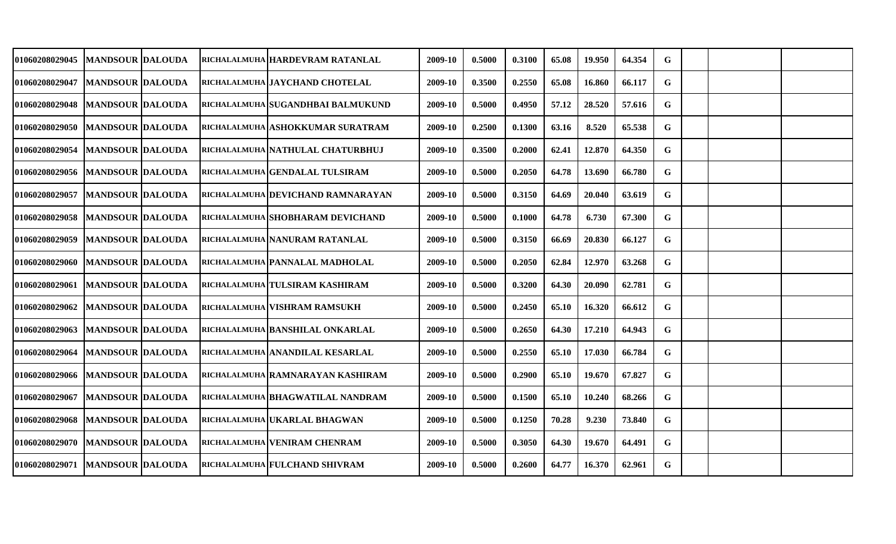| | | | | | | | | | | | | | | |
|---|---|---|---|---|---|---|---|---|---|---|---|---|---|---|
| 01060208029045 | MANDSOUR | DALOUDA | RICHALALMUHA | HARDEVRAM RATANLAL | 2009-10 | 0.5000 | 0.3100 | 65.08 | 19.950 | 64.354 | G | | | |
| 01060208029047 | MANDSOUR | DALOUDA | RICHALALMUHA | JAYCHAND CHOTELAL | 2009-10 | 0.3500 | 0.2550 | 65.08 | 16.860 | 66.117 | G | | | |
| 01060208029048 | MANDSOUR | DALOUDA | RICHALALMUHA | SUGANDHBAI BALMUKUND | 2009-10 | 0.5000 | 0.4950 | 57.12 | 28.520 | 57.616 | G | | | |
| 01060208029050 | MANDSOUR | DALOUDA | RICHALALMUHA | ASHOKKUMAR SURATRAM | 2009-10 | 0.2500 | 0.1300 | 63.16 | 8.520 | 65.538 | G | | | |
| 01060208029054 | MANDSOUR | DALOUDA | RICHALALMUHA | NATHULAL CHATURBHUJ | 2009-10 | 0.3500 | 0.2000 | 62.41 | 12.870 | 64.350 | G | | | |
| 01060208029056 | MANDSOUR | DALOUDA | RICHALALMUHA | GENDALAL TULSIRAM | 2009-10 | 0.5000 | 0.2050 | 64.78 | 13.690 | 66.780 | G | | | |
| 01060208029057 | MANDSOUR | DALOUDA | RICHALALMUHA | DEVICHAND RAMNARAYAN | 2009-10 | 0.5000 | 0.3150 | 64.69 | 20.040 | 63.619 | G | | | |
| 01060208029058 | MANDSOUR | DALOUDA | RICHALALMUHA | SHOBHARAM DEVICHAND | 2009-10 | 0.5000 | 0.1000 | 64.78 | 6.730 | 67.300 | G | | | |
| 01060208029059 | MANDSOUR | DALOUDA | RICHALALMUHA | NANURAM RATANLAL | 2009-10 | 0.5000 | 0.3150 | 66.69 | 20.830 | 66.127 | G | | | |
| 01060208029060 | MANDSOUR | DALOUDA | RICHALALMUHA | PANNALAL MADHOLAL | 2009-10 | 0.5000 | 0.2050 | 62.84 | 12.970 | 63.268 | G | | | |
| 01060208029061 | MANDSOUR | DALOUDA | RICHALALMUHA | TULSIRAM KASHIRAM | 2009-10 | 0.5000 | 0.3200 | 64.30 | 20.090 | 62.781 | G | | | |
| 01060208029062 | MANDSOUR | DALOUDA | RICHALALMUHA | VISHRAM RAMSUKH | 2009-10 | 0.5000 | 0.2450 | 65.10 | 16.320 | 66.612 | G | | | |
| 01060208029063 | MANDSOUR | DALOUDA | RICHALALMUHA | BANSHILAL ONKARLAL | 2009-10 | 0.5000 | 0.2650 | 64.30 | 17.210 | 64.943 | G | | | |
| 01060208029064 | MANDSOUR | DALOUDA | RICHALALMUHA | ANANDILAL KESARLAL | 2009-10 | 0.5000 | 0.2550 | 65.10 | 17.030 | 66.784 | G | | | |
| 01060208029066 | MANDSOUR | DALOUDA | RICHALALMUHA | RAMNARAYAN KASHIRAM | 2009-10 | 0.5000 | 0.2900 | 65.10 | 19.670 | 67.827 | G | | | |
| 01060208029067 | MANDSOUR | DALOUDA | RICHALALMUHA | BHAGWATILAL NANDRAM | 2009-10 | 0.5000 | 0.1500 | 65.10 | 10.240 | 68.266 | G | | | |
| 01060208029068 | MANDSOUR | DALOUDA | RICHALALMUHA | UKARLAL BHAGWAN | 2009-10 | 0.5000 | 0.1250 | 70.28 | 9.230 | 73.840 | G | | | |
| 01060208029070 | MANDSOUR | DALOUDA | RICHALALMUHA | VENIRAM CHENRAM | 2009-10 | 0.5000 | 0.3050 | 64.30 | 19.670 | 64.491 | G | | | |
| 01060208029071 | MANDSOUR | DALOUDA | RICHALALMUHA | FULCHAND SHIVRAM | 2009-10 | 0.5000 | 0.2600 | 64.77 | 16.370 | 62.961 | G | | | |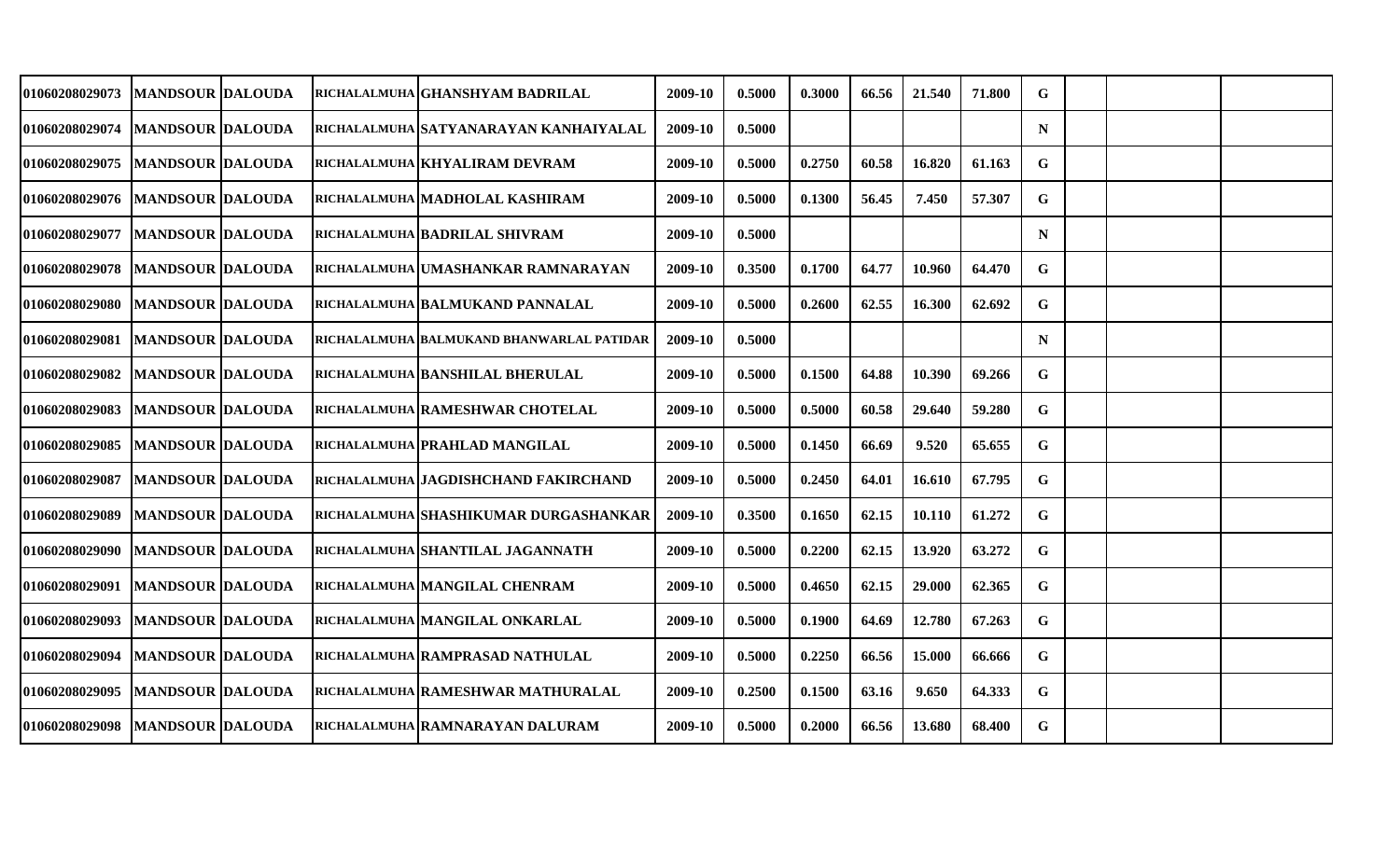| | | | | | | | | | | | | | | | |
|---|---|---|---|---|---|---|---|---|---|---|---|---|---|---|---|
| 01060208029073 | MANDSOUR | DALOUDA | RICHALALMUHA | GHANSHYAM BADRILAL | 2009-10 | 0.5000 | 0.3000 | 66.56 | 21.540 | 71.800 | G | | | | |
| 01060208029074 | MANDSOUR | DALOUDA | RICHALALMUHA | SATYANARAYAN KANHAIYALAL | 2009-10 | 0.5000 | | | | | N | | | | |
| 01060208029075 | MANDSOUR | DALOUDA | RICHALALMUHA | KHYALIRAM DEVRAM | 2009-10 | 0.5000 | 0.2750 | 60.58 | 16.820 | 61.163 | G | | | | |
| 01060208029076 | MANDSOUR | DALOUDA | RICHALALMUHA | MADHOLAL KASHIRAM | 2009-10 | 0.5000 | 0.1300 | 56.45 | 7.450 | 57.307 | G | | | | |
| 01060208029077 | MANDSOUR | DALOUDA | RICHALALMUHA | BADRILAL SHIVRAM | 2009-10 | 0.5000 | | | | | N | | | | |
| 01060208029078 | MANDSOUR | DALOUDA | RICHALALMUHA | UMASHANKAR RAMNARAYAN | 2009-10 | 0.3500 | 0.1700 | 64.77 | 10.960 | 64.470 | G | | | | |
| 01060208029080 | MANDSOUR | DALOUDA | RICHALALMUHA | BALMUKAND PANNALAL | 2009-10 | 0.5000 | 0.2600 | 62.55 | 16.300 | 62.692 | G | | | | |
| 01060208029081 | MANDSOUR | DALOUDA | RICHALALMUHA | BALMUKAND BHANWARLAL PATIDAR | 2009-10 | 0.5000 | | | | | N | | | | |
| 01060208029082 | MANDSOUR | DALOUDA | RICHALALMUHA | BANSHILAL BHERULAL | 2009-10 | 0.5000 | 0.1500 | 64.88 | 10.390 | 69.266 | G | | | | |
| 01060208029083 | MANDSOUR | DALOUDA | RICHALALMUHA | RAMESHWAR CHOTELAL | 2009-10 | 0.5000 | 0.5000 | 60.58 | 29.640 | 59.280 | G | | | | |
| 01060208029085 | MANDSOUR | DALOUDA | RICHALALMUHA | PRAHLAD MANGILAL | 2009-10 | 0.5000 | 0.1450 | 66.69 | 9.520 | 65.655 | G | | | | |
| 01060208029087 | MANDSOUR | DALOUDA | RICHALALMUHA | JAGDISHCHAND FAKIRCHAND | 2009-10 | 0.5000 | 0.2450 | 64.01 | 16.610 | 67.795 | G | | | | |
| 01060208029089 | MANDSOUR | DALOUDA | RICHALALMUHA | SHASHIKUMAR DURGASHANKAR | 2009-10 | 0.3500 | 0.1650 | 62.15 | 10.110 | 61.272 | G | | | | |
| 01060208029090 | MANDSOUR | DALOUDA | RICHALALMUHA | SHANTILAL JAGANNATH | 2009-10 | 0.5000 | 0.2200 | 62.15 | 13.920 | 63.272 | G | | | | |
| 01060208029091 | MANDSOUR | DALOUDA | RICHALALMUHA | MANGILAL CHENRAM | 2009-10 | 0.5000 | 0.4650 | 62.15 | 29.000 | 62.365 | G | | | | |
| 01060208029093 | MANDSOUR | DALOUDA | RICHALALMUHA | MANGILAL ONKARLAL | 2009-10 | 0.5000 | 0.1900 | 64.69 | 12.780 | 67.263 | G | | | | |
| 01060208029094 | MANDSOUR | DALOUDA | RICHALALMUHA | RAMPRASAD NATHULAL | 2009-10 | 0.5000 | 0.2250 | 66.56 | 15.000 | 66.666 | G | | | | |
| 01060208029095 | MANDSOUR | DALOUDA | RICHALALMUHA | RAMESHWAR MATHURALAL | 2009-10 | 0.2500 | 0.1500 | 63.16 | 9.650 | 64.333 | G | | | | |
| 01060208029098 | MANDSOUR | DALOUDA | RICHALALMUHA | RAMNARAYAN DALURAM | 2009-10 | 0.5000 | 0.2000 | 66.56 | 13.680 | 68.400 | G | | | | |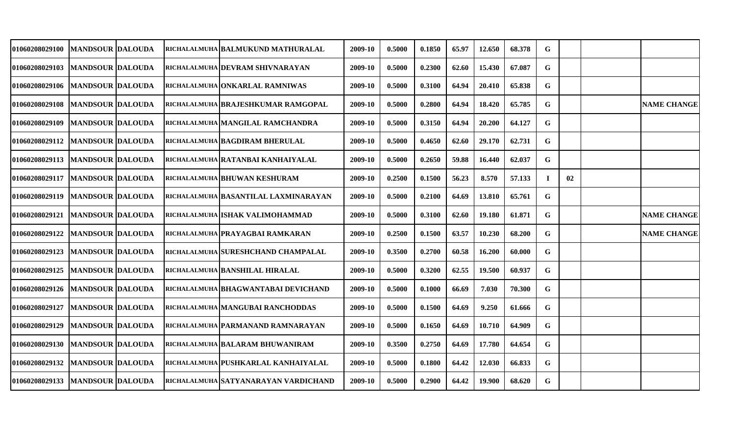| | | | | | | | | | | | | | | |
|---|---|---|---|---|---|---|---|---|---|---|---|---|---|---|
| 01060208029100 | MANDSOUR | DALOUDA | RICHALALMUHA | BALMUKUND MATHURALAL | 2009-10 | 0.5000 | 0.1850 | 65.97 | 12.650 | 68.378 | G | | | |
| 01060208029103 | MANDSOUR | DALOUDA | RICHALALMUHA | DEVRAM SHIVNARAYAN | 2009-10 | 0.5000 | 0.2300 | 62.60 | 15.430 | 67.087 | G | | | |
| 01060208029106 | MANDSOUR | DALOUDA | RICHALALMUHA | ONKARLAL RAMNIWAS | 2009-10 | 0.5000 | 0.3100 | 64.94 | 20.410 | 65.838 | G | | | |
| 01060208029108 | MANDSOUR | DALOUDA | RICHALALMUHA | BRAJESHKUMAR RAMGOPAL | 2009-10 | 0.5000 | 0.2800 | 64.94 | 18.420 | 65.785 | G | | | NAME CHANGE |
| 01060208029109 | MANDSOUR | DALOUDA | RICHALALMUHA | MANGILAL RAMCHANDRA | 2009-10 | 0.5000 | 0.3150 | 64.94 | 20.200 | 64.127 | G | | | |
| 01060208029112 | MANDSOUR | DALOUDA | RICHALALMUHA | BAGDIRAM BHERULAL | 2009-10 | 0.5000 | 0.4650 | 62.60 | 29.170 | 62.731 | G | | | |
| 01060208029113 | MANDSOUR | DALOUDA | RICHALALMUHA | RATANBAI KANHAIYALAL | 2009-10 | 0.5000 | 0.2650 | 59.88 | 16.440 | 62.037 | G | | | |
| 01060208029117 | MANDSOUR | DALOUDA | RICHALALMUHA | BHUWAN KESHURAM | 2009-10 | 0.2500 | 0.1500 | 56.23 | 8.570 | 57.133 | I | 02 | | |
| 01060208029119 | MANDSOUR | DALOUDA | RICHALALMUHA | BASANTILAL LAXMINARAYAN | 2009-10 | 0.5000 | 0.2100 | 64.69 | 13.810 | 65.761 | G | | | |
| 01060208029121 | MANDSOUR | DALOUDA | RICHALALMUHA | ISHAK VALIMOHAMMAD | 2009-10 | 0.5000 | 0.3100 | 62.60 | 19.180 | 61.871 | G | | | NAME CHANGE |
| 01060208029122 | MANDSOUR | DALOUDA | RICHALALMUHA | PRAYAGBAI RAMKARAN | 2009-10 | 0.2500 | 0.1500 | 63.57 | 10.230 | 68.200 | G | | | NAME CHANGE |
| 01060208029123 | MANDSOUR | DALOUDA | RICHALALMUHA | SURESHCHAND CHAMPALAL | 2009-10 | 0.3500 | 0.2700 | 60.58 | 16.200 | 60.000 | G | | | |
| 01060208029125 | MANDSOUR | DALOUDA | RICHALALMUHA | BANSHILAL HIRALAL | 2009-10 | 0.5000 | 0.3200 | 62.55 | 19.500 | 60.937 | G | | | |
| 01060208029126 | MANDSOUR | DALOUDA | RICHALALMUHA | BHAGWANTABAI DEVICHAND | 2009-10 | 0.5000 | 0.1000 | 66.69 | 7.030 | 70.300 | G | | | |
| 01060208029127 | MANDSOUR | DALOUDA | RICHALALMUHA | MANGUBAI RANCHODDAS | 2009-10 | 0.5000 | 0.1500 | 64.69 | 9.250 | 61.666 | G | | | |
| 01060208029129 | MANDSOUR | DALOUDA | RICHALALMUHA | PARMANAND RAMNARAYAN | 2009-10 | 0.5000 | 0.1650 | 64.69 | 10.710 | 64.909 | G | | | |
| 01060208029130 | MANDSOUR | DALOUDA | RICHALALMUHA | BALARAM BHUWANIRAM | 2009-10 | 0.3500 | 0.2750 | 64.69 | 17.780 | 64.654 | G | | | |
| 01060208029132 | MANDSOUR | DALOUDA | RICHALALMUHA | PUSHKARLAL KANHAIYALAL | 2009-10 | 0.5000 | 0.1800 | 64.42 | 12.030 | 66.833 | G | | | |
| 01060208029133 | MANDSOUR | DALOUDA | RICHALALMUHA | SATYANARAYAN VARDICHAND | 2009-10 | 0.5000 | 0.2900 | 64.42 | 19.900 | 68.620 | G | | | |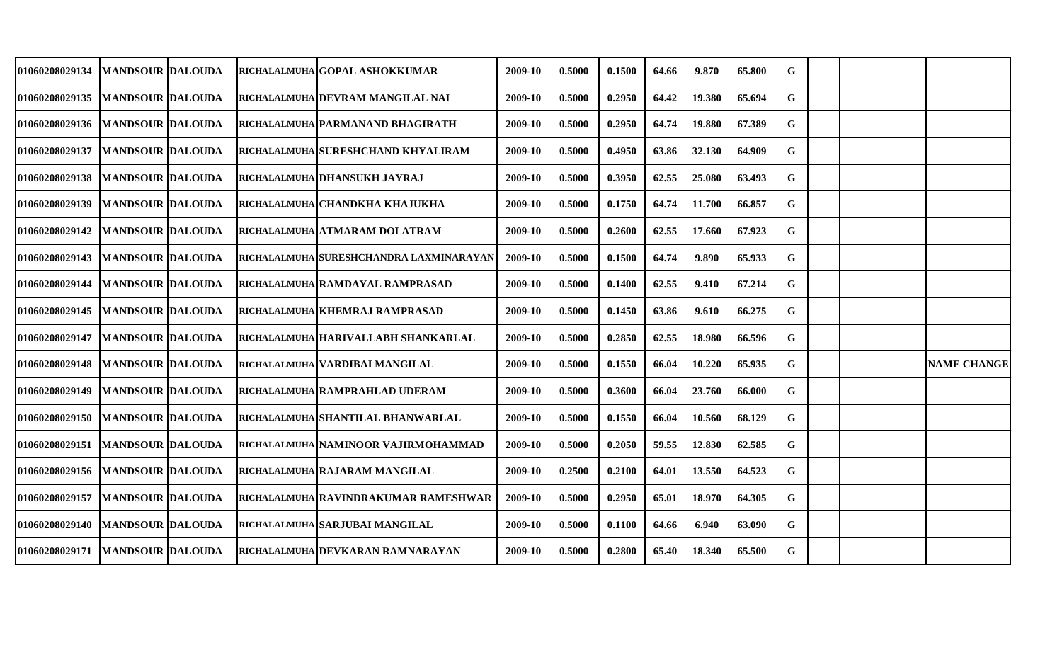| | | | | | | | | | | | | | | |
|---|---|---|---|---|---|---|---|---|---|---|---|---|---|---|
| 01060208029134 | MANDSOUR | DALOUDA | RICHALALMUHA | GOPAL ASHOKKUMAR | 2009-10 | 0.5000 | 0.1500 | 64.66 | 9.870 | 65.800 | G | | | |
| 01060208029135 | MANDSOUR | DALOUDA | RICHALALMUHA | DEVRAM MANGILAL NAI | 2009-10 | 0.5000 | 0.2950 | 64.42 | 19.380 | 65.694 | G | | | |
| 01060208029136 | MANDSOUR | DALOUDA | RICHALALMUHA | PARMANAND BHAGIRATH | 2009-10 | 0.5000 | 0.2950 | 64.74 | 19.880 | 67.389 | G | | | |
| 01060208029137 | MANDSOUR | DALOUDA | RICHALALMUHA | SURESHCHAND KHYALIRAM | 2009-10 | 0.5000 | 0.4950 | 63.86 | 32.130 | 64.909 | G | | | |
| 01060208029138 | MANDSOUR | DALOUDA | RICHALALMUHA | DHANSUKH JAYRAJ | 2009-10 | 0.5000 | 0.3950 | 62.55 | 25.080 | 63.493 | G | | | |
| 01060208029139 | MANDSOUR | DALOUDA | RICHALALMUHA | CHANDKHA KHAJUKHA | 2009-10 | 0.5000 | 0.1750 | 64.74 | 11.700 | 66.857 | G | | | |
| 01060208029142 | MANDSOUR | DALOUDA | RICHALALMUHA | ATMARAM DOLATRAM | 2009-10 | 0.5000 | 0.2600 | 62.55 | 17.660 | 67.923 | G | | | |
| 01060208029143 | MANDSOUR | DALOUDA | RICHALALMUHA | SURESHCHANDRA LAXMINARAYAN | 2009-10 | 0.5000 | 0.1500 | 64.74 | 9.890 | 65.933 | G | | | |
| 01060208029144 | MANDSOUR | DALOUDA | RICHALALMUHA | RAMDAYAL RAMPRASAD | 2009-10 | 0.5000 | 0.1400 | 62.55 | 9.410 | 67.214 | G | | | |
| 01060208029145 | MANDSOUR | DALOUDA | RICHALALMUHA | KHEMRAJ RAMPRASAD | 2009-10 | 0.5000 | 0.1450 | 63.86 | 9.610 | 66.275 | G | | | |
| 01060208029147 | MANDSOUR | DALOUDA | RICHALALMUHA | HARIVALLABH SHANKARLAL | 2009-10 | 0.5000 | 0.2850 | 62.55 | 18.980 | 66.596 | G | | | |
| 01060208029148 | MANDSOUR | DALOUDA | RICHALALMUHA | VARDIBAI MANGILAL | 2009-10 | 0.5000 | 0.1550 | 66.04 | 10.220 | 65.935 | G | | | NAME CHANGE |
| 01060208029149 | MANDSOUR | DALOUDA | RICHALALMUHA | RAMPRAHLAD UDERAM | 2009-10 | 0.5000 | 0.3600 | 66.04 | 23.760 | 66.000 | G | | | |
| 01060208029150 | MANDSOUR | DALOUDA | RICHALALMUHA | SHANTILAL BHANWARLAL | 2009-10 | 0.5000 | 0.1550 | 66.04 | 10.560 | 68.129 | G | | | |
| 01060208029151 | MANDSOUR | DALOUDA | RICHALALMUHA | NAMINOOR VAJIRMOHAMMAD | 2009-10 | 0.5000 | 0.2050 | 59.55 | 12.830 | 62.585 | G | | | |
| 01060208029156 | MANDSOUR | DALOUDA | RICHALALMUHA | RAJARAM MANGILAL | 2009-10 | 0.2500 | 0.2100 | 64.01 | 13.550 | 64.523 | G | | | |
| 01060208029157 | MANDSOUR | DALOUDA | RICHALALMUHA | RAVINDRAKUMAR RAMESHWAR | 2009-10 | 0.5000 | 0.2950 | 65.01 | 18.970 | 64.305 | G | | | |
| 01060208029140 | MANDSOUR | DALOUDA | RICHALALMUHA | SARJUBAI MANGILAL | 2009-10 | 0.5000 | 0.1100 | 64.66 | 6.940 | 63.090 | G | | | |
| 01060208029171 | MANDSOUR | DALOUDA | RICHALALMUHA | DEVKARAN RAMNARAYAN | 2009-10 | 0.5000 | 0.2800 | 65.40 | 18.340 | 65.500 | G | | | |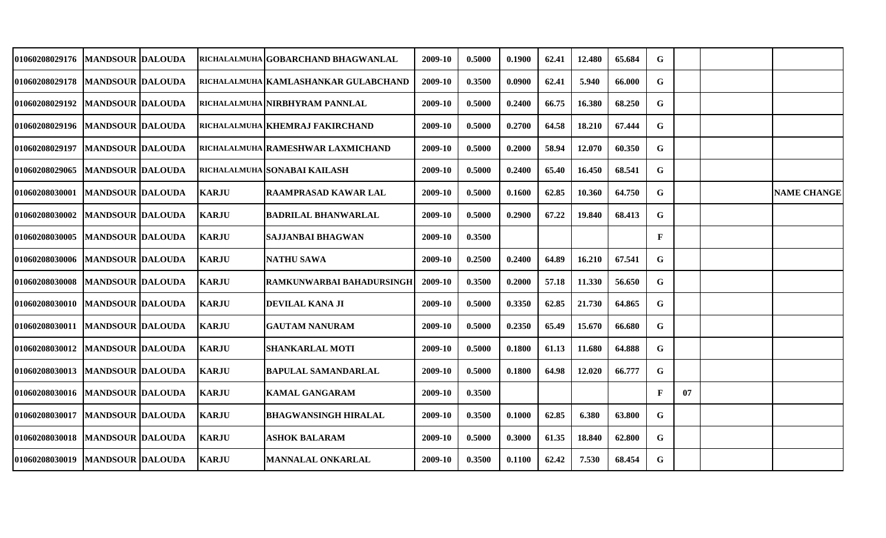| | | | | | | | | | | | | | | | |
|---|---|---|---|---|---|---|---|---|---|---|---|---|---|---|---|
| 01060208029176 | MANDSOUR | DALOUDA | RICHALALMUHA | GOBARCHAND BHAGWANLAL | 2009-10 | 0.5000 | 0.1900 | 62.41 | 12.480 | 65.684 | G | | | | |
| 01060208029178 | MANDSOUR | DALOUDA | RICHALALMUHA | KAMLASHANKAR GULABCHAND | 2009-10 | 0.3500 | 0.0900 | 62.41 | 5.940 | 66.000 | G | | | | |
| 01060208029192 | MANDSOUR | DALOUDA | RICHALALMUHA | NIRBHYRAM PANNLAL | 2009-10 | 0.5000 | 0.2400 | 66.75 | 16.380 | 68.250 | G | | | | |
| 01060208029196 | MANDSOUR | DALOUDA | RICHALALMUHA | KHEMRAJ FAKIRCHAND | 2009-10 | 0.5000 | 0.2700 | 64.58 | 18.210 | 67.444 | G | | | | |
| 01060208029197 | MANDSOUR | DALOUDA | RICHALALMUHA | RAMESHWAR LAXMICHAND | 2009-10 | 0.5000 | 0.2000 | 58.94 | 12.070 | 60.350 | G | | | | |
| 01060208029065 | MANDSOUR | DALOUDA | RICHALALMUHA | SONABAI KAILASH | 2009-10 | 0.5000 | 0.2400 | 65.40 | 16.450 | 68.541 | G | | | | |
| 01060208030001 | MANDSOUR | DALOUDA | KARJU | RAAMPRASAD KAWAR LAL | 2009-10 | 0.5000 | 0.1600 | 62.85 | 10.360 | 64.750 | G | | | | NAME CHANGE |
| 01060208030002 | MANDSOUR | DALOUDA | KARJU | BADRILAL BHANWARLAL | 2009-10 | 0.5000 | 0.2900 | 67.22 | 19.840 | 68.413 | G | | | | |
| 01060208030005 | MANDSOUR | DALOUDA | KARJU | SAJJANBAI BHAGWAN | 2009-10 | 0.3500 | | | | | F | | | | |
| 01060208030006 | MANDSOUR | DALOUDA | KARJU | NATHU SAWA | 2009-10 | 0.2500 | 0.2400 | 64.89 | 16.210 | 67.541 | G | | | | |
| 01060208030008 | MANDSOUR | DALOUDA | KARJU | RAMKUNWARBAI BAHADURSINGH | 2009-10 | 0.3500 | 0.2000 | 57.18 | 11.330 | 56.650 | G | | | | |
| 01060208030010 | MANDSOUR | DALOUDA | KARJU | DEVILAL KANA JI | 2009-10 | 0.5000 | 0.3350 | 62.85 | 21.730 | 64.865 | G | | | | |
| 01060208030011 | MANDSOUR | DALOUDA | KARJU | GAUTAM NANURAM | 2009-10 | 0.5000 | 0.2350 | 65.49 | 15.670 | 66.680 | G | | | | |
| 01060208030012 | MANDSOUR | DALOUDA | KARJU | SHANKARLAL MOTI | 2009-10 | 0.5000 | 0.1800 | 61.13 | 11.680 | 64.888 | G | | | | |
| 01060208030013 | MANDSOUR | DALOUDA | KARJU | BAPULAL SAMANDARLAL | 2009-10 | 0.5000 | 0.1800 | 64.98 | 12.020 | 66.777 | G | | | | |
| 01060208030016 | MANDSOUR | DALOUDA | KARJU | KAMAL GANGARAM | 2009-10 | 0.3500 | | | | | F | 07 | | | |
| 01060208030017 | MANDSOUR | DALOUDA | KARJU | BHAGWANSINGH HIRALAL | 2009-10 | 0.3500 | 0.1000 | 62.85 | 6.380 | 63.800 | G | | | | |
| 01060208030018 | MANDSOUR | DALOUDA | KARJU | ASHOK BALARAM | 2009-10 | 0.5000 | 0.3000 | 61.35 | 18.840 | 62.800 | G | | | | |
| 01060208030019 | MANDSOUR | DALOUDA | KARJU | MANNALAL ONKARLAL | 2009-10 | 0.3500 | 0.1100 | 62.42 | 7.530 | 68.454 | G | | | | |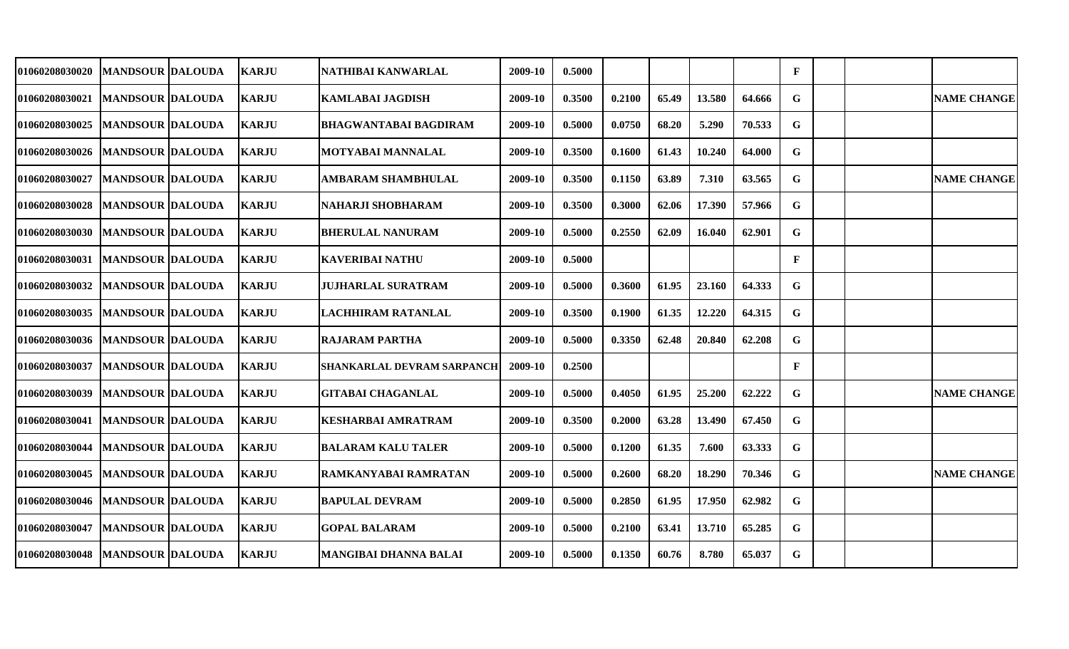| | | | | | | | | | | | | | | | |
|---|---|---|---|---|---|---|---|---|---|---|---|---|---|---|---|
| 01060208030020 | MANDSOUR | DALOUDA | KARJU | NATHIBAI KANWARLAL | 2009-10 | 0.5000 | | | | | F | | | |
| 01060208030021 | MANDSOUR | DALOUDA | KARJU | KAMLABAI JAGDISH | 2009-10 | 0.3500 | 0.2100 | 65.49 | 13.580 | 64.666 | G | | | NAME CHANGE |
| 01060208030025 | MANDSOUR | DALOUDA | KARJU | BHAGWANTABAI BAGDIRAM | 2009-10 | 0.5000 | 0.0750 | 68.20 | 5.290 | 70.533 | G | | | |
| 01060208030026 | MANDSOUR | DALOUDA | KARJU | MOTYABAI MANNALAL | 2009-10 | 0.3500 | 0.1600 | 61.43 | 10.240 | 64.000 | G | | | |
| 01060208030027 | MANDSOUR | DALOUDA | KARJU | AMBARAM SHAMBHULAL | 2009-10 | 0.3500 | 0.1150 | 63.89 | 7.310 | 63.565 | G | | | NAME CHANGE |
| 01060208030028 | MANDSOUR | DALOUDA | KARJU | NAHARJI SHOBHARAM | 2009-10 | 0.3500 | 0.3000 | 62.06 | 17.390 | 57.966 | G | | | |
| 01060208030030 | MANDSOUR | DALOUDA | KARJU | BHERULAL NANURAM | 2009-10 | 0.5000 | 0.2550 | 62.09 | 16.040 | 62.901 | G | | | |
| 01060208030031 | MANDSOUR | DALOUDA | KARJU | KAVERIBAI NATHU | 2009-10 | 0.5000 | | | | | F | | | |
| 01060208030032 | MANDSOUR | DALOUDA | KARJU | JUJHARLAL SURATRAM | 2009-10 | 0.5000 | 0.3600 | 61.95 | 23.160 | 64.333 | G | | | |
| 01060208030035 | MANDSOUR | DALOUDA | KARJU | LACHHIRAM RATANLAL | 2009-10 | 0.3500 | 0.1900 | 61.35 | 12.220 | 64.315 | G | | | |
| 01060208030036 | MANDSOUR | DALOUDA | KARJU | RAJARAM PARTHA | 2009-10 | 0.5000 | 0.3350 | 62.48 | 20.840 | 62.208 | G | | | |
| 01060208030037 | MANDSOUR | DALOUDA | KARJU | SHANKARLAL DEVRAM SARPANCH | 2009-10 | 0.2500 | | | | | F | | | |
| 01060208030039 | MANDSOUR | DALOUDA | KARJU | GITABAI CHAGANLAL | 2009-10 | 0.5000 | 0.4050 | 61.95 | 25.200 | 62.222 | G | | | NAME CHANGE |
| 01060208030041 | MANDSOUR | DALOUDA | KARJU | KESHARBAI AMRATRAM | 2009-10 | 0.3500 | 0.2000 | 63.28 | 13.490 | 67.450 | G | | | |
| 01060208030044 | MANDSOUR | DALOUDA | KARJU | BALARAM KALU TALER | 2009-10 | 0.5000 | 0.1200 | 61.35 | 7.600 | 63.333 | G | | | |
| 01060208030045 | MANDSOUR | DALOUDA | KARJU | RAMKANYABAI RAMRATAN | 2009-10 | 0.5000 | 0.2600 | 68.20 | 18.290 | 70.346 | G | | | NAME CHANGE |
| 01060208030046 | MANDSOUR | DALOUDA | KARJU | BAPULAL DEVRAM | 2009-10 | 0.5000 | 0.2850 | 61.95 | 17.950 | 62.982 | G | | | |
| 01060208030047 | MANDSOUR | DALOUDA | KARJU | GOPAL BALARAM | 2009-10 | 0.5000 | 0.2100 | 63.41 | 13.710 | 65.285 | G | | | |
| 01060208030048 | MANDSOUR | DALOUDA | KARJU | MANGIBAI DHANNA BALAI | 2009-10 | 0.5000 | 0.1350 | 60.76 | 8.780 | 65.037 | G | | | |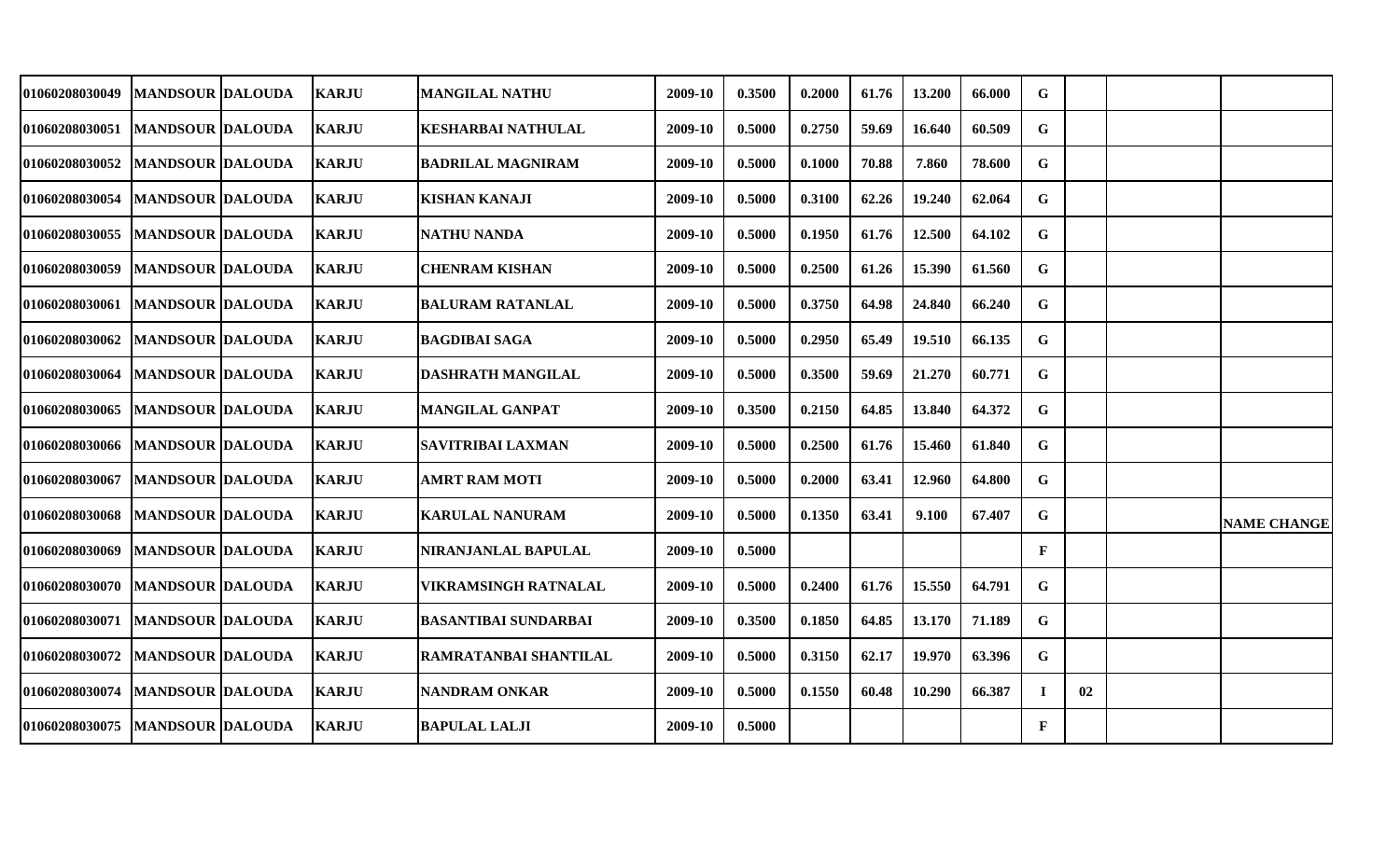| | | | | | | | | | | | | | | |
|---|---|---|---|---|---|---|---|---|---|---|---|---|---|---|
| 01060208030049 | MANDSOUR | DALOUDA | KARJU | MANGILAL NATHU | 2009-10 | 0.3500 | 0.2000 | 61.76 | 13.200 | 66.000 | G | | | |
| 01060208030051 | MANDSOUR | DALOUDA | KARJU | KESHARBAI NATHULAL | 2009-10 | 0.5000 | 0.2750 | 59.69 | 16.640 | 60.509 | G | | | |
| 01060208030052 | MANDSOUR | DALOUDA | KARJU | BADRILAL MAGNIRAM | 2009-10 | 0.5000 | 0.1000 | 70.88 | 7.860 | 78.600 | G | | | |
| 01060208030054 | MANDSOUR | DALOUDA | KARJU | KISHAN KANAJI | 2009-10 | 0.5000 | 0.3100 | 62.26 | 19.240 | 62.064 | G | | | |
| 01060208030055 | MANDSOUR | DALOUDA | KARJU | NATHU NANDA | 2009-10 | 0.5000 | 0.1950 | 61.76 | 12.500 | 64.102 | G | | | |
| 01060208030059 | MANDSOUR | DALOUDA | KARJU | CHENRAM KISHAN | 2009-10 | 0.5000 | 0.2500 | 61.26 | 15.390 | 61.560 | G | | | |
| 01060208030061 | MANDSOUR | DALOUDA | KARJU | BALURAM RATANLAL | 2009-10 | 0.5000 | 0.3750 | 64.98 | 24.840 | 66.240 | G | | | |
| 01060208030062 | MANDSOUR | DALOUDA | KARJU | BAGDIBAI SAGA | 2009-10 | 0.5000 | 0.2950 | 65.49 | 19.510 | 66.135 | G | | | |
| 01060208030064 | MANDSOUR | DALOUDA | KARJU | DASHRATH MANGILAL | 2009-10 | 0.5000 | 0.3500 | 59.69 | 21.270 | 60.771 | G | | | |
| 01060208030065 | MANDSOUR | DALOUDA | KARJU | MANGILAL GANPAT | 2009-10 | 0.3500 | 0.2150 | 64.85 | 13.840 | 64.372 | G | | | |
| 01060208030066 | MANDSOUR | DALOUDA | KARJU | SAVITRIBAI LAXMAN | 2009-10 | 0.5000 | 0.2500 | 61.76 | 15.460 | 61.840 | G | | | |
| 01060208030067 | MANDSOUR | DALOUDA | KARJU | AMRT RAM MOTI | 2009-10 | 0.5000 | 0.2000 | 63.41 | 12.960 | 64.800 | G | | | |
| 01060208030068 | MANDSOUR | DALOUDA | KARJU | KARULAL NANURAM | 2009-10 | 0.5000 | 0.1350 | 63.41 | 9.100 | 67.407 | G | | | NAME CHANGE |
| 01060208030069 | MANDSOUR | DALOUDA | KARJU | NIRANJANLAL BAPULAL | 2009-10 | 0.5000 | | | | | F | | | |
| 01060208030070 | MANDSOUR | DALOUDA | KARJU | VIKRAMSINGH RATNALAL | 2009-10 | 0.5000 | 0.2400 | 61.76 | 15.550 | 64.791 | G | | | |
| 01060208030071 | MANDSOUR | DALOUDA | KARJU | BASANTIBAI SUNDARBAI | 2009-10 | 0.3500 | 0.1850 | 64.85 | 13.170 | 71.189 | G | | | |
| 01060208030072 | MANDSOUR | DALOUDA | KARJU | RAMRATANBAI SHANTILAL | 2009-10 | 0.5000 | 0.3150 | 62.17 | 19.970 | 63.396 | G | | | |
| 01060208030074 | MANDSOUR | DALOUDA | KARJU | NANDRAM ONKAR | 2009-10 | 0.5000 | 0.1550 | 60.48 | 10.290 | 66.387 | I | 02 | | |
| 01060208030075 | MANDSOUR | DALOUDA | KARJU | BAPULAL LALJI | 2009-10 | 0.5000 | | | | | F | | | |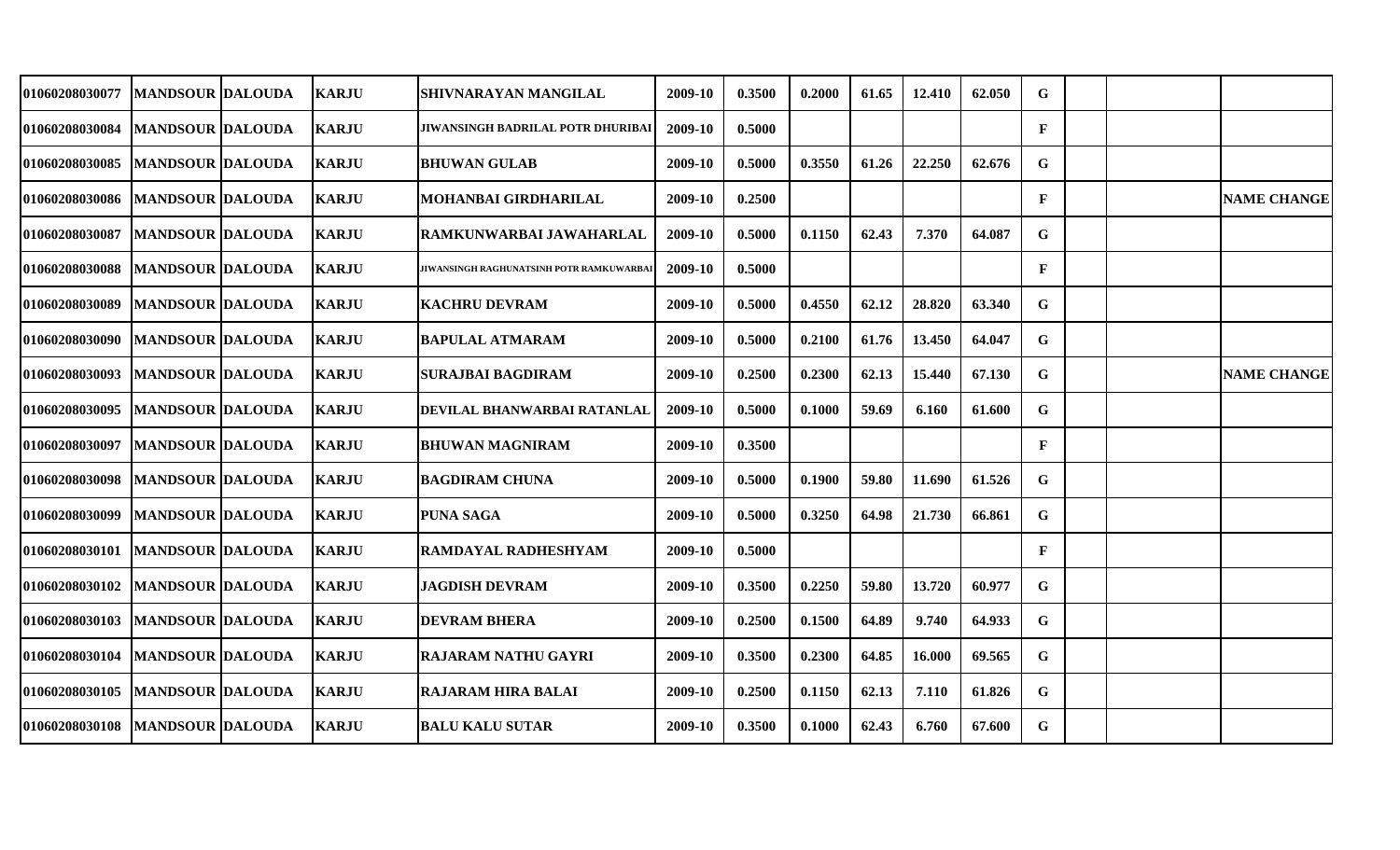| | | | | | | | | | | | | | | |
|---|---|---|---|---|---|---|---|---|---|---|---|---|---|---|
| 01060208030077 | MANDSOUR | DALOUDA | KARJU | SHIVNARAYAN MANGILAL | 2009-10 | 0.3500 | 0.2000 | 61.65 | 12.410 | 62.050 | G | | | |
| 01060208030084 | MANDSOUR | DALOUDA | KARJU | JIWANSINGH BADRILAL POTR DHURIBAI | 2009-10 | 0.5000 | | | | | F | | | |
| 01060208030085 | MANDSOUR | DALOUDA | KARJU | BHUWAN GULAB | 2009-10 | 0.5000 | 0.3550 | 61.26 | 22.250 | 62.676 | G | | | |
| 01060208030086 | MANDSOUR | DALOUDA | KARJU | MOHANBAI GIRDHARILAL | 2009-10 | 0.2500 | | | | | F | | | NAME CHANGE |
| 01060208030087 | MANDSOUR | DALOUDA | KARJU | RAMKUNWARBAI JAWAHARLAL | 2009-10 | 0.5000 | 0.1150 | 62.43 | 7.370 | 64.087 | G | | | |
| 01060208030088 | MANDSOUR | DALOUDA | KARJU | JIWANSINGH RAGHUNATSINH POTR RAMKUWARBAI | 2009-10 | 0.5000 | | | | | F | | | |
| 01060208030089 | MANDSOUR | DALOUDA | KARJU | KACHRU DEVRAM | 2009-10 | 0.5000 | 0.4550 | 62.12 | 28.820 | 63.340 | G | | | |
| 01060208030090 | MANDSOUR | DALOUDA | KARJU | BAPULAL ATMARAM | 2009-10 | 0.5000 | 0.2100 | 61.76 | 13.450 | 64.047 | G | | | |
| 01060208030093 | MANDSOUR | DALOUDA | KARJU | SURAJBAI BAGDIRAM | 2009-10 | 0.2500 | 0.2300 | 62.13 | 15.440 | 67.130 | G | | | NAME CHANGE |
| 01060208030095 | MANDSOUR | DALOUDA | KARJU | DEVILAL BHANWARBAI RATANLAL | 2009-10 | 0.5000 | 0.1000 | 59.69 | 6.160 | 61.600 | G | | | |
| 01060208030097 | MANDSOUR | DALOUDA | KARJU | BHUWAN MAGNIRAM | 2009-10 | 0.3500 | | | | | F | | | |
| 01060208030098 | MANDSOUR | DALOUDA | KARJU | BAGDIRAM CHUNA | 2009-10 | 0.5000 | 0.1900 | 59.80 | 11.690 | 61.526 | G | | | |
| 01060208030099 | MANDSOUR | DALOUDA | KARJU | PUNA SAGA | 2009-10 | 0.5000 | 0.3250 | 64.98 | 21.730 | 66.861 | G | | | |
| 01060208030101 | MANDSOUR | DALOUDA | KARJU | RAMDAYAL RADHESHYAM | 2009-10 | 0.5000 | | | | | F | | | |
| 01060208030102 | MANDSOUR | DALOUDA | KARJU | JAGDISH DEVRAM | 2009-10 | 0.3500 | 0.2250 | 59.80 | 13.720 | 60.977 | G | | | |
| 01060208030103 | MANDSOUR | DALOUDA | KARJU | DEVRAM BHERA | 2009-10 | 0.2500 | 0.1500 | 64.89 | 9.740 | 64.933 | G | | | |
| 01060208030104 | MANDSOUR | DALOUDA | KARJU | RAJARAM NATHU GAYRI | 2009-10 | 0.3500 | 0.2300 | 64.85 | 16.000 | 69.565 | G | | | |
| 01060208030105 | MANDSOUR | DALOUDA | KARJU | RAJARAM HIRA BALAI | 2009-10 | 0.2500 | 0.1150 | 62.13 | 7.110 | 61.826 | G | | | |
| 01060208030108 | MANDSOUR | DALOUDA | KARJU | BALU KALU SUTAR | 2009-10 | 0.3500 | 0.1000 | 62.43 | 6.760 | 67.600 | G | | | |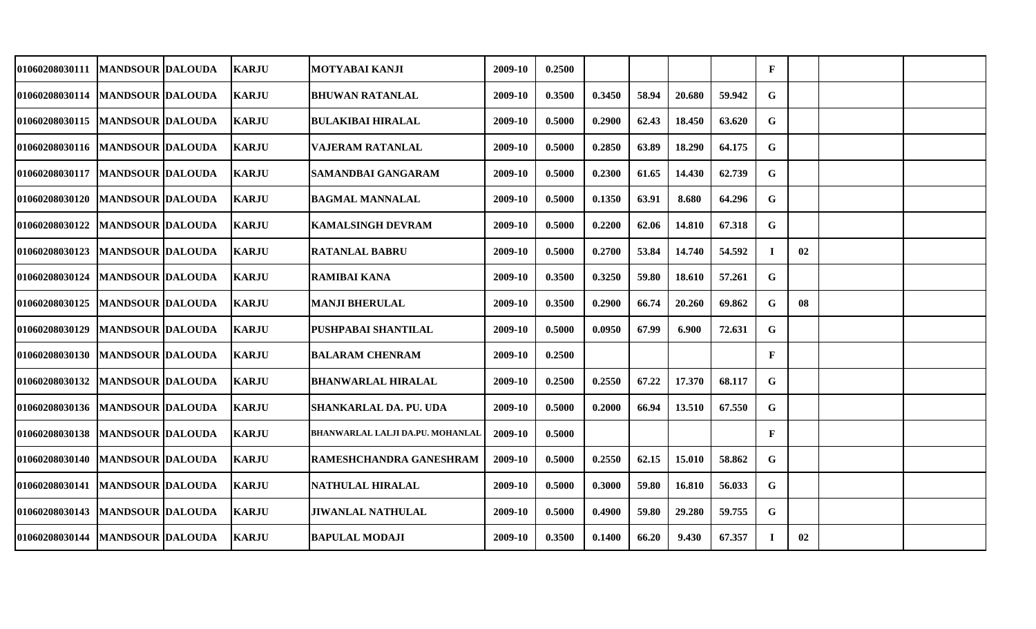| | | | | | | | | | | | | | | | |
|---|---|---|---|---|---|---|---|---|---|---|---|---|---|---|---|
| 01060208030111 | MANDSOUR | DALOUDA | KARJU | MOTYABAI KANJI | 2009-10 | 0.2500 | | | | | F | | | |
| 01060208030114 | MANDSOUR | DALOUDA | KARJU | BHUWAN RATANLAL | 2009-10 | 0.3500 | 0.3450 | 58.94 | 20.680 | 59.942 | G | | | |
| 01060208030115 | MANDSOUR | DALOUDA | KARJU | BULAKIBAI HIRALAL | 2009-10 | 0.5000 | 0.2900 | 62.43 | 18.450 | 63.620 | G | | | |
| 01060208030116 | MANDSOUR | DALOUDA | KARJU | VAJERAM RATANLAL | 2009-10 | 0.5000 | 0.2850 | 63.89 | 18.290 | 64.175 | G | | | |
| 01060208030117 | MANDSOUR | DALOUDA | KARJU | SAMANDBAI GANGARAM | 2009-10 | 0.5000 | 0.2300 | 61.65 | 14.430 | 62.739 | G | | | |
| 01060208030120 | MANDSOUR | DALOUDA | KARJU | BAGMAL MANNALAL | 2009-10 | 0.5000 | 0.1350 | 63.91 | 8.680 | 64.296 | G | | | |
| 01060208030122 | MANDSOUR | DALOUDA | KARJU | KAMALSINGH DEVRAM | 2009-10 | 0.5000 | 0.2200 | 62.06 | 14.810 | 67.318 | G | | | |
| 01060208030123 | MANDSOUR | DALOUDA | KARJU | RATANLAL BABRU | 2009-10 | 0.5000 | 0.2700 | 53.84 | 14.740 | 54.592 | I | 02 | | |
| 01060208030124 | MANDSOUR | DALOUDA | KARJU | RAMIBAI KANA | 2009-10 | 0.3500 | 0.3250 | 59.80 | 18.610 | 57.261 | G | | | |
| 01060208030125 | MANDSOUR | DALOUDA | KARJU | MANJI BHERULAL | 2009-10 | 0.3500 | 0.2900 | 66.74 | 20.260 | 69.862 | G | 08 | | |
| 01060208030129 | MANDSOUR | DALOUDA | KARJU | PUSHPABAI SHANTILAL | 2009-10 | 0.5000 | 0.0950 | 67.99 | 6.900 | 72.631 | G | | | |
| 01060208030130 | MANDSOUR | DALOUDA | KARJU | BALARAM CHENRAM | 2009-10 | 0.2500 | | | | | F | | | |
| 01060208030132 | MANDSOUR | DALOUDA | KARJU | BHANWARLAL HIRALAL | 2009-10 | 0.2500 | 0.2550 | 67.22 | 17.370 | 68.117 | G | | | |
| 01060208030136 | MANDSOUR | DALOUDA | KARJU | SHANKARLAL DA. PU. UDA | 2009-10 | 0.5000 | 0.2000 | 66.94 | 13.510 | 67.550 | G | | | |
| 01060208030138 | MANDSOUR | DALOUDA | KARJU | BHANWARLAL LALJI DA.PU. MOHANLAL | 2009-10 | 0.5000 | | | | | F | | | |
| 01060208030140 | MANDSOUR | DALOUDA | KARJU | RAMESHCHANDRA GANESHRAM | 2009-10 | 0.5000 | 0.2550 | 62.15 | 15.010 | 58.862 | G | | | |
| 01060208030141 | MANDSOUR | DALOUDA | KARJU | NATHULAL HIRALAL | 2009-10 | 0.5000 | 0.3000 | 59.80 | 16.810 | 56.033 | G | | | |
| 01060208030143 | MANDSOUR | DALOUDA | KARJU | JIWANLAL NATHULAL | 2009-10 | 0.5000 | 0.4900 | 59.80 | 29.280 | 59.755 | G | | | |
| 01060208030144 | MANDSOUR | DALOUDA | KARJU | BAPULAL MODAJI | 2009-10 | 0.3500 | 0.1400 | 66.20 | 9.430 | 67.357 | I | 02 | | |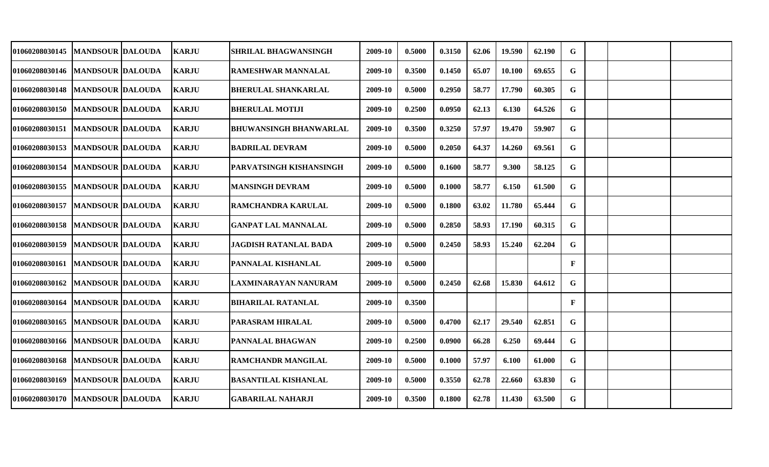| | | | | | | | | | | | | | | |
|---|---|---|---|---|---|---|---|---|---|---|---|---|---|---|
| 01060208030145 | MANDSOUR | DALOUDA | KARJU | SHRILAL BHAGWANSINGH | 2009-10 | 0.5000 | 0.3150 | 62.06 | 19.590 | 62.190 | G | | | |
| 01060208030146 | MANDSOUR | DALOUDA | KARJU | RAMESHWAR MANNALAL | 2009-10 | 0.3500 | 0.1450 | 65.07 | 10.100 | 69.655 | G | | | |
| 01060208030148 | MANDSOUR | DALOUDA | KARJU | BHERULAL SHANKARLAL | 2009-10 | 0.5000 | 0.2950 | 58.77 | 17.790 | 60.305 | G | | | |
| 01060208030150 | MANDSOUR | DALOUDA | KARJU | BHERULAL MOTIJI | 2009-10 | 0.2500 | 0.0950 | 62.13 | 6.130 | 64.526 | G | | | |
| 01060208030151 | MANDSOUR | DALOUDA | KARJU | BHUWANSINGH BHANWARLAL | 2009-10 | 0.3500 | 0.3250 | 57.97 | 19.470 | 59.907 | G | | | |
| 01060208030153 | MANDSOUR | DALOUDA | KARJU | BADRILAL DEVRAM | 2009-10 | 0.5000 | 0.2050 | 64.37 | 14.260 | 69.561 | G | | | |
| 01060208030154 | MANDSOUR | DALOUDA | KARJU | PARVATSINGH KISHANSINGH | 2009-10 | 0.5000 | 0.1600 | 58.77 | 9.300 | 58.125 | G | | | |
| 01060208030155 | MANDSOUR | DALOUDA | KARJU | MANSINGH DEVRAM | 2009-10 | 0.5000 | 0.1000 | 58.77 | 6.150 | 61.500 | G | | | |
| 01060208030157 | MANDSOUR | DALOUDA | KARJU | RAMCHANDRA KARULAL | 2009-10 | 0.5000 | 0.1800 | 63.02 | 11.780 | 65.444 | G | | | |
| 01060208030158 | MANDSOUR | DALOUDA | KARJU | GANPAT LAL MANNALAL | 2009-10 | 0.5000 | 0.2850 | 58.93 | 17.190 | 60.315 | G | | | |
| 01060208030159 | MANDSOUR | DALOUDA | KARJU | JAGDISH RATANLAL BADA | 2009-10 | 0.5000 | 0.2450 | 58.93 | 15.240 | 62.204 | G | | | |
| 01060208030161 | MANDSOUR | DALOUDA | KARJU | PANNALAL KISHANLAL | 2009-10 | 0.5000 | | | | | F | | | |
| 01060208030162 | MANDSOUR | DALOUDA | KARJU | LAXMINARAYAN NANURAM | 2009-10 | 0.5000 | 0.2450 | 62.68 | 15.830 | 64.612 | G | | | |
| 01060208030164 | MANDSOUR | DALOUDA | KARJU | BIHARILAL RATANLAL | 2009-10 | 0.3500 | | | | | F | | | |
| 01060208030165 | MANDSOUR | DALOUDA | KARJU | PARASRAM HIRALAL | 2009-10 | 0.5000 | 0.4700 | 62.17 | 29.540 | 62.851 | G | | | |
| 01060208030166 | MANDSOUR | DALOUDA | KARJU | PANNALAL BHAGWAN | 2009-10 | 0.2500 | 0.0900 | 66.28 | 6.250 | 69.444 | G | | | |
| 01060208030168 | MANDSOUR | DALOUDA | KARJU | RAMCHANDR MANGILAL | 2009-10 | 0.5000 | 0.1000 | 57.97 | 6.100 | 61.000 | G | | | |
| 01060208030169 | MANDSOUR | DALOUDA | KARJU | BASANTILAL KISHANLAL | 2009-10 | 0.5000 | 0.3550 | 62.78 | 22.660 | 63.830 | G | | | |
| 01060208030170 | MANDSOUR | DALOUDA | KARJU | GABARILAL NAHARJI | 2009-10 | 0.3500 | 0.1800 | 62.78 | 11.430 | 63.500 | G | | | |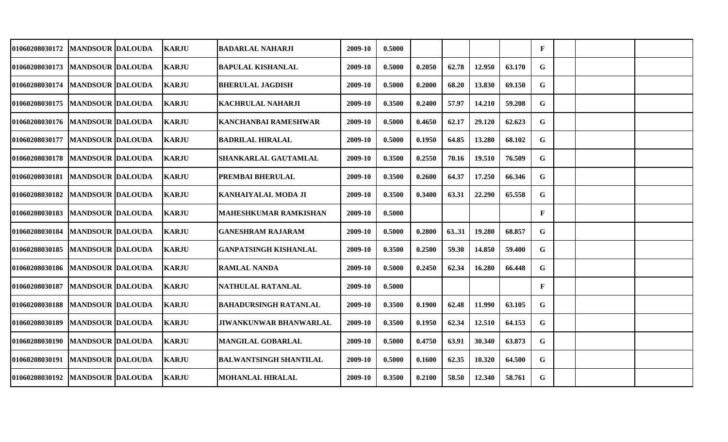| | | | | | | | | | | | | | | |
|---|---|---|---|---|---|---|---|---|---|---|---|---|---|---|
| 01060208030172 | MANDSOUR | DALOUDA | KARJU | BADARLAL NAHARJI | 2009-10 | 0.5000 | | | | | F | | | |
| 01060208030173 | MANDSOUR | DALOUDA | KARJU | BAPULAL KISHANLAL | 2009-10 | 0.5000 | 0.2050 | 62.78 | 12.950 | 63.170 | G | | | |
| 01060208030174 | MANDSOUR | DALOUDA | KARJU | BHERULAL JAGDISH | 2009-10 | 0.5000 | 0.2000 | 68.20 | 13.830 | 69.150 | G | | | |
| 01060208030175 | MANDSOUR | DALOUDA | KARJU | KACHRULAL NAHARJI | 2009-10 | 0.3500 | 0.2400 | 57.97 | 14.210 | 59.208 | G | | | |
| 01060208030176 | MANDSOUR | DALOUDA | KARJU | KANCHANBAI RAMESHWAR | 2009-10 | 0.5000 | 0.4650 | 62.17 | 29.120 | 62.623 | G | | | |
| 01060208030177 | MANDSOUR | DALOUDA | KARJU | BADRILAL HIRALAL | 2009-10 | 0.5000 | 0.1950 | 64.85 | 13.280 | 68.102 | G | | | |
| 01060208030178 | MANDSOUR | DALOUDA | KARJU | SHANKARLAL GAUTAMLAL | 2009-10 | 0.3500 | 0.2550 | 70.16 | 19.510 | 76.509 | G | | | |
| 01060208030181 | MANDSOUR | DALOUDA | KARJU | PREMBAI BHERULAL | 2009-10 | 0.3500 | 0.2600 | 64.37 | 17.250 | 66.346 | G | | | |
| 01060208030182 | MANDSOUR | DALOUDA | KARJU | KANHAIYALAL MODA JI | 2009-10 | 0.3500 | 0.3400 | 63.31 | 22.290 | 65.558 | G | | | |
| 01060208030183 | MANDSOUR | DALOUDA | KARJU | MAHESHKUMAR RAMKISHAN | 2009-10 | 0.5000 | | | | | F | | | |
| 01060208030184 | MANDSOUR | DALOUDA | KARJU | GANESHRAM RAJARAM | 2009-10 | 0.5000 | 0.2800 | 63..31 | 19.280 | 68.857 | G | | | |
| 01060208030185 | MANDSOUR | DALOUDA | KARJU | GANPATSINGH KISHANLAL | 2009-10 | 0.3500 | 0.2500 | 59.30 | 14.850 | 59.400 | G | | | |
| 01060208030186 | MANDSOUR | DALOUDA | KARJU | RAMLAL NANDA | 2009-10 | 0.5000 | 0.2450 | 62.34 | 16.280 | 66.448 | G | | | |
| 01060208030187 | MANDSOUR | DALOUDA | KARJU | NATHULAL RATANLAL | 2009-10 | 0.5000 | | | | | F | | | |
| 01060208030188 | MANDSOUR | DALOUDA | KARJU | BAHADURSINGH RATANLAL | 2009-10 | 0.3500 | 0.1900 | 62.48 | 11.990 | 63.105 | G | | | |
| 01060208030189 | MANDSOUR | DALOUDA | KARJU | JIWANKUNWAR BHANWARLAL | 2009-10 | 0.3500 | 0.1950 | 62.34 | 12.510 | 64.153 | G | | | |
| 01060208030190 | MANDSOUR | DALOUDA | KARJU | MANGILAL GOBARLAL | 2009-10 | 0.5000 | 0.4750 | 63.91 | 30.340 | 63.873 | G | | | |
| 01060208030191 | MANDSOUR | DALOUDA | KARJU | BALWANTSINGH SHANTILAL | 2009-10 | 0.5000 | 0.1600 | 62.35 | 10.320 | 64.500 | G | | | |
| 01060208030192 | MANDSOUR | DALOUDA | KARJU | MOHANLAL HIRALAL | 2009-10 | 0.3500 | 0.2100 | 58.50 | 12.340 | 58.761 | G | | | |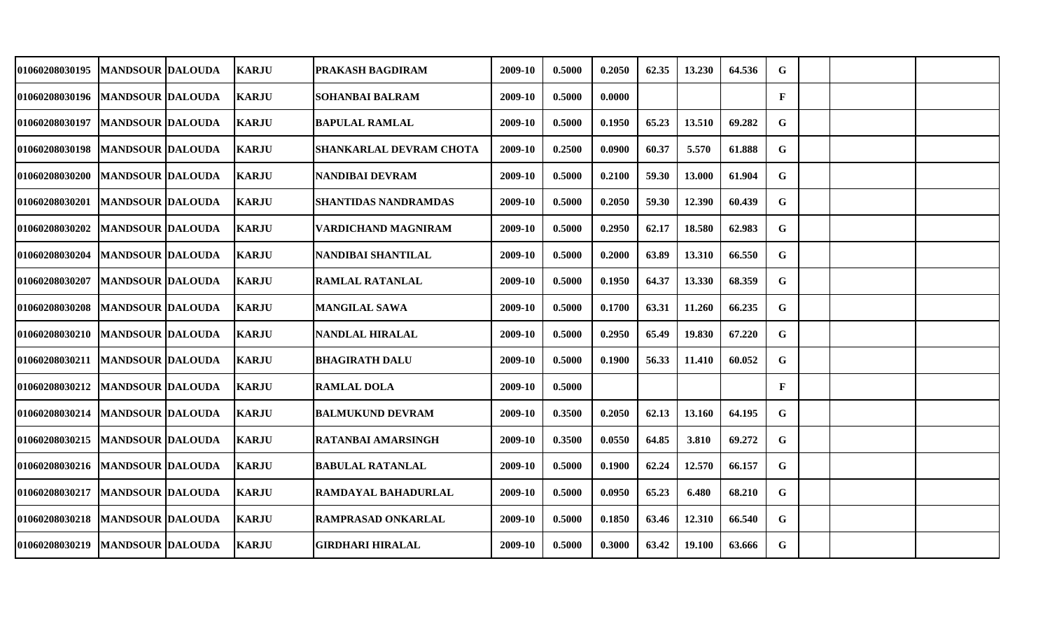| | | | | | | | | | | | | | | | |
|---|---|---|---|---|---|---|---|---|---|---|---|---|---|---|---|
| 01060208030195 | MANDSOUR | DALOUDA | KARJU | PRAKASH BAGDIRAM | 2009-10 | 0.5000 | 0.2050 | 62.35 | 13.230 | 64.536 | G | | | | |
| 01060208030196 | MANDSOUR | DALOUDA | KARJU | SOHANBAI BALRAM | 2009-10 | 0.5000 | 0.0000 | | | | F | | | | |
| 01060208030197 | MANDSOUR | DALOUDA | KARJU | BAPULAL RAMLAL | 2009-10 | 0.5000 | 0.1950 | 65.23 | 13.510 | 69.282 | G | | | | |
| 01060208030198 | MANDSOUR | DALOUDA | KARJU | SHANKARLAL DEVRAM CHOTA | 2009-10 | 0.2500 | 0.0900 | 60.37 | 5.570 | 61.888 | G | | | | |
| 01060208030200 | MANDSOUR | DALOUDA | KARJU | NANDIBAI DEVRAM | 2009-10 | 0.5000 | 0.2100 | 59.30 | 13.000 | 61.904 | G | | | | |
| 01060208030201 | MANDSOUR | DALOUDA | KARJU | SHANTIDAS NANDRAMDAS | 2009-10 | 0.5000 | 0.2050 | 59.30 | 12.390 | 60.439 | G | | | | |
| 01060208030202 | MANDSOUR | DALOUDA | KARJU | VARDICHAND MAGNIRAM | 2009-10 | 0.5000 | 0.2950 | 62.17 | 18.580 | 62.983 | G | | | | |
| 01060208030204 | MANDSOUR | DALOUDA | KARJU | NANDIBAI SHANTILAL | 2009-10 | 0.5000 | 0.2000 | 63.89 | 13.310 | 66.550 | G | | | | |
| 01060208030207 | MANDSOUR | DALOUDA | KARJU | RAMLAL RATANLAL | 2009-10 | 0.5000 | 0.1950 | 64.37 | 13.330 | 68.359 | G | | | | |
| 01060208030208 | MANDSOUR | DALOUDA | KARJU | MANGILAL SAWA | 2009-10 | 0.5000 | 0.1700 | 63.31 | 11.260 | 66.235 | G | | | | |
| 01060208030210 | MANDSOUR | DALOUDA | KARJU | NANDLAL HIRALAL | 2009-10 | 0.5000 | 0.2950 | 65.49 | 19.830 | 67.220 | G | | | | |
| 01060208030211 | MANDSOUR | DALOUDA | KARJU | BHAGIRATH DALU | 2009-10 | 0.5000 | 0.1900 | 56.33 | 11.410 | 60.052 | G | | | | |
| 01060208030212 | MANDSOUR | DALOUDA | KARJU | RAMLAL DOLA | 2009-10 | 0.5000 | | | | | F | | | | |
| 01060208030214 | MANDSOUR | DALOUDA | KARJU | BALMUKUND DEVRAM | 2009-10 | 0.3500 | 0.2050 | 62.13 | 13.160 | 64.195 | G | | | | |
| 01060208030215 | MANDSOUR | DALOUDA | KARJU | RATANBAI AMARSINGH | 2009-10 | 0.3500 | 0.0550 | 64.85 | 3.810 | 69.272 | G | | | | |
| 01060208030216 | MANDSOUR | DALOUDA | KARJU | BABULAL RATANLAL | 2009-10 | 0.5000 | 0.1900 | 62.24 | 12.570 | 66.157 | G | | | | |
| 01060208030217 | MANDSOUR | DALOUDA | KARJU | RAMDAYAL BAHADURLAL | 2009-10 | 0.5000 | 0.0950 | 65.23 | 6.480 | 68.210 | G | | | | |
| 01060208030218 | MANDSOUR | DALOUDA | KARJU | RAMPRASAD ONKARLAL | 2009-10 | 0.5000 | 0.1850 | 63.46 | 12.310 | 66.540 | G | | | | |
| 01060208030219 | MANDSOUR | DALOUDA | KARJU | GIRDHARI HIRALAL | 2009-10 | 0.5000 | 0.3000 | 63.42 | 19.100 | 63.666 | G | | | | |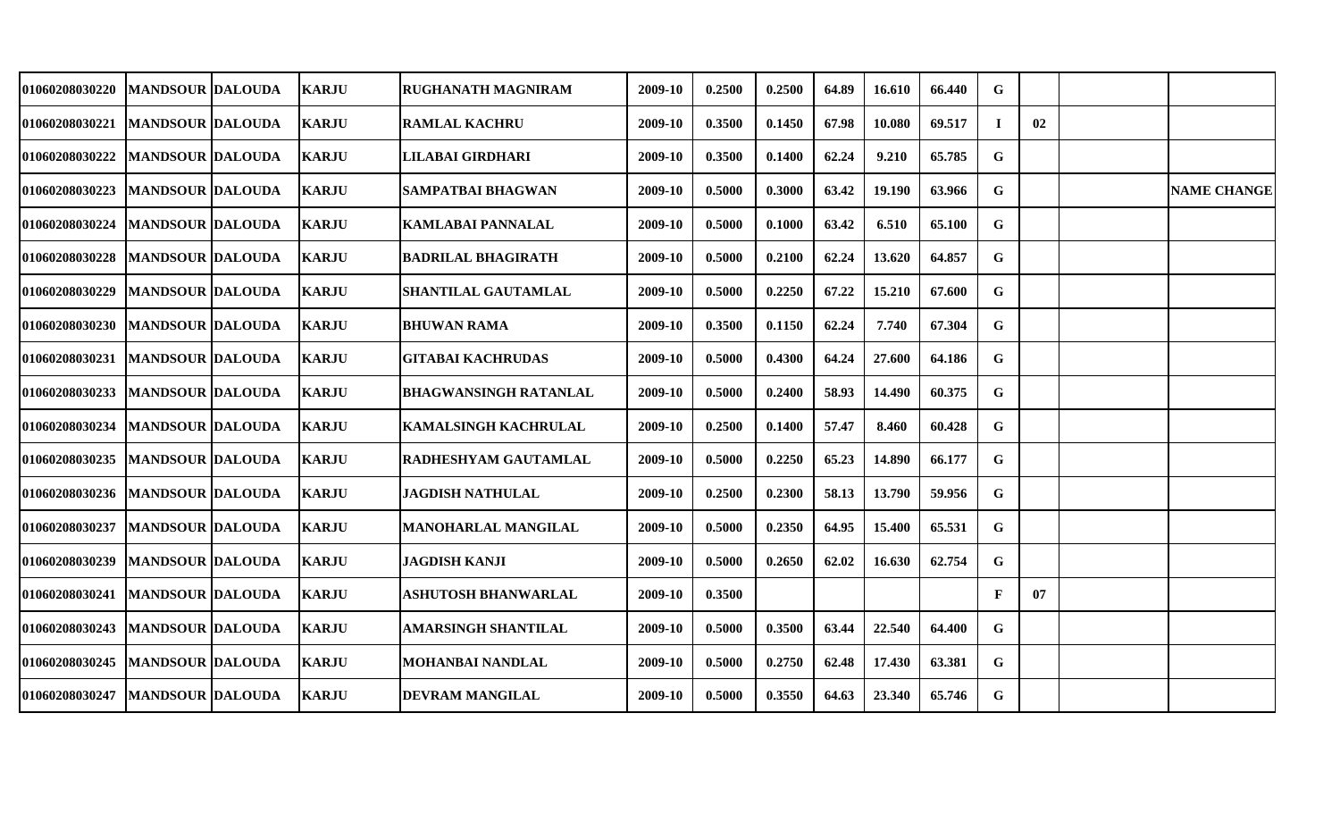| | | | | | | | | | | | | | | |
|---|---|---|---|---|---|---|---|---|---|---|---|---|---|---|
| 01060208030220 | MANDSOUR | DALOUDA | KARJU | RUGHANATH MAGNIRAM | 2009-10 | 0.2500 | 0.2500 | 64.89 | 16.610 | 66.440 | G | | | |
| 01060208030221 | MANDSOUR | DALOUDA | KARJU | RAMLAL KACHRU | 2009-10 | 0.3500 | 0.1450 | 67.98 | 10.080 | 69.517 | I | 02 | | |
| 01060208030222 | MANDSOUR | DALOUDA | KARJU | LILABAI GIRDHARI | 2009-10 | 0.3500 | 0.1400 | 62.24 | 9.210 | 65.785 | G | | | |
| 01060208030223 | MANDSOUR | DALOUDA | KARJU | SAMPATBAI BHAGWAN | 2009-10 | 0.5000 | 0.3000 | 63.42 | 19.190 | 63.966 | G | | | NAME CHANGE |
| 01060208030224 | MANDSOUR | DALOUDA | KARJU | KAMLABAI PANNALAL | 2009-10 | 0.5000 | 0.1000 | 63.42 | 6.510 | 65.100 | G | | | |
| 01060208030228 | MANDSOUR | DALOUDA | KARJU | BADRILAL BHAGIRATH | 2009-10 | 0.5000 | 0.2100 | 62.24 | 13.620 | 64.857 | G | | | |
| 01060208030229 | MANDSOUR | DALOUDA | KARJU | SHANTILAL GAUTAMLAL | 2009-10 | 0.5000 | 0.2250 | 67.22 | 15.210 | 67.600 | G | | | |
| 01060208030230 | MANDSOUR | DALOUDA | KARJU | BHUWAN RAMA | 2009-10 | 0.3500 | 0.1150 | 62.24 | 7.740 | 67.304 | G | | | |
| 01060208030231 | MANDSOUR | DALOUDA | KARJU | GITABAI KACHRUDAS | 2009-10 | 0.5000 | 0.4300 | 64.24 | 27.600 | 64.186 | G | | | |
| 01060208030233 | MANDSOUR | DALOUDA | KARJU | BHAGWANSINGH RATANLAL | 2009-10 | 0.5000 | 0.2400 | 58.93 | 14.490 | 60.375 | G | | | |
| 01060208030234 | MANDSOUR | DALOUDA | KARJU | KAMALSINGH KACHRULAL | 2009-10 | 0.2500 | 0.1400 | 57.47 | 8.460 | 60.428 | G | | | |
| 01060208030235 | MANDSOUR | DALOUDA | KARJU | RADHESHYAM GAUTAMLAL | 2009-10 | 0.5000 | 0.2250 | 65.23 | 14.890 | 66.177 | G | | | |
| 01060208030236 | MANDSOUR | DALOUDA | KARJU | JAGDISH NATHULAL | 2009-10 | 0.2500 | 0.2300 | 58.13 | 13.790 | 59.956 | G | | | |
| 01060208030237 | MANDSOUR | DALOUDA | KARJU | MANOHARLAL MANGILAL | 2009-10 | 0.5000 | 0.2350 | 64.95 | 15.400 | 65.531 | G | | | |
| 01060208030239 | MANDSOUR | DALOUDA | KARJU | JAGDISH KANJI | 2009-10 | 0.5000 | 0.2650 | 62.02 | 16.630 | 62.754 | G | | | |
| 01060208030241 | MANDSOUR | DALOUDA | KARJU | ASHUTOSH BHANWARLAL | 2009-10 | 0.3500 | | | | | F | 07 | | |
| 01060208030243 | MANDSOUR | DALOUDA | KARJU | AMARSINGH SHANTILAL | 2009-10 | 0.5000 | 0.3500 | 63.44 | 22.540 | 64.400 | G | | | |
| 01060208030245 | MANDSOUR | DALOUDA | KARJU | MOHANBAI NANDLAL | 2009-10 | 0.5000 | 0.2750 | 62.48 | 17.430 | 63.381 | G | | | |
| 01060208030247 | MANDSOUR | DALOUDA | KARJU | DEVRAM MANGILAL | 2009-10 | 0.5000 | 0.3550 | 64.63 | 23.340 | 65.746 | G | | | |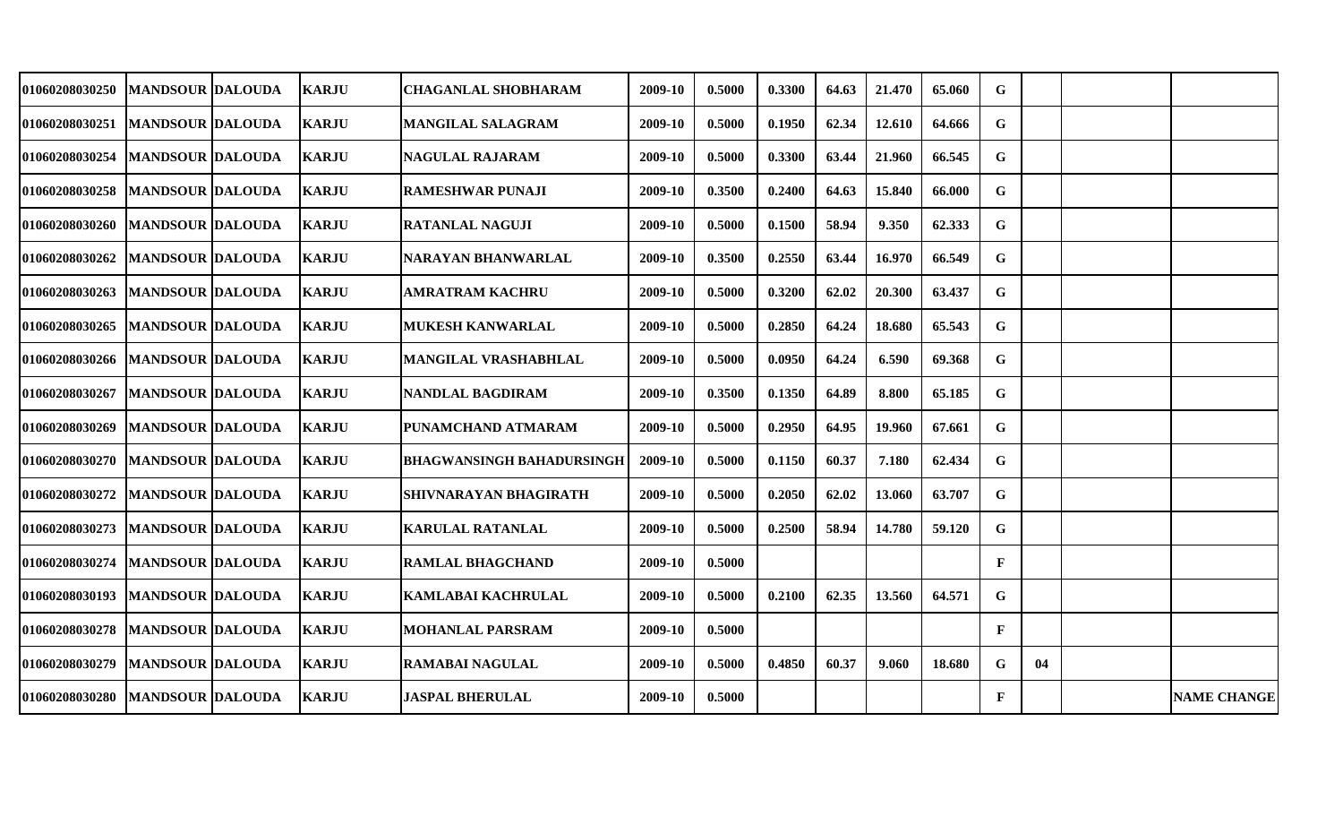| | | | | | | | | | | | | | | |
|---|---|---|---|---|---|---|---|---|---|---|---|---|---|---|
| 01060208030250 | MANDSOUR | DALOUDA | KARJU | CHAGANLAL SHOBHARAM | 2009-10 | 0.5000 | 0.3300 | 64.63 | 21.470 | 65.060 | G | | | |
| 01060208030251 | MANDSOUR | DALOUDA | KARJU | MANGILAL SALAGRAM | 2009-10 | 0.5000 | 0.1950 | 62.34 | 12.610 | 64.666 | G | | | |
| 01060208030254 | MANDSOUR | DALOUDA | KARJU | NAGULAL RAJARAM | 2009-10 | 0.5000 | 0.3300 | 63.44 | 21.960 | 66.545 | G | | | |
| 01060208030258 | MANDSOUR | DALOUDA | KARJU | RAMESHWAR PUNAJI | 2009-10 | 0.3500 | 0.2400 | 64.63 | 15.840 | 66.000 | G | | | |
| 01060208030260 | MANDSOUR | DALOUDA | KARJU | RATANLAL NAGUJI | 2009-10 | 0.5000 | 0.1500 | 58.94 | 9.350 | 62.333 | G | | | |
| 01060208030262 | MANDSOUR | DALOUDA | KARJU | NARAYAN BHANWARLAL | 2009-10 | 0.3500 | 0.2550 | 63.44 | 16.970 | 66.549 | G | | | |
| 01060208030263 | MANDSOUR | DALOUDA | KARJU | AMRATRAM KACHRU | 2009-10 | 0.5000 | 0.3200 | 62.02 | 20.300 | 63.437 | G | | | |
| 01060208030265 | MANDSOUR | DALOUDA | KARJU | MUKESH KANWARLAL | 2009-10 | 0.5000 | 0.2850 | 64.24 | 18.680 | 65.543 | G | | | |
| 01060208030266 | MANDSOUR | DALOUDA | KARJU | MANGILAL VRASHABHLAL | 2009-10 | 0.5000 | 0.0950 | 64.24 | 6.590 | 69.368 | G | | | |
| 01060208030267 | MANDSOUR | DALOUDA | KARJU | NANDLAL BAGDIRAM | 2009-10 | 0.3500 | 0.1350 | 64.89 | 8.800 | 65.185 | G | | | |
| 01060208030269 | MANDSOUR | DALOUDA | KARJU | PUNAMCHAND ATMARAM | 2009-10 | 0.5000 | 0.2950 | 64.95 | 19.960 | 67.661 | G | | | |
| 01060208030270 | MANDSOUR | DALOUDA | KARJU | BHAGWANSINGH BAHADURSINGH | 2009-10 | 0.5000 | 0.1150 | 60.37 | 7.180 | 62.434 | G | | | |
| 01060208030272 | MANDSOUR | DALOUDA | KARJU | SHIVNARAYAN BHAGIRATH | 2009-10 | 0.5000 | 0.2050 | 62.02 | 13.060 | 63.707 | G | | | |
| 01060208030273 | MANDSOUR | DALOUDA | KARJU | KARULAL RATANLAL | 2009-10 | 0.5000 | 0.2500 | 58.94 | 14.780 | 59.120 | G | | | |
| 01060208030274 | MANDSOUR | DALOUDA | KARJU | RAMLAL BHAGCHAND | 2009-10 | 0.5000 | | | | | F | | | |
| 01060208030193 | MANDSOUR | DALOUDA | KARJU | KAMLABAI KACHRULAL | 2009-10 | 0.5000 | 0.2100 | 62.35 | 13.560 | 64.571 | G | | | |
| 01060208030278 | MANDSOUR | DALOUDA | KARJU | MOHANLAL PARSRAM | 2009-10 | 0.5000 | | | | | F | | | |
| 01060208030279 | MANDSOUR | DALOUDA | KARJU | RAMABAI NAGULAL | 2009-10 | 0.5000 | 0.4850 | 60.37 | 9.060 | 18.680 | G | 04 | | |
| 01060208030280 | MANDSOUR | DALOUDA | KARJU | JASPAL BHERULAL | 2009-10 | 0.5000 | | | | | F | | | NAME CHANGE |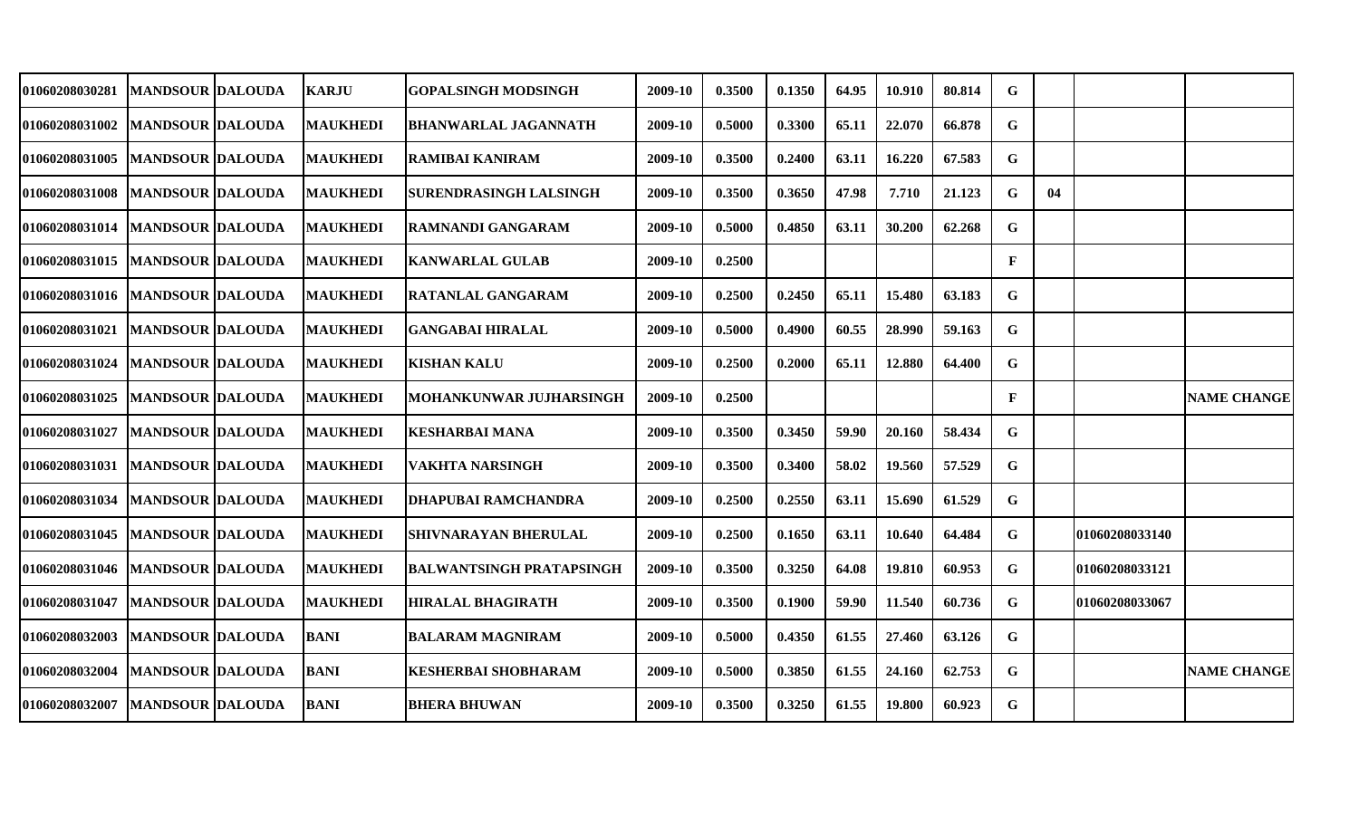| | | | | | | | | | | | | | | |
|---|---|---|---|---|---|---|---|---|---|---|---|---|---|---|
| 01060208030281 | MANDSOUR | DALOUDA | KARJU | GOPALSINGH MODSINGH | 2009-10 | 0.3500 | 0.1350 | 64.95 | 10.910 | 80.814 | G | | | |
| 01060208031002 | MANDSOUR | DALOUDA | MAUKHEDI | BHANWARLAL JAGANNATH | 2009-10 | 0.5000 | 0.3300 | 65.11 | 22.070 | 66.878 | G | | | |
| 01060208031005 | MANDSOUR | DALOUDA | MAUKHEDI | RAMIBAI KANIRAM | 2009-10 | 0.3500 | 0.2400 | 63.11 | 16.220 | 67.583 | G | | | |
| 01060208031008 | MANDSOUR | DALOUDA | MAUKHEDI | SURENDRASINGH LALSINGH | 2009-10 | 0.3500 | 0.3650 | 47.98 | 7.710 | 21.123 | G | 04 | | |
| 01060208031014 | MANDSOUR | DALOUDA | MAUKHEDI | RAMNANDI GANGARAM | 2009-10 | 0.5000 | 0.4850 | 63.11 | 30.200 | 62.268 | G | | | |
| 01060208031015 | MANDSOUR | DALOUDA | MAUKHEDI | KANWARLAL GULAB | 2009-10 | 0.2500 | | | | | F | | | |
| 01060208031016 | MANDSOUR | DALOUDA | MAUKHEDI | RATANLAL GANGARAM | 2009-10 | 0.2500 | 0.2450 | 65.11 | 15.480 | 63.183 | G | | | |
| 01060208031021 | MANDSOUR | DALOUDA | MAUKHEDI | GANGABAI HIRALAL | 2009-10 | 0.5000 | 0.4900 | 60.55 | 28.990 | 59.163 | G | | | |
| 01060208031024 | MANDSOUR | DALOUDA | MAUKHEDI | KISHAN KALU | 2009-10 | 0.2500 | 0.2000 | 65.11 | 12.880 | 64.400 | G | | | |
| 01060208031025 | MANDSOUR | DALOUDA | MAUKHEDI | MOHANKUNWAR JUJHARSINGH | 2009-10 | 0.2500 | | | | | F | | | NAME CHANGE |
| 01060208031027 | MANDSOUR | DALOUDA | MAUKHEDI | KESHARBAI MANA | 2009-10 | 0.3500 | 0.3450 | 59.90 | 20.160 | 58.434 | G | | | |
| 01060208031031 | MANDSOUR | DALOUDA | MAUKHEDI | VAKHTA NARSINGH | 2009-10 | 0.3500 | 0.3400 | 58.02 | 19.560 | 57.529 | G | | | |
| 01060208031034 | MANDSOUR | DALOUDA | MAUKHEDI | DHAPUBAI RAMCHANDRA | 2009-10 | 0.2500 | 0.2550 | 63.11 | 15.690 | 61.529 | G | | | |
| 01060208031045 | MANDSOUR | DALOUDA | MAUKHEDI | SHIVNARAYAN BHERULAL | 2009-10 | 0.2500 | 0.1650 | 63.11 | 10.640 | 64.484 | G | | 01060208033140 | |
| 01060208031046 | MANDSOUR | DALOUDA | MAUKHEDI | BALWANTSINGH PRATAPSINGH | 2009-10 | 0.3500 | 0.3250 | 64.08 | 19.810 | 60.953 | G | | 01060208033121 | |
| 01060208031047 | MANDSOUR | DALOUDA | MAUKHEDI | HIRALAL BHAGIRATH | 2009-10 | 0.3500 | 0.1900 | 59.90 | 11.540 | 60.736 | G | | 01060208033067 | |
| 01060208032003 | MANDSOUR | DALOUDA | BANI | BALARAM MAGNIRAM | 2009-10 | 0.5000 | 0.4350 | 61.55 | 27.460 | 63.126 | G | | | |
| 01060208032004 | MANDSOUR | DALOUDA | BANI | KESHERBAI SHOBHARAM | 2009-10 | 0.5000 | 0.3850 | 61.55 | 24.160 | 62.753 | G | | | NAME CHANGE |
| 01060208032007 | MANDSOUR | DALOUDA | BANI | BHERA BHUWAN | 2009-10 | 0.3500 | 0.3250 | 61.55 | 19.800 | 60.923 | G | | | |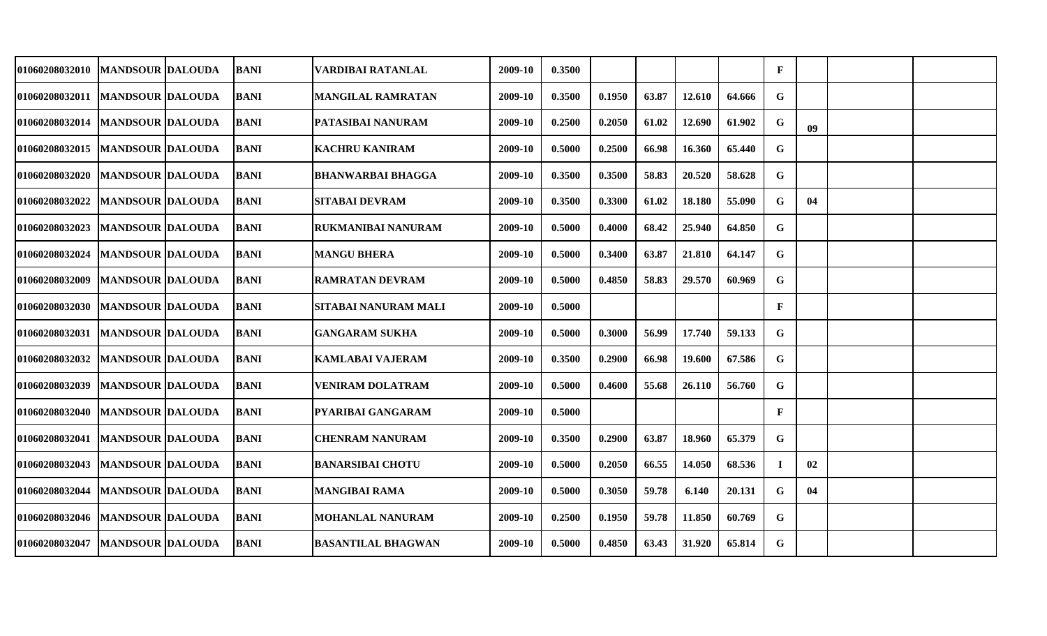| | | | | | | | | | | | | | | |
|---|---|---|---|---|---|---|---|---|---|---|---|---|---|---|
| 01060208032010 | MANDSOUR | DALOUDA | BANI | VARDIBAI RATANLAL | 2009-10 | 0.3500 | | | | | F | | | |
| 01060208032011 | MANDSOUR | DALOUDA | BANI | MANGILAL RAMRATAN | 2009-10 | 0.3500 | 0.1950 | 63.87 | 12.610 | 64.666 | G | | | |
| 01060208032014 | MANDSOUR | DALOUDA | BANI | PATASIBAI NANURAM | 2009-10 | 0.2500 | 0.2050 | 61.02 | 12.690 | 61.902 | G | 09 | | |
| 01060208032015 | MANDSOUR | DALOUDA | BANI | KACHRU KANIRAM | 2009-10 | 0.5000 | 0.2500 | 66.98 | 16.360 | 65.440 | G | | | |
| 01060208032020 | MANDSOUR | DALOUDA | BANI | BHANWARBAI BHAGGA | 2009-10 | 0.3500 | 0.3500 | 58.83 | 20.520 | 58.628 | G | | | |
| 01060208032022 | MANDSOUR | DALOUDA | BANI | SITABAI DEVRAM | 2009-10 | 0.3500 | 0.3300 | 61.02 | 18.180 | 55.090 | G | 04 | | |
| 01060208032023 | MANDSOUR | DALOUDA | BANI | RUKMANIBAI NANURAM | 2009-10 | 0.5000 | 0.4000 | 68.42 | 25.940 | 64.850 | G | | | |
| 01060208032024 | MANDSOUR | DALOUDA | BANI | MANGU BHERA | 2009-10 | 0.5000 | 0.3400 | 63.87 | 21.810 | 64.147 | G | | | |
| 01060208032009 | MANDSOUR | DALOUDA | BANI | RAMRATAN DEVRAM | 2009-10 | 0.5000 | 0.4850 | 58.83 | 29.570 | 60.969 | G | | | |
| 01060208032030 | MANDSOUR | DALOUDA | BANI | SITABAI NANURAM MALI | 2009-10 | 0.5000 | | | | | F | | | |
| 01060208032031 | MANDSOUR | DALOUDA | BANI | GANGARAM SUKHA | 2009-10 | 0.5000 | 0.3000 | 56.99 | 17.740 | 59.133 | G | | | |
| 01060208032032 | MANDSOUR | DALOUDA | BANI | KAMLABAI VAJERAM | 2009-10 | 0.3500 | 0.2900 | 66.98 | 19.600 | 67.586 | G | | | |
| 01060208032039 | MANDSOUR | DALOUDA | BANI | VENIRAM DOLATRAM | 2009-10 | 0.5000 | 0.4600 | 55.68 | 26.110 | 56.760 | G | | | |
| 01060208032040 | MANDSOUR | DALOUDA | BANI | PYARIBAI GANGARAM | 2009-10 | 0.5000 | | | | | F | | | |
| 01060208032041 | MANDSOUR | DALOUDA | BANI | CHENRAM NANURAM | 2009-10 | 0.3500 | 0.2900 | 63.87 | 18.960 | 65.379 | G | | | |
| 01060208032043 | MANDSOUR | DALOUDA | BANI | BANARSIBAI CHOTU | 2009-10 | 0.5000 | 0.2050 | 66.55 | 14.050 | 68.536 | I | 02 | | |
| 01060208032044 | MANDSOUR | DALOUDA | BANI | MANGIBAI RAMA | 2009-10 | 0.5000 | 0.3050 | 59.78 | 6.140 | 20.131 | G | 04 | | |
| 01060208032046 | MANDSOUR | DALOUDA | BANI | MOHANLAL NANURAM | 2009-10 | 0.2500 | 0.1950 | 59.78 | 11.850 | 60.769 | G | | | |
| 01060208032047 | MANDSOUR | DALOUDA | BANI | BASANTILAL BHAGWAN | 2009-10 | 0.5000 | 0.4850 | 63.43 | 31.920 | 65.814 | G | | | |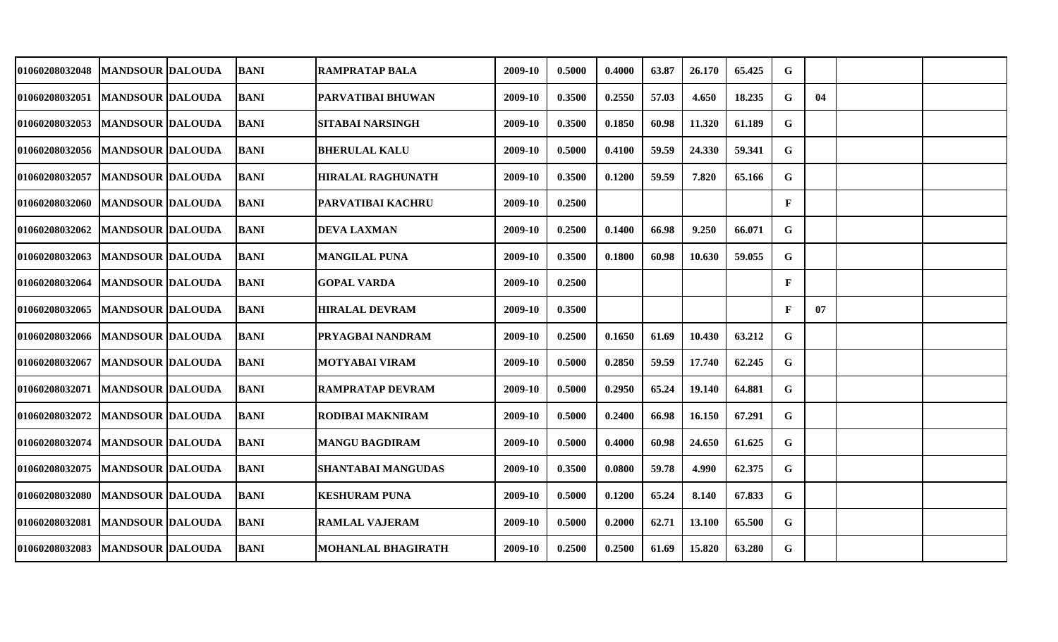| | | | | | | | | | | | | | | | |
|---|---|---|---|---|---|---|---|---|---|---|---|---|---|---|---|
| 01060208032048 | MANDSOUR | DALOUDA | BANI | RAMPRATAP BALA | 2009-10 | 0.5000 | 0.4000 | 63.87 | 26.170 | 65.425 | G | | | |
| 01060208032051 | MANDSOUR | DALOUDA | BANI | PARVATIBAI BHUWAN | 2009-10 | 0.3500 | 0.2550 | 57.03 | 4.650 | 18.235 | G | 04 | | |
| 01060208032053 | MANDSOUR | DALOUDA | BANI | SITABAI NARSINGH | 2009-10 | 0.3500 | 0.1850 | 60.98 | 11.320 | 61.189 | G | | | |
| 01060208032056 | MANDSOUR | DALOUDA | BANI | BHERULAL KALU | 2009-10 | 0.5000 | 0.4100 | 59.59 | 24.330 | 59.341 | G | | | |
| 01060208032057 | MANDSOUR | DALOUDA | BANI | HIRALAL RAGHUNATH | 2009-10 | 0.3500 | 0.1200 | 59.59 | 7.820 | 65.166 | G | | | |
| 01060208032060 | MANDSOUR | DALOUDA | BANI | PARVATIBAI KACHRU | 2009-10 | 0.2500 | | | | | F | | | |
| 01060208032062 | MANDSOUR | DALOUDA | BANI | DEVA LAXMAN | 2009-10 | 0.2500 | 0.1400 | 66.98 | 9.250 | 66.071 | G | | | |
| 01060208032063 | MANDSOUR | DALOUDA | BANI | MANGILAL PUNA | 2009-10 | 0.3500 | 0.1800 | 60.98 | 10.630 | 59.055 | G | | | |
| 01060208032064 | MANDSOUR | DALOUDA | BANI | GOPAL VARDA | 2009-10 | 0.2500 | | | | | F | | | |
| 01060208032065 | MANDSOUR | DALOUDA | BANI | HIRALAL DEVRAM | 2009-10 | 0.3500 | | | | | F | 07 | | |
| 01060208032066 | MANDSOUR | DALOUDA | BANI | PRYAGBAI NANDRAM | 2009-10 | 0.2500 | 0.1650 | 61.69 | 10.430 | 63.212 | G | | | |
| 01060208032067 | MANDSOUR | DALOUDA | BANI | MOTYABAI VIRAM | 2009-10 | 0.5000 | 0.2850 | 59.59 | 17.740 | 62.245 | G | | | |
| 01060208032071 | MANDSOUR | DALOUDA | BANI | RAMPRATAP DEVRAM | 2009-10 | 0.5000 | 0.2950 | 65.24 | 19.140 | 64.881 | G | | | |
| 01060208032072 | MANDSOUR | DALOUDA | BANI | RODIBAI MAKNIRAM | 2009-10 | 0.5000 | 0.2400 | 66.98 | 16.150 | 67.291 | G | | | |
| 01060208032074 | MANDSOUR | DALOUDA | BANI | MANGU BAGDIRAM | 2009-10 | 0.5000 | 0.4000 | 60.98 | 24.650 | 61.625 | G | | | |
| 01060208032075 | MANDSOUR | DALOUDA | BANI | SHANTABAI MANGUDAS | 2009-10 | 0.3500 | 0.0800 | 59.78 | 4.990 | 62.375 | G | | | |
| 01060208032080 | MANDSOUR | DALOUDA | BANI | KESHURAM PUNA | 2009-10 | 0.5000 | 0.1200 | 65.24 | 8.140 | 67.833 | G | | | |
| 01060208032081 | MANDSOUR | DALOUDA | BANI | RAMLAL VAJERAM | 2009-10 | 0.5000 | 0.2000 | 62.71 | 13.100 | 65.500 | G | | | |
| 01060208032083 | MANDSOUR | DALOUDA | BANI | MOHANLAL BHAGIRATH | 2009-10 | 0.2500 | 0.2500 | 61.69 | 15.820 | 63.280 | G | | | |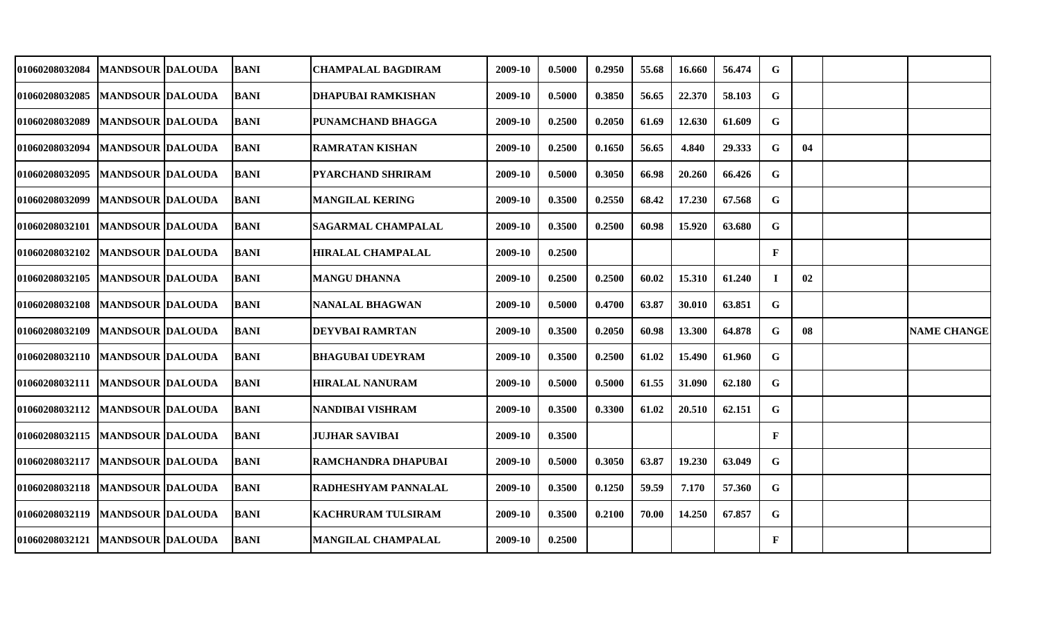| | | | | | | | | | | | | | | |
|---|---|---|---|---|---|---|---|---|---|---|---|---|---|---|
| 01060208032084 | MANDSOUR | DALOUDA | BANI | CHAMPALAL BAGDIRAM | 2009-10 | 0.5000 | 0.2950 | 55.68 | 16.660 | 56.474 | G | | | |
| 01060208032085 | MANDSOUR | DALOUDA | BANI | DHAPUBAI RAMKISHAN | 2009-10 | 0.5000 | 0.3850 | 56.65 | 22.370 | 58.103 | G | | | |
| 01060208032089 | MANDSOUR | DALOUDA | BANI | PUNAMCHAND BHAGGA | 2009-10 | 0.2500 | 0.2050 | 61.69 | 12.630 | 61.609 | G | | | |
| 01060208032094 | MANDSOUR | DALOUDA | BANI | RAMRATAN KISHAN | 2009-10 | 0.2500 | 0.1650 | 56.65 | 4.840 | 29.333 | G | 04 | | |
| 01060208032095 | MANDSOUR | DALOUDA | BANI | PYARCHAND SHRIRAM | 2009-10 | 0.5000 | 0.3050 | 66.98 | 20.260 | 66.426 | G | | | |
| 01060208032099 | MANDSOUR | DALOUDA | BANI | MANGILAL KERING | 2009-10 | 0.3500 | 0.2550 | 68.42 | 17.230 | 67.568 | G | | | |
| 01060208032101 | MANDSOUR | DALOUDA | BANI | SAGARMAL CHAMPALAL | 2009-10 | 0.3500 | 0.2500 | 60.98 | 15.920 | 63.680 | G | | | |
| 01060208032102 | MANDSOUR | DALOUDA | BANI | HIRALAL CHAMPALAL | 2009-10 | 0.2500 | | | | | F | | | |
| 01060208032105 | MANDSOUR | DALOUDA | BANI | MANGU DHANNA | 2009-10 | 0.2500 | 0.2500 | 60.02 | 15.310 | 61.240 | I | 02 | | |
| 01060208032108 | MANDSOUR | DALOUDA | BANI | NANALAL BHAGWAN | 2009-10 | 0.5000 | 0.4700 | 63.87 | 30.010 | 63.851 | G | | | |
| 01060208032109 | MANDSOUR | DALOUDA | BANI | DEYVBAI RAMRTAN | 2009-10 | 0.3500 | 0.2050 | 60.98 | 13.300 | 64.878 | G | 08 | | NAME CHANGE |
| 01060208032110 | MANDSOUR | DALOUDA | BANI | BHAGUBAI UDEYRAM | 2009-10 | 0.3500 | 0.2500 | 61.02 | 15.490 | 61.960 | G | | | |
| 01060208032111 | MANDSOUR | DALOUDA | BANI | HIRALAL NANURAM | 2009-10 | 0.5000 | 0.5000 | 61.55 | 31.090 | 62.180 | G | | | |
| 01060208032112 | MANDSOUR | DALOUDA | BANI | NANDIBAI VISHRAM | 2009-10 | 0.3500 | 0.3300 | 61.02 | 20.510 | 62.151 | G | | | |
| 01060208032115 | MANDSOUR | DALOUDA | BANI | JUJHAR SAVIBAI | 2009-10 | 0.3500 | | | | | F | | | |
| 01060208032117 | MANDSOUR | DALOUDA | BANI | RAMCHANDRA DHAPUBAI | 2009-10 | 0.5000 | 0.3050 | 63.87 | 19.230 | 63.049 | G | | | |
| 01060208032118 | MANDSOUR | DALOUDA | BANI | RADHESHYAM PANNALAL | 2009-10 | 0.3500 | 0.1250 | 59.59 | 7.170 | 57.360 | G | | | |
| 01060208032119 | MANDSOUR | DALOUDA | BANI | KACHRURAM TULSIRAM | 2009-10 | 0.3500 | 0.2100 | 70.00 | 14.250 | 67.857 | G | | | |
| 01060208032121 | MANDSOUR | DALOUDA | BANI | MANGILAL CHAMPALAL | 2009-10 | 0.2500 | | | | | F | | | |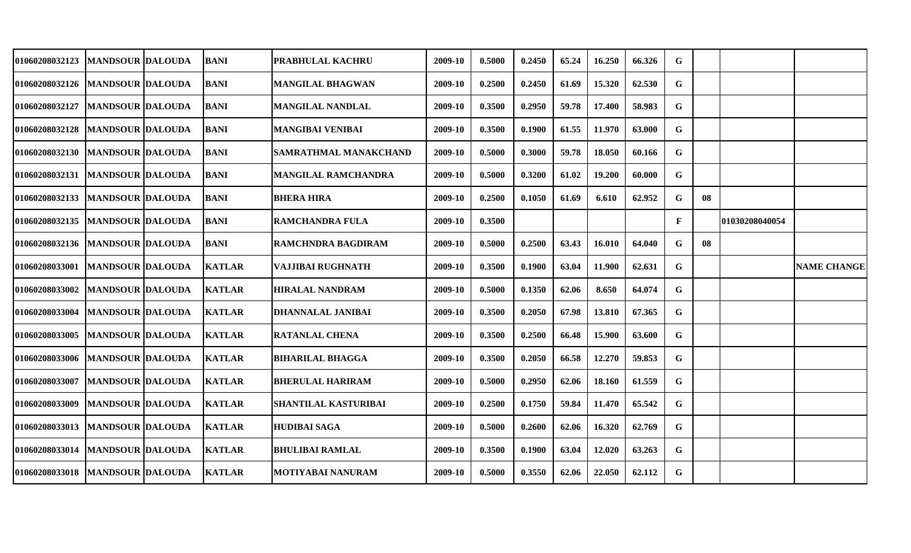| | | | | | | | | | | | | | | |
|---|---|---|---|---|---|---|---|---|---|---|---|---|---|---|
| 01060208032123 | MANDSOUR | DALOUDA | BANI | PRABHULAL KACHRU | 2009-10 | 0.5000 | 0.2450 | 65.24 | 16.250 | 66.326 | G | | | |
| 01060208032126 | MANDSOUR | DALOUDA | BANI | MANGILAL BHAGWAN | 2009-10 | 0.2500 | 0.2450 | 61.69 | 15.320 | 62.530 | G | | | |
| 01060208032127 | MANDSOUR | DALOUDA | BANI | MANGILAL NANDLAL | 2009-10 | 0.3500 | 0.2950 | 59.78 | 17.400 | 58.983 | G | | | |
| 01060208032128 | MANDSOUR | DALOUDA | BANI | MANGIBAI VENIBAI | 2009-10 | 0.3500 | 0.1900 | 61.55 | 11.970 | 63.000 | G | | | |
| 01060208032130 | MANDSOUR | DALOUDA | BANI | SAMRATHMAL MANAKCHAND | 2009-10 | 0.5000 | 0.3000 | 59.78 | 18.050 | 60.166 | G | | | |
| 01060208032131 | MANDSOUR | DALOUDA | BANI | MANGILAL RAMCHANDRA | 2009-10 | 0.5000 | 0.3200 | 61.02 | 19.200 | 60.000 | G | | | |
| 01060208032133 | MANDSOUR | DALOUDA | BANI | BHERA HIRA | 2009-10 | 0.2500 | 0.1050 | 61.69 | 6.610 | 62.952 | G | 08 | | |
| 01060208032135 | MANDSOUR | DALOUDA | BANI | RAMCHANDRA FULA | 2009-10 | 0.3500 | | | | | F | | 01030208040054 | |
| 01060208032136 | MANDSOUR | DALOUDA | BANI | RAMCHNDRA BAGDIRAM | 2009-10 | 0.5000 | 0.2500 | 63.43 | 16.010 | 64.040 | G | 08 | | |
| 01060208033001 | MANDSOUR | DALOUDA | KATLAR | VAJJIBAI RUGHNATH | 2009-10 | 0.3500 | 0.1900 | 63.04 | 11.900 | 62.631 | G | | | NAME CHANGE |
| 01060208033002 | MANDSOUR | DALOUDA | KATLAR | HIRALAL NANDRAM | 2009-10 | 0.5000 | 0.1350 | 62.06 | 8.650 | 64.074 | G | | | |
| 01060208033004 | MANDSOUR | DALOUDA | KATLAR | DHANNALAL JANIBAI | 2009-10 | 0.3500 | 0.2050 | 67.98 | 13.810 | 67.365 | G | | | |
| 01060208033005 | MANDSOUR | DALOUDA | KATLAR | RATANLAL CHENA | 2009-10 | 0.3500 | 0.2500 | 66.48 | 15.900 | 63.600 | G | | | |
| 01060208033006 | MANDSOUR | DALOUDA | KATLAR | BIHARILAL BHAGGA | 2009-10 | 0.3500 | 0.2050 | 66.58 | 12.270 | 59.853 | G | | | |
| 01060208033007 | MANDSOUR | DALOUDA | KATLAR | BHERULAL HARIRAM | 2009-10 | 0.5000 | 0.2950 | 62.06 | 18.160 | 61.559 | G | | | |
| 01060208033009 | MANDSOUR | DALOUDA | KATLAR | SHANTILAL KASTURIBAI | 2009-10 | 0.2500 | 0.1750 | 59.84 | 11.470 | 65.542 | G | | | |
| 01060208033013 | MANDSOUR | DALOUDA | KATLAR | HUDIBAI SAGA | 2009-10 | 0.5000 | 0.2600 | 62.06 | 16.320 | 62.769 | G | | | |
| 01060208033014 | MANDSOUR | DALOUDA | KATLAR | BHULIBAI RAMLAL | 2009-10 | 0.3500 | 0.1900 | 63.04 | 12.020 | 63.263 | G | | | |
| 01060208033018 | MANDSOUR | DALOUDA | KATLAR | MOTIYABAI NANURAM | 2009-10 | 0.5000 | 0.3550 | 62.06 | 22.050 | 62.112 | G | | | |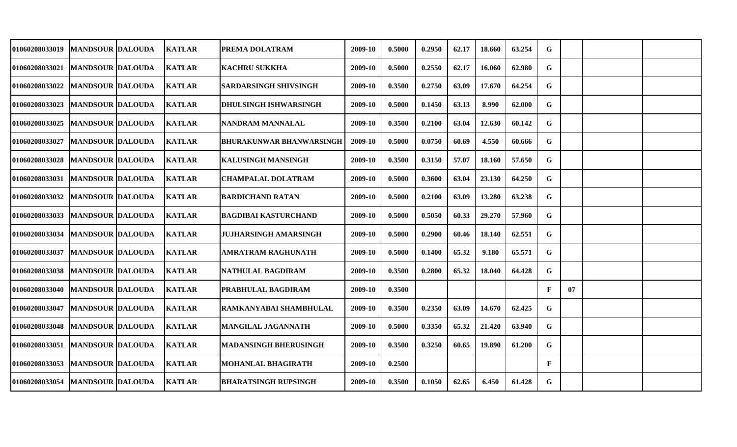| | | | | | | | | | | | | | | | |
|---|---|---|---|---|---|---|---|---|---|---|---|---|---|---|---|
| 01060208033019 | MANDSOUR | DALOUDA | KATLAR | PREMA DOLATRAM | 2009-10 | 0.5000 | 0.2950 | 62.17 | 18.660 | 63.254 | G | | | |
| 01060208033021 | MANDSOUR | DALOUDA | KATLAR | KACHRU SUKKHA | 2009-10 | 0.5000 | 0.2550 | 62.17 | 16.060 | 62.980 | G | | | |
| 01060208033022 | MANDSOUR | DALOUDA | KATLAR | SARDARSINGH SHIVSINGH | 2009-10 | 0.3500 | 0.2750 | 63.09 | 17.670 | 64.254 | G | | | |
| 01060208033023 | MANDSOUR | DALOUDA | KATLAR | DHULSINGH ISHWARSINGH | 2009-10 | 0.5000 | 0.1450 | 63.13 | 8.990 | 62.000 | G | | | |
| 01060208033025 | MANDSOUR | DALOUDA | KATLAR | NANDRAM MANNALAL | 2009-10 | 0.3500 | 0.2100 | 63.04 | 12.630 | 60.142 | G | | | |
| 01060208033027 | MANDSOUR | DALOUDA | KATLAR | BHURAKUNWAR BHANWARSINGH | 2009-10 | 0.5000 | 0.0750 | 60.69 | 4.550 | 60.666 | G | | | |
| 01060208033028 | MANDSOUR | DALOUDA | KATLAR | KALUSINGH MANSINGH | 2009-10 | 0.3500 | 0.3150 | 57.07 | 18.160 | 57.650 | G | | | |
| 01060208033031 | MANDSOUR | DALOUDA | KATLAR | CHAMPALAL DOLATRAM | 2009-10 | 0.5000 | 0.3600 | 63.04 | 23.130 | 64.250 | G | | | |
| 01060208033032 | MANDSOUR | DALOUDA | KATLAR | BARDICHAND RATAN | 2009-10 | 0.5000 | 0.2100 | 63.09 | 13.280 | 63.238 | G | | | |
| 01060208033033 | MANDSOUR | DALOUDA | KATLAR | BAGDIBAI KASTURCHAND | 2009-10 | 0.5000 | 0.5050 | 60.33 | 29.270 | 57.960 | G | | | |
| 01060208033034 | MANDSOUR | DALOUDA | KATLAR | JUJHARSINGH AMARSINGH | 2009-10 | 0.5000 | 0.2900 | 60.46 | 18.140 | 62.551 | G | | | |
| 01060208033037 | MANDSOUR | DALOUDA | KATLAR | AMRATRAM RAGHUNATH | 2009-10 | 0.5000 | 0.1400 | 65.32 | 9.180 | 65.571 | G | | | |
| 01060208033038 | MANDSOUR | DALOUDA | KATLAR | NATHULAL BAGDIRAM | 2009-10 | 0.3500 | 0.2800 | 65.32 | 18.040 | 64.428 | G | | | |
| 01060208033040 | MANDSOUR | DALOUDA | KATLAR | PRABHULAL BAGDIRAM | 2009-10 | 0.3500 | | | | | F | 07 | | |
| 01060208033047 | MANDSOUR | DALOUDA | KATLAR | RAMKANYABAI SHAMBHULAL | 2009-10 | 0.3500 | 0.2350 | 63.09 | 14.670 | 62.425 | G | | | |
| 01060208033048 | MANDSOUR | DALOUDA | KATLAR | MANGILAL JAGANNATH | 2009-10 | 0.5000 | 0.3350 | 65.32 | 21.420 | 63.940 | G | | | |
| 01060208033051 | MANDSOUR | DALOUDA | KATLAR | MADANSINGH BHERUSINGH | 2009-10 | 0.3500 | 0.3250 | 60.65 | 19.890 | 61.200 | G | | | |
| 01060208033053 | MANDSOUR | DALOUDA | KATLAR | MOHANLAL BHAGIRATH | 2009-10 | 0.2500 | | | | | F | | | |
| 01060208033054 | MANDSOUR | DALOUDA | KATLAR | BHARATSINGH RUPSINGH | 2009-10 | 0.3500 | 0.1050 | 62.65 | 6.450 | 61.428 | G | | | |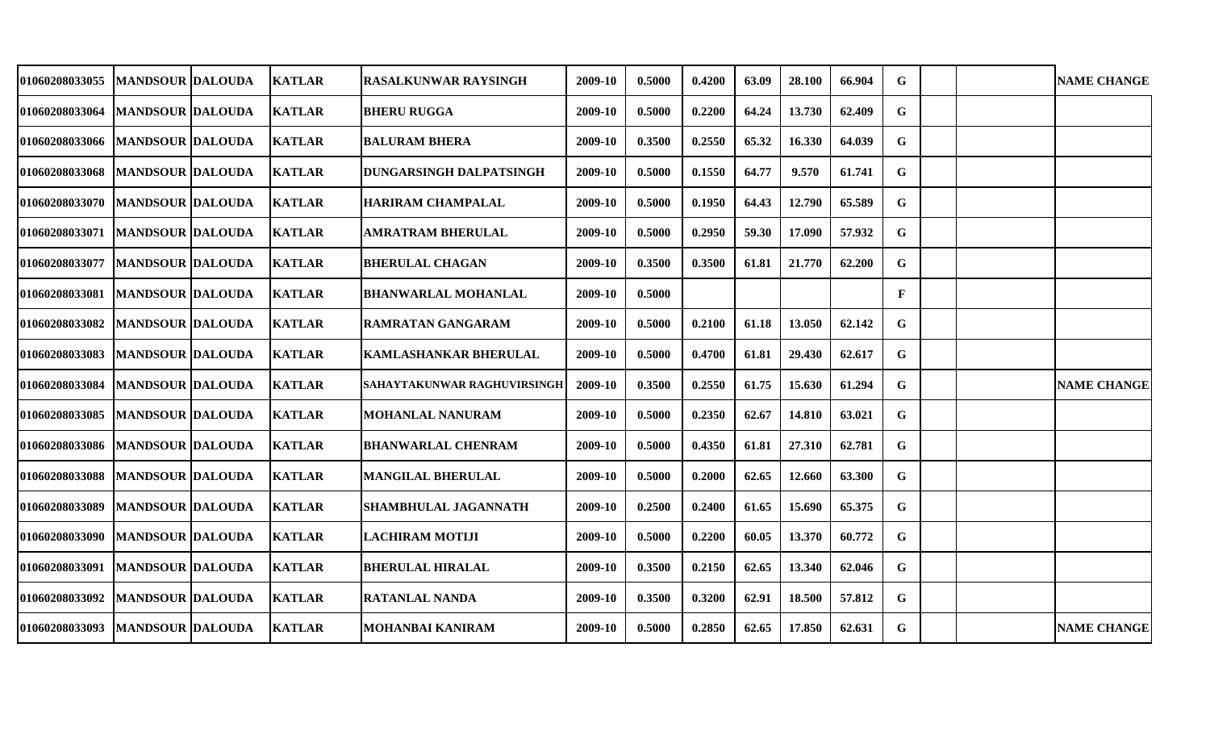| | | | | | | | | | | | | | | |
|---|---|---|---|---|---|---|---|---|---|---|---|---|---|---|
| 01060208033055 | MANDSOUR | DALOUDA | KATLAR | RASALKUNWAR RAYSINGH | 2009-10 | 0.5000 | 0.4200 | 63.09 | 28.100 | 66.904 | G | | | NAME CHANGE |
| 01060208033064 | MANDSOUR | DALOUDA | KATLAR | BHERU RUGGA | 2009-10 | 0.5000 | 0.2200 | 64.24 | 13.730 | 62.409 | G | | | |
| 01060208033066 | MANDSOUR | DALOUDA | KATLAR | BALURAM BHERA | 2009-10 | 0.3500 | 0.2550 | 65.32 | 16.330 | 64.039 | G | | | |
| 01060208033068 | MANDSOUR | DALOUDA | KATLAR | DUNGARSINGH DALPATSINGH | 2009-10 | 0.5000 | 0.1550 | 64.77 | 9.570 | 61.741 | G | | | |
| 01060208033070 | MANDSOUR | DALOUDA | KATLAR | HARIRAM CHAMPALAL | 2009-10 | 0.5000 | 0.1950 | 64.43 | 12.790 | 65.589 | G | | | |
| 01060208033071 | MANDSOUR | DALOUDA | KATLAR | AMRATRAM BHERULAL | 2009-10 | 0.5000 | 0.2950 | 59.30 | 17.090 | 57.932 | G | | | |
| 01060208033077 | MANDSOUR | DALOUDA | KATLAR | BHERULAL CHAGAN | 2009-10 | 0.3500 | 0.3500 | 61.81 | 21.770 | 62.200 | G | | | |
| 01060208033081 | MANDSOUR | DALOUDA | KATLAR | BHANWARLAL MOHANLAL | 2009-10 | 0.5000 | | | | | F | | | |
| 01060208033082 | MANDSOUR | DALOUDA | KATLAR | RAMRATAN GANGARAM | 2009-10 | 0.5000 | 0.2100 | 61.18 | 13.050 | 62.142 | G | | | |
| 01060208033083 | MANDSOUR | DALOUDA | KATLAR | KAMLASHANKAR BHERULAL | 2009-10 | 0.5000 | 0.4700 | 61.81 | 29.430 | 62.617 | G | | | |
| 01060208033084 | MANDSOUR | DALOUDA | KATLAR | SAHAYTAKUNWAR RAGHUVIRSINGH | 2009-10 | 0.3500 | 0.2550 | 61.75 | 15.630 | 61.294 | G | | | NAME CHANGE |
| 01060208033085 | MANDSOUR | DALOUDA | KATLAR | MOHANLAL NANURAM | 2009-10 | 0.5000 | 0.2350 | 62.67 | 14.810 | 63.021 | G | | | |
| 01060208033086 | MANDSOUR | DALOUDA | KATLAR | BHANWARLAL CHENRAM | 2009-10 | 0.5000 | 0.4350 | 61.81 | 27.310 | 62.781 | G | | | |
| 01060208033088 | MANDSOUR | DALOUDA | KATLAR | MANGILAL BHERULAL | 2009-10 | 0.5000 | 0.2000 | 62.65 | 12.660 | 63.300 | G | | | |
| 01060208033089 | MANDSOUR | DALOUDA | KATLAR | SHAMBHULAL JAGANNATH | 2009-10 | 0.2500 | 0.2400 | 61.65 | 15.690 | 65.375 | G | | | |
| 01060208033090 | MANDSOUR | DALOUDA | KATLAR | LACHIRAM MOTIJI | 2009-10 | 0.5000 | 0.2200 | 60.05 | 13.370 | 60.772 | G | | | |
| 01060208033091 | MANDSOUR | DALOUDA | KATLAR | BHERULAL HIRALAL | 2009-10 | 0.3500 | 0.2150 | 62.65 | 13.340 | 62.046 | G | | | |
| 01060208033092 | MANDSOUR | DALOUDA | KATLAR | RATANLAL NANDA | 2009-10 | 0.3500 | 0.3200 | 62.91 | 18.500 | 57.812 | G | | | |
| 01060208033093 | MANDSOUR | DALOUDA | KATLAR | MOHANBAI KANIRAM | 2009-10 | 0.5000 | 0.2850 | 62.65 | 17.850 | 62.631 | G | | | NAME CHANGE |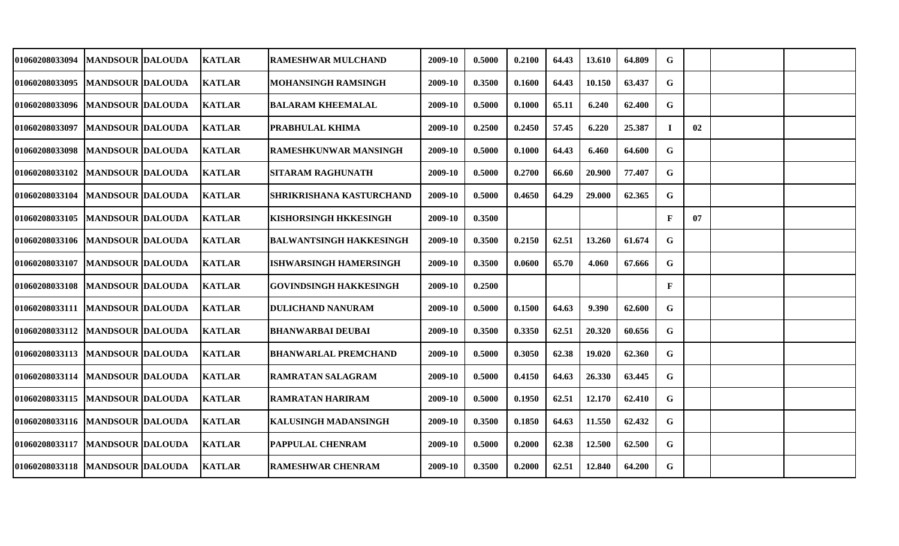| | | | | | | | | | | | | | | | |
|---|---|---|---|---|---|---|---|---|---|---|---|---|---|---|---|
| 01060208033094 | MANDSOUR | DALOUDA | KATLAR | RAMESHWAR MULCHAND | 2009-10 | 0.5000 | 0.2100 | 64.43 | 13.610 | 64.809 | G | | | |
| 01060208033095 | MANDSOUR | DALOUDA | KATLAR | MOHANSINGH RAMSINGH | 2009-10 | 0.3500 | 0.1600 | 64.43 | 10.150 | 63.437 | G | | | |
| 01060208033096 | MANDSOUR | DALOUDA | KATLAR | BALARAM KHEEMALAL | 2009-10 | 0.5000 | 0.1000 | 65.11 | 6.240 | 62.400 | G | | | |
| 01060208033097 | MANDSOUR | DALOUDA | KATLAR | PRABHULAL KHIMA | 2009-10 | 0.2500 | 0.2450 | 57.45 | 6.220 | 25.387 | I | 02 | | |
| 01060208033098 | MANDSOUR | DALOUDA | KATLAR | RAMESHKUNWAR MANSINGH | 2009-10 | 0.5000 | 0.1000 | 64.43 | 6.460 | 64.600 | G | | | |
| 01060208033102 | MANDSOUR | DALOUDA | KATLAR | SITARAM RAGHUNATH | 2009-10 | 0.5000 | 0.2700 | 66.60 | 20.900 | 77.407 | G | | | |
| 01060208033104 | MANDSOUR | DALOUDA | KATLAR | SHRIKRISHANA KASTURCHAND | 2009-10 | 0.5000 | 0.4650 | 64.29 | 29.000 | 62.365 | G | | | |
| 01060208033105 | MANDSOUR | DALOUDA | KATLAR | KISHORSINGH HKKESINGH | 2009-10 | 0.3500 | | | | | F | 07 | | |
| 01060208033106 | MANDSOUR | DALOUDA | KATLAR | BALWANTSINGH HAKKESINGH | 2009-10 | 0.3500 | 0.2150 | 62.51 | 13.260 | 61.674 | G | | | |
| 01060208033107 | MANDSOUR | DALOUDA | KATLAR | ISHWARSINGH HAMERSINGH | 2009-10 | 0.3500 | 0.0600 | 65.70 | 4.060 | 67.666 | G | | | |
| 01060208033108 | MANDSOUR | DALOUDA | KATLAR | GOVINDSINGH HAKKESINGH | 2009-10 | 0.2500 | | | | | F | | | |
| 01060208033111 | MANDSOUR | DALOUDA | KATLAR | DULICHAND NANURAM | 2009-10 | 0.5000 | 0.1500 | 64.63 | 9.390 | 62.600 | G | | | |
| 01060208033112 | MANDSOUR | DALOUDA | KATLAR | BHANWARBAI DEUBAI | 2009-10 | 0.3500 | 0.3350 | 62.51 | 20.320 | 60.656 | G | | | |
| 01060208033113 | MANDSOUR | DALOUDA | KATLAR | BHANWARLAL PREMCHAND | 2009-10 | 0.5000 | 0.3050 | 62.38 | 19.020 | 62.360 | G | | | |
| 01060208033114 | MANDSOUR | DALOUDA | KATLAR | RAMRATAN SALAGRAM | 2009-10 | 0.5000 | 0.4150 | 64.63 | 26.330 | 63.445 | G | | | |
| 01060208033115 | MANDSOUR | DALOUDA | KATLAR | RAMRATAN HARIRAM | 2009-10 | 0.5000 | 0.1950 | 62.51 | 12.170 | 62.410 | G | | | |
| 01060208033116 | MANDSOUR | DALOUDA | KATLAR | KALUSINGH MADANSINGH | 2009-10 | 0.3500 | 0.1850 | 64.63 | 11.550 | 62.432 | G | | | |
| 01060208033117 | MANDSOUR | DALOUDA | KATLAR | PAPPULAL CHENRAM | 2009-10 | 0.5000 | 0.2000 | 62.38 | 12.500 | 62.500 | G | | | |
| 01060208033118 | MANDSOUR | DALOUDA | KATLAR | RAMESHWAR CHENRAM | 2009-10 | 0.3500 | 0.2000 | 62.51 | 12.840 | 64.200 | G | | | |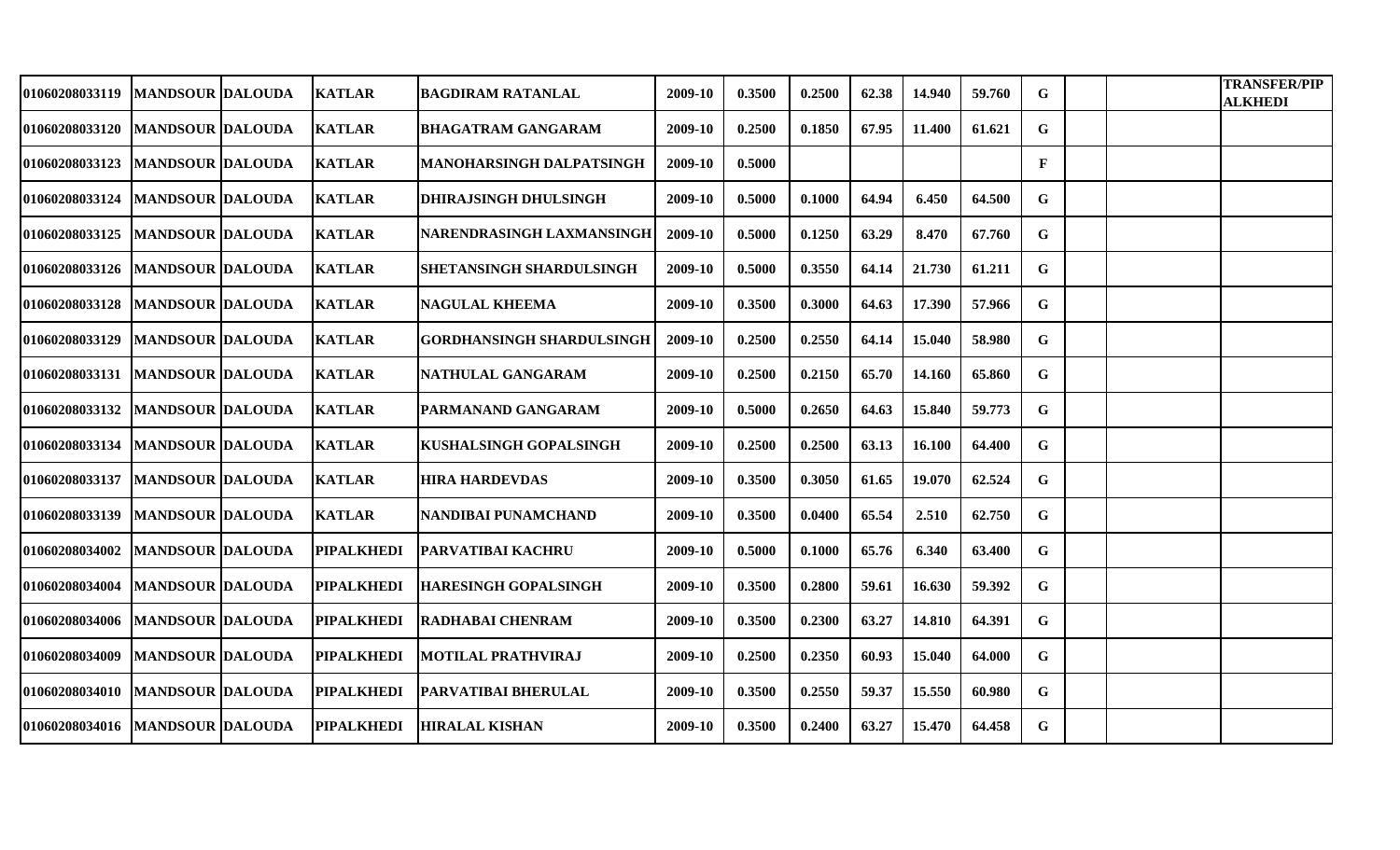| | | | | | | | | | | | | | | |
|---|---|---|---|---|---|---|---|---|---|---|---|---|---|---|
| 01060208033119 | MANDSOUR | DALOUDA | KATLAR | BAGDIRAM RATANLAL | 2009-10 | 0.3500 | 0.2500 | 62.38 | 14.940 | 59.760 | G | | | TRANSFER/PIP ALKHEDI |
| 01060208033120 | MANDSOUR | DALOUDA | KATLAR | BHAGATRAM GANGARAM | 2009-10 | 0.2500 | 0.1850 | 67.95 | 11.400 | 61.621 | G | | | |
| 01060208033123 | MANDSOUR | DALOUDA | KATLAR | MANOHARSINGH DALPATSINGH | 2009-10 | 0.5000 | | | | | F | | | |
| 01060208033124 | MANDSOUR | DALOUDA | KATLAR | DHIRAJSINGH DHULSINGH | 2009-10 | 0.5000 | 0.1000 | 64.94 | 6.450 | 64.500 | G | | | |
| 01060208033125 | MANDSOUR | DALOUDA | KATLAR | NARENDRASINGH LAXMANSINGH | 2009-10 | 0.5000 | 0.1250 | 63.29 | 8.470 | 67.760 | G | | | |
| 01060208033126 | MANDSOUR | DALOUDA | KATLAR | SHETANSINGH SHARDULSINGH | 2009-10 | 0.5000 | 0.3550 | 64.14 | 21.730 | 61.211 | G | | | |
| 01060208033128 | MANDSOUR | DALOUDA | KATLAR | NAGULAL KHEEMA | 2009-10 | 0.3500 | 0.3000 | 64.63 | 17.390 | 57.966 | G | | | |
| 01060208033129 | MANDSOUR | DALOUDA | KATLAR | GORDHANSINGH SHARDULSINGH | 2009-10 | 0.2500 | 0.2550 | 64.14 | 15.040 | 58.980 | G | | | |
| 01060208033131 | MANDSOUR | DALOUDA | KATLAR | NATHULAL GANGARAM | 2009-10 | 0.2500 | 0.2150 | 65.70 | 14.160 | 65.860 | G | | | |
| 01060208033132 | MANDSOUR | DALOUDA | KATLAR | PARMANAND GANGARAM | 2009-10 | 0.5000 | 0.2650 | 64.63 | 15.840 | 59.773 | G | | | |
| 01060208033134 | MANDSOUR | DALOUDA | KATLAR | KUSHALSINGH GOPALSINGH | 2009-10 | 0.2500 | 0.2500 | 63.13 | 16.100 | 64.400 | G | | | |
| 01060208033137 | MANDSOUR | DALOUDA | KATLAR | HIRA HARDEVDAS | 2009-10 | 0.3500 | 0.3050 | 61.65 | 19.070 | 62.524 | G | | | |
| 01060208033139 | MANDSOUR | DALOUDA | KATLAR | NANDIBAI PUNAMCHAND | 2009-10 | 0.3500 | 0.0400 | 65.54 | 2.510 | 62.750 | G | | | |
| 01060208034002 | MANDSOUR | DALOUDA | PIPALKHEDI | PARVATIBAI KACHRU | 2009-10 | 0.5000 | 0.1000 | 65.76 | 6.340 | 63.400 | G | | | |
| 01060208034004 | MANDSOUR | DALOUDA | PIPALKHEDI | HARESINGH GOPALSINGH | 2009-10 | 0.3500 | 0.2800 | 59.61 | 16.630 | 59.392 | G | | | |
| 01060208034006 | MANDSOUR | DALOUDA | PIPALKHEDI | RADHABAI CHENRAM | 2009-10 | 0.3500 | 0.2300 | 63.27 | 14.810 | 64.391 | G | | | |
| 01060208034009 | MANDSOUR | DALOUDA | PIPALKHEDI | MOTILAL PRATHVIRAJ | 2009-10 | 0.2500 | 0.2350 | 60.93 | 15.040 | 64.000 | G | | | |
| 01060208034010 | MANDSOUR | DALOUDA | PIPALKHEDI | PARVATIBAI BHERULAL | 2009-10 | 0.3500 | 0.2550 | 59.37 | 15.550 | 60.980 | G | | | |
| 01060208034016 | MANDSOUR | DALOUDA | PIPALKHEDI | HIRALAL KISHAN | 2009-10 | 0.3500 | 0.2400 | 63.27 | 15.470 | 64.458 | G | | | |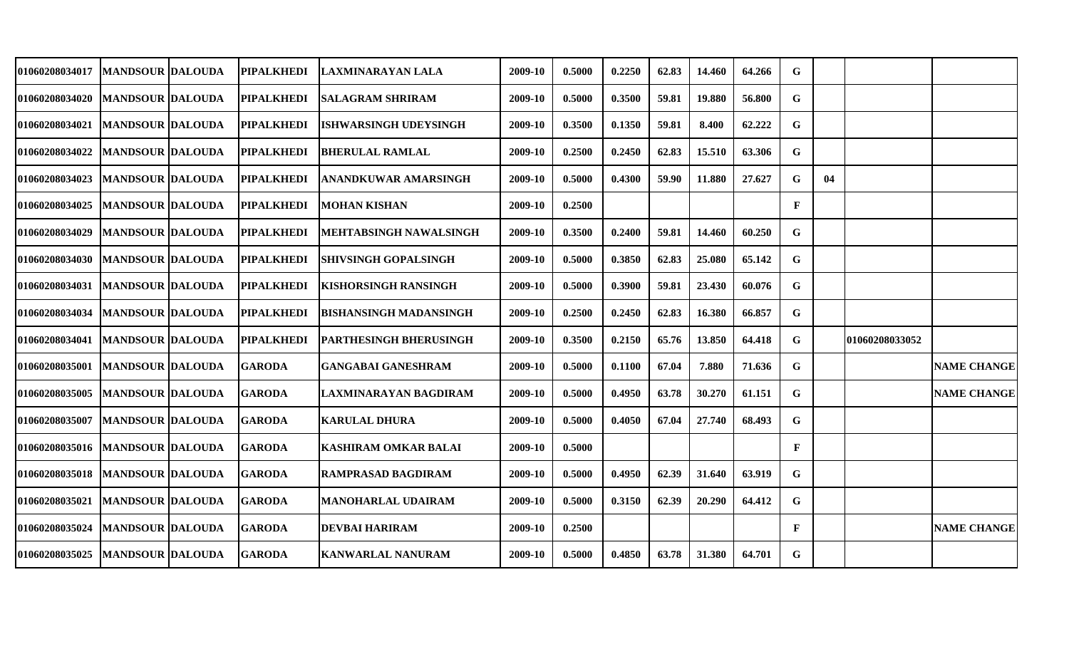| | | | | | | | | | | | | | | | |
|---|---|---|---|---|---|---|---|---|---|---|---|---|---|---|---|
| 01060208034017 | MANDSOUR | DALOUDA | PIPALKHEDI | LAXMINARAYAN LALA | 2009-10 | 0.5000 | 0.2250 | 62.83 | 14.460 | 64.266 | G | | | |
| 01060208034020 | MANDSOUR | DALOUDA | PIPALKHEDI | SALAGRAM SHRIRAM | 2009-10 | 0.5000 | 0.3500 | 59.81 | 19.880 | 56.800 | G | | | |
| 01060208034021 | MANDSOUR | DALOUDA | PIPALKHEDI | ISHWARSINGH UDEYSINGH | 2009-10 | 0.3500 | 0.1350 | 59.81 | 8.400 | 62.222 | G | | | |
| 01060208034022 | MANDSOUR | DALOUDA | PIPALKHEDI | BHERULAL RAMLAL | 2009-10 | 0.2500 | 0.2450 | 62.83 | 15.510 | 63.306 | G | | | |
| 01060208034023 | MANDSOUR | DALOUDA | PIPALKHEDI | ANANDKUWAR AMARSINGH | 2009-10 | 0.5000 | 0.4300 | 59.90 | 11.880 | 27.627 | G | 04 | | |
| 01060208034025 | MANDSOUR | DALOUDA | PIPALKHEDI | MOHAN KISHAN | 2009-10 | 0.2500 | | | | | F | | | |
| 01060208034029 | MANDSOUR | DALOUDA | PIPALKHEDI | MEHTABSINGH NAWALSINGH | 2009-10 | 0.3500 | 0.2400 | 59.81 | 14.460 | 60.250 | G | | | |
| 01060208034030 | MANDSOUR | DALOUDA | PIPALKHEDI | SHIVSINGH GOPALSINGH | 2009-10 | 0.5000 | 0.3850 | 62.83 | 25.080 | 65.142 | G | | | |
| 01060208034031 | MANDSOUR | DALOUDA | PIPALKHEDI | KISHORSINGH RANSINGH | 2009-10 | 0.5000 | 0.3900 | 59.81 | 23.430 | 60.076 | G | | | |
| 01060208034034 | MANDSOUR | DALOUDA | PIPALKHEDI | BISHANSINGH MADANSINGH | 2009-10 | 0.2500 | 0.2450 | 62.83 | 16.380 | 66.857 | G | | | |
| 01060208034041 | MANDSOUR | DALOUDA | PIPALKHEDI | PARTHESINGH BHERUSINGH | 2009-10 | 0.3500 | 0.2150 | 65.76 | 13.850 | 64.418 | G | | 01060208033052 | |
| 01060208035001 | MANDSOUR | DALOUDA | GARODA | GANGABAI GANESHRAM | 2009-10 | 0.5000 | 0.1100 | 67.04 | 7.880 | 71.636 | G | | | NAME CHANGE |
| 01060208035005 | MANDSOUR | DALOUDA | GARODA | LAXMINARAYAN BAGDIRAM | 2009-10 | 0.5000 | 0.4950 | 63.78 | 30.270 | 61.151 | G | | | NAME CHANGE |
| 01060208035007 | MANDSOUR | DALOUDA | GARODA | KARULAL DHURA | 2009-10 | 0.5000 | 0.4050 | 67.04 | 27.740 | 68.493 | G | | | |
| 01060208035016 | MANDSOUR | DALOUDA | GARODA | KASHIRAM OMKAR BALAI | 2009-10 | 0.5000 | | | | | F | | | |
| 01060208035018 | MANDSOUR | DALOUDA | GARODA | RAMPRASAD BAGDIRAM | 2009-10 | 0.5000 | 0.4950 | 62.39 | 31.640 | 63.919 | G | | | |
| 01060208035021 | MANDSOUR | DALOUDA | GARODA | MANOHARLAL UDAIRAM | 2009-10 | 0.5000 | 0.3150 | 62.39 | 20.290 | 64.412 | G | | | |
| 01060208035024 | MANDSOUR | DALOUDA | GARODA | DEVBAI HARIRAM | 2009-10 | 0.2500 | | | | | F | | | NAME CHANGE |
| 01060208035025 | MANDSOUR | DALOUDA | GARODA | KANWARLAL NANURAM | 2009-10 | 0.5000 | 0.4850 | 63.78 | 31.380 | 64.701 | G | | | |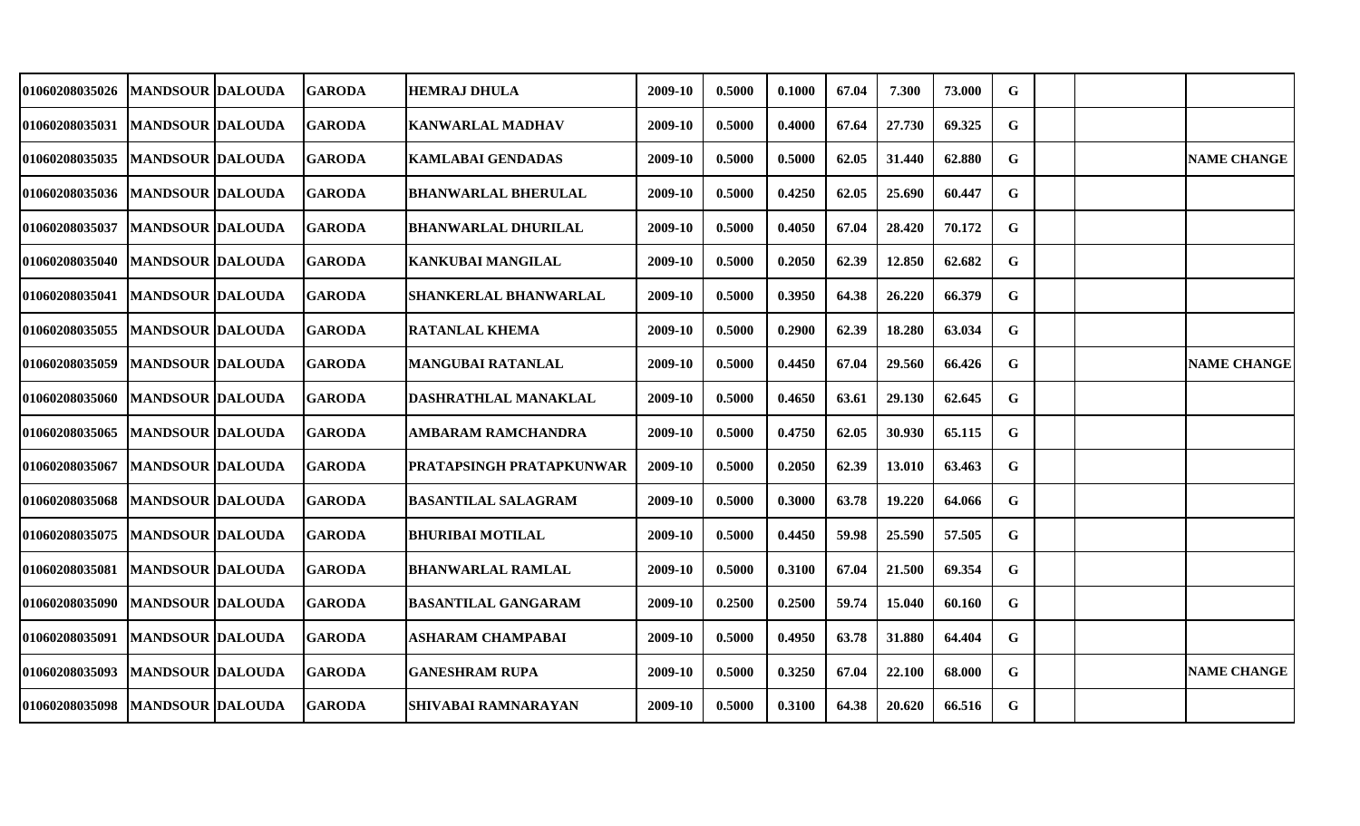| | | | | | | | | | | | | | | |
|---|---|---|---|---|---|---|---|---|---|---|---|---|---|---|
| 01060208035026 | MANDSOUR | DALOUDA | GARODA | HEMRAJ DHULA | 2009-10 | 0.5000 | 0.1000 | 67.04 | 7.300 | 73.000 | G | | | |
| 01060208035031 | MANDSOUR | DALOUDA | GARODA | KANWARLAL MADHAV | 2009-10 | 0.5000 | 0.4000 | 67.64 | 27.730 | 69.325 | G | | | |
| 01060208035035 | MANDSOUR | DALOUDA | GARODA | KAMLABAI GENDADAS | 2009-10 | 0.5000 | 0.5000 | 62.05 | 31.440 | 62.880 | G | | | NAME CHANGE |
| 01060208035036 | MANDSOUR | DALOUDA | GARODA | BHANWARLAL BHERULAL | 2009-10 | 0.5000 | 0.4250 | 62.05 | 25.690 | 60.447 | G | | | |
| 01060208035037 | MANDSOUR | DALOUDA | GARODA | BHANWARLAL DHURILAL | 2009-10 | 0.5000 | 0.4050 | 67.04 | 28.420 | 70.172 | G | | | |
| 01060208035040 | MANDSOUR | DALOUDA | GARODA | KANKUBAI MANGILAL | 2009-10 | 0.5000 | 0.2050 | 62.39 | 12.850 | 62.682 | G | | | |
| 01060208035041 | MANDSOUR | DALOUDA | GARODA | SHANKERLAL BHANWARLAL | 2009-10 | 0.5000 | 0.3950 | 64.38 | 26.220 | 66.379 | G | | | |
| 01060208035055 | MANDSOUR | DALOUDA | GARODA | RATANLAL KHEMA | 2009-10 | 0.5000 | 0.2900 | 62.39 | 18.280 | 63.034 | G | | | |
| 01060208035059 | MANDSOUR | DALOUDA | GARODA | MANGUBAI RATANLAL | 2009-10 | 0.5000 | 0.4450 | 67.04 | 29.560 | 66.426 | G | | | NAME CHANGE |
| 01060208035060 | MANDSOUR | DALOUDA | GARODA | DASHRATHLAL MANAKLAL | 2009-10 | 0.5000 | 0.4650 | 63.61 | 29.130 | 62.645 | G | | | |
| 01060208035065 | MANDSOUR | DALOUDA | GARODA | AMBARAM RAMCHANDRA | 2009-10 | 0.5000 | 0.4750 | 62.05 | 30.930 | 65.115 | G | | | |
| 01060208035067 | MANDSOUR | DALOUDA | GARODA | PRATAPSINGH PRATAPKUNWAR | 2009-10 | 0.5000 | 0.2050 | 62.39 | 13.010 | 63.463 | G | | | |
| 01060208035068 | MANDSOUR | DALOUDA | GARODA | BASANTILAL SALAGRAM | 2009-10 | 0.5000 | 0.3000 | 63.78 | 19.220 | 64.066 | G | | | |
| 01060208035075 | MANDSOUR | DALOUDA | GARODA | BHURIBAI MOTILAL | 2009-10 | 0.5000 | 0.4450 | 59.98 | 25.590 | 57.505 | G | | | |
| 01060208035081 | MANDSOUR | DALOUDA | GARODA | BHANWARLAL RAMLAL | 2009-10 | 0.5000 | 0.3100 | 67.04 | 21.500 | 69.354 | G | | | |
| 01060208035090 | MANDSOUR | DALOUDA | GARODA | BASANTILAL GANGARAM | 2009-10 | 0.2500 | 0.2500 | 59.74 | 15.040 | 60.160 | G | | | |
| 01060208035091 | MANDSOUR | DALOUDA | GARODA | ASHARAM CHAMPABAI | 2009-10 | 0.5000 | 0.4950 | 63.78 | 31.880 | 64.404 | G | | | |
| 01060208035093 | MANDSOUR | DALOUDA | GARODA | GANESHRAM RUPA | 2009-10 | 0.5000 | 0.3250 | 67.04 | 22.100 | 68.000 | G | | | NAME CHANGE |
| 01060208035098 | MANDSOUR | DALOUDA | GARODA | SHIVABAI RAMNARAYAN | 2009-10 | 0.5000 | 0.3100 | 64.38 | 20.620 | 66.516 | G | | | |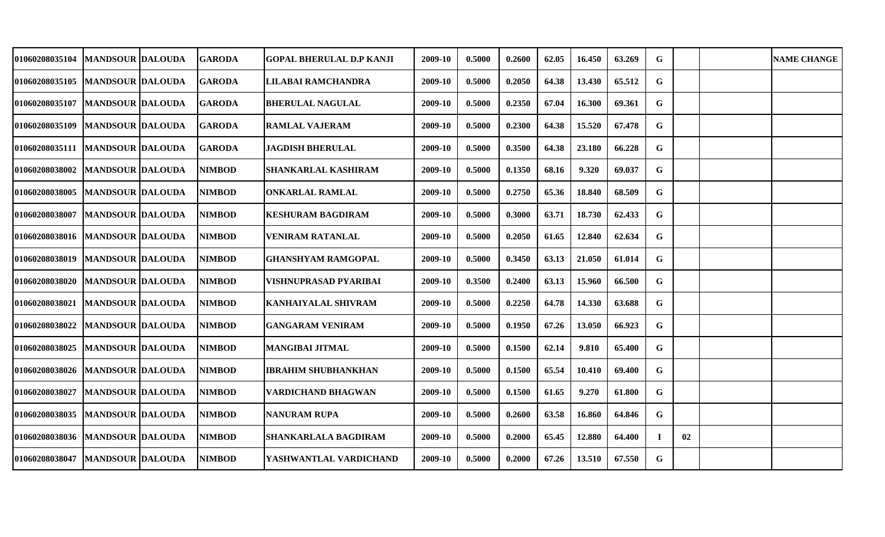| | | | | | | | | | | | | | | | |
|---|---|---|---|---|---|---|---|---|---|---|---|---|---|---|---|
| 01060208035104 | MANDSOUR | DALOUDA | GARODA | GOPAL BHERULAL D.P KANJI | 2009-10 | 0.5000 | 0.2600 | 62.05 | 16.450 | 63.269 | G | | | | NAME CHANGE |
| 01060208035105 | MANDSOUR | DALOUDA | GARODA | LILABAI RAMCHANDRA | 2009-10 | 0.5000 | 0.2050 | 64.38 | 13.430 | 65.512 | G | | | | |
| 01060208035107 | MANDSOUR | DALOUDA | GARODA | BHERULAL NAGULAL | 2009-10 | 0.5000 | 0.2350 | 67.04 | 16.300 | 69.361 | G | | | | |
| 01060208035109 | MANDSOUR | DALOUDA | GARODA | RAMLAL VAJERAM | 2009-10 | 0.5000 | 0.2300 | 64.38 | 15.520 | 67.478 | G | | | | |
| 01060208035111 | MANDSOUR | DALOUDA | GARODA | JAGDISH BHERULAL | 2009-10 | 0.5000 | 0.3500 | 64.38 | 23.180 | 66.228 | G | | | | |
| 01060208038002 | MANDSOUR | DALOUDA | NIMBOD | SHANKARLAL KASHIRAM | 2009-10 | 0.5000 | 0.1350 | 68.16 | 9.320 | 69.037 | G | | | | |
| 01060208038005 | MANDSOUR | DALOUDA | NIMBOD | ONKARLAL RAMLAL | 2009-10 | 0.5000 | 0.2750 | 65.36 | 18.840 | 68.509 | G | | | | |
| 01060208038007 | MANDSOUR | DALOUDA | NIMBOD | KESHURAM BAGDIRAM | 2009-10 | 0.5000 | 0.3000 | 63.71 | 18.730 | 62.433 | G | | | | |
| 01060208038016 | MANDSOUR | DALOUDA | NIMBOD | VENIRAM RATANLAL | 2009-10 | 0.5000 | 0.2050 | 61.65 | 12.840 | 62.634 | G | | | | |
| 01060208038019 | MANDSOUR | DALOUDA | NIMBOD | GHANSHYAM RAMGOPAL | 2009-10 | 0.5000 | 0.3450 | 63.13 | 21.050 | 61.014 | G | | | | |
| 01060208038020 | MANDSOUR | DALOUDA | NIMBOD | VISHNUPRASAD PYARIBAI | 2009-10 | 0.3500 | 0.2400 | 63.13 | 15.960 | 66.500 | G | | | | |
| 01060208038021 | MANDSOUR | DALOUDA | NIMBOD | KANHAIYALAL SHIVRAM | 2009-10 | 0.5000 | 0.2250 | 64.78 | 14.330 | 63.688 | G | | | | |
| 01060208038022 | MANDSOUR | DALOUDA | NIMBOD | GANGARAM VENIRAM | 2009-10 | 0.5000 | 0.1950 | 67.26 | 13.050 | 66.923 | G | | | | |
| 01060208038025 | MANDSOUR | DALOUDA | NIMBOD | MANGIBAI JITMAL | 2009-10 | 0.5000 | 0.1500 | 62.14 | 9.810 | 65.400 | G | | | | |
| 01060208038026 | MANDSOUR | DALOUDA | NIMBOD | IBRAHIM SHUBHANKHAN | 2009-10 | 0.5000 | 0.1500 | 65.54 | 10.410 | 69.400 | G | | | | |
| 01060208038027 | MANDSOUR | DALOUDA | NIMBOD | VARDICHAND BHAGWAN | 2009-10 | 0.5000 | 0.1500 | 61.65 | 9.270 | 61.800 | G | | | | |
| 01060208038035 | MANDSOUR | DALOUDA | NIMBOD | NANURAM RUPA | 2009-10 | 0.5000 | 0.2600 | 63.58 | 16.860 | 64.846 | G | | | | |
| 01060208038036 | MANDSOUR | DALOUDA | NIMBOD | SHANKARLALA BAGDIRAM | 2009-10 | 0.5000 | 0.2000 | 65.45 | 12.880 | 64.400 | I | 02 | | | |
| 01060208038047 | MANDSOUR | DALOUDA | NIMBOD | YASHWANTLAL VARDICHAND | 2009-10 | 0.5000 | 0.2000 | 67.26 | 13.510 | 67.550 | G | | | | |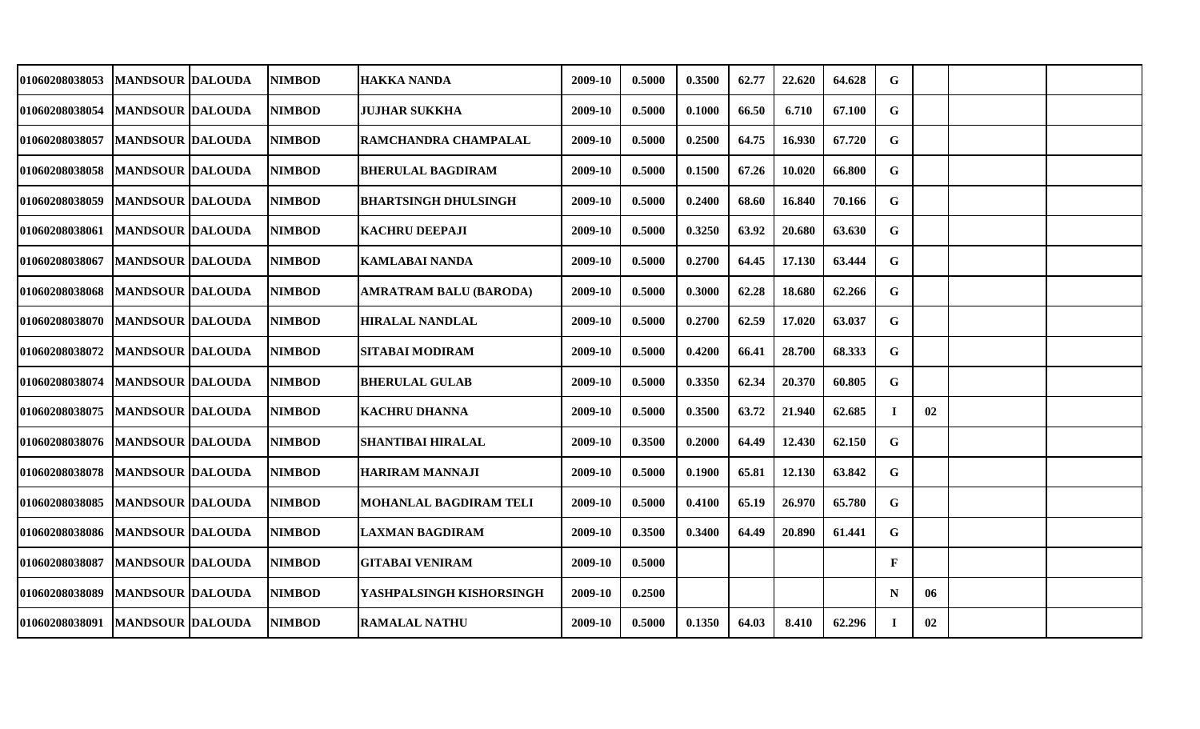| | | | | | | | | | | | | | | | |
|---|---|---|---|---|---|---|---|---|---|---|---|---|---|---|---|
| 01060208038053 | MANDSOUR | DALOUDA | NIMBOD | HAKKA NANDA | 2009-10 | 0.5000 | 0.3500 | 62.77 | 22.620 | 64.628 | G | | | | |
| 01060208038054 | MANDSOUR | DALOUDA | NIMBOD | JUJHAR SUKKHA | 2009-10 | 0.5000 | 0.1000 | 66.50 | 6.710 | 67.100 | G | | | | |
| 01060208038057 | MANDSOUR | DALOUDA | NIMBOD | RAMCHANDRA CHAMPALAL | 2009-10 | 0.5000 | 0.2500 | 64.75 | 16.930 | 67.720 | G | | | | |
| 01060208038058 | MANDSOUR | DALOUDA | NIMBOD | BHERULAL BAGDIRAM | 2009-10 | 0.5000 | 0.1500 | 67.26 | 10.020 | 66.800 | G | | | | |
| 01060208038059 | MANDSOUR | DALOUDA | NIMBOD | BHARTSINGH DHULSINGH | 2009-10 | 0.5000 | 0.2400 | 68.60 | 16.840 | 70.166 | G | | | | |
| 01060208038061 | MANDSOUR | DALOUDA | NIMBOD | KACHRU DEEPAJI | 2009-10 | 0.5000 | 0.3250 | 63.92 | 20.680 | 63.630 | G | | | | |
| 01060208038067 | MANDSOUR | DALOUDA | NIMBOD | KAMLABAI NANDA | 2009-10 | 0.5000 | 0.2700 | 64.45 | 17.130 | 63.444 | G | | | | |
| 01060208038068 | MANDSOUR | DALOUDA | NIMBOD | AMRATRAM BALU (BARODA) | 2009-10 | 0.5000 | 0.3000 | 62.28 | 18.680 | 62.266 | G | | | | |
| 01060208038070 | MANDSOUR | DALOUDA | NIMBOD | HIRALAL NANDLAL | 2009-10 | 0.5000 | 0.2700 | 62.59 | 17.020 | 63.037 | G | | | | |
| 01060208038072 | MANDSOUR | DALOUDA | NIMBOD | SITABAI MODIRAM | 2009-10 | 0.5000 | 0.4200 | 66.41 | 28.700 | 68.333 | G | | | | |
| 01060208038074 | MANDSOUR | DALOUDA | NIMBOD | BHERULAL GULAB | 2009-10 | 0.5000 | 0.3350 | 62.34 | 20.370 | 60.805 | G | | | | |
| 01060208038075 | MANDSOUR | DALOUDA | NIMBOD | KACHRU DHANNA | 2009-10 | 0.5000 | 0.3500 | 63.72 | 21.940 | 62.685 | I | 02 | | | |
| 01060208038076 | MANDSOUR | DALOUDA | NIMBOD | SHANTIBAI HIRALAL | 2009-10 | 0.3500 | 0.2000 | 64.49 | 12.430 | 62.150 | G | | | | |
| 01060208038078 | MANDSOUR | DALOUDA | NIMBOD | HARIRAM MANNAJI | 2009-10 | 0.5000 | 0.1900 | 65.81 | 12.130 | 63.842 | G | | | | |
| 01060208038085 | MANDSOUR | DALOUDA | NIMBOD | MOHANLAL BAGDIRAM TELI | 2009-10 | 0.5000 | 0.4100 | 65.19 | 26.970 | 65.780 | G | | | | |
| 01060208038086 | MANDSOUR | DALOUDA | NIMBOD | LAXMAN BAGDIRAM | 2009-10 | 0.3500 | 0.3400 | 64.49 | 20.890 | 61.441 | G | | | | |
| 01060208038087 | MANDSOUR | DALOUDA | NIMBOD | GITABAI VENIRAM | 2009-10 | 0.5000 | | | | | F | | | | |
| 01060208038089 | MANDSOUR | DALOUDA | NIMBOD | YASHPALSINGH KISHORSINGH | 2009-10 | 0.2500 | | | | | N | 06 | | | |
| 01060208038091 | MANDSOUR | DALOUDA | NIMBOD | RAMALAL NATHU | 2009-10 | 0.5000 | 0.1350 | 64.03 | 8.410 | 62.296 | I | 02 | | | |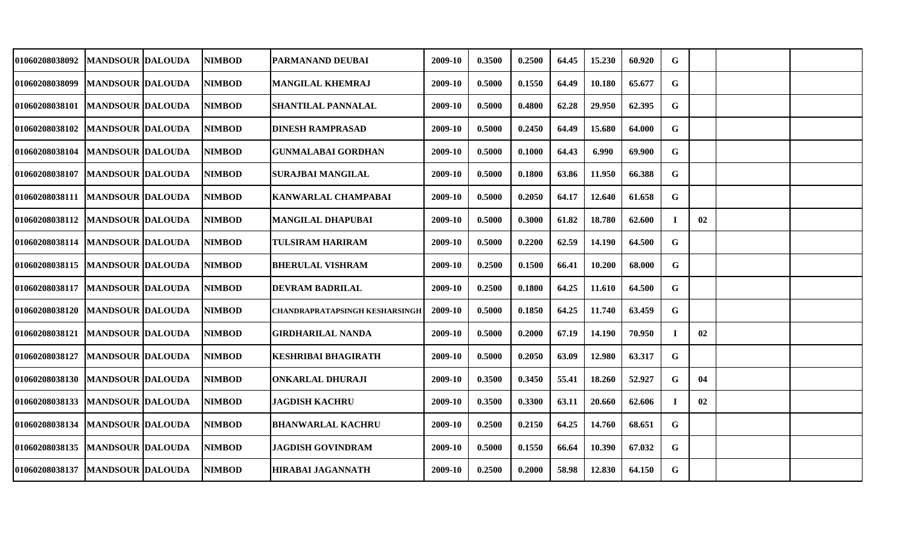| | | | | | | | | | | | | | | | |
|---|---|---|---|---|---|---|---|---|---|---|---|---|---|---|---|
| 01060208038092 | MANDSOUR | DALOUDA | NIMBOD | PARMANAND DEUBAI | 2009-10 | 0.3500 | 0.2500 | 64.45 | 15.230 | 60.920 | G | | | |
| 01060208038099 | MANDSOUR | DALOUDA | NIMBOD | MANGILAL KHEMRAJ | 2009-10 | 0.5000 | 0.1550 | 64.49 | 10.180 | 65.677 | G | | | |
| 01060208038101 | MANDSOUR | DALOUDA | NIMBOD | SHANTILAL PANNALAL | 2009-10 | 0.5000 | 0.4800 | 62.28 | 29.950 | 62.395 | G | | | |
| 01060208038102 | MANDSOUR | DALOUDA | NIMBOD | DINESH RAMPRASAD | 2009-10 | 0.5000 | 0.2450 | 64.49 | 15.680 | 64.000 | G | | | |
| 01060208038104 | MANDSOUR | DALOUDA | NIMBOD | GUNMALABAI GORDHAN | 2009-10 | 0.5000 | 0.1000 | 64.43 | 6.990 | 69.900 | G | | | |
| 01060208038107 | MANDSOUR | DALOUDA | NIMBOD | SURAJBAI MANGILAL | 2009-10 | 0.5000 | 0.1800 | 63.86 | 11.950 | 66.388 | G | | | |
| 01060208038111 | MANDSOUR | DALOUDA | NIMBOD | KANWARLAL CHAMPABAI | 2009-10 | 0.5000 | 0.2050 | 64.17 | 12.640 | 61.658 | G | | | |
| 01060208038112 | MANDSOUR | DALOUDA | NIMBOD | MANGILAL DHAPUBAI | 2009-10 | 0.5000 | 0.3000 | 61.82 | 18.780 | 62.600 | I | 02 | | |
| 01060208038114 | MANDSOUR | DALOUDA | NIMBOD | TULSIRAM HARIRAM | 2009-10 | 0.5000 | 0.2200 | 62.59 | 14.190 | 64.500 | G | | | |
| 01060208038115 | MANDSOUR | DALOUDA | NIMBOD | BHERULAL VISHRAM | 2009-10 | 0.2500 | 0.1500 | 66.41 | 10.200 | 68.000 | G | | | |
| 01060208038117 | MANDSOUR | DALOUDA | NIMBOD | DEVRAM BADRILAL | 2009-10 | 0.2500 | 0.1800 | 64.25 | 11.610 | 64.500 | G | | | |
| 01060208038120 | MANDSOUR | DALOUDA | NIMBOD | CHANDRAPRATAPSINGH KESHARSINGH | 2009-10 | 0.5000 | 0.1850 | 64.25 | 11.740 | 63.459 | G | | | |
| 01060208038121 | MANDSOUR | DALOUDA | NIMBOD | GIRDHARILAL NANDA | 2009-10 | 0.5000 | 0.2000 | 67.19 | 14.190 | 70.950 | I | 02 | | |
| 01060208038127 | MANDSOUR | DALOUDA | NIMBOD | KESHRIBAI BHAGIRATH | 2009-10 | 0.5000 | 0.2050 | 63.09 | 12.980 | 63.317 | G | | | |
| 01060208038130 | MANDSOUR | DALOUDA | NIMBOD | ONKARLAL DHURAJI | 2009-10 | 0.3500 | 0.3450 | 55.41 | 18.260 | 52.927 | G | 04 | | |
| 01060208038133 | MANDSOUR | DALOUDA | NIMBOD | JAGDISH KACHRU | 2009-10 | 0.3500 | 0.3300 | 63.11 | 20.660 | 62.606 | I | 02 | | |
| 01060208038134 | MANDSOUR | DALOUDA | NIMBOD | BHANWARLAL KACHRU | 2009-10 | 0.2500 | 0.2150 | 64.25 | 14.760 | 68.651 | G | | | |
| 01060208038135 | MANDSOUR | DALOUDA | NIMBOD | JAGDISH GOVINDRAM | 2009-10 | 0.5000 | 0.1550 | 66.64 | 10.390 | 67.032 | G | | | |
| 01060208038137 | MANDSOUR | DALOUDA | NIMBOD | HIRABAI JAGANNATH | 2009-10 | 0.2500 | 0.2000 | 58.98 | 12.830 | 64.150 | G | | | |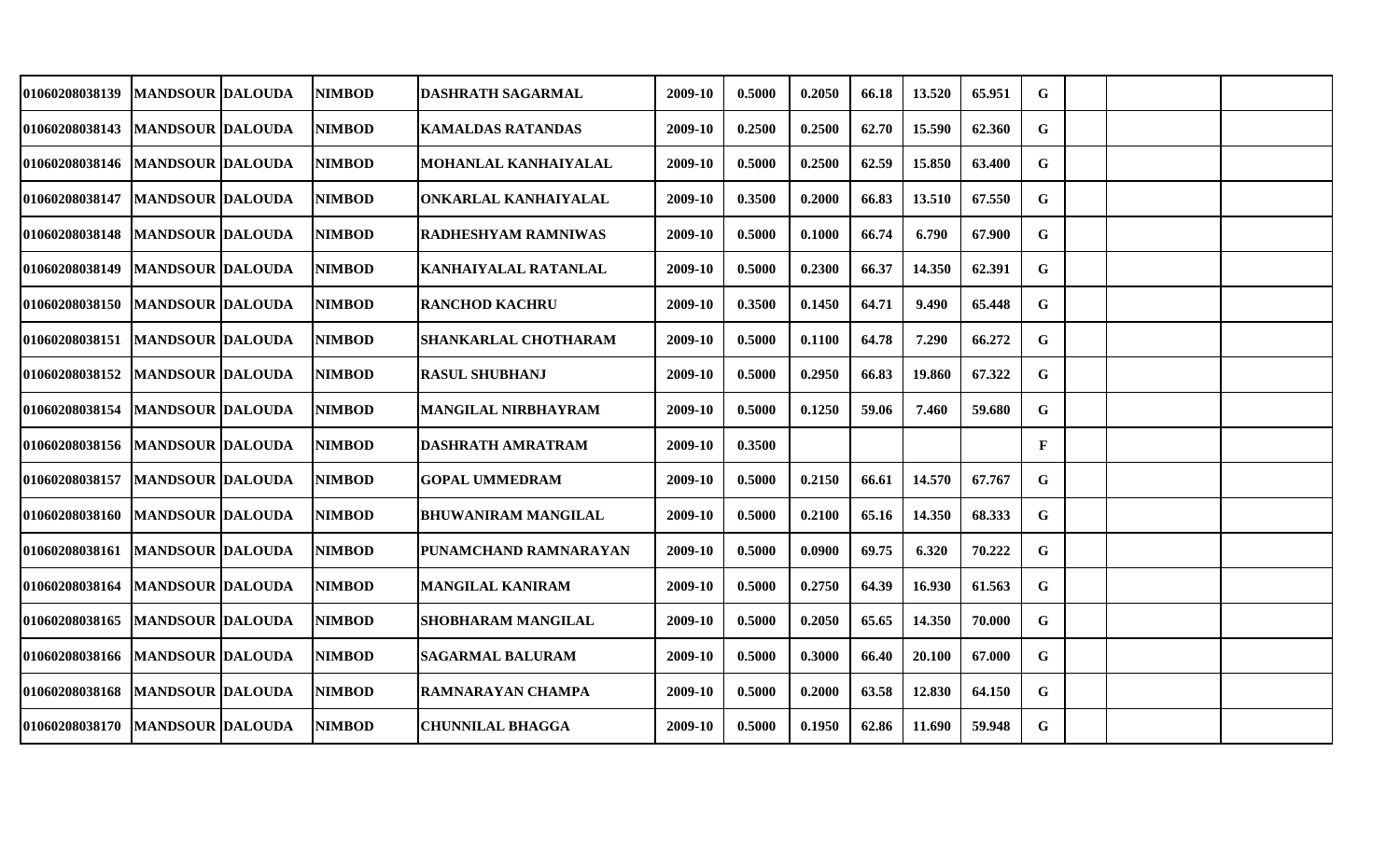| | | | | | | | | | | | | | | | |
|---|---|---|---|---|---|---|---|---|---|---|---|---|---|---|---|
| 01060208038139 | MANDSOUR | DALOUDA | NIMBOD | DASHRATH SAGARMAL | 2009-10 | 0.5000 | 0.2050 | 66.18 | 13.520 | 65.951 | G | | | |
| 01060208038143 | MANDSOUR | DALOUDA | NIMBOD | KAMALDAS RATANDAS | 2009-10 | 0.2500 | 0.2500 | 62.70 | 15.590 | 62.360 | G | | | |
| 01060208038146 | MANDSOUR | DALOUDA | NIMBOD | MOHANLAL KANHAIYALAL | 2009-10 | 0.5000 | 0.2500 | 62.59 | 15.850 | 63.400 | G | | | |
| 01060208038147 | MANDSOUR | DALOUDA | NIMBOD | ONKARLAL KANHAIYALAL | 2009-10 | 0.3500 | 0.2000 | 66.83 | 13.510 | 67.550 | G | | | |
| 01060208038148 | MANDSOUR | DALOUDA | NIMBOD | RADHESHYAM RAMNIWAS | 2009-10 | 0.5000 | 0.1000 | 66.74 | 6.790 | 67.900 | G | | | |
| 01060208038149 | MANDSOUR | DALOUDA | NIMBOD | KANHAIYALAL RATANLAL | 2009-10 | 0.5000 | 0.2300 | 66.37 | 14.350 | 62.391 | G | | | |
| 01060208038150 | MANDSOUR | DALOUDA | NIMBOD | RANCHOD KACHRU | 2009-10 | 0.3500 | 0.1450 | 64.71 | 9.490 | 65.448 | G | | | |
| 01060208038151 | MANDSOUR | DALOUDA | NIMBOD | SHANKARLAL CHOTHARAM | 2009-10 | 0.5000 | 0.1100 | 64.78 | 7.290 | 66.272 | G | | | |
| 01060208038152 | MANDSOUR | DALOUDA | NIMBOD | RASUL SHUBHANJ | 2009-10 | 0.5000 | 0.2950 | 66.83 | 19.860 | 67.322 | G | | | |
| 01060208038154 | MANDSOUR | DALOUDA | NIMBOD | MANGILAL NIRBHAYRAM | 2009-10 | 0.5000 | 0.1250 | 59.06 | 7.460 | 59.680 | G | | | |
| 01060208038156 | MANDSOUR | DALOUDA | NIMBOD | DASHRATH AMRATRAM | 2009-10 | 0.3500 | | | | | F | | | |
| 01060208038157 | MANDSOUR | DALOUDA | NIMBOD | GOPAL UMMEDRAM | 2009-10 | 0.5000 | 0.2150 | 66.61 | 14.570 | 67.767 | G | | | |
| 01060208038160 | MANDSOUR | DALOUDA | NIMBOD | BHUWANIRAM MANGILAL | 2009-10 | 0.5000 | 0.2100 | 65.16 | 14.350 | 68.333 | G | | | |
| 01060208038161 | MANDSOUR | DALOUDA | NIMBOD | PUNAMCHAND RAMNARAYAN | 2009-10 | 0.5000 | 0.0900 | 69.75 | 6.320 | 70.222 | G | | | |
| 01060208038164 | MANDSOUR | DALOUDA | NIMBOD | MANGILAL KANIRAM | 2009-10 | 0.5000 | 0.2750 | 64.39 | 16.930 | 61.563 | G | | | |
| 01060208038165 | MANDSOUR | DALOUDA | NIMBOD | SHOBHARAM MANGILAL | 2009-10 | 0.5000 | 0.2050 | 65.65 | 14.350 | 70.000 | G | | | |
| 01060208038166 | MANDSOUR | DALOUDA | NIMBOD | SAGARMAL BALURAM | 2009-10 | 0.5000 | 0.3000 | 66.40 | 20.100 | 67.000 | G | | | |
| 01060208038168 | MANDSOUR | DALOUDA | NIMBOD | RAMNARAYAN CHAMPA | 2009-10 | 0.5000 | 0.2000 | 63.58 | 12.830 | 64.150 | G | | | |
| 01060208038170 | MANDSOUR | DALOUDA | NIMBOD | CHUNNILAL BHAGGA | 2009-10 | 0.5000 | 0.1950 | 62.86 | 11.690 | 59.948 | G | | | |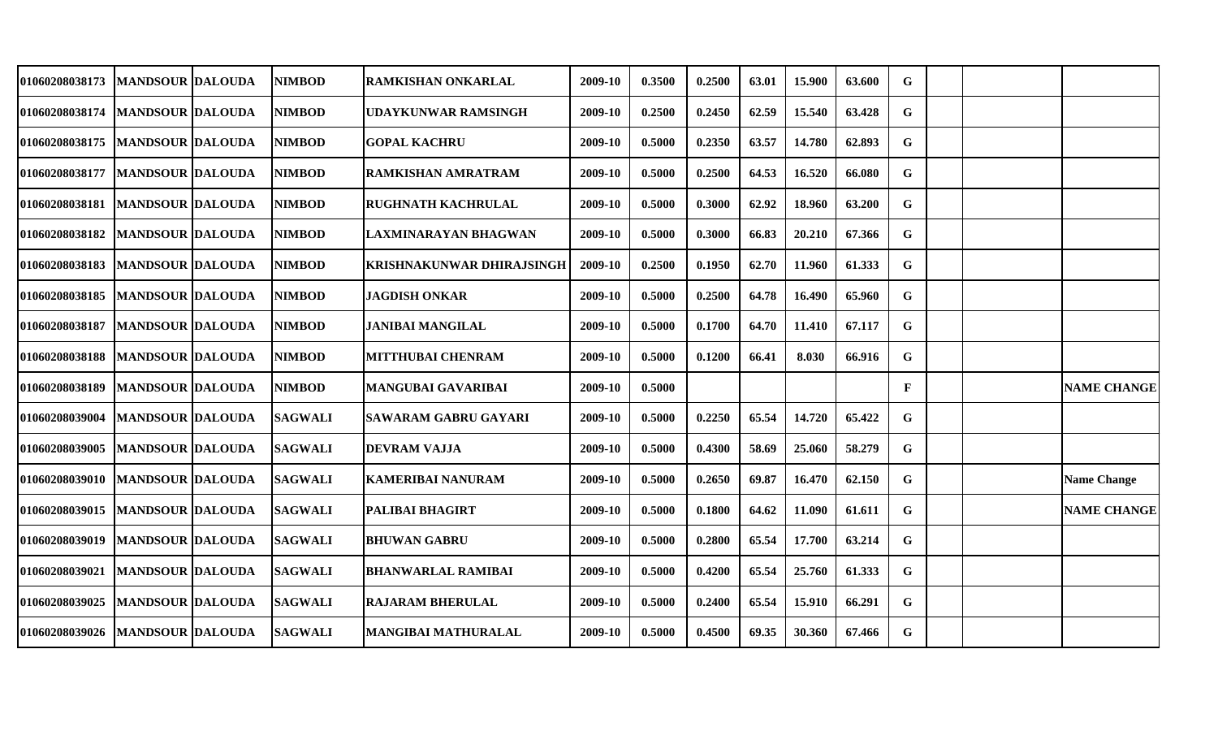| | | | | | | | | | | | | | | |
|---|---|---|---|---|---|---|---|---|---|---|---|---|---|---|
| 01060208038173 | MANDSOUR | DALOUDA | NIMBOD | RAMKISHAN ONKARLAL | 2009-10 | 0.3500 | 0.2500 | 63.01 | 15.900 | 63.600 | G | | | |
| 01060208038174 | MANDSOUR | DALOUDA | NIMBOD | UDAYKUNWAR RAMSINGH | 2009-10 | 0.2500 | 0.2450 | 62.59 | 15.540 | 63.428 | G | | | |
| 01060208038175 | MANDSOUR | DALOUDA | NIMBOD | GOPAL KACHRU | 2009-10 | 0.5000 | 0.2350 | 63.57 | 14.780 | 62.893 | G | | | |
| 01060208038177 | MANDSOUR | DALOUDA | NIMBOD | RAMKISHAN AMRATRAM | 2009-10 | 0.5000 | 0.2500 | 64.53 | 16.520 | 66.080 | G | | | |
| 01060208038181 | MANDSOUR | DALOUDA | NIMBOD | RUGHNATH KACHRULAL | 2009-10 | 0.5000 | 0.3000 | 62.92 | 18.960 | 63.200 | G | | | |
| 01060208038182 | MANDSOUR | DALOUDA | NIMBOD | LAXMINARAYAN BHAGWAN | 2009-10 | 0.5000 | 0.3000 | 66.83 | 20.210 | 67.366 | G | | | |
| 01060208038183 | MANDSOUR | DALOUDA | NIMBOD | KRISHNAKUNWAR DHIRAJSINGH | 2009-10 | 0.2500 | 0.1950 | 62.70 | 11.960 | 61.333 | G | | | |
| 01060208038185 | MANDSOUR | DALOUDA | NIMBOD | JAGDISH ONKAR | 2009-10 | 0.5000 | 0.2500 | 64.78 | 16.490 | 65.960 | G | | | |
| 01060208038187 | MANDSOUR | DALOUDA | NIMBOD | JANIBAI MANGILAL | 2009-10 | 0.5000 | 0.1700 | 64.70 | 11.410 | 67.117 | G | | | |
| 01060208038188 | MANDSOUR | DALOUDA | NIMBOD | MITTHUBAI CHENRAM | 2009-10 | 0.5000 | 0.1200 | 66.41 | 8.030 | 66.916 | G | | | |
| 01060208038189 | MANDSOUR | DALOUDA | NIMBOD | MANGUBAI GAVARIBAI | 2009-10 | 0.5000 | | | | | F | | | NAME CHANGE |
| 01060208039004 | MANDSOUR | DALOUDA | SAGWALI | SAWARAM GABRU GAYARI | 2009-10 | 0.5000 | 0.2250 | 65.54 | 14.720 | 65.422 | G | | | |
| 01060208039005 | MANDSOUR | DALOUDA | SAGWALI | DEVRAM VAJJA | 2009-10 | 0.5000 | 0.4300 | 58.69 | 25.060 | 58.279 | G | | | |
| 01060208039010 | MANDSOUR | DALOUDA | SAGWALI | KAMERIBAI NANURAM | 2009-10 | 0.5000 | 0.2650 | 69.87 | 16.470 | 62.150 | G | | | Name Change |
| 01060208039015 | MANDSOUR | DALOUDA | SAGWALI | PALIBAI BHAGIRT | 2009-10 | 0.5000 | 0.1800 | 64.62 | 11.090 | 61.611 | G | | | NAME CHANGE |
| 01060208039019 | MANDSOUR | DALOUDA | SAGWALI | BHUWAN GABRU | 2009-10 | 0.5000 | 0.2800 | 65.54 | 17.700 | 63.214 | G | | | |
| 01060208039021 | MANDSOUR | DALOUDA | SAGWALI | BHANWARLAL RAMIBAI | 2009-10 | 0.5000 | 0.4200 | 65.54 | 25.760 | 61.333 | G | | | |
| 01060208039025 | MANDSOUR | DALOUDA | SAGWALI | RAJARAM BHERULAL | 2009-10 | 0.5000 | 0.2400 | 65.54 | 15.910 | 66.291 | G | | | |
| 01060208039026 | MANDSOUR | DALOUDA | SAGWALI | MANGIBAI MATHURALAL | 2009-10 | 0.5000 | 0.4500 | 69.35 | 30.360 | 67.466 | G | | | |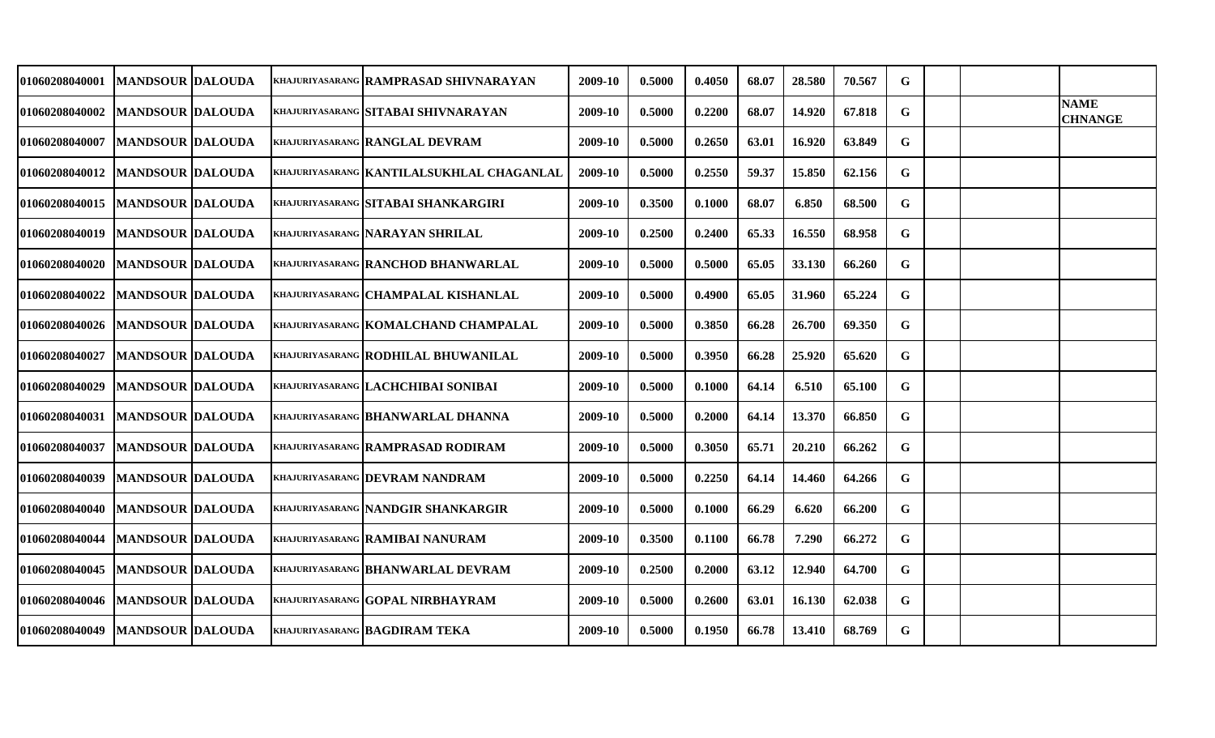| | | | | | | | | | | | | | | | |
|---|---|---|---|---|---|---|---|---|---|---|---|---|---|---|---|
| 01060208040001 | MANDSOUR | DALOUDA | KHAJURIYASARANG | RAMPRASAD SHIVNARAYAN | 2009-10 | 0.5000 | 0.4050 | 68.07 | 28.580 | 70.567 | G | | | |
| 01060208040002 | MANDSOUR | DALOUDA | KHAJURIYASARANG | SITABAI SHIVNARAYAN | 2009-10 | 0.5000 | 0.2200 | 68.07 | 14.920 | 67.818 | G | | | NAME CHNANGE |
| 01060208040007 | MANDSOUR | DALOUDA | KHAJURIYASARANG | RANGLAL DEVRAM | 2009-10 | 0.5000 | 0.2650 | 63.01 | 16.920 | 63.849 | G | | | |
| 01060208040012 | MANDSOUR | DALOUDA | KHAJURIYASARANG | KANTILALSUKHLAL CHAGANLAL | 2009-10 | 0.5000 | 0.2550 | 59.37 | 15.850 | 62.156 | G | | | |
| 01060208040015 | MANDSOUR | DALOUDA | KHAJURIYASARANG | SITABAI SHANKARGIRI | 2009-10 | 0.3500 | 0.1000 | 68.07 | 6.850 | 68.500 | G | | | |
| 01060208040019 | MANDSOUR | DALOUDA | KHAJURIYASARANG | NARAYAN SHRILAL | 2009-10 | 0.2500 | 0.2400 | 65.33 | 16.550 | 68.958 | G | | | |
| 01060208040020 | MANDSOUR | DALOUDA | KHAJURIYASARANG | RANCHOD BHANWARLAL | 2009-10 | 0.5000 | 0.5000 | 65.05 | 33.130 | 66.260 | G | | | |
| 01060208040022 | MANDSOUR | DALOUDA | KHAJURIYASARANG | CHAMPALAL KISHANLAL | 2009-10 | 0.5000 | 0.4900 | 65.05 | 31.960 | 65.224 | G | | | |
| 01060208040026 | MANDSOUR | DALOUDA | KHAJURIYASARANG | KOMALCHAND CHAMPALAL | 2009-10 | 0.5000 | 0.3850 | 66.28 | 26.700 | 69.350 | G | | | |
| 01060208040027 | MANDSOUR | DALOUDA | KHAJURIYASARANG | RODHILAL BHUWANILAL | 2009-10 | 0.5000 | 0.3950 | 66.28 | 25.920 | 65.620 | G | | | |
| 01060208040029 | MANDSOUR | DALOUDA | KHAJURIYASARANG | LACHCHIBAI SONIBAI | 2009-10 | 0.5000 | 0.1000 | 64.14 | 6.510 | 65.100 | G | | | |
| 01060208040031 | MANDSOUR | DALOUDA | KHAJURIYASARANG | BHANWARLAL DHANNA | 2009-10 | 0.5000 | 0.2000 | 64.14 | 13.370 | 66.850 | G | | | |
| 01060208040037 | MANDSOUR | DALOUDA | KHAJURIYASARANG | RAMPRASAD RODIRAM | 2009-10 | 0.5000 | 0.3050 | 65.71 | 20.210 | 66.262 | G | | | |
| 01060208040039 | MANDSOUR | DALOUDA | KHAJURIYASARANG | DEVRAM NANDRAM | 2009-10 | 0.5000 | 0.2250 | 64.14 | 14.460 | 64.266 | G | | | |
| 01060208040040 | MANDSOUR | DALOUDA | KHAJURIYASARANG | NANDGIR SHANKARGIR | 2009-10 | 0.5000 | 0.1000 | 66.29 | 6.620 | 66.200 | G | | | |
| 01060208040044 | MANDSOUR | DALOUDA | KHAJURIYASARANG | RAMIBAI NANURAM | 2009-10 | 0.3500 | 0.1100 | 66.78 | 7.290 | 66.272 | G | | | |
| 01060208040045 | MANDSOUR | DALOUDA | KHAJURIYASARANG | BHANWARLAL DEVRAM | 2009-10 | 0.2500 | 0.2000 | 63.12 | 12.940 | 64.700 | G | | | |
| 01060208040046 | MANDSOUR | DALOUDA | KHAJURIYASARANG | GOPAL NIRBHAYRAM | 2009-10 | 0.5000 | 0.2600 | 63.01 | 16.130 | 62.038 | G | | | |
| 01060208040049 | MANDSOUR | DALOUDA | KHAJURIYASARANG | BAGDIRAM TEKA | 2009-10 | 0.5000 | 0.1950 | 66.78 | 13.410 | 68.769 | G | | | |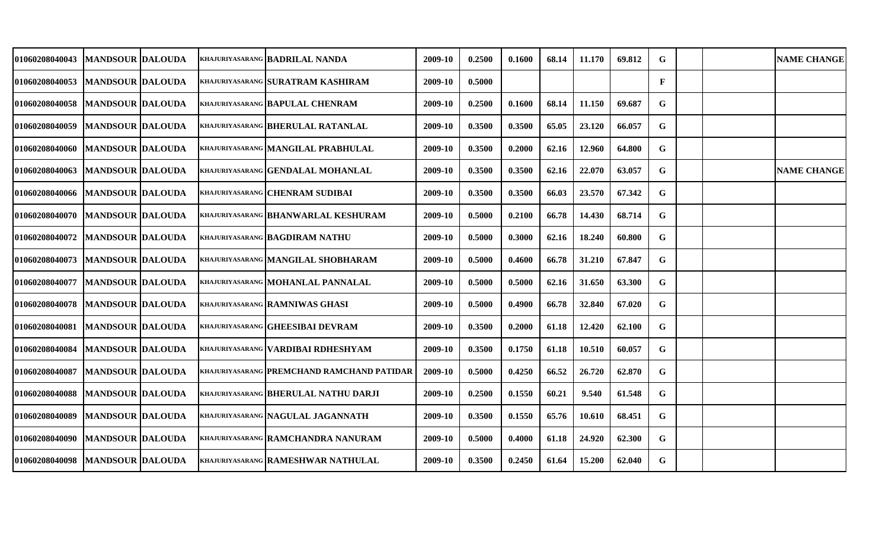| | | | | | | | | | | | | | | | |
|---|---|---|---|---|---|---|---|---|---|---|---|---|---|---|---|
| 01060208040043 | MANDSOUR | DALOUDA | KHAJURIYASARANG | BADRILAL NANDA | 2009-10 | 0.2500 | 0.1600 | 68.14 | 11.170 | 69.812 | G | | | NAME CHANGE |
| 01060208040053 | MANDSOUR | DALOUDA | KHAJURIYASARANG | SURATRAM KASHIRAM | 2009-10 | 0.5000 | | | | | F | | | |
| 01060208040058 | MANDSOUR | DALOUDA | KHAJURIYASARANG | BAPULAL CHENRAM | 2009-10 | 0.2500 | 0.1600 | 68.14 | 11.150 | 69.687 | G | | | |
| 01060208040059 | MANDSOUR | DALOUDA | KHAJURIYASARANG | BHERULAL RATANLAL | 2009-10 | 0.3500 | 0.3500 | 65.05 | 23.120 | 66.057 | G | | | |
| 01060208040060 | MANDSOUR | DALOUDA | KHAJURIYASARANG | MANGILAL PRABHULAL | 2009-10 | 0.3500 | 0.2000 | 62.16 | 12.960 | 64.800 | G | | | |
| 01060208040063 | MANDSOUR | DALOUDA | KHAJURIYASARANG | GENDALAL MOHANLAL | 2009-10 | 0.3500 | 0.3500 | 62.16 | 22.070 | 63.057 | G | | | NAME CHANGE |
| 01060208040066 | MANDSOUR | DALOUDA | KHAJURIYASARANG | CHENRAM SUDIBAI | 2009-10 | 0.3500 | 0.3500 | 66.03 | 23.570 | 67.342 | G | | | |
| 01060208040070 | MANDSOUR | DALOUDA | KHAJURIYASARANG | BHANWARLAL KESHURAM | 2009-10 | 0.5000 | 0.2100 | 66.78 | 14.430 | 68.714 | G | | | |
| 01060208040072 | MANDSOUR | DALOUDA | KHAJURIYASARANG | BAGDIRAM NATHU | 2009-10 | 0.5000 | 0.3000 | 62.16 | 18.240 | 60.800 | G | | | |
| 01060208040073 | MANDSOUR | DALOUDA | KHAJURIYASARANG | MANGILAL SHOBHARAM | 2009-10 | 0.5000 | 0.4600 | 66.78 | 31.210 | 67.847 | G | | | |
| 01060208040077 | MANDSOUR | DALOUDA | KHAJURIYASARANG | MOHANLAL PANNALAL | 2009-10 | 0.5000 | 0.5000 | 62.16 | 31.650 | 63.300 | G | | | |
| 01060208040078 | MANDSOUR | DALOUDA | KHAJURIYASARANG | RAMNIWAS GHASI | 2009-10 | 0.5000 | 0.4900 | 66.78 | 32.840 | 67.020 | G | | | |
| 01060208040081 | MANDSOUR | DALOUDA | KHAJURIYASARANG | GHEESIBAI DEVRAM | 2009-10 | 0.3500 | 0.2000 | 61.18 | 12.420 | 62.100 | G | | | |
| 01060208040084 | MANDSOUR | DALOUDA | KHAJURIYASARANG | VARDIBAI RDHESHYAM | 2009-10 | 0.3500 | 0.1750 | 61.18 | 10.510 | 60.057 | G | | | |
| 01060208040087 | MANDSOUR | DALOUDA | KHAJURIYASARANG | PREMCHAND RAMCHAND PATIDAR | 2009-10 | 0.5000 | 0.4250 | 66.52 | 26.720 | 62.870 | G | | | |
| 01060208040088 | MANDSOUR | DALOUDA | KHAJURIYASARANG | BHERULAL NATHU DARJI | 2009-10 | 0.2500 | 0.1550 | 60.21 | 9.540 | 61.548 | G | | | |
| 01060208040089 | MANDSOUR | DALOUDA | KHAJURIYASARANG | NAGULAL JAGANNATH | 2009-10 | 0.3500 | 0.1550 | 65.76 | 10.610 | 68.451 | G | | | |
| 01060208040090 | MANDSOUR | DALOUDA | KHAJURIYASARANG | RAMCHANDRA NANURAM | 2009-10 | 0.5000 | 0.4000 | 61.18 | 24.920 | 62.300 | G | | | |
| 01060208040098 | MANDSOUR | DALOUDA | KHAJURIYASARANG | RAMESHWAR NATHULAL | 2009-10 | 0.3500 | 0.2450 | 61.64 | 15.200 | 62.040 | G | | | |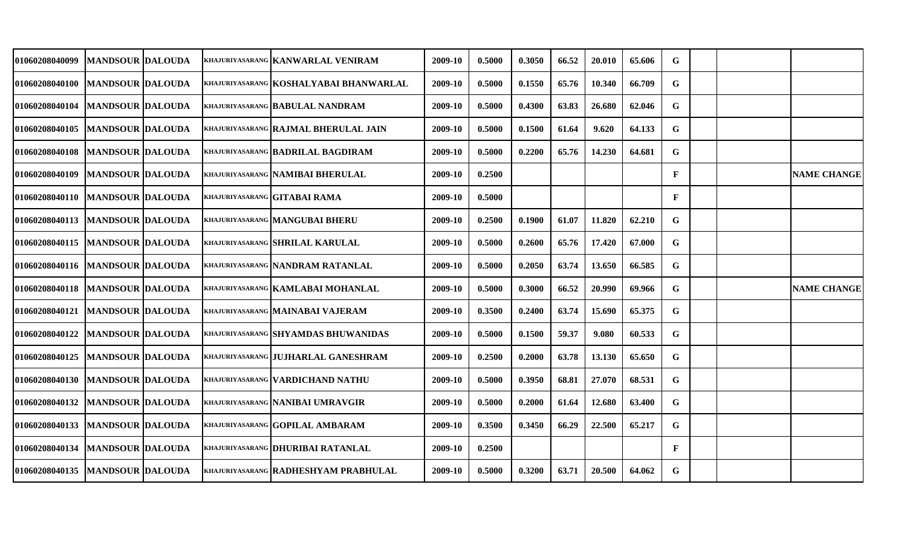| | | | | | | | | | | | | | | |
|---|---|---|---|---|---|---|---|---|---|---|---|---|---|---|
| 01060208040099 | MANDSOUR | DALOUDA | KHAJURIYASARANG | KANWARLAL VENIRAM | 2009-10 | 0.5000 | 0.3050 | 66.52 | 20.010 | 65.606 | G | | | |
| 01060208040100 | MANDSOUR | DALOUDA | KHAJURIYASARANG | KOSHALYABAI BHANWARLAL | 2009-10 | 0.5000 | 0.1550 | 65.76 | 10.340 | 66.709 | G | | | |
| 01060208040104 | MANDSOUR | DALOUDA | KHAJURIYASARANG | BABULAL NANDRAM | 2009-10 | 0.5000 | 0.4300 | 63.83 | 26.680 | 62.046 | G | | | |
| 01060208040105 | MANDSOUR | DALOUDA | KHAJURIYASARANG | RAJMAL BHERULAL JAIN | 2009-10 | 0.5000 | 0.1500 | 61.64 | 9.620 | 64.133 | G | | | |
| 01060208040108 | MANDSOUR | DALOUDA | KHAJURIYASARANG | BADRILAL BAGDIRAM | 2009-10 | 0.5000 | 0.2200 | 65.76 | 14.230 | 64.681 | G | | | |
| 01060208040109 | MANDSOUR | DALOUDA | KHAJURIYASARANG | NAMIBAI BHERULAL | 2009-10 | 0.2500 | | | | | F | | | NAME CHANGE |
| 01060208040110 | MANDSOUR | DALOUDA | KHAJURIYASARANG | GITABAI RAMA | 2009-10 | 0.5000 | | | | | F | | | |
| 01060208040113 | MANDSOUR | DALOUDA | KHAJURIYASARANG | MANGUBAI BHERU | 2009-10 | 0.2500 | 0.1900 | 61.07 | 11.820 | 62.210 | G | | | |
| 01060208040115 | MANDSOUR | DALOUDA | KHAJURIYASARANG | SHRILAL KARULAL | 2009-10 | 0.5000 | 0.2600 | 65.76 | 17.420 | 67.000 | G | | | |
| 01060208040116 | MANDSOUR | DALOUDA | KHAJURIYASARANG | NANDRAM RATANLAL | 2009-10 | 0.5000 | 0.2050 | 63.74 | 13.650 | 66.585 | G | | | |
| 01060208040118 | MANDSOUR | DALOUDA | KHAJURIYASARANG | KAMLABAI MOHANLAL | 2009-10 | 0.5000 | 0.3000 | 66.52 | 20.990 | 69.966 | G | | | NAME CHANGE |
| 01060208040121 | MANDSOUR | DALOUDA | KHAJURIYASARANG | MAINABAI VAJERAM | 2009-10 | 0.3500 | 0.2400 | 63.74 | 15.690 | 65.375 | G | | | |
| 01060208040122 | MANDSOUR | DALOUDA | KHAJURIYASARANG | SHYAMDAS BHUWANIDAS | 2009-10 | 0.5000 | 0.1500 | 59.37 | 9.080 | 60.533 | G | | | |
| 01060208040125 | MANDSOUR | DALOUDA | KHAJURIYASARANG | JUJHARLAL GANESHRAM | 2009-10 | 0.2500 | 0.2000 | 63.78 | 13.130 | 65.650 | G | | | |
| 01060208040130 | MANDSOUR | DALOUDA | KHAJURIYASARANG | VARDICHAND NATHU | 2009-10 | 0.5000 | 0.3950 | 68.81 | 27.070 | 68.531 | G | | | |
| 01060208040132 | MANDSOUR | DALOUDA | KHAJURIYASARANG | NANIBAI UMRAVGIR | 2009-10 | 0.5000 | 0.2000 | 61.64 | 12.680 | 63.400 | G | | | |
| 01060208040133 | MANDSOUR | DALOUDA | KHAJURIYASARANG | GOPILAL AMBARAM | 2009-10 | 0.3500 | 0.3450 | 66.29 | 22.500 | 65.217 | G | | | |
| 01060208040134 | MANDSOUR | DALOUDA | KHAJURIYASARANG | DHURIBAI RATANLAL | 2009-10 | 0.2500 | | | | | F | | | |
| 01060208040135 | MANDSOUR | DALOUDA | KHAJURIYASARANG | RADHESHYAM PRABHULAL | 2009-10 | 0.5000 | 0.3200 | 63.71 | 20.500 | 64.062 | G | | | |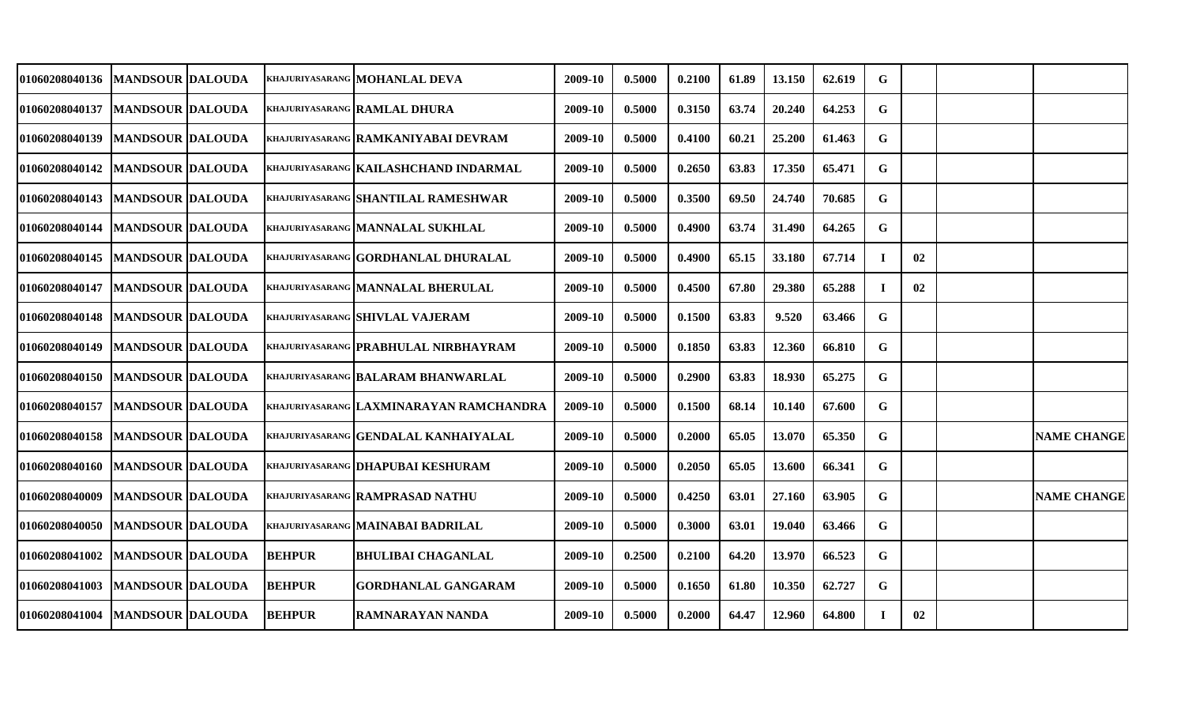| | | | | | | | | | | | | | | |
|---|---|---|---|---|---|---|---|---|---|---|---|---|---|---|
| 01060208040136 | MANDSOUR | DALOUDA | KHAJURIYASARANG | MOHANLAL DEVA | 2009-10 | 0.5000 | 0.2100 | 61.89 | 13.150 | 62.619 | G | | | |
| 01060208040137 | MANDSOUR | DALOUDA | KHAJURIYASARANG | RAMLAL DHURA | 2009-10 | 0.5000 | 0.3150 | 63.74 | 20.240 | 64.253 | G | | | |
| 01060208040139 | MANDSOUR | DALOUDA | KHAJURIYASARANG | RAMKANIYABAI DEVRAM | 2009-10 | 0.5000 | 0.4100 | 60.21 | 25.200 | 61.463 | G | | | |
| 01060208040142 | MANDSOUR | DALOUDA | KHAJURIYASARANG | KAILASHCHAND INDARMAL | 2009-10 | 0.5000 | 0.2650 | 63.83 | 17.350 | 65.471 | G | | | |
| 01060208040143 | MANDSOUR | DALOUDA | KHAJURIYASARANG | SHANTILAL RAMESHWAR | 2009-10 | 0.5000 | 0.3500 | 69.50 | 24.740 | 70.685 | G | | | |
| 01060208040144 | MANDSOUR | DALOUDA | KHAJURIYASARANG | MANNALAL SUKHLAL | 2009-10 | 0.5000 | 0.4900 | 63.74 | 31.490 | 64.265 | G | | | |
| 01060208040145 | MANDSOUR | DALOUDA | KHAJURIYASARANG | GORDHANLAL DHURALAL | 2009-10 | 0.5000 | 0.4900 | 65.15 | 33.180 | 67.714 | I | 02 | | |
| 01060208040147 | MANDSOUR | DALOUDA | KHAJURIYASARANG | MANNALAL BHERULAL | 2009-10 | 0.5000 | 0.4500 | 67.80 | 29.380 | 65.288 | I | 02 | | |
| 01060208040148 | MANDSOUR | DALOUDA | KHAJURIYASARANG | SHIVLAL VAJERAM | 2009-10 | 0.5000 | 0.1500 | 63.83 | 9.520 | 63.466 | G | | | |
| 01060208040149 | MANDSOUR | DALOUDA | KHAJURIYASARANG | PRABHULAL NIRBHAYRAM | 2009-10 | 0.5000 | 0.1850 | 63.83 | 12.360 | 66.810 | G | | | |
| 01060208040150 | MANDSOUR | DALOUDA | KHAJURIYASARANG | BALARAM BHANWARLAL | 2009-10 | 0.5000 | 0.2900 | 63.83 | 18.930 | 65.275 | G | | | |
| 01060208040157 | MANDSOUR | DALOUDA | KHAJURIYASARANG | LAXMINARAYAN RAMCHANDRA | 2009-10 | 0.5000 | 0.1500 | 68.14 | 10.140 | 67.600 | G | | | |
| 01060208040158 | MANDSOUR | DALOUDA | KHAJURIYASARANG | GENDALAL KANHAIYALAL | 2009-10 | 0.5000 | 0.2000 | 65.05 | 13.070 | 65.350 | G | | | NAME CHANGE |
| 01060208040160 | MANDSOUR | DALOUDA | KHAJURIYASARANG | DHAPUBAI KESHURAM | 2009-10 | 0.5000 | 0.2050 | 65.05 | 13.600 | 66.341 | G | | | |
| 01060208040009 | MANDSOUR | DALOUDA | KHAJURIYASARANG | RAMPRASAD NATHU | 2009-10 | 0.5000 | 0.4250 | 63.01 | 27.160 | 63.905 | G | | | NAME CHANGE |
| 01060208040050 | MANDSOUR | DALOUDA | KHAJURIYASARANG | MAINABAI BADRILAL | 2009-10 | 0.5000 | 0.3000 | 63.01 | 19.040 | 63.466 | G | | | |
| 01060208041002 | MANDSOUR | DALOUDA | BEHPUR | BHULIBAI CHAGANLAL | 2009-10 | 0.2500 | 0.2100 | 64.20 | 13.970 | 66.523 | G | | | |
| 01060208041003 | MANDSOUR | DALOUDA | BEHPUR | GORDHANLAL GANGARAM | 2009-10 | 0.5000 | 0.1650 | 61.80 | 10.350 | 62.727 | G | | | |
| 01060208041004 | MANDSOUR | DALOUDA | BEHPUR | RAMNARAYAN NANDA | 2009-10 | 0.5000 | 0.2000 | 64.47 | 12.960 | 64.800 | I | 02 | | |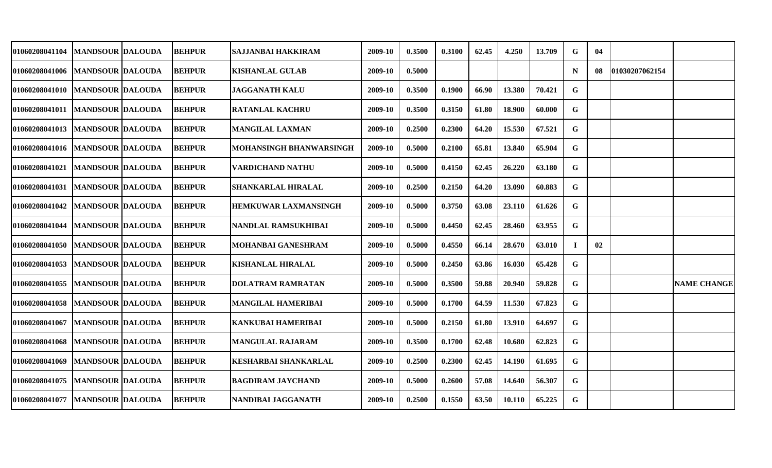| | | | | | | | | | | | | | | |
|---|---|---|---|---|---|---|---|---|---|---|---|---|---|---|
| 01060208041104 | MANDSOUR | DALOUDA | BEHPUR | SAJJANBAI HAKKIRAM | 2009-10 | 0.3500 | 0.3100 | 62.45 | 4.250 | 13.709 | G | 04 | | |
| 01060208041006 | MANDSOUR | DALOUDA | BEHPUR | KISHANLAL GULAB | 2009-10 | 0.5000 | | | | | N | 08 | 01030207062154 | |
| 01060208041010 | MANDSOUR | DALOUDA | BEHPUR | JAGGANATH KALU | 2009-10 | 0.3500 | 0.1900 | 66.90 | 13.380 | 70.421 | G | | | |
| 01060208041011 | MANDSOUR | DALOUDA | BEHPUR | RATANLAL KACHRU | 2009-10 | 0.3500 | 0.3150 | 61.80 | 18.900 | 60.000 | G | | | |
| 01060208041013 | MANDSOUR | DALOUDA | BEHPUR | MANGILAL LAXMAN | 2009-10 | 0.2500 | 0.2300 | 64.20 | 15.530 | 67.521 | G | | | |
| 01060208041016 | MANDSOUR | DALOUDA | BEHPUR | MOHANSINGH BHANWARSINGH | 2009-10 | 0.5000 | 0.2100 | 65.81 | 13.840 | 65.904 | G | | | |
| 01060208041021 | MANDSOUR | DALOUDA | BEHPUR | VARDICHAND NATHU | 2009-10 | 0.5000 | 0.4150 | 62.45 | 26.220 | 63.180 | G | | | |
| 01060208041031 | MANDSOUR | DALOUDA | BEHPUR | SHANKARLAL HIRALAL | 2009-10 | 0.2500 | 0.2150 | 64.20 | 13.090 | 60.883 | G | | | |
| 01060208041042 | MANDSOUR | DALOUDA | BEHPUR | HEMKUWAR LAXMANSINGH | 2009-10 | 0.5000 | 0.3750 | 63.08 | 23.110 | 61.626 | G | | | |
| 01060208041044 | MANDSOUR | DALOUDA | BEHPUR | NANDLAL RAMSUKHIBAI | 2009-10 | 0.5000 | 0.4450 | 62.45 | 28.460 | 63.955 | G | | | |
| 01060208041050 | MANDSOUR | DALOUDA | BEHPUR | MOHANBAI GANESHRAM | 2009-10 | 0.5000 | 0.4550 | 66.14 | 28.670 | 63.010 | I | 02 | | |
| 01060208041053 | MANDSOUR | DALOUDA | BEHPUR | KISHANLAL HIRALAL | 2009-10 | 0.5000 | 0.2450 | 63.86 | 16.030 | 65.428 | G | | | |
| 01060208041055 | MANDSOUR | DALOUDA | BEHPUR | DOLATRAM RAMRATAN | 2009-10 | 0.5000 | 0.3500 | 59.88 | 20.940 | 59.828 | G | | | NAME CHANGE |
| 01060208041058 | MANDSOUR | DALOUDA | BEHPUR | MANGILAL HAMERIBAI | 2009-10 | 0.5000 | 0.1700 | 64.59 | 11.530 | 67.823 | G | | | |
| 01060208041067 | MANDSOUR | DALOUDA | BEHPUR | KANKUBAI HAMERIBAI | 2009-10 | 0.5000 | 0.2150 | 61.80 | 13.910 | 64.697 | G | | | |
| 01060208041068 | MANDSOUR | DALOUDA | BEHPUR | MANGULAL RAJARAM | 2009-10 | 0.3500 | 0.1700 | 62.48 | 10.680 | 62.823 | G | | | |
| 01060208041069 | MANDSOUR | DALOUDA | BEHPUR | KESHARBAI SHANKARLAL | 2009-10 | 0.2500 | 0.2300 | 62.45 | 14.190 | 61.695 | G | | | |
| 01060208041075 | MANDSOUR | DALOUDA | BEHPUR | BAGDIRAM JAYCHAND | 2009-10 | 0.5000 | 0.2600 | 57.08 | 14.640 | 56.307 | G | | | |
| 01060208041077 | MANDSOUR | DALOUDA | BEHPUR | NANDIBAI JAGGANATH | 2009-10 | 0.2500 | 0.1550 | 63.50 | 10.110 | 65.225 | G | | | |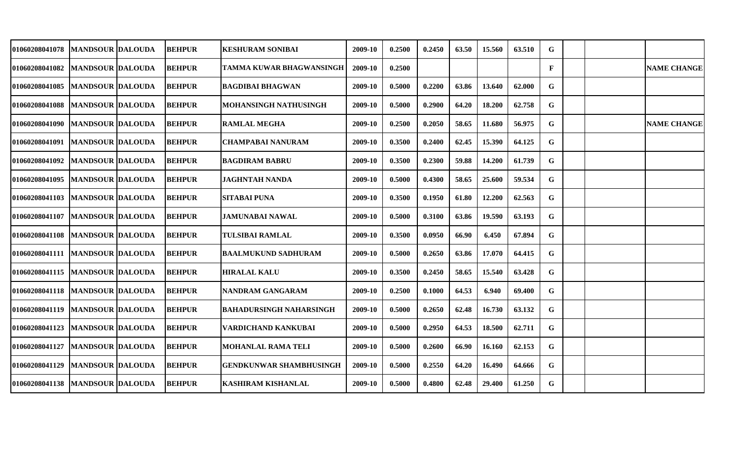| | | | | | | | | | | | | | | |
|---|---|---|---|---|---|---|---|---|---|---|---|---|---|---|
| 01060208041078 | MANDSOUR | DALOUDA | BEHPUR | KESHURAM SONIBAI | 2009-10 | 0.2500 | 0.2450 | 63.50 | 15.560 | 63.510 | G | | | |
| 01060208041082 | MANDSOUR | DALOUDA | BEHPUR | TAMMA KUWAR BHAGWANSINGH | 2009-10 | 0.2500 | | | | | F | | | NAME CHANGE |
| 01060208041085 | MANDSOUR | DALOUDA | BEHPUR | BAGDIBAI BHAGWAN | 2009-10 | 0.5000 | 0.2200 | 63.86 | 13.640 | 62.000 | G | | | |
| 01060208041088 | MANDSOUR | DALOUDA | BEHPUR | MOHANSINGH NATHUSINGH | 2009-10 | 0.5000 | 0.2900 | 64.20 | 18.200 | 62.758 | G | | | |
| 01060208041090 | MANDSOUR | DALOUDA | BEHPUR | RAMLAL MEGHA | 2009-10 | 0.2500 | 0.2050 | 58.65 | 11.680 | 56.975 | G | | | NAME CHANGE |
| 01060208041091 | MANDSOUR | DALOUDA | BEHPUR | CHAMPABAI NANURAM | 2009-10 | 0.3500 | 0.2400 | 62.45 | 15.390 | 64.125 | G | | | |
| 01060208041092 | MANDSOUR | DALOUDA | BEHPUR | BAGDIRAM BABRU | 2009-10 | 0.3500 | 0.2300 | 59.88 | 14.200 | 61.739 | G | | | |
| 01060208041095 | MANDSOUR | DALOUDA | BEHPUR | JAGHNTAH NANDA | 2009-10 | 0.5000 | 0.4300 | 58.65 | 25.600 | 59.534 | G | | | |
| 01060208041103 | MANDSOUR | DALOUDA | BEHPUR | SITABAI PUNA | 2009-10 | 0.3500 | 0.1950 | 61.80 | 12.200 | 62.563 | G | | | |
| 01060208041107 | MANDSOUR | DALOUDA | BEHPUR | JAMUNABAI NAWAL | 2009-10 | 0.5000 | 0.3100 | 63.86 | 19.590 | 63.193 | G | | | |
| 01060208041108 | MANDSOUR | DALOUDA | BEHPUR | TULSIBAI RAMLAL | 2009-10 | 0.3500 | 0.0950 | 66.90 | 6.450 | 67.894 | G | | | |
| 01060208041111 | MANDSOUR | DALOUDA | BEHPUR | BAALMUKUND SADHURAM | 2009-10 | 0.5000 | 0.2650 | 63.86 | 17.070 | 64.415 | G | | | |
| 01060208041115 | MANDSOUR | DALOUDA | BEHPUR | HIRALAL KALU | 2009-10 | 0.3500 | 0.2450 | 58.65 | 15.540 | 63.428 | G | | | |
| 01060208041118 | MANDSOUR | DALOUDA | BEHPUR | NANDRAM GANGARAM | 2009-10 | 0.2500 | 0.1000 | 64.53 | 6.940 | 69.400 | G | | | |
| 01060208041119 | MANDSOUR | DALOUDA | BEHPUR | BAHADURSINGH NAHARSINGH | 2009-10 | 0.5000 | 0.2650 | 62.48 | 16.730 | 63.132 | G | | | |
| 01060208041123 | MANDSOUR | DALOUDA | BEHPUR | VARDICHAND KANKUBAI | 2009-10 | 0.5000 | 0.2950 | 64.53 | 18.500 | 62.711 | G | | | |
| 01060208041127 | MANDSOUR | DALOUDA | BEHPUR | MOHANLAL RAMA TELI | 2009-10 | 0.5000 | 0.2600 | 66.90 | 16.160 | 62.153 | G | | | |
| 01060208041129 | MANDSOUR | DALOUDA | BEHPUR | GENDKUNWAR SHAMBHUSINGH | 2009-10 | 0.5000 | 0.2550 | 64.20 | 16.490 | 64.666 | G | | | |
| 01060208041138 | MANDSOUR | DALOUDA | BEHPUR | KASHIRAM KISHANLAL | 2009-10 | 0.5000 | 0.4800 | 62.48 | 29.400 | 61.250 | G | | | |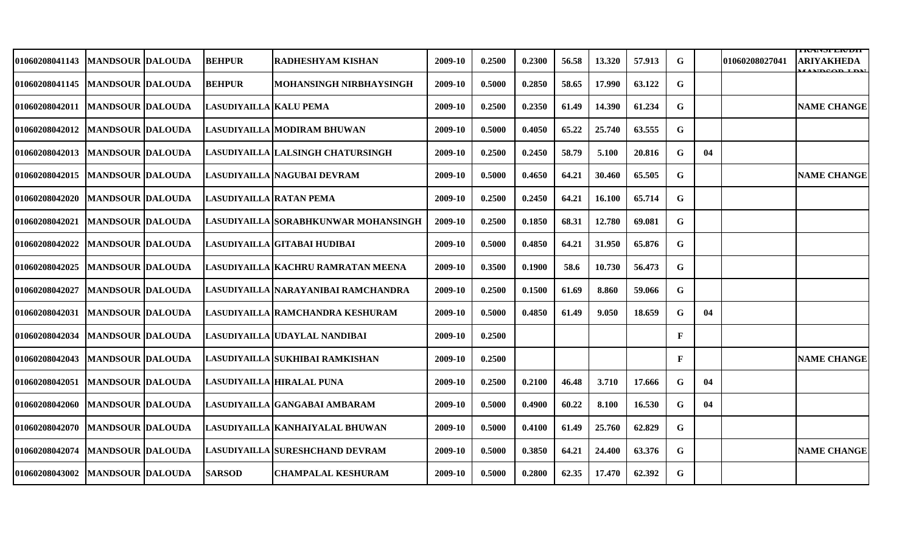| | | | | | | | | | | | | | | |
|---|---|---|---|---|---|---|---|---|---|---|---|---|---|---|
| 01060208041143 | MANDSOUR | DALOUDA | BEHPUR | RADHESHYAM KISHAN | 2009-10 | 0.2500 | 0.2300 | 56.58 | 13.320 | 57.913 | G | | 01060208027041 | TRANSFER/DH ARIYAKHEDA MANDSOR-I DN |
| 01060208041145 | MANDSOUR | DALOUDA | BEHPUR | MOHANSINGH NIRBHAYSINGH | 2009-10 | 0.5000 | 0.2850 | 58.65 | 17.990 | 63.122 | G | | | |
| 01060208042011 | MANDSOUR | DALOUDA | LASUDIYAILLA | KALU PEMA | 2009-10 | 0.2500 | 0.2350 | 61.49 | 14.390 | 61.234 | G | | | NAME CHANGE |
| 01060208042012 | MANDSOUR | DALOUDA | LASUDIYAILLA | MODIRAM BHUWAN | 2009-10 | 0.5000 | 0.4050 | 65.22 | 25.740 | 63.555 | G | | | |
| 01060208042013 | MANDSOUR | DALOUDA | LASUDIYAILLA | LALSINGH CHATURSINGH | 2009-10 | 0.2500 | 0.2450 | 58.79 | 5.100 | 20.816 | G | 04 | | |
| 01060208042015 | MANDSOUR | DALOUDA | LASUDIYAILLA | NAGUBAI DEVRAM | 2009-10 | 0.5000 | 0.4650 | 64.21 | 30.460 | 65.505 | G | | | NAME CHANGE |
| 01060208042020 | MANDSOUR | DALOUDA | LASUDIYAILLA | RATAN PEMA | 2009-10 | 0.2500 | 0.2450 | 64.21 | 16.100 | 65.714 | G | | | |
| 01060208042021 | MANDSOUR | DALOUDA | LASUDIYAILLA | SORABHKUNWAR MOHANSINGH | 2009-10 | 0.2500 | 0.1850 | 68.31 | 12.780 | 69.081 | G | | | |
| 01060208042022 | MANDSOUR | DALOUDA | LASUDIYAILLA | GITABAI HUDIBAI | 2009-10 | 0.5000 | 0.4850 | 64.21 | 31.950 | 65.876 | G | | | |
| 01060208042025 | MANDSOUR | DALOUDA | LASUDIYAILLA | KACHRU RAMRATAN MEENA | 2009-10 | 0.3500 | 0.1900 | 58.6 | 10.730 | 56.473 | G | | | |
| 01060208042027 | MANDSOUR | DALOUDA | LASUDIYAILLA | NARAYANIBAI RAMCHANDRA | 2009-10 | 0.2500 | 0.1500 | 61.69 | 8.860 | 59.066 | G | | | |
| 01060208042031 | MANDSOUR | DALOUDA | LASUDIYAILLA | RAMCHANDRA KESHURAM | 2009-10 | 0.5000 | 0.4850 | 61.49 | 9.050 | 18.659 | G | 04 | | |
| 01060208042034 | MANDSOUR | DALOUDA | LASUDIYAILLA | UDAYLAL NANDIBAI | 2009-10 | 0.2500 | | | | | F | | | |
| 01060208042043 | MANDSOUR | DALOUDA | LASUDIYAILLA | SUKHIBAI RAMKISHAN | 2009-10 | 0.2500 | | | | | F | | | NAME CHANGE |
| 01060208042051 | MANDSOUR | DALOUDA | LASUDIYAILLA | HIRALAL PUNA | 2009-10 | 0.2500 | 0.2100 | 46.48 | 3.710 | 17.666 | G | 04 | | |
| 01060208042060 | MANDSOUR | DALOUDA | LASUDIYAILLA | GANGABAI AMBARAM | 2009-10 | 0.5000 | 0.4900 | 60.22 | 8.100 | 16.530 | G | 04 | | |
| 01060208042070 | MANDSOUR | DALOUDA | LASUDIYAILLA | KANHAIYALAL BHUWAN | 2009-10 | 0.5000 | 0.4100 | 61.49 | 25.760 | 62.829 | G | | | |
| 01060208042074 | MANDSOUR | DALOUDA | LASUDIYAILLA | SURESHCHAND DEVRAM | 2009-10 | 0.5000 | 0.3850 | 64.21 | 24.400 | 63.376 | G | | | NAME CHANGE |
| 01060208043002 | MANDSOUR | DALOUDA | SARSOD | CHAMPALAL KESHURAM | 2009-10 | 0.5000 | 0.2800 | 62.35 | 17.470 | 62.392 | G | | | |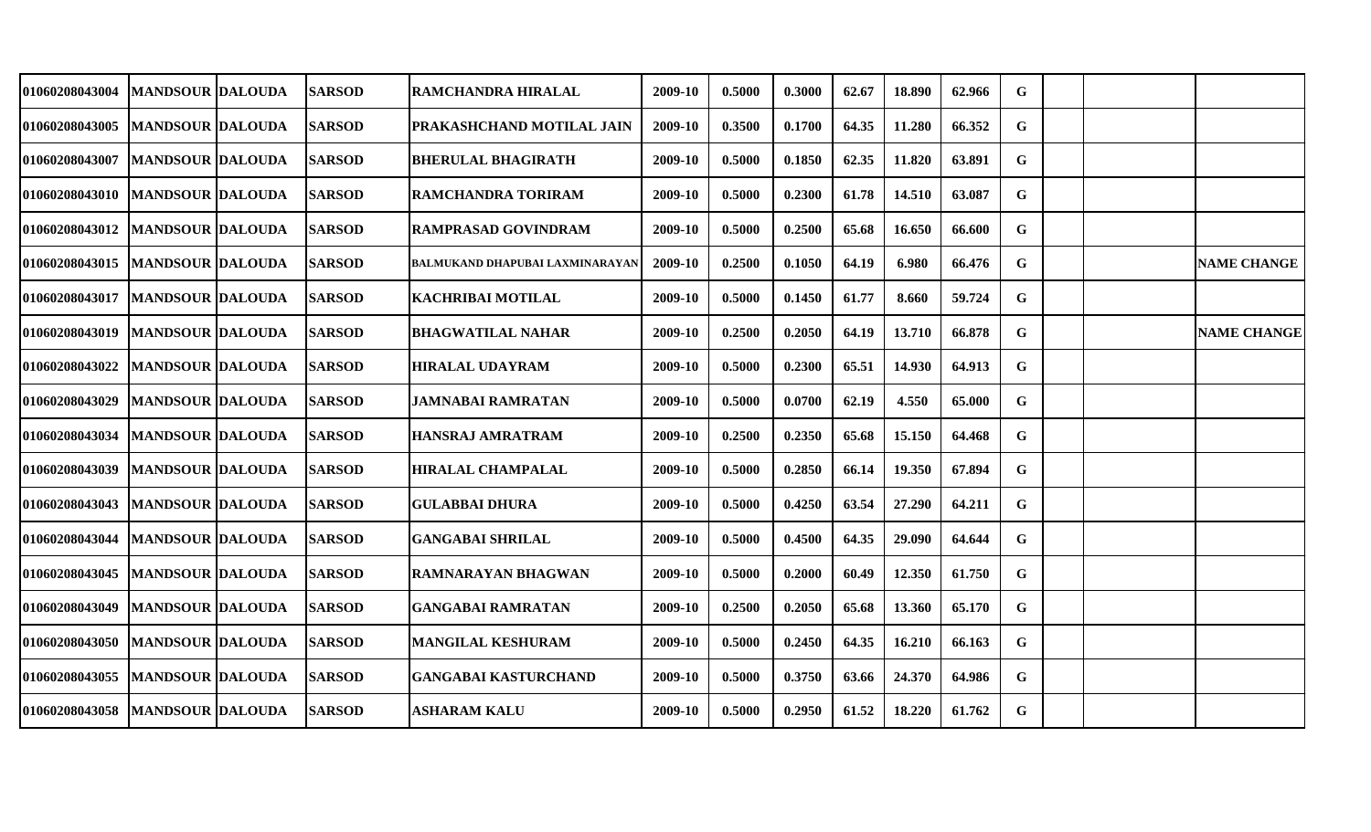| | | | | | | | | | | | | | | |
|---|---|---|---|---|---|---|---|---|---|---|---|---|---|---|
| 01060208043004 | MANDSOUR | DALOUDA | SARSOD | RAMCHANDRA HIRALAL | 2009-10 | 0.5000 | 0.3000 | 62.67 | 18.890 | 62.966 | G | | | |
| 01060208043005 | MANDSOUR | DALOUDA | SARSOD | PRAKASHCHAND MOTILAL JAIN | 2009-10 | 0.3500 | 0.1700 | 64.35 | 11.280 | 66.352 | G | | | |
| 01060208043007 | MANDSOUR | DALOUDA | SARSOD | BHERULAL BHAGIRATH | 2009-10 | 0.5000 | 0.1850 | 62.35 | 11.820 | 63.891 | G | | | |
| 01060208043010 | MANDSOUR | DALOUDA | SARSOD | RAMCHANDRA TORIRAM | 2009-10 | 0.5000 | 0.2300 | 61.78 | 14.510 | 63.087 | G | | | |
| 01060208043012 | MANDSOUR | DALOUDA | SARSOD | RAMPRASAD GOVINDRAM | 2009-10 | 0.5000 | 0.2500 | 65.68 | 16.650 | 66.600 | G | | | |
| 01060208043015 | MANDSOUR | DALOUDA | SARSOD | BALMUKAND DHAPUBAI LAXMINARAYAN | 2009-10 | 0.2500 | 0.1050 | 64.19 | 6.980 | 66.476 | G | | | NAME CHANGE |
| 01060208043017 | MANDSOUR | DALOUDA | SARSOD | KACHRIBAI MOTILAL | 2009-10 | 0.5000 | 0.1450 | 61.77 | 8.660 | 59.724 | G | | | |
| 01060208043019 | MANDSOUR | DALOUDA | SARSOD | BHAGWATILAL NAHAR | 2009-10 | 0.2500 | 0.2050 | 64.19 | 13.710 | 66.878 | G | | | NAME CHANGE |
| 01060208043022 | MANDSOUR | DALOUDA | SARSOD | HIRALAL UDAYRAM | 2009-10 | 0.5000 | 0.2300 | 65.51 | 14.930 | 64.913 | G | | | |
| 01060208043029 | MANDSOUR | DALOUDA | SARSOD | JAMNABAI RAMRATAN | 2009-10 | 0.5000 | 0.0700 | 62.19 | 4.550 | 65.000 | G | | | |
| 01060208043034 | MANDSOUR | DALOUDA | SARSOD | HANSRAJ AMRATRAM | 2009-10 | 0.2500 | 0.2350 | 65.68 | 15.150 | 64.468 | G | | | |
| 01060208043039 | MANDSOUR | DALOUDA | SARSOD | HIRALAL CHAMPALAL | 2009-10 | 0.5000 | 0.2850 | 66.14 | 19.350 | 67.894 | G | | | |
| 01060208043043 | MANDSOUR | DALOUDA | SARSOD | GULABBAI DHURA | 2009-10 | 0.5000 | 0.4250 | 63.54 | 27.290 | 64.211 | G | | | |
| 01060208043044 | MANDSOUR | DALOUDA | SARSOD | GANGABAI SHRILAL | 2009-10 | 0.5000 | 0.4500 | 64.35 | 29.090 | 64.644 | G | | | |
| 01060208043045 | MANDSOUR | DALOUDA | SARSOD | RAMNARAYAN BHAGWAN | 2009-10 | 0.5000 | 0.2000 | 60.49 | 12.350 | 61.750 | G | | | |
| 01060208043049 | MANDSOUR | DALOUDA | SARSOD | GANGABAI RAMRATAN | 2009-10 | 0.2500 | 0.2050 | 65.68 | 13.360 | 65.170 | G | | | |
| 01060208043050 | MANDSOUR | DALOUDA | SARSOD | MANGILAL KESHURAM | 2009-10 | 0.5000 | 0.2450 | 64.35 | 16.210 | 66.163 | G | | | |
| 01060208043055 | MANDSOUR | DALOUDA | SARSOD | GANGABAI KASTURCHAND | 2009-10 | 0.5000 | 0.3750 | 63.66 | 24.370 | 64.986 | G | | | |
| 01060208043058 | MANDSOUR | DALOUDA | SARSOD | ASHARAM KALU | 2009-10 | 0.5000 | 0.2950 | 61.52 | 18.220 | 61.762 | G | | | |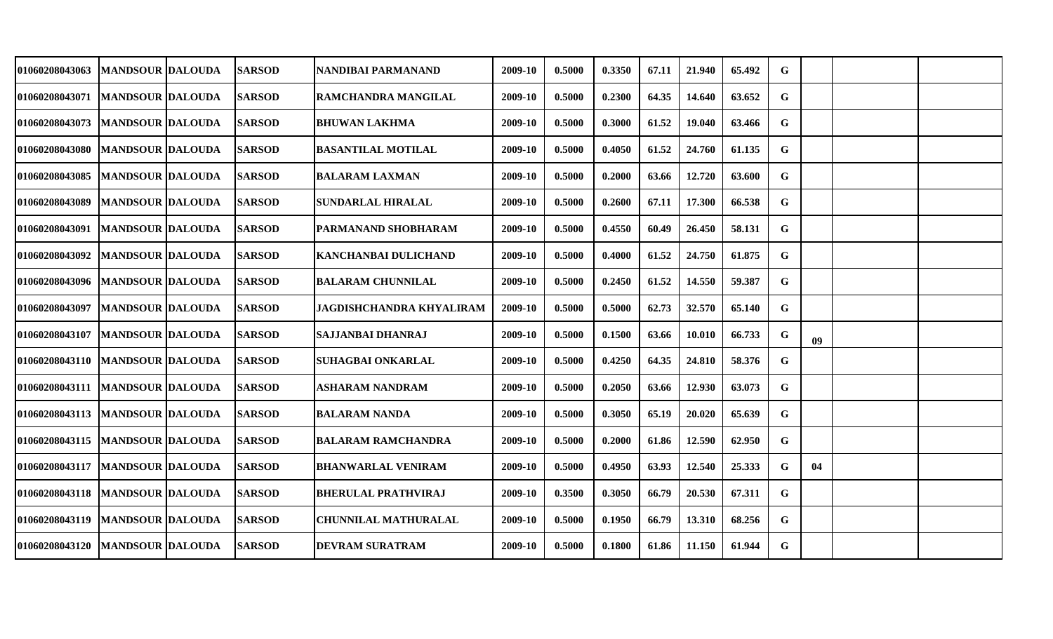| | | | | | | | | | | | | | | | |
|---|---|---|---|---|---|---|---|---|---|---|---|---|---|---|---|
| 01060208043063 | MANDSOUR | DALOUDA | SARSOD | NANDIBAI PARMANAND | 2009-10 | 0.5000 | 0.3350 | 67.11 | 21.940 | 65.492 | G | | | | |
| 01060208043071 | MANDSOUR | DALOUDA | SARSOD | RAMCHANDRA MANGILAL | 2009-10 | 0.5000 | 0.2300 | 64.35 | 14.640 | 63.652 | G | | | | |
| 01060208043073 | MANDSOUR | DALOUDA | SARSOD | BHUWAN LAKHMA | 2009-10 | 0.5000 | 0.3000 | 61.52 | 19.040 | 63.466 | G | | | | |
| 01060208043080 | MANDSOUR | DALOUDA | SARSOD | BASANTILAL MOTILAL | 2009-10 | 0.5000 | 0.4050 | 61.52 | 24.760 | 61.135 | G | | | | |
| 01060208043085 | MANDSOUR | DALOUDA | SARSOD | BALARAM LAXMAN | 2009-10 | 0.5000 | 0.2000 | 63.66 | 12.720 | 63.600 | G | | | | |
| 01060208043089 | MANDSOUR | DALOUDA | SARSOD | SUNDARLAL HIRALAL | 2009-10 | 0.5000 | 0.2600 | 67.11 | 17.300 | 66.538 | G | | | | |
| 01060208043091 | MANDSOUR | DALOUDA | SARSOD | PARMANAND SHOBHARAM | 2009-10 | 0.5000 | 0.4550 | 60.49 | 26.450 | 58.131 | G | | | | |
| 01060208043092 | MANDSOUR | DALOUDA | SARSOD | KANCHANBAI DULICHAND | 2009-10 | 0.5000 | 0.4000 | 61.52 | 24.750 | 61.875 | G | | | | |
| 01060208043096 | MANDSOUR | DALOUDA | SARSOD | BALARAM CHUNNILAL | 2009-10 | 0.5000 | 0.2450 | 61.52 | 14.550 | 59.387 | G | | | | |
| 01060208043097 | MANDSOUR | DALOUDA | SARSOD | JAGDISHCHANDRA KHYALIRAM | 2009-10 | 0.5000 | 0.5000 | 62.73 | 32.570 | 65.140 | G | | | | |
| 01060208043107 | MANDSOUR | DALOUDA | SARSOD | SAJJANBAI DHANRAJ | 2009-10 | 0.5000 | 0.1500 | 63.66 | 10.010 | 66.733 | G | 09 | | | |
| 01060208043110 | MANDSOUR | DALOUDA | SARSOD | SUHAGBAI ONKARLAL | 2009-10 | 0.5000 | 0.4250 | 64.35 | 24.810 | 58.376 | G | | | | |
| 01060208043111 | MANDSOUR | DALOUDA | SARSOD | ASHARAM NANDRAM | 2009-10 | 0.5000 | 0.2050 | 63.66 | 12.930 | 63.073 | G | | | | |
| 01060208043113 | MANDSOUR | DALOUDA | SARSOD | BALARAM NANDA | 2009-10 | 0.5000 | 0.3050 | 65.19 | 20.020 | 65.639 | G | | | | |
| 01060208043115 | MANDSOUR | DALOUDA | SARSOD | BALARAM RAMCHANDRA | 2009-10 | 0.5000 | 0.2000 | 61.86 | 12.590 | 62.950 | G | | | | |
| 01060208043117 | MANDSOUR | DALOUDA | SARSOD | BHANWARLAL VENIRAM | 2009-10 | 0.5000 | 0.4950 | 63.93 | 12.540 | 25.333 | G | 04 | | | |
| 01060208043118 | MANDSOUR | DALOUDA | SARSOD | BHERULAL PRATHVIRAJ | 2009-10 | 0.3500 | 0.3050 | 66.79 | 20.530 | 67.311 | G | | | | |
| 01060208043119 | MANDSOUR | DALOUDA | SARSOD | CHUNNILAL MATHURALAL | 2009-10 | 0.5000 | 0.1950 | 66.79 | 13.310 | 68.256 | G | | | | |
| 01060208043120 | MANDSOUR | DALOUDA | SARSOD | DEVRAM SURATRAM | 2009-10 | 0.5000 | 0.1800 | 61.86 | 11.150 | 61.944 | G | | | | |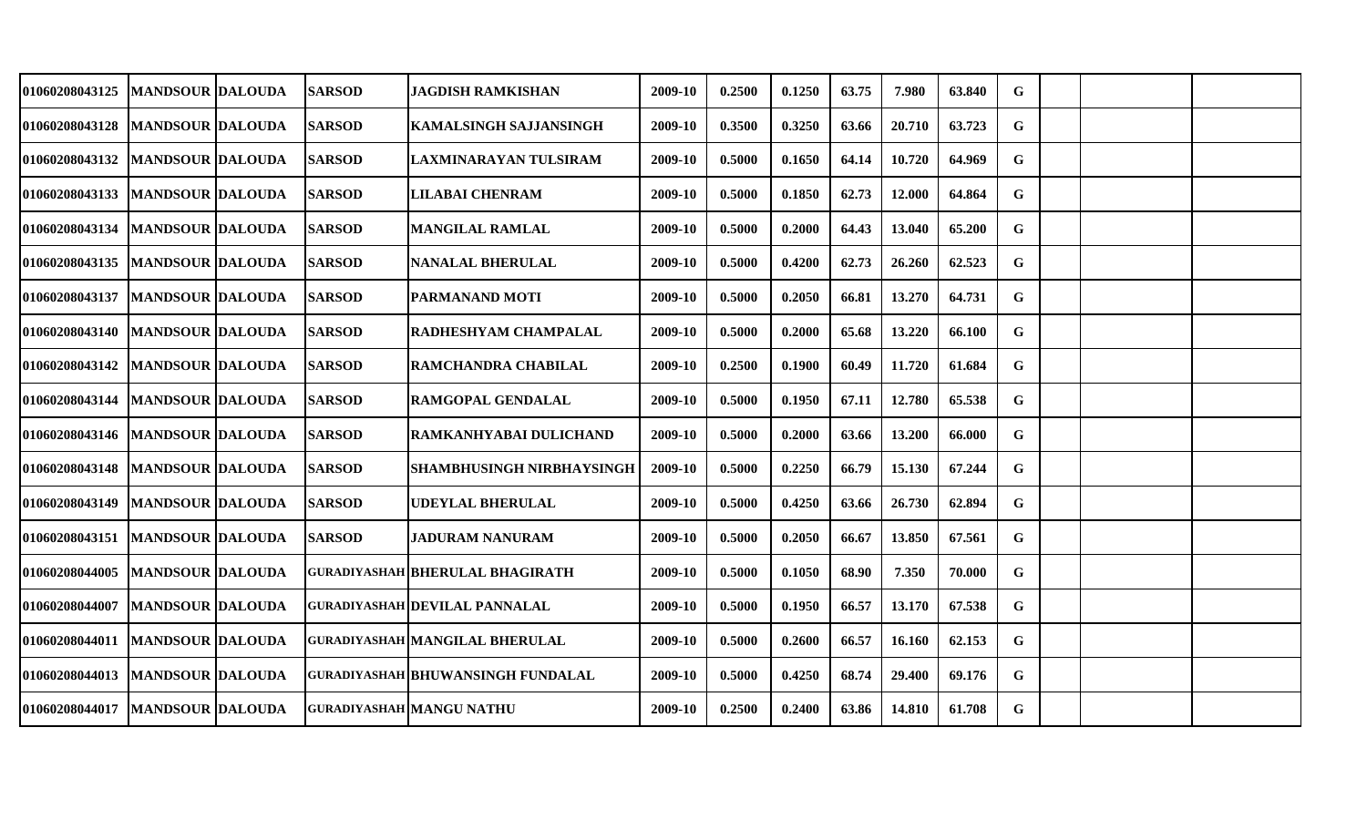| | | | | | | | | | | | | | | |
|---|---|---|---|---|---|---|---|---|---|---|---|---|---|---|
| 01060208043125 | MANDSOUR | DALOUDA | SARSOD | JAGDISH RAMKISHAN | 2009-10 | 0.2500 | 0.1250 | 63.75 | 7.980 | 63.840 | G | | | |
| 01060208043128 | MANDSOUR | DALOUDA | SARSOD | KAMALSINGH SAJJANSINGH | 2009-10 | 0.3500 | 0.3250 | 63.66 | 20.710 | 63.723 | G | | | |
| 01060208043132 | MANDSOUR | DALOUDA | SARSOD | LAXMINARAYAN TULSIRAM | 2009-10 | 0.5000 | 0.1650 | 64.14 | 10.720 | 64.969 | G | | | |
| 01060208043133 | MANDSOUR | DALOUDA | SARSOD | LILABAI CHENRAM | 2009-10 | 0.5000 | 0.1850 | 62.73 | 12.000 | 64.864 | G | | | |
| 01060208043134 | MANDSOUR | DALOUDA | SARSOD | MANGILAL RAMLAL | 2009-10 | 0.5000 | 0.2000 | 64.43 | 13.040 | 65.200 | G | | | |
| 01060208043135 | MANDSOUR | DALOUDA | SARSOD | NANALAL BHERULAL | 2009-10 | 0.5000 | 0.4200 | 62.73 | 26.260 | 62.523 | G | | | |
| 01060208043137 | MANDSOUR | DALOUDA | SARSOD | PARMANAND MOTI | 2009-10 | 0.5000 | 0.2050 | 66.81 | 13.270 | 64.731 | G | | | |
| 01060208043140 | MANDSOUR | DALOUDA | SARSOD | RADHESHYAM CHAMPALAL | 2009-10 | 0.5000 | 0.2000 | 65.68 | 13.220 | 66.100 | G | | | |
| 01060208043142 | MANDSOUR | DALOUDA | SARSOD | RAMCHANDRA CHABILAL | 2009-10 | 0.2500 | 0.1900 | 60.49 | 11.720 | 61.684 | G | | | |
| 01060208043144 | MANDSOUR | DALOUDA | SARSOD | RAMGOPAL GENDALAL | 2009-10 | 0.5000 | 0.1950 | 67.11 | 12.780 | 65.538 | G | | | |
| 01060208043146 | MANDSOUR | DALOUDA | SARSOD | RAMKANHYABAI DULICHAND | 2009-10 | 0.5000 | 0.2000 | 63.66 | 13.200 | 66.000 | G | | | |
| 01060208043148 | MANDSOUR | DALOUDA | SARSOD | SHAMBHUSINGH NIRBHAYSINGH | 2009-10 | 0.5000 | 0.2250 | 66.79 | 15.130 | 67.244 | G | | | |
| 01060208043149 | MANDSOUR | DALOUDA | SARSOD | UDEYLAL BHERULAL | 2009-10 | 0.5000 | 0.4250 | 63.66 | 26.730 | 62.894 | G | | | |
| 01060208043151 | MANDSOUR | DALOUDA | SARSOD | JADURAM NANURAM | 2009-10 | 0.5000 | 0.2050 | 66.67 | 13.850 | 67.561 | G | | | |
| 01060208044005 | MANDSOUR | DALOUDA | GURADIYASHAH | BHERULAL BHAGIRATH | 2009-10 | 0.5000 | 0.1050 | 68.90 | 7.350 | 70.000 | G | | | |
| 01060208044007 | MANDSOUR | DALOUDA | GURADIYASHAH | DEVILAL PANNALAL | 2009-10 | 0.5000 | 0.1950 | 66.57 | 13.170 | 67.538 | G | | | |
| 01060208044011 | MANDSOUR | DALOUDA | GURADIYASHAH | MANGILAL BHERULAL | 2009-10 | 0.5000 | 0.2600 | 66.57 | 16.160 | 62.153 | G | | | |
| 01060208044013 | MANDSOUR | DALOUDA | GURADIYASHAH | BHUWANSINGH FUNDALAL | 2009-10 | 0.5000 | 0.4250 | 68.74 | 29.400 | 69.176 | G | | | |
| 01060208044017 | MANDSOUR | DALOUDA | GURADIYASHAH | MANGU NATHU | 2009-10 | 0.2500 | 0.2400 | 63.86 | 14.810 | 61.708 | G | | | |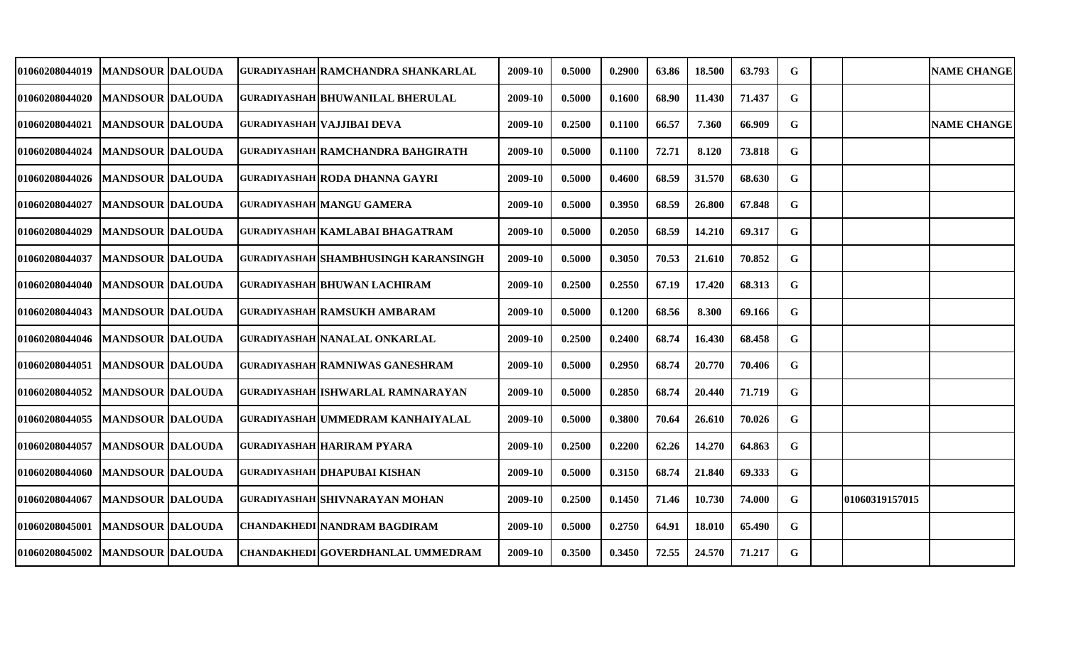| | | | | | | | | | | | | | | | |
|---|---|---|---|---|---|---|---|---|---|---|---|---|---|---|---|
| 01060208044019 | MANDSOUR | DALOUDA | GURADIYASHAH | RAMCHANDRA SHANKARLAL | 2009-10 | 0.5000 | 0.2900 | 63.86 | 18.500 | 63.793 | G | | | NAME CHANGE |
| 01060208044020 | MANDSOUR | DALOUDA | GURADIYASHAH | BHUWANILAL BHERULAL | 2009-10 | 0.5000 | 0.1600 | 68.90 | 11.430 | 71.437 | G | | | |
| 01060208044021 | MANDSOUR | DALOUDA | GURADIYASHAH | VAJJIBAI DEVA | 2009-10 | 0.2500 | 0.1100 | 66.57 | 7.360 | 66.909 | G | | | NAME CHANGE |
| 01060208044024 | MANDSOUR | DALOUDA | GURADIYASHAH | RAMCHANDRA BAHGIRATH | 2009-10 | 0.5000 | 0.1100 | 72.71 | 8.120 | 73.818 | G | | | |
| 01060208044026 | MANDSOUR | DALOUDA | GURADIYASHAH | RODA DHANNA GAYRI | 2009-10 | 0.5000 | 0.4600 | 68.59 | 31.570 | 68.630 | G | | | |
| 01060208044027 | MANDSOUR | DALOUDA | GURADIYASHAH | MANGU GAMERA | 2009-10 | 0.5000 | 0.3950 | 68.59 | 26.800 | 67.848 | G | | | |
| 01060208044029 | MANDSOUR | DALOUDA | GURADIYASHAH | KAMLABAI BHAGATRAM | 2009-10 | 0.5000 | 0.2050 | 68.59 | 14.210 | 69.317 | G | | | |
| 01060208044037 | MANDSOUR | DALOUDA | GURADIYASHAH | SHAMBHUSINGH KARANSINGH | 2009-10 | 0.5000 | 0.3050 | 70.53 | 21.610 | 70.852 | G | | | |
| 01060208044040 | MANDSOUR | DALOUDA | GURADIYASHAH | BHUWAN LACHIRAM | 2009-10 | 0.2500 | 0.2550 | 67.19 | 17.420 | 68.313 | G | | | |
| 01060208044043 | MANDSOUR | DALOUDA | GURADIYASHAH | RAMSUKH AMBARAM | 2009-10 | 0.5000 | 0.1200 | 68.56 | 8.300 | 69.166 | G | | | |
| 01060208044046 | MANDSOUR | DALOUDA | GURADIYASHAH | NANALAL ONKARLAL | 2009-10 | 0.2500 | 0.2400 | 68.74 | 16.430 | 68.458 | G | | | |
| 01060208044051 | MANDSOUR | DALOUDA | GURADIYASHAH | RAMNIWAS GANESHRAM | 2009-10 | 0.5000 | 0.2950 | 68.74 | 20.770 | 70.406 | G | | | |
| 01060208044052 | MANDSOUR | DALOUDA | GURADIYASHAH | ISHWARLAL RAMNARAYAN | 2009-10 | 0.5000 | 0.2850 | 68.74 | 20.440 | 71.719 | G | | | |
| 01060208044055 | MANDSOUR | DALOUDA | GURADIYASHAH | UMMEDRAM KANHAIYALAL | 2009-10 | 0.5000 | 0.3800 | 70.64 | 26.610 | 70.026 | G | | | |
| 01060208044057 | MANDSOUR | DALOUDA | GURADIYASHAH | HARIRAM PYARA | 2009-10 | 0.2500 | 0.2200 | 62.26 | 14.270 | 64.863 | G | | | |
| 01060208044060 | MANDSOUR | DALOUDA | GURADIYASHAH | DHAPUBAI KISHAN | 2009-10 | 0.5000 | 0.3150 | 68.74 | 21.840 | 69.333 | G | | | |
| 01060208044067 | MANDSOUR | DALOUDA | GURADIYASHAH | SHIVNARAYAN MOHAN | 2009-10 | 0.2500 | 0.1450 | 71.46 | 10.730 | 74.000 | G | | 01060319157015 | |
| 01060208045001 | MANDSOUR | DALOUDA | CHANDAKHEDI | NANDRAM BAGDIRAM | 2009-10 | 0.5000 | 0.2750 | 64.91 | 18.010 | 65.490 | G | | | |
| 01060208045002 | MANDSOUR | DALOUDA | CHANDAKHEDI | GOVERDHANLAL UMMEDRAM | 2009-10 | 0.3500 | 0.3450 | 72.55 | 24.570 | 71.217 | G | | | |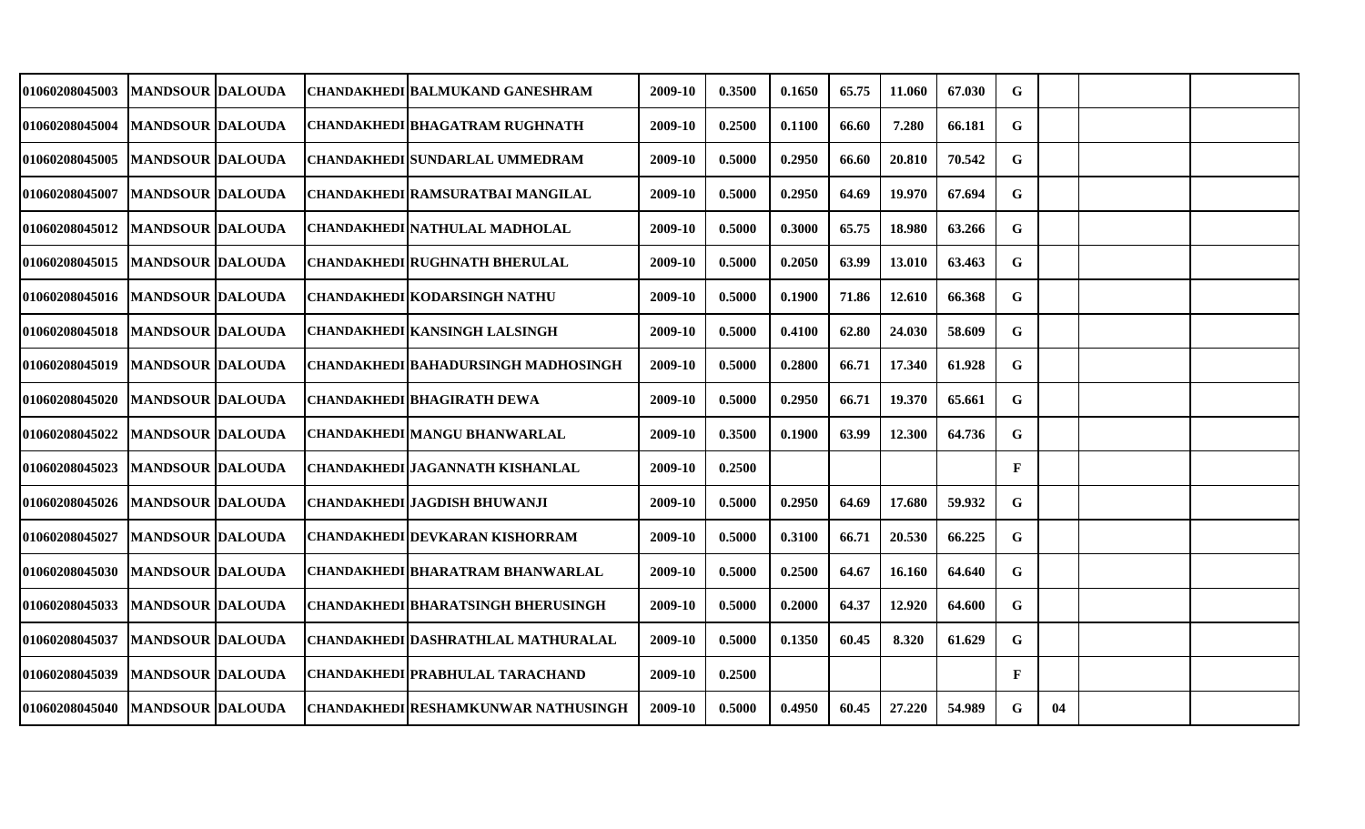| | | | | | | | | | | | | | | | |
|---|---|---|---|---|---|---|---|---|---|---|---|---|---|---|---|
| 01060208045003 | MANDSOUR | DALOUDA | CHANDAKHEDI | BALMUKAND GANESHRAM | 2009-10 | 0.3500 | 0.1650 | 65.75 | 11.060 | 67.030 | G | | | | |
| 01060208045004 | MANDSOUR | DALOUDA | CHANDAKHEDI | BHAGATRAM RUGHNATH | 2009-10 | 0.2500 | 0.1100 | 66.60 | 7.280 | 66.181 | G | | | | |
| 01060208045005 | MANDSOUR | DALOUDA | CHANDAKHEDI | SUNDARLAL UMMEDRAM | 2009-10 | 0.5000 | 0.2950 | 66.60 | 20.810 | 70.542 | G | | | | |
| 01060208045007 | MANDSOUR | DALOUDA | CHANDAKHEDI | RAMSURATBAI MANGILAL | 2009-10 | 0.5000 | 0.2950 | 64.69 | 19.970 | 67.694 | G | | | | |
| 01060208045012 | MANDSOUR | DALOUDA | CHANDAKHEDI | NATHULAL MADHOLAL | 2009-10 | 0.5000 | 0.3000 | 65.75 | 18.980 | 63.266 | G | | | | |
| 01060208045015 | MANDSOUR | DALOUDA | CHANDAKHEDI | RUGHNATH BHERULAL | 2009-10 | 0.5000 | 0.2050 | 63.99 | 13.010 | 63.463 | G | | | | |
| 01060208045016 | MANDSOUR | DALOUDA | CHANDAKHEDI | KODARSINGH NATHU | 2009-10 | 0.5000 | 0.1900 | 71.86 | 12.610 | 66.368 | G | | | | |
| 01060208045018 | MANDSOUR | DALOUDA | CHANDAKHEDI | KANSINGH LALSINGH | 2009-10 | 0.5000 | 0.4100 | 62.80 | 24.030 | 58.609 | G | | | | |
| 01060208045019 | MANDSOUR | DALOUDA | CHANDAKHEDI | BAHADURSINGH MADHOSINGH | 2009-10 | 0.5000 | 0.2800 | 66.71 | 17.340 | 61.928 | G | | | | |
| 01060208045020 | MANDSOUR | DALOUDA | CHANDAKHEDI | BHAGIRATH DEWA | 2009-10 | 0.5000 | 0.2950 | 66.71 | 19.370 | 65.661 | G | | | | |
| 01060208045022 | MANDSOUR | DALOUDA | CHANDAKHEDI | MANGU BHANWARLAL | 2009-10 | 0.3500 | 0.1900 | 63.99 | 12.300 | 64.736 | G | | | | |
| 01060208045023 | MANDSOUR | DALOUDA | CHANDAKHEDI | JAGANNATH KISHANLAL | 2009-10 | 0.2500 | | | | | F | | | | |
| 01060208045026 | MANDSOUR | DALOUDA | CHANDAKHEDI | JAGDISH BHUWANJI | 2009-10 | 0.5000 | 0.2950 | 64.69 | 17.680 | 59.932 | G | | | | |
| 01060208045027 | MANDSOUR | DALOUDA | CHANDAKHEDI | DEVKARAN KISHORRAM | 2009-10 | 0.5000 | 0.3100 | 66.71 | 20.530 | 66.225 | G | | | | |
| 01060208045030 | MANDSOUR | DALOUDA | CHANDAKHEDI | BHARATRAM BHANWARLAL | 2009-10 | 0.5000 | 0.2500 | 64.67 | 16.160 | 64.640 | G | | | | |
| 01060208045033 | MANDSOUR | DALOUDA | CHANDAKHEDI | BHARATSINGH BHERUSINGH | 2009-10 | 0.5000 | 0.2000 | 64.37 | 12.920 | 64.600 | G | | | | |
| 01060208045037 | MANDSOUR | DALOUDA | CHANDAKHEDI | DASHRATHLAL MATHURALAL | 2009-10 | 0.5000 | 0.1350 | 60.45 | 8.320 | 61.629 | G | | | | |
| 01060208045039 | MANDSOUR | DALOUDA | CHANDAKHEDI | PRABHULAL TARACHAND | 2009-10 | 0.2500 | | | | | F | | | | |
| 01060208045040 | MANDSOUR | DALOUDA | CHANDAKHEDI | RESHAMKUNWAR NATHUSINGH | 2009-10 | 0.5000 | 0.4950 | 60.45 | 27.220 | 54.989 | G | 04 | | | |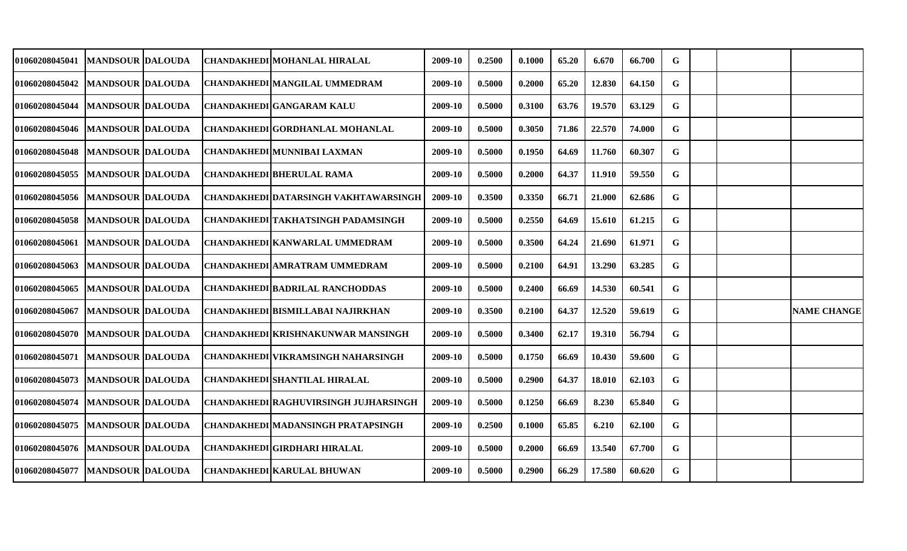| | | | | | | | | | | | | | | | |
|---|---|---|---|---|---|---|---|---|---|---|---|---|---|---|---|
| 01060208045041 | MANDSOUR | DALOUDA | | CHANDAKHEDI | MOHANLAL HIRALAL | 2009-10 | 0.2500 | 0.1000 | 65.20 | 6.670 | 66.700 | G | | | |
| 01060208045042 | MANDSOUR | DALOUDA | | CHANDAKHEDI | MANGILAL UMMEDRAM | 2009-10 | 0.5000 | 0.2000 | 65.20 | 12.830 | 64.150 | G | | | |
| 01060208045044 | MANDSOUR | DALOUDA | | CHANDAKHEDI | GANGARAM KALU | 2009-10 | 0.5000 | 0.3100 | 63.76 | 19.570 | 63.129 | G | | | |
| 01060208045046 | MANDSOUR | DALOUDA | | CHANDAKHEDI | GORDHANLAL MOHANLAL | 2009-10 | 0.5000 | 0.3050 | 71.86 | 22.570 | 74.000 | G | | | |
| 01060208045048 | MANDSOUR | DALOUDA | | CHANDAKHEDI | MUNNIBAI LAXMAN | 2009-10 | 0.5000 | 0.1950 | 64.69 | 11.760 | 60.307 | G | | | |
| 01060208045055 | MANDSOUR | DALOUDA | | CHANDAKHEDI | BHERULAL RAMA | 2009-10 | 0.5000 | 0.2000 | 64.37 | 11.910 | 59.550 | G | | | |
| 01060208045056 | MANDSOUR | DALOUDA | | CHANDAKHEDI | DATARSINGH VAKHTAWARSINGH | 2009-10 | 0.3500 | 0.3350 | 66.71 | 21.000 | 62.686 | G | | | |
| 01060208045058 | MANDSOUR | DALOUDA | | CHANDAKHEDI | TAKHATSINGH PADAMSINGH | 2009-10 | 0.5000 | 0.2550 | 64.69 | 15.610 | 61.215 | G | | | |
| 01060208045061 | MANDSOUR | DALOUDA | | CHANDAKHEDI | KANWARLAL UMMEDRAM | 2009-10 | 0.5000 | 0.3500 | 64.24 | 21.690 | 61.971 | G | | | |
| 01060208045063 | MANDSOUR | DALOUDA | | CHANDAKHEDI | AMRATRAM UMMEDRAM | 2009-10 | 0.5000 | 0.2100 | 64.91 | 13.290 | 63.285 | G | | | |
| 01060208045065 | MANDSOUR | DALOUDA | | CHANDAKHEDI | BADRILAL RANCHODDAS | 2009-10 | 0.5000 | 0.2400 | 66.69 | 14.530 | 60.541 | G | | | |
| 01060208045067 | MANDSOUR | DALOUDA | | CHANDAKHEDI | BISMILLABAI NAJIRKHAN | 2009-10 | 0.3500 | 0.2100 | 64.37 | 12.520 | 59.619 | G | | | NAME CHANGE |
| 01060208045070 | MANDSOUR | DALOUDA | | CHANDAKHEDI | KRISHNAKUNWAR MANSINGH | 2009-10 | 0.5000 | 0.3400 | 62.17 | 19.310 | 56.794 | G | | | |
| 01060208045071 | MANDSOUR | DALOUDA | | CHANDAKHEDI | VIKRAMSINGH NAHARSINGH | 2009-10 | 0.5000 | 0.1750 | 66.69 | 10.430 | 59.600 | G | | | |
| 01060208045073 | MANDSOUR | DALOUDA | | CHANDAKHEDI | SHANTILAL HIRALAL | 2009-10 | 0.5000 | 0.2900 | 64.37 | 18.010 | 62.103 | G | | | |
| 01060208045074 | MANDSOUR | DALOUDA | | CHANDAKHEDI | RAGHUVIRSINGH JUJHARSINGH | 2009-10 | 0.5000 | 0.1250 | 66.69 | 8.230 | 65.840 | G | | | |
| 01060208045075 | MANDSOUR | DALOUDA | | CHANDAKHEDI | MADANSINGH PRATAPSINGH | 2009-10 | 0.2500 | 0.1000 | 65.85 | 6.210 | 62.100 | G | | | |
| 01060208045076 | MANDSOUR | DALOUDA | | CHANDAKHEDI | GIRDHARI HIRALAL | 2009-10 | 0.5000 | 0.2000 | 66.69 | 13.540 | 67.700 | G | | | |
| 01060208045077 | MANDSOUR | DALOUDA | | CHANDAKHEDI | KARULAL BHUWAN | 2009-10 | 0.5000 | 0.2900 | 66.29 | 17.580 | 60.620 | G | | | |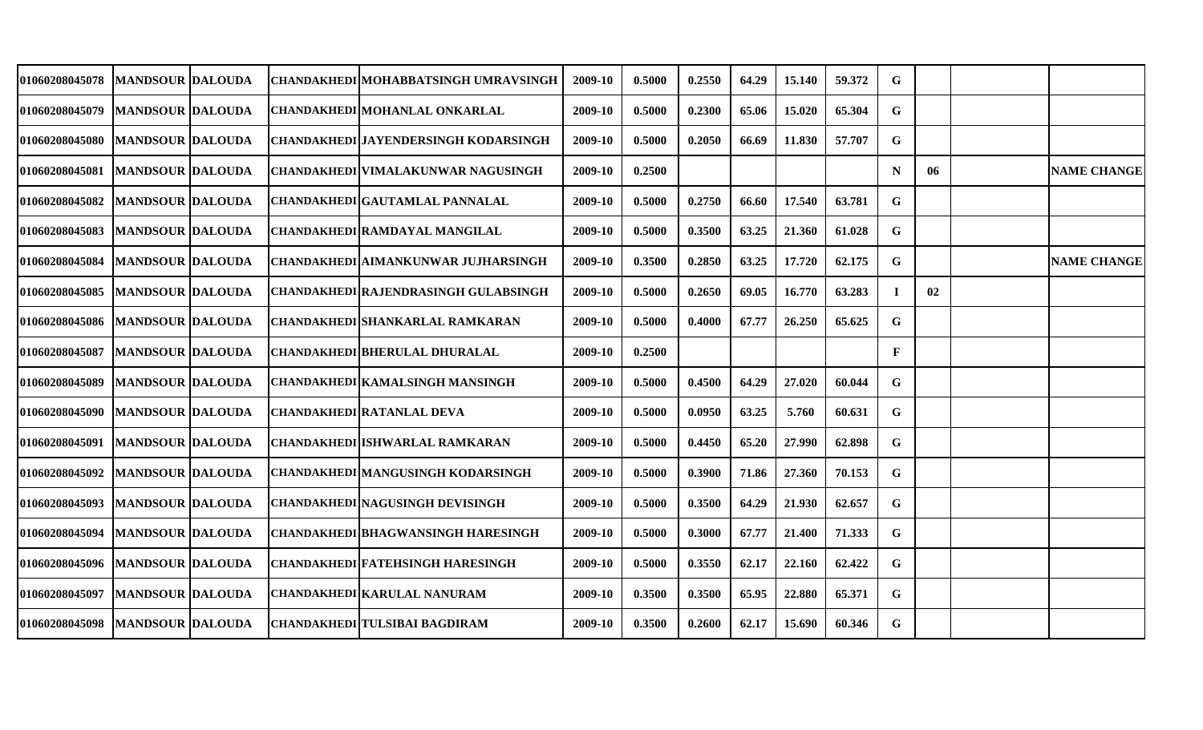| | | | | | | | | | | | | | | | |
|---|---|---|---|---|---|---|---|---|---|---|---|---|---|---|---|
| 01060208045078 | MANDSOUR | DALOUDA | | CHANDAKHEDI | MOHABBATSINGH UMRAVSINGH | 2009-10 | 0.5000 | 0.2550 | 64.29 | 15.140 | 59.372 | G | | | |
| 01060208045079 | MANDSOUR | DALOUDA | | CHANDAKHEDI | MOHANLAL ONKARLAL | 2009-10 | 0.5000 | 0.2300 | 65.06 | 15.020 | 65.304 | G | | | |
| 01060208045080 | MANDSOUR | DALOUDA | | CHANDAKHEDI | JAYENDERSINGH KODARSINGH | 2009-10 | 0.5000 | 0.2050 | 66.69 | 11.830 | 57.707 | G | | | |
| 01060208045081 | MANDSOUR | DALOUDA | | CHANDAKHEDI | VIMALAKUNWAR NAGUSINGH | 2009-10 | 0.2500 | | | | | N | 06 | | NAME CHANGE |
| 01060208045082 | MANDSOUR | DALOUDA | | CHANDAKHEDI | GAUTAMLAL PANNALAL | 2009-10 | 0.5000 | 0.2750 | 66.60 | 17.540 | 63.781 | G | | | |
| 01060208045083 | MANDSOUR | DALOUDA | | CHANDAKHEDI | RAMDAYAL MANGILAL | 2009-10 | 0.5000 | 0.3500 | 63.25 | 21.360 | 61.028 | G | | | |
| 01060208045084 | MANDSOUR | DALOUDA | | CHANDAKHEDI | AIMANKUNWAR JUJHARSINGH | 2009-10 | 0.3500 | 0.2850 | 63.25 | 17.720 | 62.175 | G | | | NAME CHANGE |
| 01060208045085 | MANDSOUR | DALOUDA | | CHANDAKHEDI | RAJENDRASINGH GULABSINGH | 2009-10 | 0.5000 | 0.2650 | 69.05 | 16.770 | 63.283 | I | 02 | | |
| 01060208045086 | MANDSOUR | DALOUDA | | CHANDAKHEDI | SHANKARLAL RAMKARAN | 2009-10 | 0.5000 | 0.4000 | 67.77 | 26.250 | 65.625 | G | | | |
| 01060208045087 | MANDSOUR | DALOUDA | | CHANDAKHEDI | BHERULAL DHURALAL | 2009-10 | 0.2500 | | | | | F | | | |
| 01060208045089 | MANDSOUR | DALOUDA | | CHANDAKHEDI | KAMALSINGH MANSINGH | 2009-10 | 0.5000 | 0.4500 | 64.29 | 27.020 | 60.044 | G | | | |
| 01060208045090 | MANDSOUR | DALOUDA | | CHANDAKHEDI | RATANLAL DEVA | 2009-10 | 0.5000 | 0.0950 | 63.25 | 5.760 | 60.631 | G | | | |
| 01060208045091 | MANDSOUR | DALOUDA | | CHANDAKHEDI | ISHWARLAL RAMKARAN | 2009-10 | 0.5000 | 0.4450 | 65.20 | 27.990 | 62.898 | G | | | |
| 01060208045092 | MANDSOUR | DALOUDA | | CHANDAKHEDI | MANGUSINGH KODARSINGH | 2009-10 | 0.5000 | 0.3900 | 71.86 | 27.360 | 70.153 | G | | | |
| 01060208045093 | MANDSOUR | DALOUDA | | CHANDAKHEDI | NAGUSINGH DEVISINGH | 2009-10 | 0.5000 | 0.3500 | 64.29 | 21.930 | 62.657 | G | | | |
| 01060208045094 | MANDSOUR | DALOUDA | | CHANDAKHEDI | BHAGWANSINGH HARESINGH | 2009-10 | 0.5000 | 0.3000 | 67.77 | 21.400 | 71.333 | G | | | |
| 01060208045096 | MANDSOUR | DALOUDA | | CHANDAKHEDI | FATEHSINGH HARESINGH | 2009-10 | 0.5000 | 0.3550 | 62.17 | 22.160 | 62.422 | G | | | |
| 01060208045097 | MANDSOUR | DALOUDA | | CHANDAKHEDI | KARULAL NANURAM | 2009-10 | 0.3500 | 0.3500 | 65.95 | 22.880 | 65.371 | G | | | |
| 01060208045098 | MANDSOUR | DALOUDA | | CHANDAKHEDI | TULSIBAI BAGDIRAM | 2009-10 | 0.3500 | 0.2600 | 62.17 | 15.690 | 60.346 | G | | | |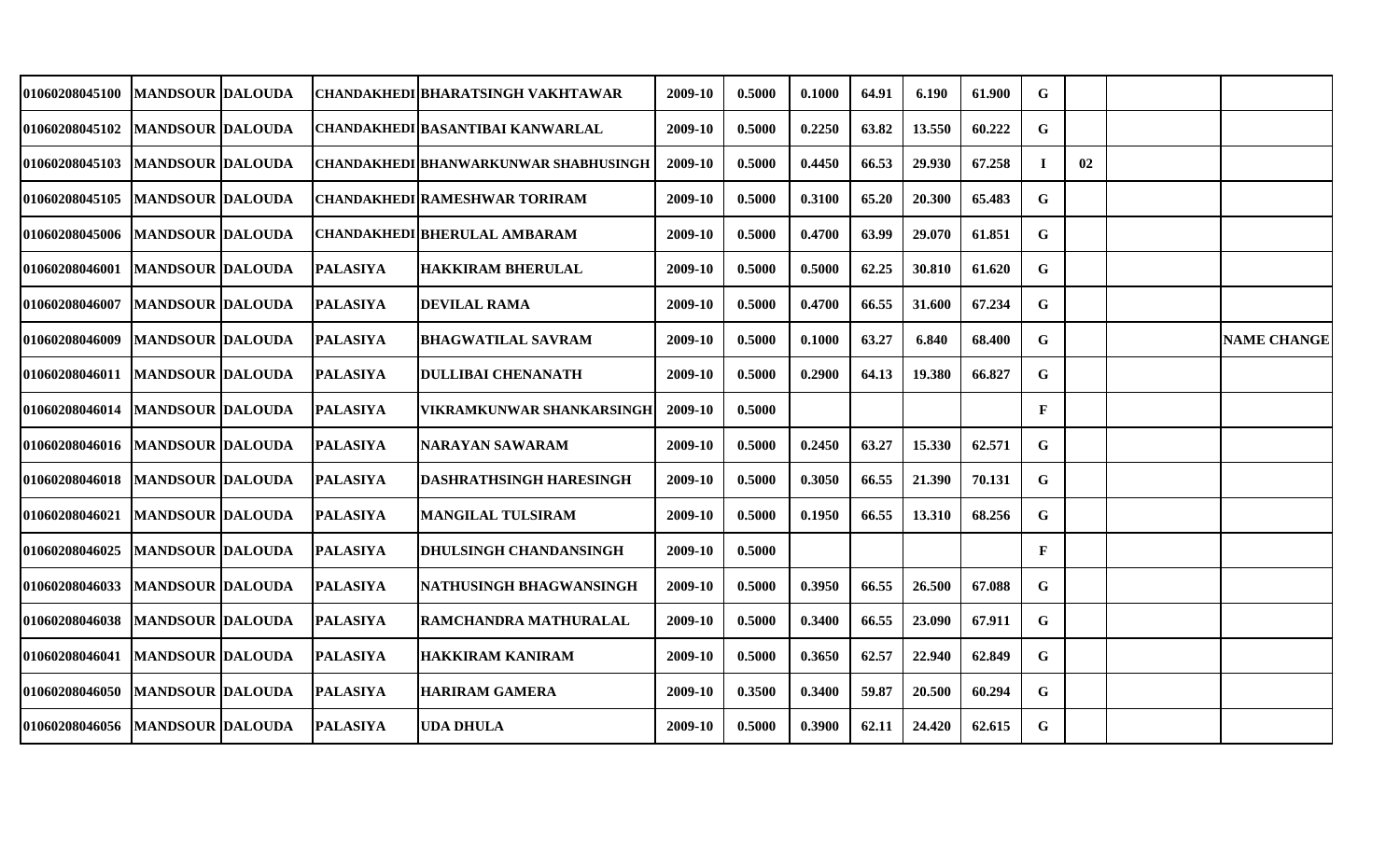| | | | | | | | | | | | | | | |
|---|---|---|---|---|---|---|---|---|---|---|---|---|---|---|
| 01060208045100 | MANDSOUR | DALOUDA | CHANDAKHEDI | BHARATSINGH VAKHTAWAR | 2009-10 | 0.5000 | 0.1000 | 64.91 | 6.190 | 61.900 | G | | | |
| 01060208045102 | MANDSOUR | DALOUDA | CHANDAKHEDI | BASANTIBAI KANWARLAL | 2009-10 | 0.5000 | 0.2250 | 63.82 | 13.550 | 60.222 | G | | | |
| 01060208045103 | MANDSOUR | DALOUDA | CHANDAKHEDI | BHANWARKUNWAR SHABHUSINGH | 2009-10 | 0.5000 | 0.4450 | 66.53 | 29.930 | 67.258 | I | 02 | | |
| 01060208045105 | MANDSOUR | DALOUDA | CHANDAKHEDI | RAMESHWAR TORIRAM | 2009-10 | 0.5000 | 0.3100 | 65.20 | 20.300 | 65.483 | G | | | |
| 01060208045006 | MANDSOUR | DALOUDA | CHANDAKHEDI | BHERULAL AMBARAM | 2009-10 | 0.5000 | 0.4700 | 63.99 | 29.070 | 61.851 | G | | | |
| 01060208046001 | MANDSOUR | DALOUDA | PALASIYA | HAKKIRAM BHERULAL | 2009-10 | 0.5000 | 0.5000 | 62.25 | 30.810 | 61.620 | G | | | |
| 01060208046007 | MANDSOUR | DALOUDA | PALASIYA | DEVILAL RAMA | 2009-10 | 0.5000 | 0.4700 | 66.55 | 31.600 | 67.234 | G | | | |
| 01060208046009 | MANDSOUR | DALOUDA | PALASIYA | BHAGWATILAL SAVRAM | 2009-10 | 0.5000 | 0.1000 | 63.27 | 6.840 | 68.400 | G | | | NAME CHANGE |
| 01060208046011 | MANDSOUR | DALOUDA | PALASIYA | DULLIBAI CHENANATH | 2009-10 | 0.5000 | 0.2900 | 64.13 | 19.380 | 66.827 | G | | | |
| 01060208046014 | MANDSOUR | DALOUDA | PALASIYA | VIKRAMKUNWAR SHANKARSINGH | 2009-10 | 0.5000 | | | | | F | | | |
| 01060208046016 | MANDSOUR | DALOUDA | PALASIYA | NARAYAN SAWARAM | 2009-10 | 0.5000 | 0.2450 | 63.27 | 15.330 | 62.571 | G | | | |
| 01060208046018 | MANDSOUR | DALOUDA | PALASIYA | DASHRATHSINGH HARESINGH | 2009-10 | 0.5000 | 0.3050 | 66.55 | 21.390 | 70.131 | G | | | |
| 01060208046021 | MANDSOUR | DALOUDA | PALASIYA | MANGILAL TULSIRAM | 2009-10 | 0.5000 | 0.1950 | 66.55 | 13.310 | 68.256 | G | | | |
| 01060208046025 | MANDSOUR | DALOUDA | PALASIYA | DHULSINGH CHANDANSINGH | 2009-10 | 0.5000 | | | | | F | | | |
| 01060208046033 | MANDSOUR | DALOUDA | PALASIYA | NATHUSINGH BHAGWANSINGH | 2009-10 | 0.5000 | 0.3950 | 66.55 | 26.500 | 67.088 | G | | | |
| 01060208046038 | MANDSOUR | DALOUDA | PALASIYA | RAMCHANDRA MATHURALAL | 2009-10 | 0.5000 | 0.3400 | 66.55 | 23.090 | 67.911 | G | | | |
| 01060208046041 | MANDSOUR | DALOUDA | PALASIYA | HAKKIRAM KANIRAM | 2009-10 | 0.5000 | 0.3650 | 62.57 | 22.940 | 62.849 | G | | | |
| 01060208046050 | MANDSOUR | DALOUDA | PALASIYA | HARIRAM GAMERA | 2009-10 | 0.3500 | 0.3400 | 59.87 | 20.500 | 60.294 | G | | | |
| 01060208046056 | MANDSOUR | DALOUDA | PALASIYA | UDA DHULA | 2009-10 | 0.5000 | 0.3900 | 62.11 | 24.420 | 62.615 | G | | | |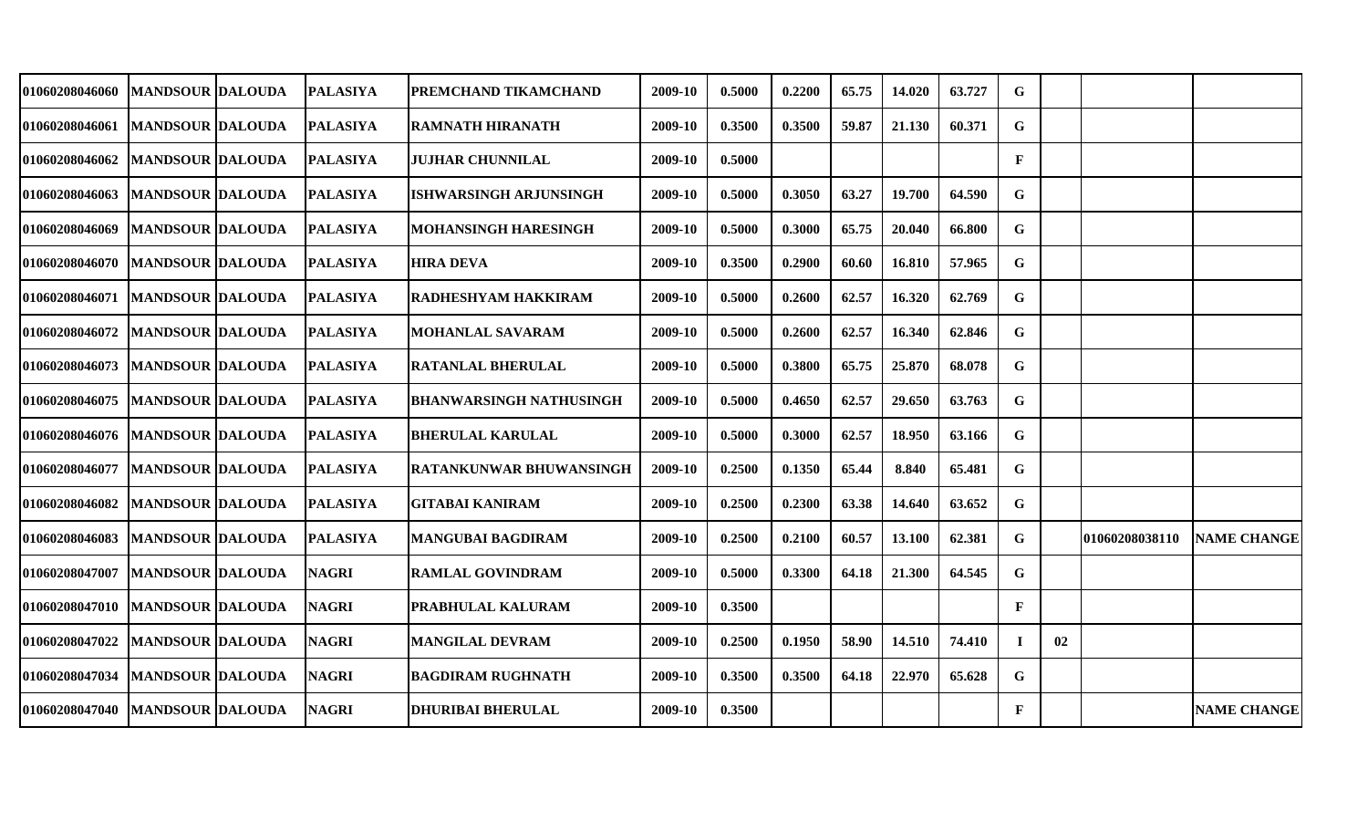| | | | | | | | | | | | | | | | |
|---|---|---|---|---|---|---|---|---|---|---|---|---|---|---|---|
| 01060208046060 | MANDSOUR | DALOUDA | PALASIYA | PREMCHAND TIKAMCHAND | 2009-10 | 0.5000 | 0.2200 | 65.75 | 14.020 | 63.727 | G | | | |
| 01060208046061 | MANDSOUR | DALOUDA | PALASIYA | RAMNATH HIRANATH | 2009-10 | 0.3500 | 0.3500 | 59.87 | 21.130 | 60.371 | G | | | |
| 01060208046062 | MANDSOUR | DALOUDA | PALASIYA | JUJHAR CHUNNILAL | 2009-10 | 0.5000 | | | | | F | | | |
| 01060208046063 | MANDSOUR | DALOUDA | PALASIYA | ISHWARSINGH ARJUNSINGH | 2009-10 | 0.5000 | 0.3050 | 63.27 | 19.700 | 64.590 | G | | | |
| 01060208046069 | MANDSOUR | DALOUDA | PALASIYA | MOHANSINGH HARESINGH | 2009-10 | 0.5000 | 0.3000 | 65.75 | 20.040 | 66.800 | G | | | |
| 01060208046070 | MANDSOUR | DALOUDA | PALASIYA | HIRA DEVA | 2009-10 | 0.3500 | 0.2900 | 60.60 | 16.810 | 57.965 | G | | | |
| 01060208046071 | MANDSOUR | DALOUDA | PALASIYA | RADHESHYAM HAKKIRAM | 2009-10 | 0.5000 | 0.2600 | 62.57 | 16.320 | 62.769 | G | | | |
| 01060208046072 | MANDSOUR | DALOUDA | PALASIYA | MOHANLAL SAVARAM | 2009-10 | 0.5000 | 0.2600 | 62.57 | 16.340 | 62.846 | G | | | |
| 01060208046073 | MANDSOUR | DALOUDA | PALASIYA | RATANLAL BHERULAL | 2009-10 | 0.5000 | 0.3800 | 65.75 | 25.870 | 68.078 | G | | | |
| 01060208046075 | MANDSOUR | DALOUDA | PALASIYA | BHANWARSINGH NATHUSINGH | 2009-10 | 0.5000 | 0.4650 | 62.57 | 29.650 | 63.763 | G | | | |
| 01060208046076 | MANDSOUR | DALOUDA | PALASIYA | BHERULAL KARULAL | 2009-10 | 0.5000 | 0.3000 | 62.57 | 18.950 | 63.166 | G | | | |
| 01060208046077 | MANDSOUR | DALOUDA | PALASIYA | RATANKUNWAR BHUWANSINGH | 2009-10 | 0.2500 | 0.1350 | 65.44 | 8.840 | 65.481 | G | | | |
| 01060208046082 | MANDSOUR | DALOUDA | PALASIYA | GITABAI KANIRAM | 2009-10 | 0.2500 | 0.2300 | 63.38 | 14.640 | 63.652 | G | | | |
| 01060208046083 | MANDSOUR | DALOUDA | PALASIYA | MANGUBAI BAGDIRAM | 2009-10 | 0.2500 | 0.2100 | 60.57 | 13.100 | 62.381 | G | | 01060208038110 | NAME CHANGE |
| 01060208047007 | MANDSOUR | DALOUDA | NAGRI | RAMLAL GOVINDRAM | 2009-10 | 0.5000 | 0.3300 | 64.18 | 21.300 | 64.545 | G | | | |
| 01060208047010 | MANDSOUR | DALOUDA | NAGRI | PRABHULAL KALURAM | 2009-10 | 0.3500 | | | | | F | | | |
| 01060208047022 | MANDSOUR | DALOUDA | NAGRI | MANGILAL DEVRAM | 2009-10 | 0.2500 | 0.1950 | 58.90 | 14.510 | 74.410 | I | 02 | | |
| 01060208047034 | MANDSOUR | DALOUDA | NAGRI | BAGDIRAM RUGHNATH | 2009-10 | 0.3500 | 0.3500 | 64.18 | 22.970 | 65.628 | G | | | |
| 01060208047040 | MANDSOUR | DALOUDA | NAGRI | DHURIBAI BHERULAL | 2009-10 | 0.3500 | | | | | F | | | NAME CHANGE |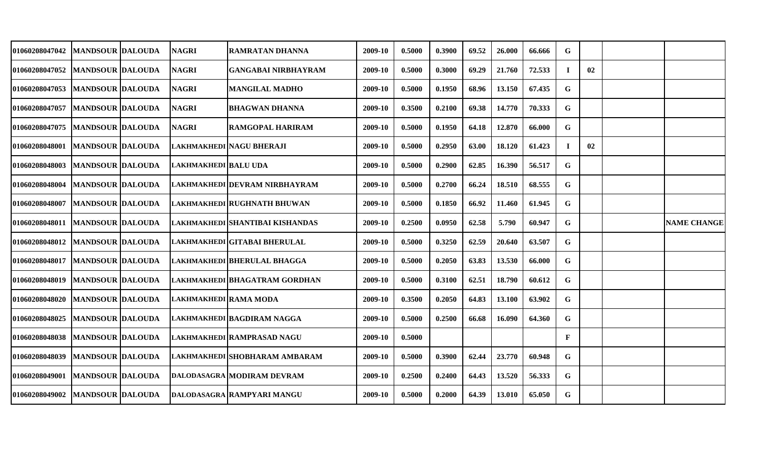| | | | | | | | | | | | | | | | |
|---|---|---|---|---|---|---|---|---|---|---|---|---|---|---|---|
| 01060208047042 | MANDSOUR | DALOUDA | NAGRI | RAMRATAN DHANNA | 2009-10 | 0.5000 | 0.3900 | 69.52 | 26.000 | 66.666 | G | | | |
| 01060208047052 | MANDSOUR | DALOUDA | NAGRI | GANGABAI NIRBHAYRAM | 2009-10 | 0.5000 | 0.3000 | 69.29 | 21.760 | 72.533 | I | 02 | | |
| 01060208047053 | MANDSOUR | DALOUDA | NAGRI | MANGILAL MADHO | 2009-10 | 0.5000 | 0.1950 | 68.96 | 13.150 | 67.435 | G | | | |
| 01060208047057 | MANDSOUR | DALOUDA | NAGRI | BHAGWAN DHANNA | 2009-10 | 0.3500 | 0.2100 | 69.38 | 14.770 | 70.333 | G | | | |
| 01060208047075 | MANDSOUR | DALOUDA | NAGRI | RAMGOPAL HARIRAM | 2009-10 | 0.5000 | 0.1950 | 64.18 | 12.870 | 66.000 | G | | | |
| 01060208048001 | MANDSOUR | DALOUDA | LAKHMAKHEDI | NAGU BHERAJI | 2009-10 | 0.5000 | 0.2950 | 63.00 | 18.120 | 61.423 | I | 02 | | |
| 01060208048003 | MANDSOUR | DALOUDA | LAKHMAKHEDI | BALU UDA | 2009-10 | 0.5000 | 0.2900 | 62.85 | 16.390 | 56.517 | G | | | |
| 01060208048004 | MANDSOUR | DALOUDA | LAKHMAKHEDI | DEVRAM NIRBHAYRAM | 2009-10 | 0.5000 | 0.2700 | 66.24 | 18.510 | 68.555 | G | | | |
| 01060208048007 | MANDSOUR | DALOUDA | LAKHMAKHEDI | RUGHNATH BHUWAN | 2009-10 | 0.5000 | 0.1850 | 66.92 | 11.460 | 61.945 | G | | | |
| 01060208048011 | MANDSOUR | DALOUDA | LAKHMAKHEDI | SHANTIBAI KISHANDAS | 2009-10 | 0.2500 | 0.0950 | 62.58 | 5.790 | 60.947 | G | | | NAME CHANGE |
| 01060208048012 | MANDSOUR | DALOUDA | LAKHMAKHEDI | GITABAI BHERULAL | 2009-10 | 0.5000 | 0.3250 | 62.59 | 20.640 | 63.507 | G | | | |
| 01060208048017 | MANDSOUR | DALOUDA | LAKHMAKHEDI | BHERULAL BHAGGA | 2009-10 | 0.5000 | 0.2050 | 63.83 | 13.530 | 66.000 | G | | | |
| 01060208048019 | MANDSOUR | DALOUDA | LAKHMAKHEDI | BHAGATRAM GORDHAN | 2009-10 | 0.5000 | 0.3100 | 62.51 | 18.790 | 60.612 | G | | | |
| 01060208048020 | MANDSOUR | DALOUDA | LAKHMAKHEDI | RAMA MODA | 2009-10 | 0.3500 | 0.2050 | 64.83 | 13.100 | 63.902 | G | | | |
| 01060208048025 | MANDSOUR | DALOUDA | LAKHMAKHEDI | BAGDIRAM NAGGA | 2009-10 | 0.5000 | 0.2500 | 66.68 | 16.090 | 64.360 | G | | | |
| 01060208048038 | MANDSOUR | DALOUDA | LAKHMAKHEDI | RAMPRASAD NAGU | 2009-10 | 0.5000 | | | | | F | | | |
| 01060208048039 | MANDSOUR | DALOUDA | LAKHMAKHEDI | SHOBHARAM AMBARAM | 2009-10 | 0.5000 | 0.3900 | 62.44 | 23.770 | 60.948 | G | | | |
| 01060208049001 | MANDSOUR | DALOUDA | DALODASAGRA | MODIRAM DEVRAM | 2009-10 | 0.2500 | 0.2400 | 64.43 | 13.520 | 56.333 | G | | | |
| 01060208049002 | MANDSOUR | DALOUDA | DALODASAGRA | RAMPYARI MANGU | 2009-10 | 0.5000 | 0.2000 | 64.39 | 13.010 | 65.050 | G | | | |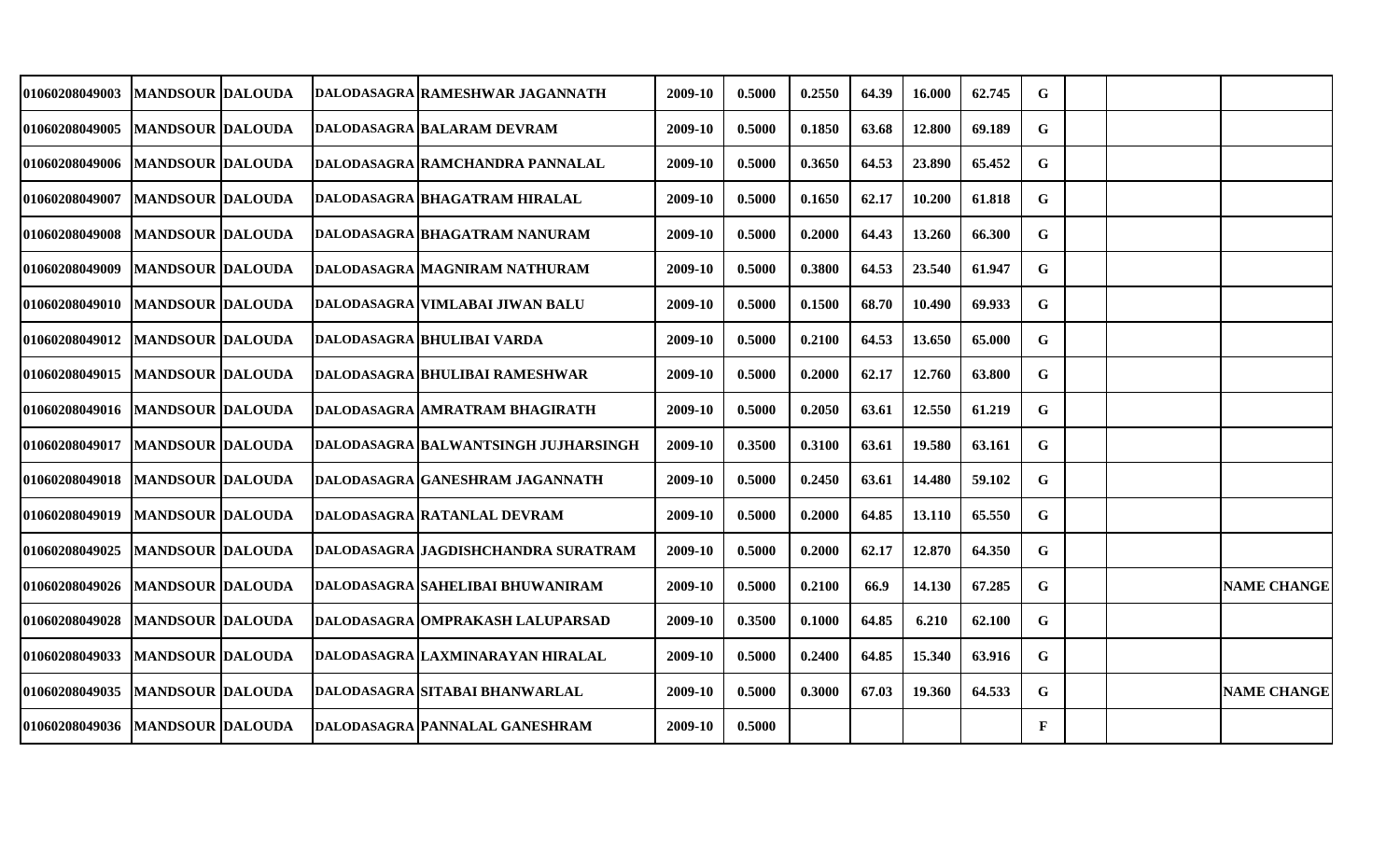| | | | | | | | | | | | | | | | |
|---|---|---|---|---|---|---|---|---|---|---|---|---|---|---|---|
| 01060208049003 | MANDSOUR | DALOUDA | DALODASAGRA | RAMESHWAR JAGANNATH | 2009-10 | 0.5000 | 0.2550 | 64.39 | 16.000 | 62.745 | G | | | |
| 01060208049005 | MANDSOUR | DALOUDA | DALODASAGRA | BALARAM DEVRAM | 2009-10 | 0.5000 | 0.1850 | 63.68 | 12.800 | 69.189 | G | | | |
| 01060208049006 | MANDSOUR | DALOUDA | DALODASAGRA | RAMCHANDRA PANNALAL | 2009-10 | 0.5000 | 0.3650 | 64.53 | 23.890 | 65.452 | G | | | |
| 01060208049007 | MANDSOUR | DALOUDA | DALODASAGRA | BHAGATRAM HIRALAL | 2009-10 | 0.5000 | 0.1650 | 62.17 | 10.200 | 61.818 | G | | | |
| 01060208049008 | MANDSOUR | DALOUDA | DALODASAGRA | BHAGATRAM NANURAM | 2009-10 | 0.5000 | 0.2000 | 64.43 | 13.260 | 66.300 | G | | | |
| 01060208049009 | MANDSOUR | DALOUDA | DALODASAGRA | MAGNIRAM NATHURAM | 2009-10 | 0.5000 | 0.3800 | 64.53 | 23.540 | 61.947 | G | | | |
| 01060208049010 | MANDSOUR | DALOUDA | DALODASAGRA | VIMLABAI JIWAN BALU | 2009-10 | 0.5000 | 0.1500 | 68.70 | 10.490 | 69.933 | G | | | |
| 01060208049012 | MANDSOUR | DALOUDA | DALODASAGRA | BHULIBAI VARDA | 2009-10 | 0.5000 | 0.2100 | 64.53 | 13.650 | 65.000 | G | | | |
| 01060208049015 | MANDSOUR | DALOUDA | DALODASAGRA | BHULIBAI RAMESHWAR | 2009-10 | 0.5000 | 0.2000 | 62.17 | 12.760 | 63.800 | G | | | |
| 01060208049016 | MANDSOUR | DALOUDA | DALODASAGRA | AMRATRAM BHAGIRATH | 2009-10 | 0.5000 | 0.2050 | 63.61 | 12.550 | 61.219 | G | | | |
| 01060208049017 | MANDSOUR | DALOUDA | DALODASAGRA | BALWANTSINGH JUJHARSINGH | 2009-10 | 0.3500 | 0.3100 | 63.61 | 19.580 | 63.161 | G | | | |
| 01060208049018 | MANDSOUR | DALOUDA | DALODASAGRA | GANESHRAM JAGANNATH | 2009-10 | 0.5000 | 0.2450 | 63.61 | 14.480 | 59.102 | G | | | |
| 01060208049019 | MANDSOUR | DALOUDA | DALODASAGRA | RATANLAL DEVRAM | 2009-10 | 0.5000 | 0.2000 | 64.85 | 13.110 | 65.550 | G | | | |
| 01060208049025 | MANDSOUR | DALOUDA | DALODASAGRA | JAGDISHCHANDRA SURATRAM | 2009-10 | 0.5000 | 0.2000 | 62.17 | 12.870 | 64.350 | G | | | |
| 01060208049026 | MANDSOUR | DALOUDA | DALODASAGRA | SAHELIBAI BHUWANIRAM | 2009-10 | 0.5000 | 0.2100 | 66.9 | 14.130 | 67.285 | G | | | NAME CHANGE |
| 01060208049028 | MANDSOUR | DALOUDA | DALODASAGRA | OMPRAKASH LALUPARSAD | 2009-10 | 0.3500 | 0.1000 | 64.85 | 6.210 | 62.100 | G | | | |
| 01060208049033 | MANDSOUR | DALOUDA | DALODASAGRA | LAXMINARAYAN HIRALAL | 2009-10 | 0.5000 | 0.2400 | 64.85 | 15.340 | 63.916 | G | | | |
| 01060208049035 | MANDSOUR | DALOUDA | DALODASAGRA | SITABAI BHANWARLAL | 2009-10 | 0.5000 | 0.3000 | 67.03 | 19.360 | 64.533 | G | | | NAME CHANGE |
| 01060208049036 | MANDSOUR | DALOUDA | DALODASAGRA | PANNALAL GANESHRAM | 2009-10 | 0.5000 | | | | | F | | | |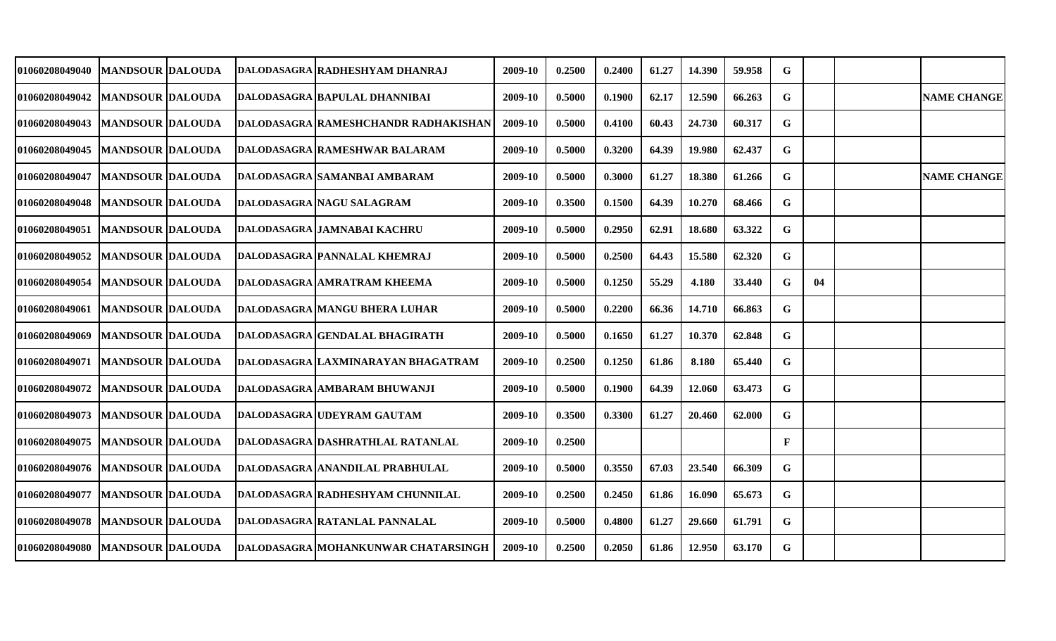| | | | | | | | | | | | | | | |
|---|---|---|---|---|---|---|---|---|---|---|---|---|---|---|
| 01060208049040 | MANDSOUR | DALOUDA | DALODASAGRA | RADHESHYAM DHANRAJ | 2009-10 | 0.2500 | 0.2400 | 61.27 | 14.390 | 59.958 | G | | | |
| 01060208049042 | MANDSOUR | DALOUDA | DALODASAGRA | BAPULAL DHANNIBAI | 2009-10 | 0.5000 | 0.1900 | 62.17 | 12.590 | 66.263 | G | | | NAME CHANGE |
| 01060208049043 | MANDSOUR | DALOUDA | DALODASAGRA | RAMESHCHANDR RADHAKISHAN | 2009-10 | 0.5000 | 0.4100 | 60.43 | 24.730 | 60.317 | G | | | |
| 01060208049045 | MANDSOUR | DALOUDA | DALODASAGRA | RAMESHWAR BALARAM | 2009-10 | 0.5000 | 0.3200 | 64.39 | 19.980 | 62.437 | G | | | |
| 01060208049047 | MANDSOUR | DALOUDA | DALODASAGRA | SAMANBAI AMBARAM | 2009-10 | 0.5000 | 0.3000 | 61.27 | 18.380 | 61.266 | G | | | NAME CHANGE |
| 01060208049048 | MANDSOUR | DALOUDA | DALODASAGRA | NAGU SALAGRAM | 2009-10 | 0.3500 | 0.1500 | 64.39 | 10.270 | 68.466 | G | | | |
| 01060208049051 | MANDSOUR | DALOUDA | DALODASAGRA | JAMNABAI KACHRU | 2009-10 | 0.5000 | 0.2950 | 62.91 | 18.680 | 63.322 | G | | | |
| 01060208049052 | MANDSOUR | DALOUDA | DALODASAGRA | PANNALAL KHEMRAJ | 2009-10 | 0.5000 | 0.2500 | 64.43 | 15.580 | 62.320 | G | | | |
| 01060208049054 | MANDSOUR | DALOUDA | DALODASAGRA | AMRATRAM KHEEMA | 2009-10 | 0.5000 | 0.1250 | 55.29 | 4.180 | 33.440 | G | 04 | | |
| 01060208049061 | MANDSOUR | DALOUDA | DALODASAGRA | MANGU BHERA LUHAR | 2009-10 | 0.5000 | 0.2200 | 66.36 | 14.710 | 66.863 | G | | | |
| 01060208049069 | MANDSOUR | DALOUDA | DALODASAGRA | GENDALAL BHAGIRATH | 2009-10 | 0.5000 | 0.1650 | 61.27 | 10.370 | 62.848 | G | | | |
| 01060208049071 | MANDSOUR | DALOUDA | DALODASAGRA | LAXMINARAYAN BHAGATRAM | 2009-10 | 0.2500 | 0.1250 | 61.86 | 8.180 | 65.440 | G | | | |
| 01060208049072 | MANDSOUR | DALOUDA | DALODASAGRA | AMBARAM BHUWANJI | 2009-10 | 0.5000 | 0.1900 | 64.39 | 12.060 | 63.473 | G | | | |
| 01060208049073 | MANDSOUR | DALOUDA | DALODASAGRA | UDEYRAM GAUTAM | 2009-10 | 0.3500 | 0.3300 | 61.27 | 20.460 | 62.000 | G | | | |
| 01060208049075 | MANDSOUR | DALOUDA | DALODASAGRA | DASHRATHLAL RATANLAL | 2009-10 | 0.2500 | | | | | F | | | |
| 01060208049076 | MANDSOUR | DALOUDA | DALODASAGRA | ANANDILAL PRABHULAL | 2009-10 | 0.5000 | 0.3550 | 67.03 | 23.540 | 66.309 | G | | | |
| 01060208049077 | MANDSOUR | DALOUDA | DALODASAGRA | RADHESHYAM CHUNNILAL | 2009-10 | 0.2500 | 0.2450 | 61.86 | 16.090 | 65.673 | G | | | |
| 01060208049078 | MANDSOUR | DALOUDA | DALODASAGRA | RATANLAL PANNALAL | 2009-10 | 0.5000 | 0.4800 | 61.27 | 29.660 | 61.791 | G | | | |
| 01060208049080 | MANDSOUR | DALOUDA | DALODASAGRA | MOHANKUNWAR CHATARSINGH | 2009-10 | 0.2500 | 0.2050 | 61.86 | 12.950 | 63.170 | G | | | |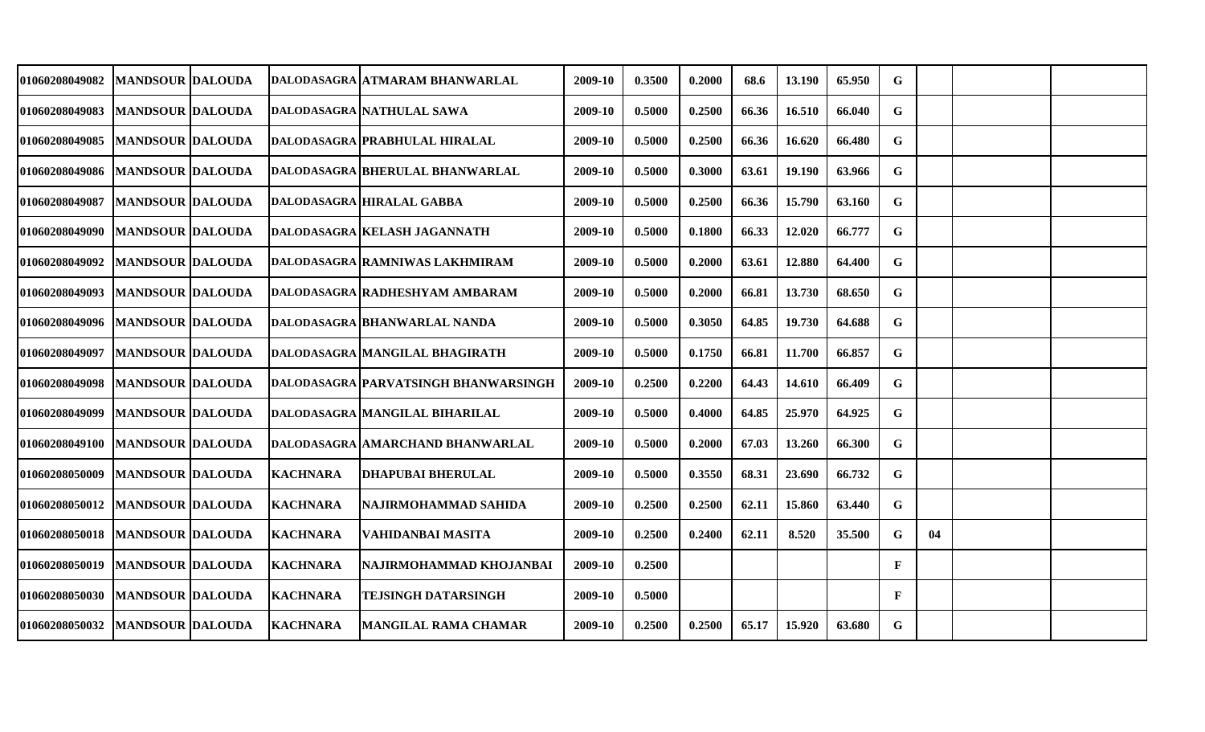| | | | | | | | | | | | | | | | |
|---|---|---|---|---|---|---|---|---|---|---|---|---|---|---|---|
| 01060208049082 | MANDSOUR | DALOUDA | DALODASAGRA | ATMARAM BHANWARLAL | 2009-10 | 0.3500 | 0.2000 | 68.6 | 13.190 | 65.950 | G | | | | |
| 01060208049083 | MANDSOUR | DALOUDA | DALODASAGRA | NATHULAL SAWA | 2009-10 | 0.5000 | 0.2500 | 66.36 | 16.510 | 66.040 | G | | | | |
| 01060208049085 | MANDSOUR | DALOUDA | DALODASAGRA | PRABHULAL HIRALAL | 2009-10 | 0.5000 | 0.2500 | 66.36 | 16.620 | 66.480 | G | | | | |
| 01060208049086 | MANDSOUR | DALOUDA | DALODASAGRA | BHERULAL BHANWARLAL | 2009-10 | 0.5000 | 0.3000 | 63.61 | 19.190 | 63.966 | G | | | | |
| 01060208049087 | MANDSOUR | DALOUDA | DALODASAGRA | HIRALAL GABBA | 2009-10 | 0.5000 | 0.2500 | 66.36 | 15.790 | 63.160 | G | | | | |
| 01060208049090 | MANDSOUR | DALOUDA | DALODASAGRA | KELASH JAGANNATH | 2009-10 | 0.5000 | 0.1800 | 66.33 | 12.020 | 66.777 | G | | | | |
| 01060208049092 | MANDSOUR | DALOUDA | DALODASAGRA | RAMNIWAS LAKHMIRAM | 2009-10 | 0.5000 | 0.2000 | 63.61 | 12.880 | 64.400 | G | | | | |
| 01060208049093 | MANDSOUR | DALOUDA | DALODASAGRA | RADHESHYAM AMBARAM | 2009-10 | 0.5000 | 0.2000 | 66.81 | 13.730 | 68.650 | G | | | | |
| 01060208049096 | MANDSOUR | DALOUDA | DALODASAGRA | BHANWARLAL NANDA | 2009-10 | 0.5000 | 0.3050 | 64.85 | 19.730 | 64.688 | G | | | | |
| 01060208049097 | MANDSOUR | DALOUDA | DALODASAGRA | MANGILAL BHAGIRATH | 2009-10 | 0.5000 | 0.1750 | 66.81 | 11.700 | 66.857 | G | | | | |
| 01060208049098 | MANDSOUR | DALOUDA | DALODASAGRA | PARVATSINGH BHANWARSINGH | 2009-10 | 0.2500 | 0.2200 | 64.43 | 14.610 | 66.409 | G | | | | |
| 01060208049099 | MANDSOUR | DALOUDA | DALODASAGRA | MANGILAL BIHARILAL | 2009-10 | 0.5000 | 0.4000 | 64.85 | 25.970 | 64.925 | G | | | | |
| 01060208049100 | MANDSOUR | DALOUDA | DALODASAGRA | AMARCHAND BHANWARLAL | 2009-10 | 0.5000 | 0.2000 | 67.03 | 13.260 | 66.300 | G | | | | |
| 01060208050009 | MANDSOUR | DALOUDA | KACHNARA | DHAPUBAI BHERULAL | 2009-10 | 0.5000 | 0.3550 | 68.31 | 23.690 | 66.732 | G | | | | |
| 01060208050012 | MANDSOUR | DALOUDA | KACHNARA | NAJIRMOHAMMAD SAHIDA | 2009-10 | 0.2500 | 0.2500 | 62.11 | 15.860 | 63.440 | G | | | | |
| 01060208050018 | MANDSOUR | DALOUDA | KACHNARA | VAHIDANBAI MASITA | 2009-10 | 0.2500 | 0.2400 | 62.11 | 8.520 | 35.500 | G | 04 | | | |
| 01060208050019 | MANDSOUR | DALOUDA | KACHNARA | NAJIRMOHAMMAD KHOJANBAI | 2009-10 | 0.2500 | | | | | F | | | | |
| 01060208050030 | MANDSOUR | DALOUDA | KACHNARA | TEJSINGH DATARSINGH | 2009-10 | 0.5000 | | | | | F | | | | |
| 01060208050032 | MANDSOUR | DALOUDA | KACHNARA | MANGILAL RAMA CHAMAR | 2009-10 | 0.2500 | 0.2500 | 65.17 | 15.920 | 63.680 | G | | | | |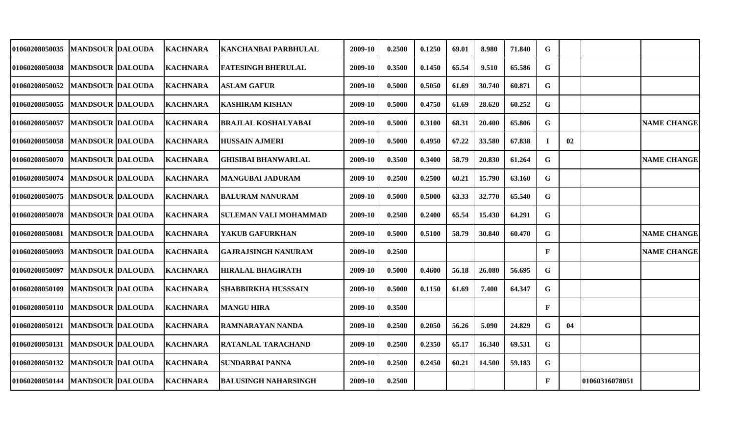| | | | | | | | | | | | | | | |
|---|---|---|---|---|---|---|---|---|---|---|---|---|---|---|
| 01060208050035 | MANDSOUR | DALOUDA | KACHNARA | KANCHANBAI PARBHULAL | 2009-10 | 0.2500 | 0.1250 | 69.01 | 8.980 | 71.840 | G | | | |
| 01060208050038 | MANDSOUR | DALOUDA | KACHNARA | FATESINGH BHERULAL | 2009-10 | 0.3500 | 0.1450 | 65.54 | 9.510 | 65.586 | G | | | |
| 01060208050052 | MANDSOUR | DALOUDA | KACHNARA | ASLAM GAFUR | 2009-10 | 0.5000 | 0.5050 | 61.69 | 30.740 | 60.871 | G | | | |
| 01060208050055 | MANDSOUR | DALOUDA | KACHNARA | KASHIRAM KISHAN | 2009-10 | 0.5000 | 0.4750 | 61.69 | 28.620 | 60.252 | G | | | |
| 01060208050057 | MANDSOUR | DALOUDA | KACHNARA | BRAJLAL KOSHALYABAI | 2009-10 | 0.5000 | 0.3100 | 68.31 | 20.400 | 65.806 | G | | | NAME CHANGE |
| 01060208050058 | MANDSOUR | DALOUDA | KACHNARA | HUSSAIN AJMERI | 2009-10 | 0.5000 | 0.4950 | 67.22 | 33.580 | 67.838 | I | 02 | | |
| 01060208050070 | MANDSOUR | DALOUDA | KACHNARA | GHISIBAI BHANWARLAL | 2009-10 | 0.3500 | 0.3400 | 58.79 | 20.830 | 61.264 | G | | | NAME CHANGE |
| 01060208050074 | MANDSOUR | DALOUDA | KACHNARA | MANGUBAI JADURAM | 2009-10 | 0.2500 | 0.2500 | 60.21 | 15.790 | 63.160 | G | | | |
| 01060208050075 | MANDSOUR | DALOUDA | KACHNARA | BALURAM NANURAM | 2009-10 | 0.5000 | 0.5000 | 63.33 | 32.770 | 65.540 | G | | | |
| 01060208050078 | MANDSOUR | DALOUDA | KACHNARA | SULEMAN VALI MOHAMMAD | 2009-10 | 0.2500 | 0.2400 | 65.54 | 15.430 | 64.291 | G | | | |
| 01060208050081 | MANDSOUR | DALOUDA | KACHNARA | YAKUB GAFURKHAN | 2009-10 | 0.5000 | 0.5100 | 58.79 | 30.840 | 60.470 | G | | | NAME CHANGE |
| 01060208050093 | MANDSOUR | DALOUDA | KACHNARA | GAJRAJSINGH NANURAM | 2009-10 | 0.2500 | | | | | F | | | NAME CHANGE |
| 01060208050097 | MANDSOUR | DALOUDA | KACHNARA | HIRALAL BHAGIRATH | 2009-10 | 0.5000 | 0.4600 | 56.18 | 26.080 | 56.695 | G | | | |
| 01060208050109 | MANDSOUR | DALOUDA | KACHNARA | SHABBIRKHA HUSSSAIN | 2009-10 | 0.5000 | 0.1150 | 61.69 | 7.400 | 64.347 | G | | | |
| 01060208050110 | MANDSOUR | DALOUDA | KACHNARA | MANGU HIRA | 2009-10 | 0.3500 | | | | | F | | | |
| 01060208050121 | MANDSOUR | DALOUDA | KACHNARA | RAMNARAYAN NANDA | 2009-10 | 0.2500 | 0.2050 | 56.26 | 5.090 | 24.829 | G | 04 | | |
| 01060208050131 | MANDSOUR | DALOUDA | KACHNARA | RATANLAL TARACHAND | 2009-10 | 0.2500 | 0.2350 | 65.17 | 16.340 | 69.531 | G | | | |
| 01060208050132 | MANDSOUR | DALOUDA | KACHNARA | SUNDARBAI PANNA | 2009-10 | 0.2500 | 0.2450 | 60.21 | 14.500 | 59.183 | G | | | |
| 01060208050144 | MANDSOUR | DALOUDA | KACHNARA | BALUSINGH NAHARSINGH | 2009-10 | 0.2500 | | | | | F | | 01060316078051 | |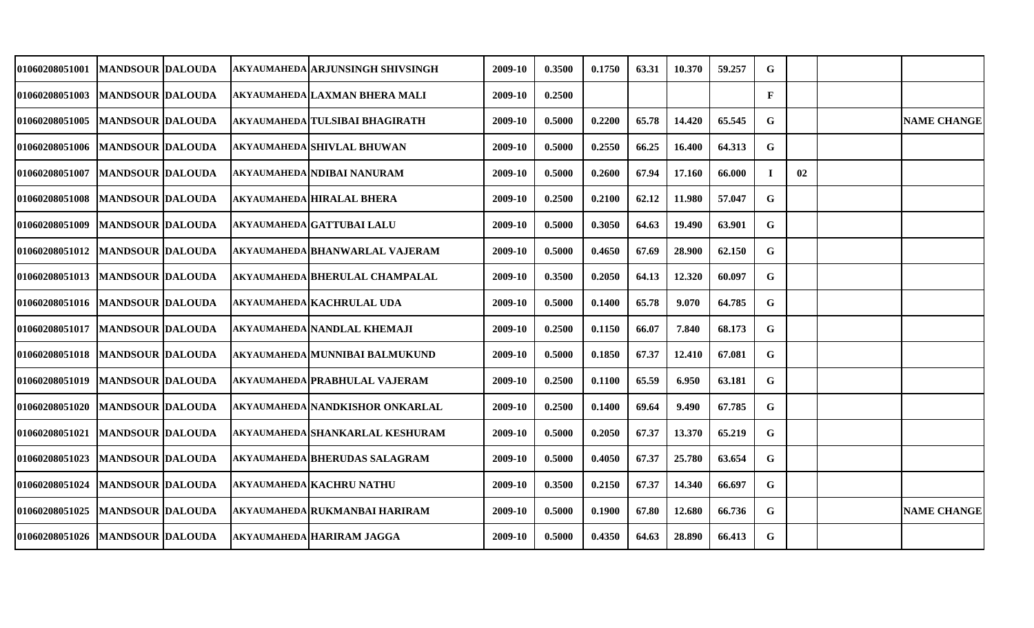| | | | | | | | | | | | | | | |
|---|---|---|---|---|---|---|---|---|---|---|---|---|---|---|
| 01060208051001 | MANDSOUR | DALOUDA | AKYAUMAHEDA | ARJUNSINGH SHIVSINGH | 2009-10 | 0.3500 | 0.1750 | 63.31 | 10.370 | 59.257 | G | | | |
| 01060208051003 | MANDSOUR | DALOUDA | AKYAUMAHEDA | LAXMAN BHERA MALI | 2009-10 | 0.2500 | | | | | F | | | |
| 01060208051005 | MANDSOUR | DALOUDA | AKYAUMAHEDA | TULSIBAI BHAGIRATH | 2009-10 | 0.5000 | 0.2200 | 65.78 | 14.420 | 65.545 | G | | | NAME CHANGE |
| 01060208051006 | MANDSOUR | DALOUDA | AKYAUMAHEDA | SHIVLAL BHUWAN | 2009-10 | 0.5000 | 0.2550 | 66.25 | 16.400 | 64.313 | G | | | |
| 01060208051007 | MANDSOUR | DALOUDA | AKYAUMAHEDA | NDIBAI NANURAM | 2009-10 | 0.5000 | 0.2600 | 67.94 | 17.160 | 66.000 | I | 02 | | |
| 01060208051008 | MANDSOUR | DALOUDA | AKYAUMAHEDA | HIRALAL BHERA | 2009-10 | 0.2500 | 0.2100 | 62.12 | 11.980 | 57.047 | G | | | |
| 01060208051009 | MANDSOUR | DALOUDA | AKYAUMAHEDA | GATTUBAI LALU | 2009-10 | 0.5000 | 0.3050 | 64.63 | 19.490 | 63.901 | G | | | |
| 01060208051012 | MANDSOUR | DALOUDA | AKYAUMAHEDA | BHANWARLAL VAJERAM | 2009-10 | 0.5000 | 0.4650 | 67.69 | 28.900 | 62.150 | G | | | |
| 01060208051013 | MANDSOUR | DALOUDA | AKYAUMAHEDA | BHERULAL CHAMPALAL | 2009-10 | 0.3500 | 0.2050 | 64.13 | 12.320 | 60.097 | G | | | |
| 01060208051016 | MANDSOUR | DALOUDA | AKYAUMAHEDA | KACHRULAL UDA | 2009-10 | 0.5000 | 0.1400 | 65.78 | 9.070 | 64.785 | G | | | |
| 01060208051017 | MANDSOUR | DALOUDA | AKYAUMAHEDA | NANDLAL KHEMAJI | 2009-10 | 0.2500 | 0.1150 | 66.07 | 7.840 | 68.173 | G | | | |
| 01060208051018 | MANDSOUR | DALOUDA | AKYAUMAHEDA | MUNNIBAI BALMUKUND | 2009-10 | 0.5000 | 0.1850 | 67.37 | 12.410 | 67.081 | G | | | |
| 01060208051019 | MANDSOUR | DALOUDA | AKYAUMAHEDA | PRABHULAL VAJERAM | 2009-10 | 0.2500 | 0.1100 | 65.59 | 6.950 | 63.181 | G | | | |
| 01060208051020 | MANDSOUR | DALOUDA | AKYAUMAHEDA | NANDKISHOR ONKARLAL | 2009-10 | 0.2500 | 0.1400 | 69.64 | 9.490 | 67.785 | G | | | |
| 01060208051021 | MANDSOUR | DALOUDA | AKYAUMAHEDA | SHANKARLAL KESHURAM | 2009-10 | 0.5000 | 0.2050 | 67.37 | 13.370 | 65.219 | G | | | |
| 01060208051023 | MANDSOUR | DALOUDA | AKYAUMAHEDA | BHERUDAS SALAGRAM | 2009-10 | 0.5000 | 0.4050 | 67.37 | 25.780 | 63.654 | G | | | |
| 01060208051024 | MANDSOUR | DALOUDA | AKYAUMAHEDA | KACHRU NATHU | 2009-10 | 0.3500 | 0.2150 | 67.37 | 14.340 | 66.697 | G | | | |
| 01060208051025 | MANDSOUR | DALOUDA | AKYAUMAHEDA | RUKMANBAI HARIRAM | 2009-10 | 0.5000 | 0.1900 | 67.80 | 12.680 | 66.736 | G | | | NAME CHANGE |
| 01060208051026 | MANDSOUR | DALOUDA | AKYAUMAHEDA | HARIRAM JAGGA | 2009-10 | 0.5000 | 0.4350 | 64.63 | 28.890 | 66.413 | G | | | |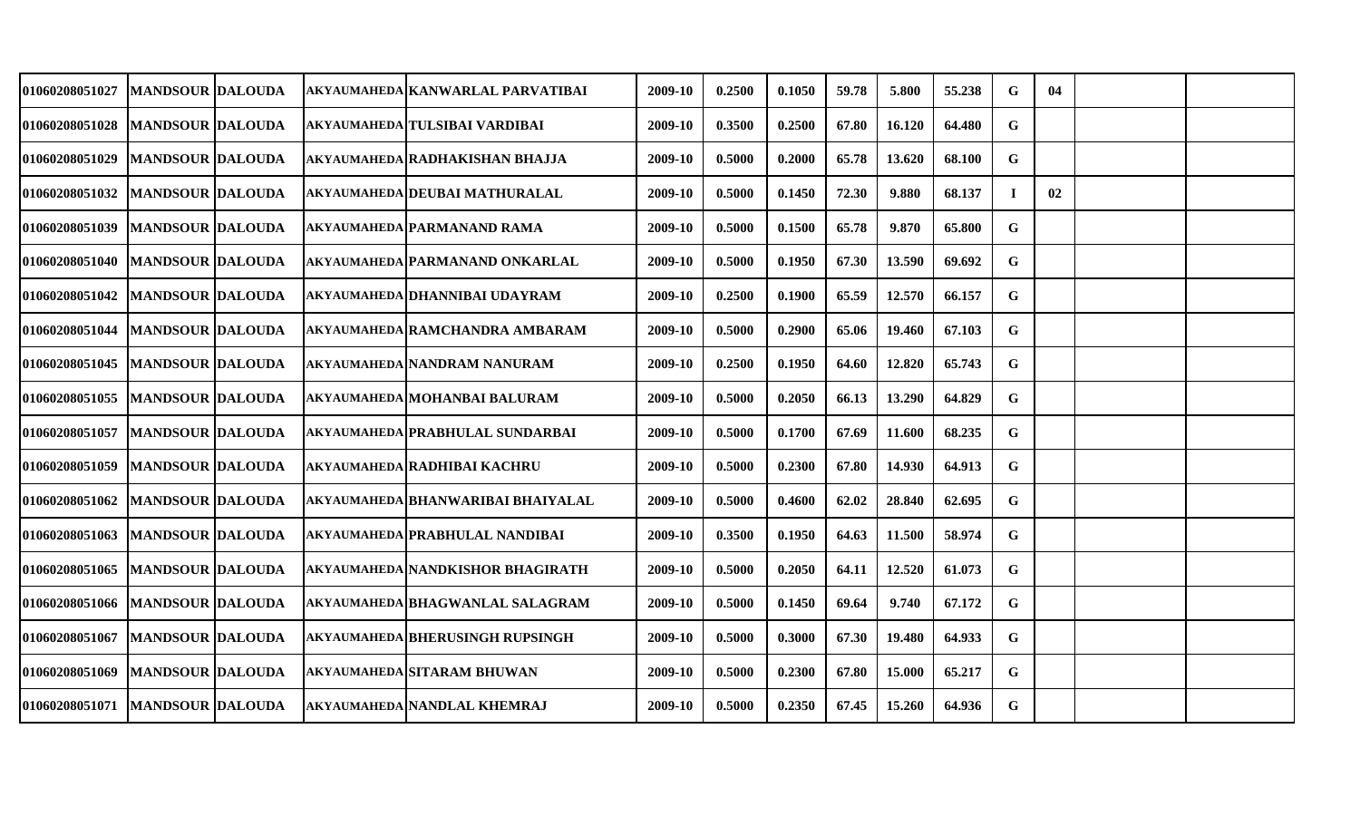| | | | | | | | | | | | | | | | |
|---|---|---|---|---|---|---|---|---|---|---|---|---|---|---|---|
| 01060208051027 | MANDSOUR | DALOUDA | AKYAUMAHEDA | KANWARLAL PARVATIBAI | 2009-10 | 0.2500 | 0.1050 | 59.78 | 5.800 | 55.238 | G | 04 | | |
| 01060208051028 | MANDSOUR | DALOUDA | AKYAUMAHEDA | TULSIBAI VARDIBAI | 2009-10 | 0.3500 | 0.2500 | 67.80 | 16.120 | 64.480 | G | | | |
| 01060208051029 | MANDSOUR | DALOUDA | AKYAUMAHEDA | RADHAKISHAN BHAJJA | 2009-10 | 0.5000 | 0.2000 | 65.78 | 13.620 | 68.100 | G | | | |
| 01060208051032 | MANDSOUR | DALOUDA | AKYAUMAHEDA | DEUBAI MATHURALAL | 2009-10 | 0.5000 | 0.1450 | 72.30 | 9.880 | 68.137 | I | 02 | | |
| 01060208051039 | MANDSOUR | DALOUDA | AKYAUMAHEDA | PARMANAND RAMA | 2009-10 | 0.5000 | 0.1500 | 65.78 | 9.870 | 65.800 | G | | | |
| 01060208051040 | MANDSOUR | DALOUDA | AKYAUMAHEDA | PARMANAND ONKARLAL | 2009-10 | 0.5000 | 0.1950 | 67.30 | 13.590 | 69.692 | G | | | |
| 01060208051042 | MANDSOUR | DALOUDA | AKYAUMAHEDA | DHANNIBAI UDAYRAM | 2009-10 | 0.2500 | 0.1900 | 65.59 | 12.570 | 66.157 | G | | | |
| 01060208051044 | MANDSOUR | DALOUDA | AKYAUMAHEDA | RAMCHANDRA AMBARAM | 2009-10 | 0.5000 | 0.2900 | 65.06 | 19.460 | 67.103 | G | | | |
| 01060208051045 | MANDSOUR | DALOUDA | AKYAUMAHEDA | NANDRAM NANURAM | 2009-10 | 0.2500 | 0.1950 | 64.60 | 12.820 | 65.743 | G | | | |
| 01060208051055 | MANDSOUR | DALOUDA | AKYAUMAHEDA | MOHANBAI BALURAM | 2009-10 | 0.5000 | 0.2050 | 66.13 | 13.290 | 64.829 | G | | | |
| 01060208051057 | MANDSOUR | DALOUDA | AKYAUMAHEDA | PRABHULAL SUNDARBAI | 2009-10 | 0.5000 | 0.1700 | 67.69 | 11.600 | 68.235 | G | | | |
| 01060208051059 | MANDSOUR | DALOUDA | AKYAUMAHEDA | RADHIBAI KACHRU | 2009-10 | 0.5000 | 0.2300 | 67.80 | 14.930 | 64.913 | G | | | |
| 01060208051062 | MANDSOUR | DALOUDA | AKYAUMAHEDA | BHANWARIBAI BHAIYALAL | 2009-10 | 0.5000 | 0.4600 | 62.02 | 28.840 | 62.695 | G | | | |
| 01060208051063 | MANDSOUR | DALOUDA | AKYAUMAHEDA | PRABHULAL NANDIBAI | 2009-10 | 0.3500 | 0.1950 | 64.63 | 11.500 | 58.974 | G | | | |
| 01060208051065 | MANDSOUR | DALOUDA | AKYAUMAHEDA | NANDKISHOR BHAGIRATH | 2009-10 | 0.5000 | 0.2050 | 64.11 | 12.520 | 61.073 | G | | | |
| 01060208051066 | MANDSOUR | DALOUDA | AKYAUMAHEDA | BHAGWANLAL SALAGRAM | 2009-10 | 0.5000 | 0.1450 | 69.64 | 9.740 | 67.172 | G | | | |
| 01060208051067 | MANDSOUR | DALOUDA | AKYAUMAHEDA | BHERUSINGH RUPSINGH | 2009-10 | 0.5000 | 0.3000 | 67.30 | 19.480 | 64.933 | G | | | |
| 01060208051069 | MANDSOUR | DALOUDA | AKYAUMAHEDA | SITARAM BHUWAN | 2009-10 | 0.5000 | 0.2300 | 67.80 | 15.000 | 65.217 | G | | | |
| 01060208051071 | MANDSOUR | DALOUDA | AKYAUMAHEDA | NANDLAL KHEMRAJ | 2009-10 | 0.5000 | 0.2350 | 67.45 | 15.260 | 64.936 | G | | | |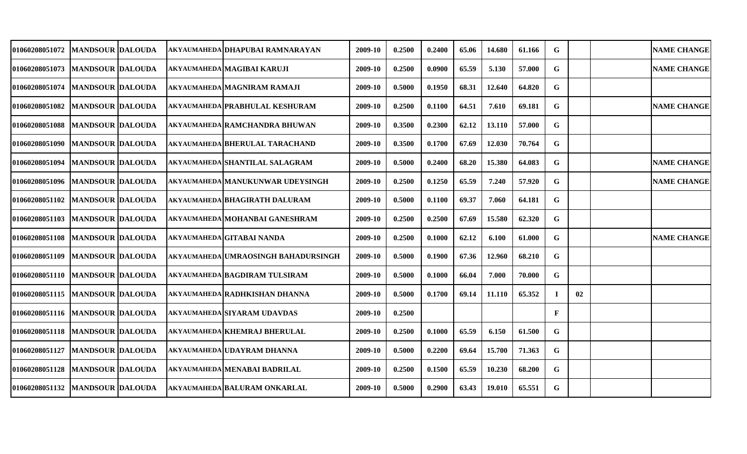| | | | | | | | | | | | | | | |
|---|---|---|---|---|---|---|---|---|---|---|---|---|---|---|
| 01060208051072 | MANDSOUR | DALOUDA | AKYAUMAHEDA | DHAPUBAI RAMNARAYAN | 2009-10 | 0.2500 | 0.2400 | 65.06 | 14.680 | 61.166 | G | | | NAME CHANGE |
| 01060208051073 | MANDSOUR | DALOUDA | AKYAUMAHEDA | MAGIBAI KARUJI | 2009-10 | 0.2500 | 0.0900 | 65.59 | 5.130 | 57.000 | G | | | NAME CHANGE |
| 01060208051074 | MANDSOUR | DALOUDA | AKYAUMAHEDA | MAGNIRAM RAMAJI | 2009-10 | 0.5000 | 0.1950 | 68.31 | 12.640 | 64.820 | G | | | |
| 01060208051082 | MANDSOUR | DALOUDA | AKYAUMAHEDA | PRABHULAL KESHURAM | 2009-10 | 0.2500 | 0.1100 | 64.51 | 7.610 | 69.181 | G | | | NAME CHANGE |
| 01060208051088 | MANDSOUR | DALOUDA | AKYAUMAHEDA | RAMCHANDRA BHUWAN | 2009-10 | 0.3500 | 0.2300 | 62.12 | 13.110 | 57.000 | G | | | |
| 01060208051090 | MANDSOUR | DALOUDA | AKYAUMAHEDA | BHERULAL TARACHAND | 2009-10 | 0.3500 | 0.1700 | 67.69 | 12.030 | 70.764 | G | | | |
| 01060208051094 | MANDSOUR | DALOUDA | AKYAUMAHEDA | SHANTILAL SALAGRAM | 2009-10 | 0.5000 | 0.2400 | 68.20 | 15.380 | 64.083 | G | | | NAME CHANGE |
| 01060208051096 | MANDSOUR | DALOUDA | AKYAUMAHEDA | MANUKUNWAR UDEYSINGH | 2009-10 | 0.2500 | 0.1250 | 65.59 | 7.240 | 57.920 | G | | | NAME CHANGE |
| 01060208051102 | MANDSOUR | DALOUDA | AKYAUMAHEDA | BHAGIRATH DALURAM | 2009-10 | 0.5000 | 0.1100 | 69.37 | 7.060 | 64.181 | G | | | |
| 01060208051103 | MANDSOUR | DALOUDA | AKYAUMAHEDA | MOHANBAI GANESHRAM | 2009-10 | 0.2500 | 0.2500 | 67.69 | 15.580 | 62.320 | G | | | |
| 01060208051108 | MANDSOUR | DALOUDA | AKYAUMAHEDA | GITABAI NANDA | 2009-10 | 0.2500 | 0.1000 | 62.12 | 6.100 | 61.000 | G | | | NAME CHANGE |
| 01060208051109 | MANDSOUR | DALOUDA | AKYAUMAHEDA | UMRAOSINGH BAHADURSINGH | 2009-10 | 0.5000 | 0.1900 | 67.36 | 12.960 | 68.210 | G | | | |
| 01060208051110 | MANDSOUR | DALOUDA | AKYAUMAHEDA | BAGDIRAM TULSIRAM | 2009-10 | 0.5000 | 0.1000 | 66.04 | 7.000 | 70.000 | G | | | |
| 01060208051115 | MANDSOUR | DALOUDA | AKYAUMAHEDA | RADHKISHAN DHANNA | 2009-10 | 0.5000 | 0.1700 | 69.14 | 11.110 | 65.352 | I | 02 | | |
| 01060208051116 | MANDSOUR | DALOUDA | AKYAUMAHEDA | SIYARAM UDAVDAS | 2009-10 | 0.2500 | | | | | F | | | |
| 01060208051118 | MANDSOUR | DALOUDA | AKYAUMAHEDA | KHEMRAJ BHERULAL | 2009-10 | 0.2500 | 0.1000 | 65.59 | 6.150 | 61.500 | G | | | |
| 01060208051127 | MANDSOUR | DALOUDA | AKYAUMAHEDA | UDAYRAM DHANNA | 2009-10 | 0.5000 | 0.2200 | 69.64 | 15.700 | 71.363 | G | | | |
| 01060208051128 | MANDSOUR | DALOUDA | AKYAUMAHEDA | MENABAI BADRILAL | 2009-10 | 0.2500 | 0.1500 | 65.59 | 10.230 | 68.200 | G | | | |
| 01060208051132 | MANDSOUR | DALOUDA | AKYAUMAHEDA | BALURAM ONKARLAL | 2009-10 | 0.5000 | 0.2900 | 63.43 | 19.010 | 65.551 | G | | | |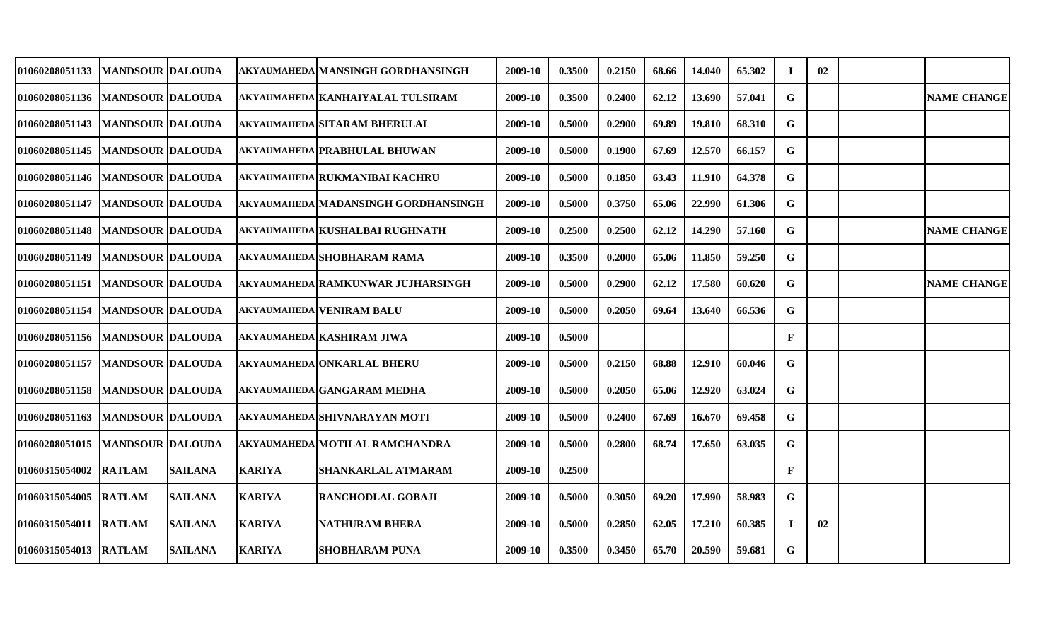| | | | | | | | | | | | | | | | |
|---|---|---|---|---|---|---|---|---|---|---|---|---|---|---|---|
| 01060208051133 | MANDSOUR | DALOUDA | AKYAUMAHEDA | MANSINGH GORDHANSINGH | 2009-10 | 0.3500 | 0.2150 | 68.66 | 14.040 | 65.302 | I | 02 | | |
| 01060208051136 | MANDSOUR | DALOUDA | AKYAUMAHEDA | KANHAIYALAL TULSIRAM | 2009-10 | 0.3500 | 0.2400 | 62.12 | 13.690 | 57.041 | G | | | NAME CHANGE |
| 01060208051143 | MANDSOUR | DALOUDA | AKYAUMAHEDA | SITARAM BHERULAL | 2009-10 | 0.5000 | 0.2900 | 69.89 | 19.810 | 68.310 | G | | | |
| 01060208051145 | MANDSOUR | DALOUDA | AKYAUMAHEDA | PRABHULAL BHUWAN | 2009-10 | 0.5000 | 0.1900 | 67.69 | 12.570 | 66.157 | G | | | |
| 01060208051146 | MANDSOUR | DALOUDA | AKYAUMAHEDA | RUKMANIBAI KACHRU | 2009-10 | 0.5000 | 0.1850 | 63.43 | 11.910 | 64.378 | G | | | |
| 01060208051147 | MANDSOUR | DALOUDA | AKYAUMAHEDA | MADANSINGH GORDHANSINGH | 2009-10 | 0.5000 | 0.3750 | 65.06 | 22.990 | 61.306 | G | | | |
| 01060208051148 | MANDSOUR | DALOUDA | AKYAUMAHEDA | KUSHALBAI RUGHNATH | 2009-10 | 0.2500 | 0.2500 | 62.12 | 14.290 | 57.160 | G | | | NAME CHANGE |
| 01060208051149 | MANDSOUR | DALOUDA | AKYAUMAHEDA | SHOBHARAM RAMA | 2009-10 | 0.3500 | 0.2000 | 65.06 | 11.850 | 59.250 | G | | | |
| 01060208051151 | MANDSOUR | DALOUDA | AKYAUMAHEDA | RAMKUNWAR JUJHARSINGH | 2009-10 | 0.5000 | 0.2900 | 62.12 | 17.580 | 60.620 | G | | | NAME CHANGE |
| 01060208051154 | MANDSOUR | DALOUDA | AKYAUMAHEDA | VENIRAM BALU | 2009-10 | 0.5000 | 0.2050 | 69.64 | 13.640 | 66.536 | G | | | |
| 01060208051156 | MANDSOUR | DALOUDA | AKYAUMAHEDA | KASHIRAM JIWA | 2009-10 | 0.5000 | | | | | F | | | |
| 01060208051157 | MANDSOUR | DALOUDA | AKYAUMAHEDA | ONKARLAL BHERU | 2009-10 | 0.5000 | 0.2150 | 68.88 | 12.910 | 60.046 | G | | | |
| 01060208051158 | MANDSOUR | DALOUDA | AKYAUMAHEDA | GANGARAM MEDHA | 2009-10 | 0.5000 | 0.2050 | 65.06 | 12.920 | 63.024 | G | | | |
| 01060208051163 | MANDSOUR | DALOUDA | AKYAUMAHEDA | SHIVNARAYAN MOTI | 2009-10 | 0.5000 | 0.2400 | 67.69 | 16.670 | 69.458 | G | | | |
| 01060208051015 | MANDSOUR | DALOUDA | AKYAUMAHEDA | MOTILAL RAMCHANDRA | 2009-10 | 0.5000 | 0.2800 | 68.74 | 17.650 | 63.035 | G | | | |
| 01060315054002 | RATLAM | SAILANA | KARIYA | SHANKARLAL ATMARAM | 2009-10 | 0.2500 | | | | | F | | | |
| 01060315054005 | RATLAM | SAILANA | KARIYA | RANCHODLAL GOBAJI | 2009-10 | 0.5000 | 0.3050 | 69.20 | 17.990 | 58.983 | G | | | |
| 01060315054011 | RATLAM | SAILANA | KARIYA | NATHURAM BHERA | 2009-10 | 0.5000 | 0.2850 | 62.05 | 17.210 | 60.385 | I | 02 | | |
| 01060315054013 | RATLAM | SAILANA | KARIYA | SHOBHARAM PUNA | 2009-10 | 0.3500 | 0.3450 | 65.70 | 20.590 | 59.681 | G | | | |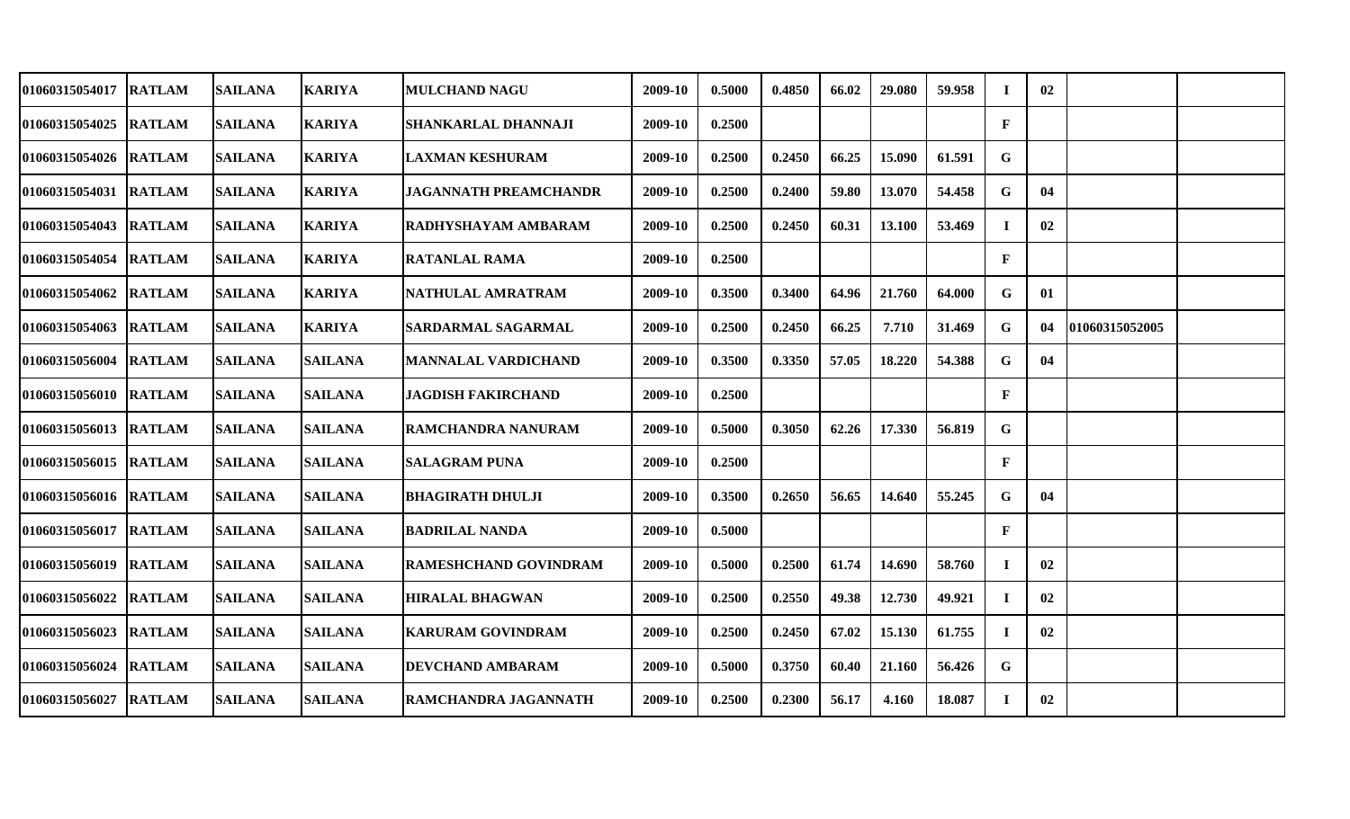| | | | | | | | | | | | | | | |
|---|---|---|---|---|---|---|---|---|---|---|---|---|---|---|
| 01060315054017 | RATLAM | SAILANA | KARIYA | MULCHAND NAGU | 2009-10 | 0.5000 | 0.4850 | 66.02 | 29.080 | 59.958 | I | 02 | | |
| 01060315054025 | RATLAM | SAILANA | KARIYA | SHANKARLAL DHANNAJI | 2009-10 | 0.2500 | | | | | F | | | |
| 01060315054026 | RATLAM | SAILANA | KARIYA | LAXMAN KESHURAM | 2009-10 | 0.2500 | 0.2450 | 66.25 | 15.090 | 61.591 | G | | | |
| 01060315054031 | RATLAM | SAILANA | KARIYA | JAGANNATH PREAMCHANDR | 2009-10 | 0.2500 | 0.2400 | 59.80 | 13.070 | 54.458 | G | 04 | | |
| 01060315054043 | RATLAM | SAILANA | KARIYA | RADHYSHAYAM AMBARAM | 2009-10 | 0.2500 | 0.2450 | 60.31 | 13.100 | 53.469 | I | 02 | | |
| 01060315054054 | RATLAM | SAILANA | KARIYA | RATANLAL RAMA | 2009-10 | 0.2500 | | | | | F | | | |
| 01060315054062 | RATLAM | SAILANA | KARIYA | NATHULAL AMRATRAM | 2009-10 | 0.3500 | 0.3400 | 64.96 | 21.760 | 64.000 | G | 01 | | |
| 01060315054063 | RATLAM | SAILANA | KARIYA | SARDARMAL SAGARMAL | 2009-10 | 0.2500 | 0.2450 | 66.25 | 7.710 | 31.469 | G | 04 | 01060315052005 | |
| 01060315056004 | RATLAM | SAILANA | SAILANA | MANNALAL VARDICHAND | 2009-10 | 0.3500 | 0.3350 | 57.05 | 18.220 | 54.388 | G | 04 | | |
| 01060315056010 | RATLAM | SAILANA | SAILANA | JAGDISH FAKIRCHAND | 2009-10 | 0.2500 | | | | | F | | | |
| 01060315056013 | RATLAM | SAILANA | SAILANA | RAMCHANDRA NANURAM | 2009-10 | 0.5000 | 0.3050 | 62.26 | 17.330 | 56.819 | G | | | |
| 01060315056015 | RATLAM | SAILANA | SAILANA | SALAGRAM PUNA | 2009-10 | 0.2500 | | | | | F | | | |
| 01060315056016 | RATLAM | SAILANA | SAILANA | BHAGIRATH DHULJI | 2009-10 | 0.3500 | 0.2650 | 56.65 | 14.640 | 55.245 | G | 04 | | |
| 01060315056017 | RATLAM | SAILANA | SAILANA | BADRILAL NANDA | 2009-10 | 0.5000 | | | | | F | | | |
| 01060315056019 | RATLAM | SAILANA | SAILANA | RAMESHCHAND GOVINDRAM | 2009-10 | 0.5000 | 0.2500 | 61.74 | 14.690 | 58.760 | I | 02 | | |
| 01060315056022 | RATLAM | SAILANA | SAILANA | HIRALAL BHAGWAN | 2009-10 | 0.2500 | 0.2550 | 49.38 | 12.730 | 49.921 | I | 02 | | |
| 01060315056023 | RATLAM | SAILANA | SAILANA | KARURAM GOVINDRAM | 2009-10 | 0.2500 | 0.2450 | 67.02 | 15.130 | 61.755 | I | 02 | | |
| 01060315056024 | RATLAM | SAILANA | SAILANA | DEVCHAND AMBARAM | 2009-10 | 0.5000 | 0.3750 | 60.40 | 21.160 | 56.426 | G | | | |
| 01060315056027 | RATLAM | SAILANA | SAILANA | RAMCHANDRA JAGANNATH | 2009-10 | 0.2500 | 0.2300 | 56.17 | 4.160 | 18.087 | I | 02 | | |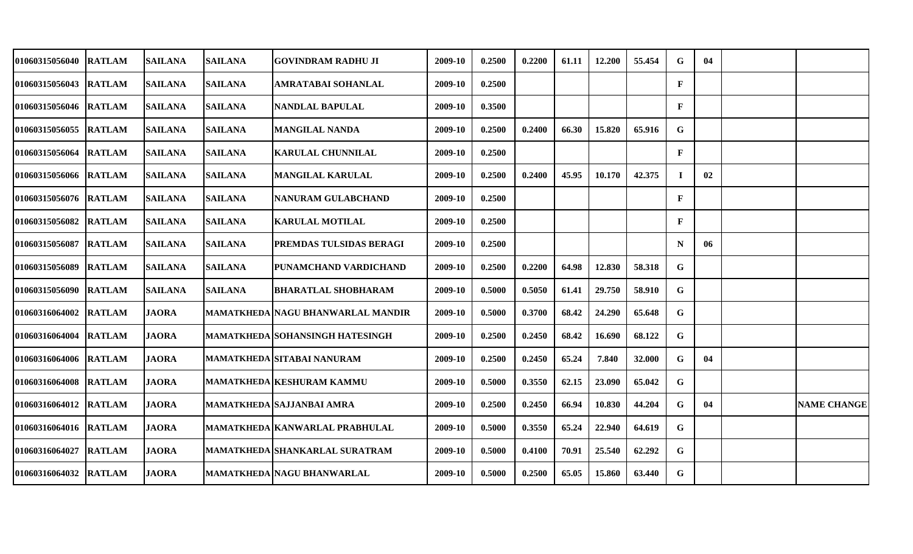| | | | | | | | | | | | | | | |
|---|---|---|---|---|---|---|---|---|---|---|---|---|---|---|
| 01060315056040 | RATLAM | SAILANA | SAILANA | GOVINDRAM RADHU JI | 2009-10 | 0.2500 | 0.2200 | 61.11 | 12.200 | 55.454 | G | 04 | | |
| 01060315056043 | RATLAM | SAILANA | SAILANA | AMRATABAI SOHANLAL | 2009-10 | 0.2500 | | | | | F | | | |
| 01060315056046 | RATLAM | SAILANA | SAILANA | NANDLAL BAPULAL | 2009-10 | 0.3500 | | | | | F | | | |
| 01060315056055 | RATLAM | SAILANA | SAILANA | MANGILAL NANDA | 2009-10 | 0.2500 | 0.2400 | 66.30 | 15.820 | 65.916 | G | | | |
| 01060315056064 | RATLAM | SAILANA | SAILANA | KARULAL CHUNNILAL | 2009-10 | 0.2500 | | | | | F | | | |
| 01060315056066 | RATLAM | SAILANA | SAILANA | MANGILAL KARULAL | 2009-10 | 0.2500 | 0.2400 | 45.95 | 10.170 | 42.375 | I | 02 | | |
| 01060315056076 | RATLAM | SAILANA | SAILANA | NANURAM GULABCHAND | 2009-10 | 0.2500 | | | | | F | | | |
| 01060315056082 | RATLAM | SAILANA | SAILANA | KARULAL MOTILAL | 2009-10 | 0.2500 | | | | | F | | | |
| 01060315056087 | RATLAM | SAILANA | SAILANA | PREMDAS TULSIDAS BERAGI | 2009-10 | 0.2500 | | | | | N | 06 | | |
| 01060315056089 | RATLAM | SAILANA | SAILANA | PUNAMCHAND VARDICHAND | 2009-10 | 0.2500 | 0.2200 | 64.98 | 12.830 | 58.318 | G | | | |
| 01060315056090 | RATLAM | SAILANA | SAILANA | BHARATLAL SHOBHARAM | 2009-10 | 0.5000 | 0.5050 | 61.41 | 29.750 | 58.910 | G | | | |
| 01060316064002 | RATLAM | JAORA | MAMATKHEDA | NAGU BHANWARLAL MANDIR | 2009-10 | 0.5000 | 0.3700 | 68.42 | 24.290 | 65.648 | G | | | |
| 01060316064004 | RATLAM | JAORA | MAMATKHEDA | SOHANSINGH HATESINGH | 2009-10 | 0.2500 | 0.2450 | 68.42 | 16.690 | 68.122 | G | | | |
| 01060316064006 | RATLAM | JAORA | MAMATKHEDA | SITABAI NANURAM | 2009-10 | 0.2500 | 0.2450 | 65.24 | 7.840 | 32.000 | G | 04 | | |
| 01060316064008 | RATLAM | JAORA | MAMATKHEDA | KESHURAM KAMMU | 2009-10 | 0.5000 | 0.3550 | 62.15 | 23.090 | 65.042 | G | | | |
| 01060316064012 | RATLAM | JAORA | MAMATKHEDA | SAJJANBAI AMRA | 2009-10 | 0.2500 | 0.2450 | 66.94 | 10.830 | 44.204 | G | 04 | | NAME CHANGE |
| 01060316064016 | RATLAM | JAORA | MAMATKHEDA | KANWARLAL PRABHULAL | 2009-10 | 0.5000 | 0.3550 | 65.24 | 22.940 | 64.619 | G | | | |
| 01060316064027 | RATLAM | JAORA | MAMATKHEDA | SHANKARLAL SURATRAM | 2009-10 | 0.5000 | 0.4100 | 70.91 | 25.540 | 62.292 | G | | | |
| 01060316064032 | RATLAM | JAORA | MAMATKHEDA | NAGU BHANWARLAL | 2009-10 | 0.5000 | 0.2500 | 65.05 | 15.860 | 63.440 | G | | | |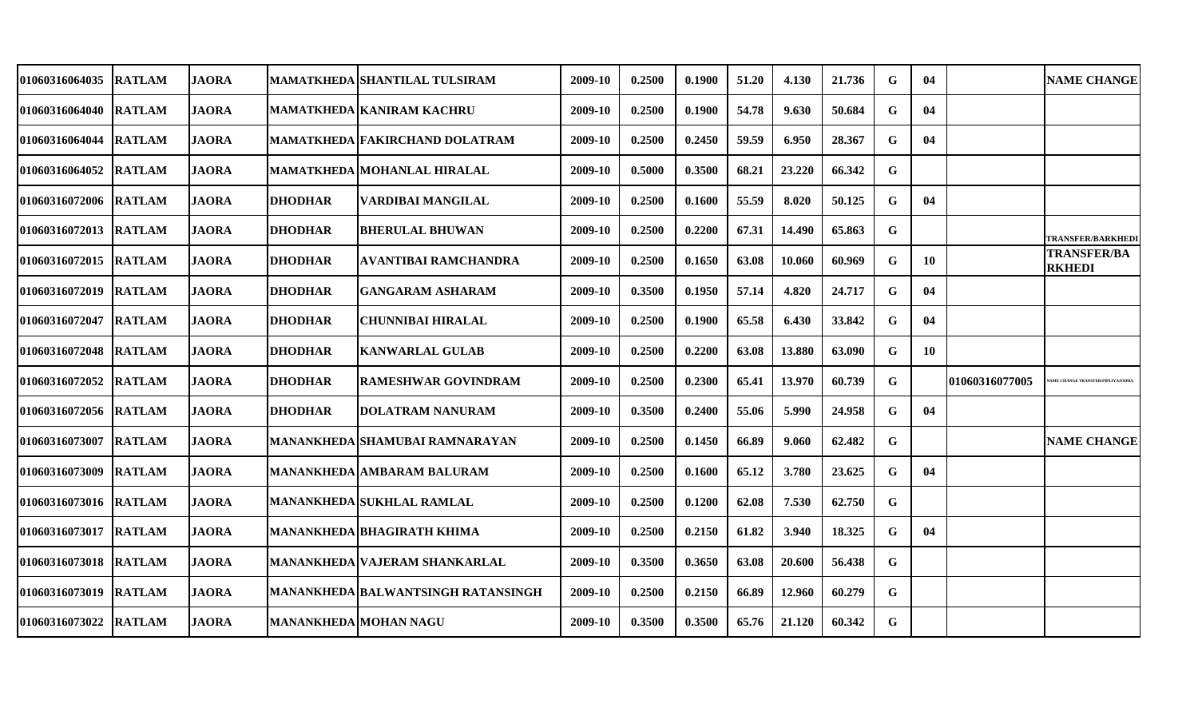| | | | | | | | | | | | | | | |
|---|---|---|---|---|---|---|---|---|---|---|---|---|---|---|
| 01060316064035 | RATLAM | JAORA | MAMATKHEDA | SHANTILAL TULSIRAM | 2009-10 | 0.2500 | 0.1900 | 51.20 | 4.130 | 21.736 | G | 04 | | NAME CHANGE |
| 01060316064040 | RATLAM | JAORA | MAMATKHEDA | KANIRAM KACHRU | 2009-10 | 0.2500 | 0.1900 | 54.78 | 9.630 | 50.684 | G | 04 | | |
| 01060316064044 | RATLAM | JAORA | MAMATKHEDA | FAKIRCHAND DOLATRAM | 2009-10 | 0.2500 | 0.2450 | 59.59 | 6.950 | 28.367 | G | 04 | | |
| 01060316064052 | RATLAM | JAORA | MAMATKHEDA | MOHANLAL HIRALAL | 2009-10 | 0.5000 | 0.3500 | 68.21 | 23.220 | 66.342 | G | | | |
| 01060316072006 | RATLAM | JAORA | DHODHAR | VARDIBAI MANGILAL | 2009-10 | 0.2500 | 0.1600 | 55.59 | 8.020 | 50.125 | G | 04 | | |
| 01060316072013 | RATLAM | JAORA | DHODHAR | BHERULAL BHUWAN | 2009-10 | 0.2500 | 0.2200 | 67.31 | 14.490 | 65.863 | G | | | TRANSFER/BARKHEDI |
| 01060316072015 | RATLAM | JAORA | DHODHAR | AVANTIBAI RAMCHANDRA | 2009-10 | 0.2500 | 0.1650 | 63.08 | 10.060 | 60.969 | G | 10 | | TRANSFER/BARKHEDI |
| 01060316072019 | RATLAM | JAORA | DHODHAR | GANGARAM ASHARAM | 2009-10 | 0.3500 | 0.1950 | 57.14 | 4.820 | 24.717 | G | 04 | | |
| 01060316072047 | RATLAM | JAORA | DHODHAR | CHUNNIBAI HIRALAL | 2009-10 | 0.2500 | 0.1900 | 65.58 | 6.430 | 33.842 | G | 04 | | |
| 01060316072048 | RATLAM | JAORA | DHODHAR | KANWARLAL GULAB | 2009-10 | 0.2500 | 0.2200 | 63.08 | 13.880 | 63.090 | G | 10 | | |
| 01060316072052 | RATLAM | JAORA | DHODHAR | RAMESHWAR GOVINDRAM | 2009-10 | 0.2500 | 0.2300 | 65.41 | 13.970 | 60.739 | G | | 01060316077005 | NAME CHANGE TRANSFER/PIPLIYAJODHA |
| 01060316072056 | RATLAM | JAORA | DHODHAR | DOLATRAM NANURAM | 2009-10 | 0.3500 | 0.2400 | 55.06 | 5.990 | 24.958 | G | 04 | | |
| 01060316073007 | RATLAM | JAORA | MANANKHEDA | SHAMUBAI RAMNARAYAN | 2009-10 | 0.2500 | 0.1450 | 66.89 | 9.060 | 62.482 | G | | | NAME CHANGE |
| 01060316073009 | RATLAM | JAORA | MANANKHEDA | AMBARAM BALURAM | 2009-10 | 0.2500 | 0.1600 | 65.12 | 3.780 | 23.625 | G | 04 | | |
| 01060316073016 | RATLAM | JAORA | MANANKHEDA | SUKHLAL RAMLAL | 2009-10 | 0.2500 | 0.1200 | 62.08 | 7.530 | 62.750 | G | | | |
| 01060316073017 | RATLAM | JAORA | MANANKHEDA | BHAGIRATH KHIMA | 2009-10 | 0.2500 | 0.2150 | 61.82 | 3.940 | 18.325 | G | 04 | | |
| 01060316073018 | RATLAM | JAORA | MANANKHEDA | VAJERAM SHANKARLAL | 2009-10 | 0.3500 | 0.3650 | 63.08 | 20.600 | 56.438 | G | | | |
| 01060316073019 | RATLAM | JAORA | MANANKHEDA | BALWANTSINGH RATANSINGH | 2009-10 | 0.2500 | 0.2150 | 66.89 | 12.960 | 60.279 | G | | | |
| 01060316073022 | RATLAM | JAORA | MANANKHEDA | MOHAN NAGU | 2009-10 | 0.3500 | 0.3500 | 65.76 | 21.120 | 60.342 | G | | | |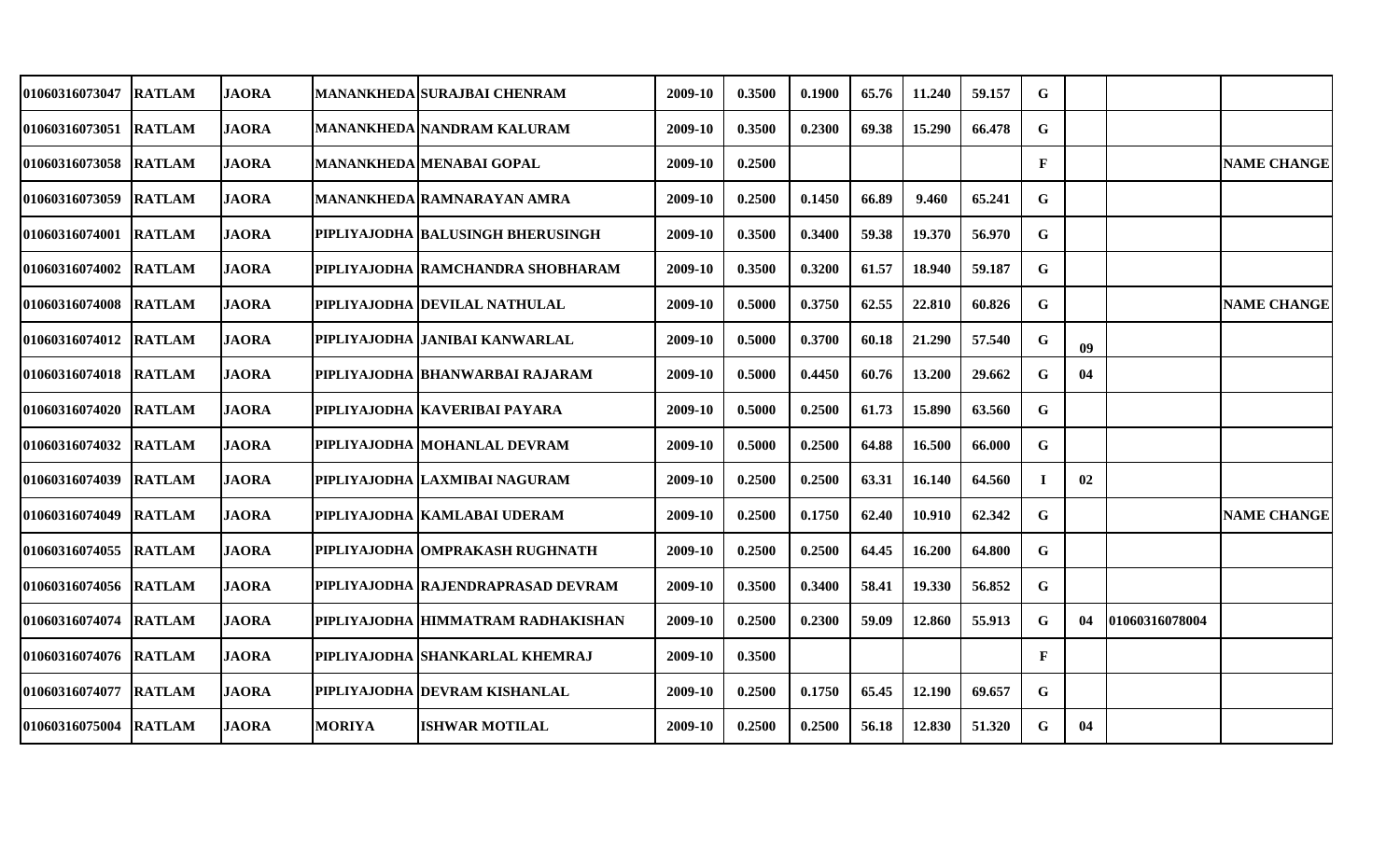| | | | | | | | | | | | | | | |
|---|---|---|---|---|---|---|---|---|---|---|---|---|---|---|
| 01060316073047 | RATLAM | JAORA | MANANKHEDA | SURAJBAI CHENRAM | 2009-10 | 0.3500 | 0.1900 | 65.76 | 11.240 | 59.157 | G | | | |
| 01060316073051 | RATLAM | JAORA | MANANKHEDA | NANDRAM KALURAM | 2009-10 | 0.3500 | 0.2300 | 69.38 | 15.290 | 66.478 | G | | | |
| 01060316073058 | RATLAM | JAORA | MANANKHEDA | MENABAI GOPAL | 2009-10 | 0.2500 | | | | | F | | | NAME CHANGE |
| 01060316073059 | RATLAM | JAORA | MANANKHEDA | RAMNARAYAN AMRA | 2009-10 | 0.2500 | 0.1450 | 66.89 | 9.460 | 65.241 | G | | | |
| 01060316074001 | RATLAM | JAORA | PIPLIYAJODHA | BALUSINGH BHERUSINGH | 2009-10 | 0.3500 | 0.3400 | 59.38 | 19.370 | 56.970 | G | | | |
| 01060316074002 | RATLAM | JAORA | PIPLIYAJODHA | RAMCHANDRA SHOBHARAM | 2009-10 | 0.3500 | 0.3200 | 61.57 | 18.940 | 59.187 | G | | | |
| 01060316074008 | RATLAM | JAORA | PIPLIYAJODHA | DEVILAL NATHULAL | 2009-10 | 0.5000 | 0.3750 | 62.55 | 22.810 | 60.826 | G | | | NAME CHANGE |
| 01060316074012 | RATLAM | JAORA | PIPLIYAJODHA | JANIBAI KANWARLAL | 2009-10 | 0.5000 | 0.3700 | 60.18 | 21.290 | 57.540 | G | 09 | | |
| 01060316074018 | RATLAM | JAORA | PIPLIYAJODHA | BHANWARBAI RAJARAM | 2009-10 | 0.5000 | 0.4450 | 60.76 | 13.200 | 29.662 | G | 04 | | |
| 01060316074020 | RATLAM | JAORA | PIPLIYAJODHA | KAVERIBAI PAYARA | 2009-10 | 0.5000 | 0.2500 | 61.73 | 15.890 | 63.560 | G | | | |
| 01060316074032 | RATLAM | JAORA | PIPLIYAJODHA | MOHANLAL DEVRAM | 2009-10 | 0.5000 | 0.2500 | 64.88 | 16.500 | 66.000 | G | | | |
| 01060316074039 | RATLAM | JAORA | PIPLIYAJODHA | LAXMIBAI NAGURAM | 2009-10 | 0.2500 | 0.2500 | 63.31 | 16.140 | 64.560 | I | 02 | | |
| 01060316074049 | RATLAM | JAORA | PIPLIYAJODHA | KAMLABAI UDERAM | 2009-10 | 0.2500 | 0.1750 | 62.40 | 10.910 | 62.342 | G | | | NAME CHANGE |
| 01060316074055 | RATLAM | JAORA | PIPLIYAJODHA | OMPRAKASH RUGHNATH | 2009-10 | 0.2500 | 0.2500 | 64.45 | 16.200 | 64.800 | G | | | |
| 01060316074056 | RATLAM | JAORA | PIPLIYAJODHA | RAJENDRAPRASAD DEVRAM | 2009-10 | 0.3500 | 0.3400 | 58.41 | 19.330 | 56.852 | G | | | |
| 01060316074074 | RATLAM | JAORA | PIPLIYAJODHA | HIMMATRAM RADHAKISHAN | 2009-10 | 0.2500 | 0.2300 | 59.09 | 12.860 | 55.913 | G | 04 | 01060316078004 | |
| 01060316074076 | RATLAM | JAORA | PIPLIYAJODHA | SHANKARLAL KHEMRAJ | 2009-10 | 0.3500 | | | | | F | | | |
| 01060316074077 | RATLAM | JAORA | PIPLIYAJODHA | DEVRAM KISHANLAL | 2009-10 | 0.2500 | 0.1750 | 65.45 | 12.190 | 69.657 | G | | | |
| 01060316075004 | RATLAM | JAORA | MORIYA | ISHWAR MOTILAL | 2009-10 | 0.2500 | 0.2500 | 56.18 | 12.830 | 51.320 | G | 04 | | |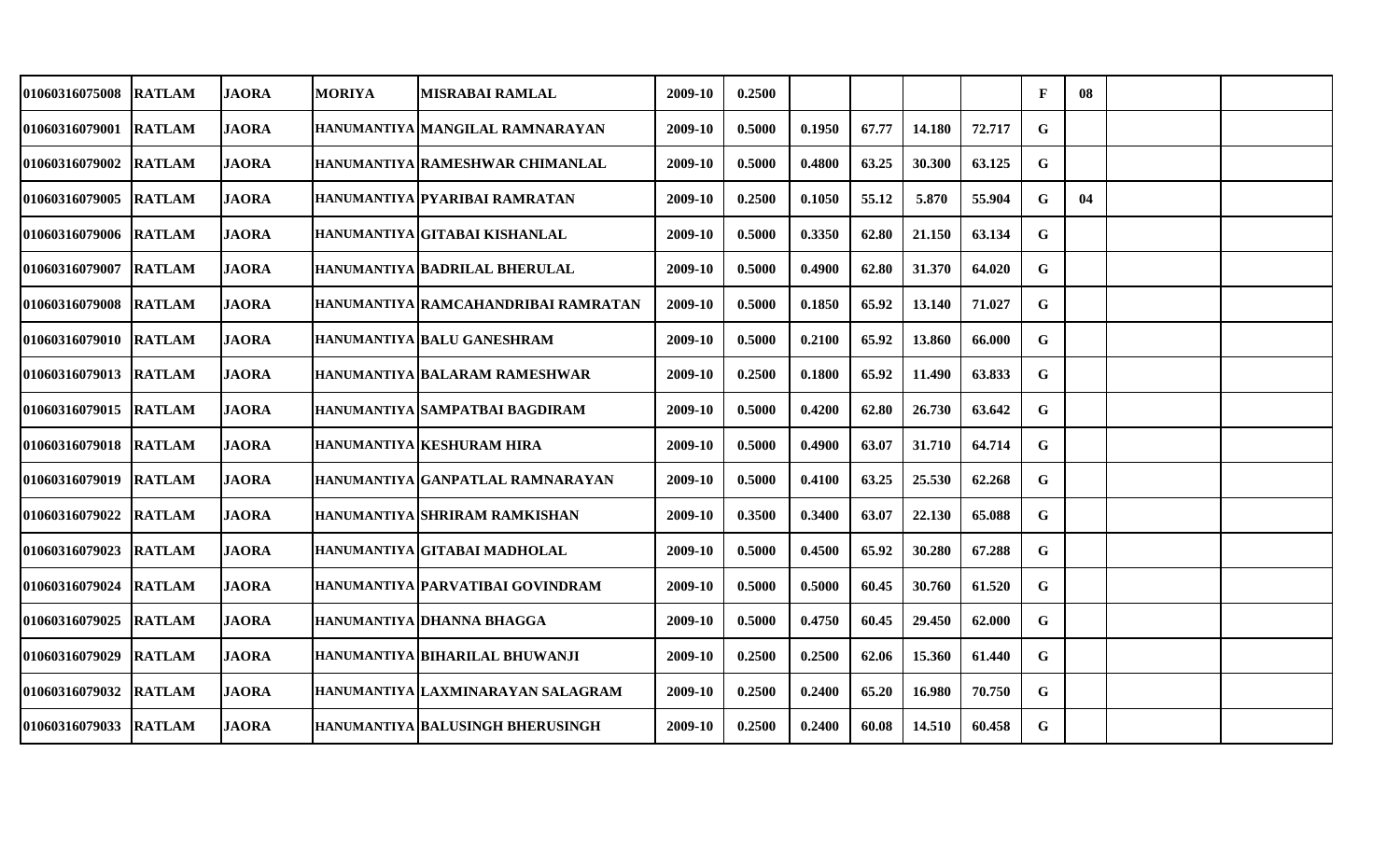| | | | | | | | | | | | | | | |
|---|---|---|---|---|---|---|---|---|---|---|---|---|---|---|
| 01060316075008 | RATLAM | JAORA | MORIYA | MISRABAI RAMLAL | 2009-10 | 0.2500 | | | | | F | 08 | | |
| 01060316079001 | RATLAM | JAORA | HANUMANTIYA | MANGILAL RAMNARAYAN | 2009-10 | 0.5000 | 0.1950 | 67.77 | 14.180 | 72.717 | G | | | |
| 01060316079002 | RATLAM | JAORA | HANUMANTIYA | RAMESHWAR CHIMANLAL | 2009-10 | 0.5000 | 0.4800 | 63.25 | 30.300 | 63.125 | G | | | |
| 01060316079005 | RATLAM | JAORA | HANUMANTIYA | PYARIBAI RAMRATAN | 2009-10 | 0.2500 | 0.1050 | 55.12 | 5.870 | 55.904 | G | 04 | | |
| 01060316079006 | RATLAM | JAORA | HANUMANTIYA | GITABAI KISHANLAL | 2009-10 | 0.5000 | 0.3350 | 62.80 | 21.150 | 63.134 | G | | | |
| 01060316079007 | RATLAM | JAORA | HANUMANTIYA | BADRILAL BHERULAL | 2009-10 | 0.5000 | 0.4900 | 62.80 | 31.370 | 64.020 | G | | | |
| 01060316079008 | RATLAM | JAORA | HANUMANTIYA | RAMCAHANDRIBAI RAMRATAN | 2009-10 | 0.5000 | 0.1850 | 65.92 | 13.140 | 71.027 | G | | | |
| 01060316079010 | RATLAM | JAORA | HANUMANTIYA | BALU GANESHRAM | 2009-10 | 0.5000 | 0.2100 | 65.92 | 13.860 | 66.000 | G | | | |
| 01060316079013 | RATLAM | JAORA | HANUMANTIYA | BALARAM RAMESHWAR | 2009-10 | 0.2500 | 0.1800 | 65.92 | 11.490 | 63.833 | G | | | |
| 01060316079015 | RATLAM | JAORA | HANUMANTIYA | SAMPATBAI BAGDIRAM | 2009-10 | 0.5000 | 0.4200 | 62.80 | 26.730 | 63.642 | G | | | |
| 01060316079018 | RATLAM | JAORA | HANUMANTIYA | KESHURAM HIRA | 2009-10 | 0.5000 | 0.4900 | 63.07 | 31.710 | 64.714 | G | | | |
| 01060316079019 | RATLAM | JAORA | HANUMANTIYA | GANPATLAL RAMNARAYAN | 2009-10 | 0.5000 | 0.4100 | 63.25 | 25.530 | 62.268 | G | | | |
| 01060316079022 | RATLAM | JAORA | HANUMANTIYA | SHRIRAM RAMKISHAN | 2009-10 | 0.3500 | 0.3400 | 63.07 | 22.130 | 65.088 | G | | | |
| 01060316079023 | RATLAM | JAORA | HANUMANTIYA | GITABAI MADHOLAL | 2009-10 | 0.5000 | 0.4500 | 65.92 | 30.280 | 67.288 | G | | | |
| 01060316079024 | RATLAM | JAORA | HANUMANTIYA | PARVATIBAI GOVINDRAM | 2009-10 | 0.5000 | 0.5000 | 60.45 | 30.760 | 61.520 | G | | | |
| 01060316079025 | RATLAM | JAORA | HANUMANTIYA | DHANNA BHAGGA | 2009-10 | 0.5000 | 0.4750 | 60.45 | 29.450 | 62.000 | G | | | |
| 01060316079029 | RATLAM | JAORA | HANUMANTIYA | BIHARILAL BHUWANJI | 2009-10 | 0.2500 | 0.2500 | 62.06 | 15.360 | 61.440 | G | | | |
| 01060316079032 | RATLAM | JAORA | HANUMANTIYA | LAXMINARAYAN SALAGRAM | 2009-10 | 0.2500 | 0.2400 | 65.20 | 16.980 | 70.750 | G | | | |
| 01060316079033 | RATLAM | JAORA | HANUMANTIYA | BALUSINGH BHERUSINGH | 2009-10 | 0.2500 | 0.2400 | 60.08 | 14.510 | 60.458 | G | | | |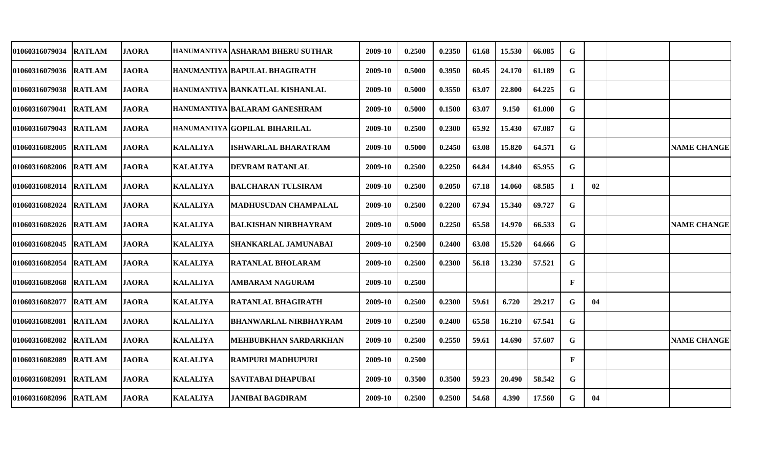| | | | | | | | | | | | | | | |
|---|---|---|---|---|---|---|---|---|---|---|---|---|---|---|
| 01060316079034 | RATLAM | JAORA | HANUMANTIYA | ASHARAM BHERU SUTHAR | 2009-10 | 0.2500 | 0.2350 | 61.68 | 15.530 | 66.085 | G | | | |
| 01060316079036 | RATLAM | JAORA | HANUMANTIYA | BAPULAL BHAGIRATH | 2009-10 | 0.5000 | 0.3950 | 60.45 | 24.170 | 61.189 | G | | | |
| 01060316079038 | RATLAM | JAORA | HANUMANTIYA | BANKATLAL KISHANLAL | 2009-10 | 0.5000 | 0.3550 | 63.07 | 22.800 | 64.225 | G | | | |
| 01060316079041 | RATLAM | JAORA | HANUMANTIYA | BALARAM GANESHRAM | 2009-10 | 0.5000 | 0.1500 | 63.07 | 9.150 | 61.000 | G | | | |
| 01060316079043 | RATLAM | JAORA | HANUMANTIYA | GOPILAL BIHARILAL | 2009-10 | 0.2500 | 0.2300 | 65.92 | 15.430 | 67.087 | G | | | |
| 01060316082005 | RATLAM | JAORA | KALALIYA | ISHWARLAL BHARATRAM | 2009-10 | 0.5000 | 0.2450 | 63.08 | 15.820 | 64.571 | G | | | NAME CHANGE |
| 01060316082006 | RATLAM | JAORA | KALALIYA | DEVRAM RATANLAL | 2009-10 | 0.2500 | 0.2250 | 64.84 | 14.840 | 65.955 | G | | | |
| 01060316082014 | RATLAM | JAORA | KALALIYA | BALCHARAN TULSIRAM | 2009-10 | 0.2500 | 0.2050 | 67.18 | 14.060 | 68.585 | I | 02 | | |
| 01060316082024 | RATLAM | JAORA | KALALIYA | MADHUSUDAN CHAMPALAL | 2009-10 | 0.2500 | 0.2200 | 67.94 | 15.340 | 69.727 | G | | | |
| 01060316082026 | RATLAM | JAORA | KALALIYA | BALKISHAN NIRBHAYRAM | 2009-10 | 0.5000 | 0.2250 | 65.58 | 14.970 | 66.533 | G | | | NAME CHANGE |
| 01060316082045 | RATLAM | JAORA | KALALIYA | SHANKARLAL JAMUNABAI | 2009-10 | 0.2500 | 0.2400 | 63.08 | 15.520 | 64.666 | G | | | |
| 01060316082054 | RATLAM | JAORA | KALALIYA | RATANLAL BHOLARAM | 2009-10 | 0.2500 | 0.2300 | 56.18 | 13.230 | 57.521 | G | | | |
| 01060316082068 | RATLAM | JAORA | KALALIYA | AMBARAM NAGURAM | 2009-10 | 0.2500 | | | | | F | | | |
| 01060316082077 | RATLAM | JAORA | KALALIYA | RATANLAL BHAGIRATH | 2009-10 | 0.2500 | 0.2300 | 59.61 | 6.720 | 29.217 | G | 04 | | |
| 01060316082081 | RATLAM | JAORA | KALALIYA | BHANWARLAL NIRBHAYRAM | 2009-10 | 0.2500 | 0.2400 | 65.58 | 16.210 | 67.541 | G | | | |
| 01060316082082 | RATLAM | JAORA | KALALIYA | MEHBUBKHAN SARDARKHAN | 2009-10 | 0.2500 | 0.2550 | 59.61 | 14.690 | 57.607 | G | | | NAME CHANGE |
| 01060316082089 | RATLAM | JAORA | KALALIYA | RAMPURI MADHUPURI | 2009-10 | 0.2500 | | | | | F | | | |
| 01060316082091 | RATLAM | JAORA | KALALIYA | SAVITABAI DHAPUBAI | 2009-10 | 0.3500 | 0.3500 | 59.23 | 20.490 | 58.542 | G | | | |
| 01060316082096 | RATLAM | JAORA | KALALIYA | JANIBAI BAGDIRAM | 2009-10 | 0.2500 | 0.2500 | 54.68 | 4.390 | 17.560 | G | 04 | | |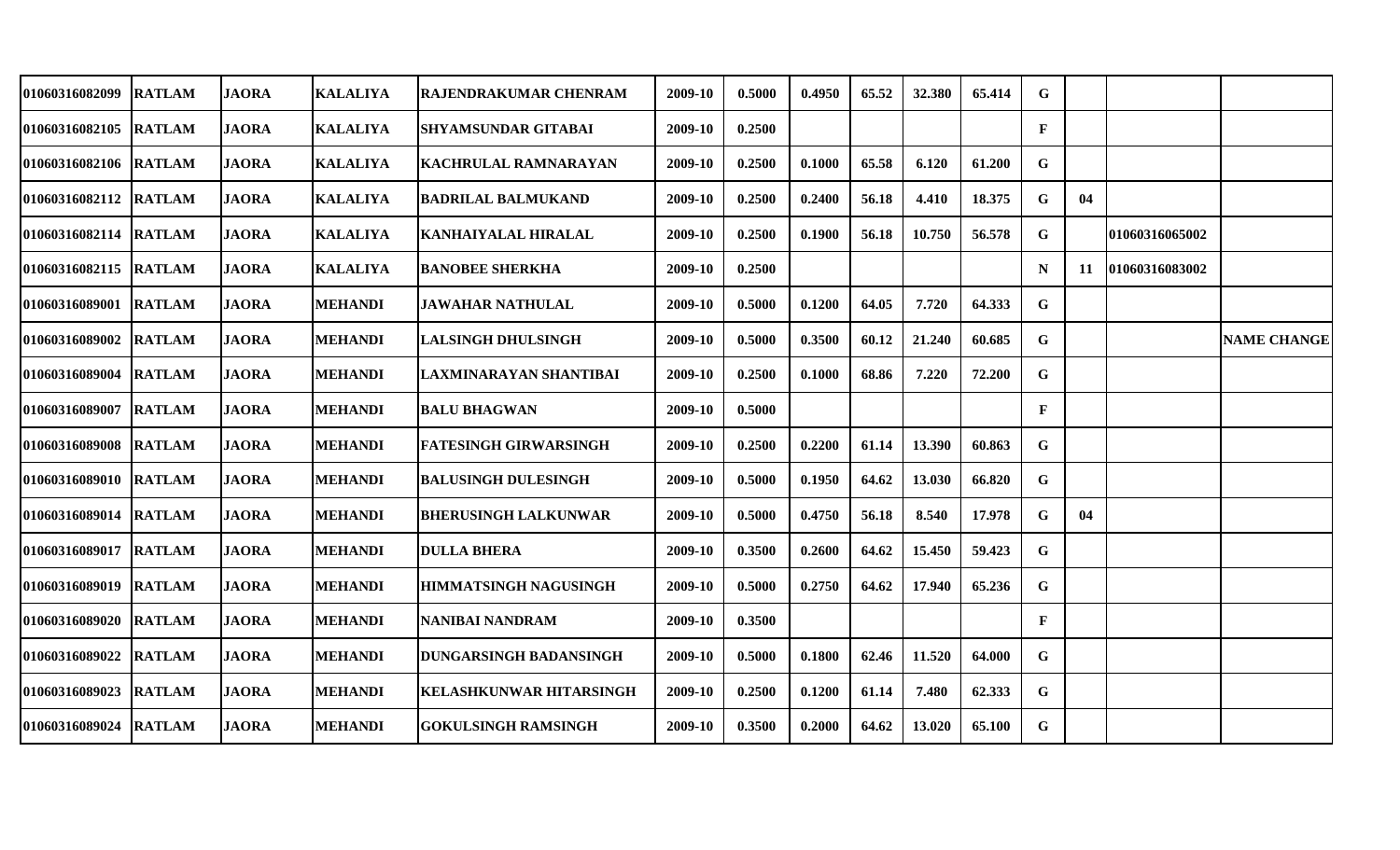| | | | | | | | | | | | | | | |
|---|---|---|---|---|---|---|---|---|---|---|---|---|---|---|
| 01060316082099 | RATLAM | JAORA | KALALIYA | RAJENDRAKUMAR CHENRAM | 2009-10 | 0.5000 | 0.4950 | 65.52 | 32.380 | 65.414 | G | | | |
| 01060316082105 | RATLAM | JAORA | KALALIYA | SHYAMSUNDAR GITABAI | 2009-10 | 0.2500 | | | | | F | | | |
| 01060316082106 | RATLAM | JAORA | KALALIYA | KACHRULAL RAMNARAYAN | 2009-10 | 0.2500 | 0.1000 | 65.58 | 6.120 | 61.200 | G | | | |
| 01060316082112 | RATLAM | JAORA | KALALIYA | BADRILAL BALMUKAND | 2009-10 | 0.2500 | 0.2400 | 56.18 | 4.410 | 18.375 | G | 04 | | |
| 01060316082114 | RATLAM | JAORA | KALALIYA | KANHAIYALAL HIRALAL | 2009-10 | 0.2500 | 0.1900 | 56.18 | 10.750 | 56.578 | G | | 01060316065002 | |
| 01060316082115 | RATLAM | JAORA | KALALIYA | BANOBEE SHERKHA | 2009-10 | 0.2500 | | | | | N | 11 | 01060316083002 | |
| 01060316089001 | RATLAM | JAORA | MEHANDI | JAWAHAR NATHULAL | 2009-10 | 0.5000 | 0.1200 | 64.05 | 7.720 | 64.333 | G | | | |
| 01060316089002 | RATLAM | JAORA | MEHANDI | LALSINGH DHULSINGH | 2009-10 | 0.5000 | 0.3500 | 60.12 | 21.240 | 60.685 | G | | | NAME CHANGE |
| 01060316089004 | RATLAM | JAORA | MEHANDI | LAXMINARAYAN SHANTIBAI | 2009-10 | 0.2500 | 0.1000 | 68.86 | 7.220 | 72.200 | G | | | |
| 01060316089007 | RATLAM | JAORA | MEHANDI | BALU BHAGWAN | 2009-10 | 0.5000 | | | | | F | | | |
| 01060316089008 | RATLAM | JAORA | MEHANDI | FATESINGH GIRWARSINGH | 2009-10 | 0.2500 | 0.2200 | 61.14 | 13.390 | 60.863 | G | | | |
| 01060316089010 | RATLAM | JAORA | MEHANDI | BALUSINGH DULESINGH | 2009-10 | 0.5000 | 0.1950 | 64.62 | 13.030 | 66.820 | G | | | |
| 01060316089014 | RATLAM | JAORA | MEHANDI | BHERUSINGH LALKUNWAR | 2009-10 | 0.5000 | 0.4750 | 56.18 | 8.540 | 17.978 | G | 04 | | |
| 01060316089017 | RATLAM | JAORA | MEHANDI | DULLA BHERA | 2009-10 | 0.3500 | 0.2600 | 64.62 | 15.450 | 59.423 | G | | | |
| 01060316089019 | RATLAM | JAORA | MEHANDI | HIMMATSINGH NAGUSINGH | 2009-10 | 0.5000 | 0.2750 | 64.62 | 17.940 | 65.236 | G | | | |
| 01060316089020 | RATLAM | JAORA | MEHANDI | NANIBAI NANDRAM | 2009-10 | 0.3500 | | | | | F | | | |
| 01060316089022 | RATLAM | JAORA | MEHANDI | DUNGARSINGH BADANSINGH | 2009-10 | 0.5000 | 0.1800 | 62.46 | 11.520 | 64.000 | G | | | |
| 01060316089023 | RATLAM | JAORA | MEHANDI | KELASHKUNWAR HITARSINGH | 2009-10 | 0.2500 | 0.1200 | 61.14 | 7.480 | 62.333 | G | | | |
| 01060316089024 | RATLAM | JAORA | MEHANDI | GOKULSINGH RAMSINGH | 2009-10 | 0.3500 | 0.2000 | 64.62 | 13.020 | 65.100 | G | | | |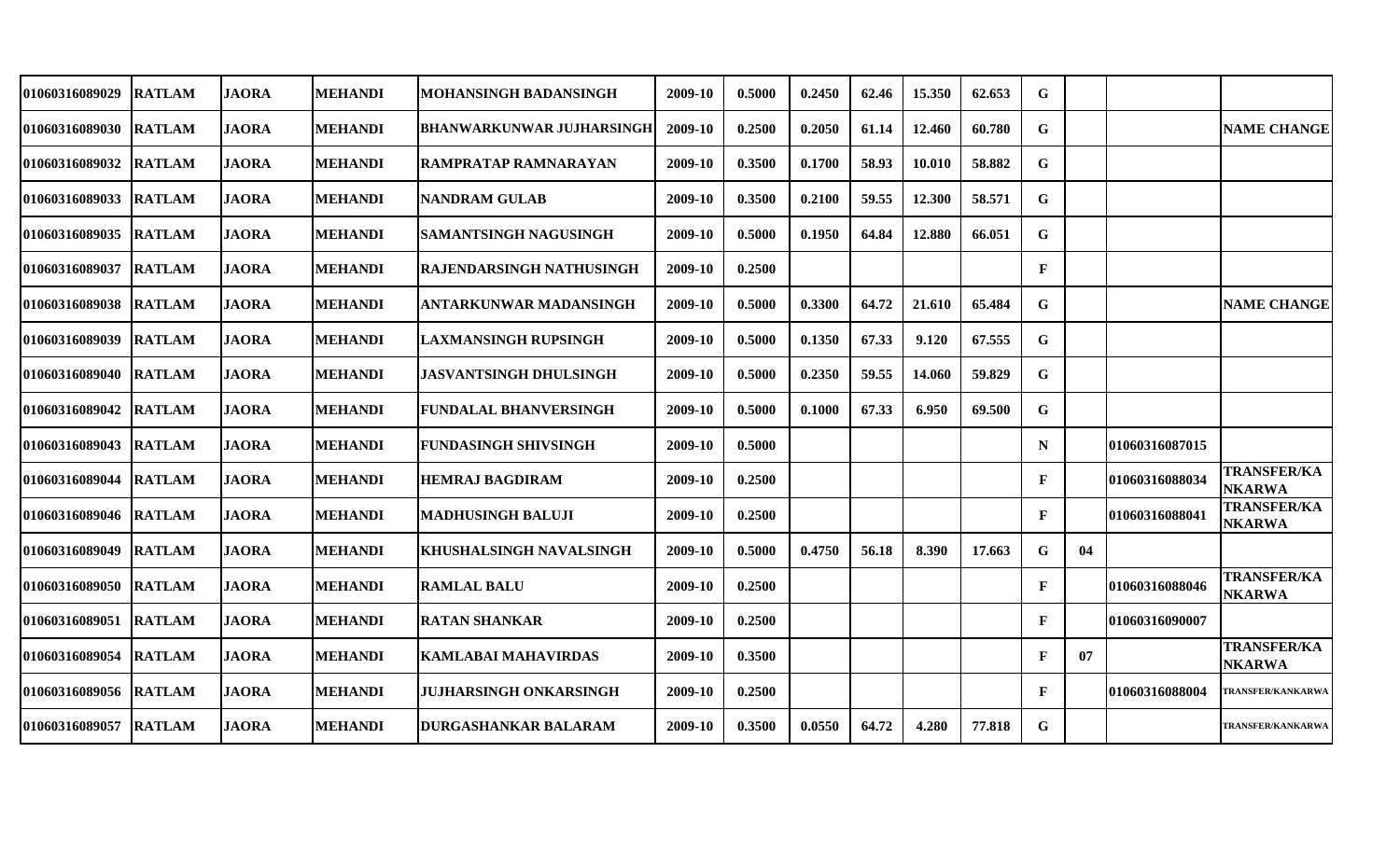| | | | | | | | | | | | | | | |
|---|---|---|---|---|---|---|---|---|---|---|---|---|---|---|
| 01060316089029 | RATLAM | JAORA | MEHANDI | MOHANSINGH BADANSINGH | 2009-10 | 0.5000 | 0.2450 | 62.46 | 15.350 | 62.653 | G | | | |
| 01060316089030 | RATLAM | JAORA | MEHANDI | BHANWARKUNWAR JUJHARSINGH | 2009-10 | 0.2500 | 0.2050 | 61.14 | 12.460 | 60.780 | G | | | NAME CHANGE |
| 01060316089032 | RATLAM | JAORA | MEHANDI | RAMPRATAP RAMNARAYAN | 2009-10 | 0.3500 | 0.1700 | 58.93 | 10.010 | 58.882 | G | | | |
| 01060316089033 | RATLAM | JAORA | MEHANDI | NANDRAM GULAB | 2009-10 | 0.3500 | 0.2100 | 59.55 | 12.300 | 58.571 | G | | | |
| 01060316089035 | RATLAM | JAORA | MEHANDI | SAMANTSINGH NAGUSINGH | 2009-10 | 0.5000 | 0.1950 | 64.84 | 12.880 | 66.051 | G | | | |
| 01060316089037 | RATLAM | JAORA | MEHANDI | RAJENDARSINGH NATHUSINGH | 2009-10 | 0.2500 | | | | | F | | | |
| 01060316089038 | RATLAM | JAORA | MEHANDI | ANTARKUNWAR MADANSINGH | 2009-10 | 0.5000 | 0.3300 | 64.72 | 21.610 | 65.484 | G | | | NAME CHANGE |
| 01060316089039 | RATLAM | JAORA | MEHANDI | LAXMANSINGH RUPSINGH | 2009-10 | 0.5000 | 0.1350 | 67.33 | 9.120 | 67.555 | G | | | |
| 01060316089040 | RATLAM | JAORA | MEHANDI | JASVANTSINGH DHULSINGH | 2009-10 | 0.5000 | 0.2350 | 59.55 | 14.060 | 59.829 | G | | | |
| 01060316089042 | RATLAM | JAORA | MEHANDI | FUNDALAL BHANVERSINGH | 2009-10 | 0.5000 | 0.1000 | 67.33 | 6.950 | 69.500 | G | | | |
| 01060316089043 | RATLAM | JAORA | MEHANDI | FUNDASINGH SHIVSINGH | 2009-10 | 0.5000 | | | | | N | | 01060316087015 | |
| 01060316089044 | RATLAM | JAORA | MEHANDI | HEMRAJ BAGDIRAM | 2009-10 | 0.2500 | | | | | F | | 01060316088034 | TRANSFER/KANKARWA |
| 01060316089046 | RATLAM | JAORA | MEHANDI | MADHUSINGH BALUJI | 2009-10 | 0.2500 | | | | | F | | 01060316088041 | TRANSFER/KANKARWA |
| 01060316089049 | RATLAM | JAORA | MEHANDI | KHUSHALSINGH NAVALSINGH | 2009-10 | 0.5000 | 0.4750 | 56.18 | 8.390 | 17.663 | G | 04 | | |
| 01060316089050 | RATLAM | JAORA | MEHANDI | RAMLAL BALU | 2009-10 | 0.2500 | | | | | F | | 01060316088046 | TRANSFER/KANKARWA |
| 01060316089051 | RATLAM | JAORA | MEHANDI | RATAN SHANKAR | 2009-10 | 0.2500 | | | | | F | | 01060316090007 | |
| 01060316089054 | RATLAM | JAORA | MEHANDI | KAMLABAI MAHAVIRDAS | 2009-10 | 0.3500 | | | | | F | 07 | | TRANSFER/KANKARWA |
| 01060316089056 | RATLAM | JAORA | MEHANDI | JUJHARSINGH ONKARSINGH | 2009-10 | 0.2500 | | | | | F | | 01060316088004 | TRANSFER/KANKARWA |
| 01060316089057 | RATLAM | JAORA | MEHANDI | DURGASHANKAR BALARAM | 2009-10 | 0.3500 | 0.0550 | 64.72 | 4.280 | 77.818 | G | | | TRANSFER/KANKARWA |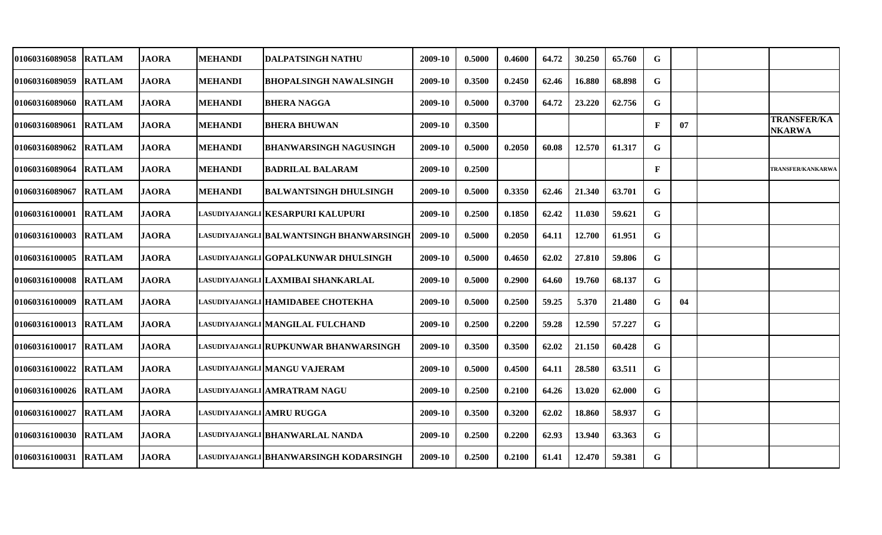| | | | | | | | | | | | | | | |
|---|---|---|---|---|---|---|---|---|---|---|---|---|---|---|
| 01060316089058 | RATLAM | JAORA | MEHANDI | DALPATSINGH NATHU | 2009-10 | 0.5000 | 0.4600 | 64.72 | 30.250 | 65.760 | G | | | |
| 01060316089059 | RATLAM | JAORA | MEHANDI | BHOPALSINGH NAWALSINGH | 2009-10 | 0.3500 | 0.2450 | 62.46 | 16.880 | 68.898 | G | | | |
| 01060316089060 | RATLAM | JAORA | MEHANDI | BHERA NAGGA | 2009-10 | 0.5000 | 0.3700 | 64.72 | 23.220 | 62.756 | G | | | |
| 01060316089061 | RATLAM | JAORA | MEHANDI | BHERA BHUWAN | 2009-10 | 0.3500 | | | | | F | 07 | | TRANSFER/KANKARWA |
| 01060316089062 | RATLAM | JAORA | MEHANDI | BHANWARSINGH NAGUSINGH | 2009-10 | 0.5000 | 0.2050 | 60.08 | 12.570 | 61.317 | G | | | |
| 01060316089064 | RATLAM | JAORA | MEHANDI | BADRILAL BALARAM | 2009-10 | 0.2500 | | | | | F | | | TRANSFER/KANKARWA |
| 01060316089067 | RATLAM | JAORA | MEHANDI | BALWANTSINGH DHULSINGH | 2009-10 | 0.5000 | 0.3350 | 62.46 | 21.340 | 63.701 | G | | | |
| 01060316100001 | RATLAM | JAORA | LASUDIYAJANGLI | KESARPURI KALUPURI | 2009-10 | 0.2500 | 0.1850 | 62.42 | 11.030 | 59.621 | G | | | |
| 01060316100003 | RATLAM | JAORA | LASUDIYAJANGLI | BALWANTSINGH BHANWARSINGH | 2009-10 | 0.5000 | 0.2050 | 64.11 | 12.700 | 61.951 | G | | | |
| 01060316100005 | RATLAM | JAORA | LASUDIYAJANGLI | GOPALKUNWAR DHULSINGH | 2009-10 | 0.5000 | 0.4650 | 62.02 | 27.810 | 59.806 | G | | | |
| 01060316100008 | RATLAM | JAORA | LASUDIYAJANGLI | LAXMIBAI SHANKARLAL | 2009-10 | 0.5000 | 0.2900 | 64.60 | 19.760 | 68.137 | G | | | |
| 01060316100009 | RATLAM | JAORA | LASUDIYAJANGLI | HAMIDABEE CHOTEKHA | 2009-10 | 0.5000 | 0.2500 | 59.25 | 5.370 | 21.480 | G | 04 | | |
| 01060316100013 | RATLAM | JAORA | LASUDIYAJANGLI | MANGILAL FULCHAND | 2009-10 | 0.2500 | 0.2200 | 59.28 | 12.590 | 57.227 | G | | | |
| 01060316100017 | RATLAM | JAORA | LASUDIYAJANGLI | RUPKUNWAR BHANWARSINGH | 2009-10 | 0.3500 | 0.3500 | 62.02 | 21.150 | 60.428 | G | | | |
| 01060316100022 | RATLAM | JAORA | LASUDIYAJANGLI | MANGU VAJERAM | 2009-10 | 0.5000 | 0.4500 | 64.11 | 28.580 | 63.511 | G | | | |
| 01060316100026 | RATLAM | JAORA | LASUDIYAJANGLI | AMRATRAM NAGU | 2009-10 | 0.2500 | 0.2100 | 64.26 | 13.020 | 62.000 | G | | | |
| 01060316100027 | RATLAM | JAORA | LASUDIYAJANGLI | AMRU RUGGA | 2009-10 | 0.3500 | 0.3200 | 62.02 | 18.860 | 58.937 | G | | | |
| 01060316100030 | RATLAM | JAORA | LASUDIYAJANGLI | BHANWARLAL NANDA | 2009-10 | 0.2500 | 0.2200 | 62.93 | 13.940 | 63.363 | G | | | |
| 01060316100031 | RATLAM | JAORA | LASUDIYAJANGLI | BHANWARSINGH KODARSINGH | 2009-10 | 0.2500 | 0.2100 | 61.41 | 12.470 | 59.381 | G | | | |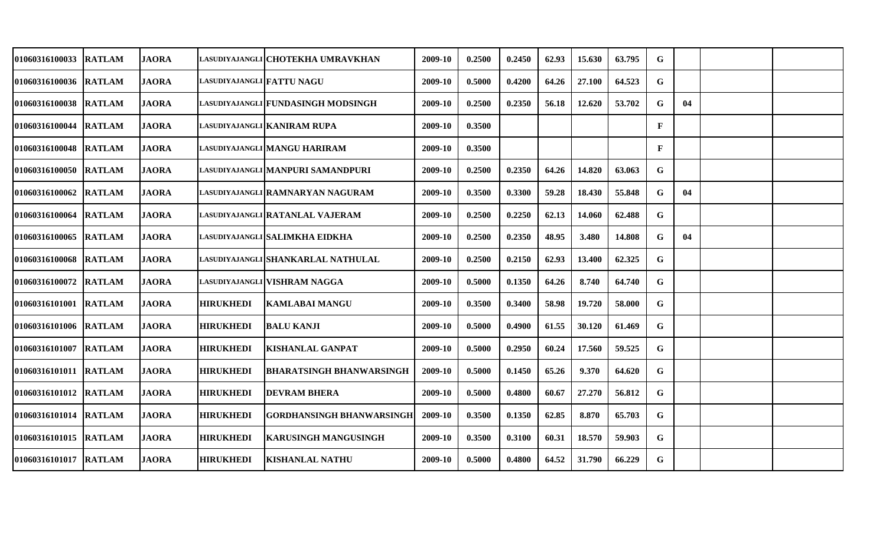| | | | | | | | | | | | | | | | |
|---|---|---|---|---|---|---|---|---|---|---|---|---|---|---|---|
| 01060316100033 | RATLAM | JAORA | LASUDIYAJANGLI | CHOTEKHA UMRAVKHAN | 2009-10 | 0.2500 | 0.2450 | 62.93 | 15.630 | 63.795 | G | | | |
| 01060316100036 | RATLAM | JAORA | LASUDIYAJANGLI | FATTU NAGU | 2009-10 | 0.5000 | 0.4200 | 64.26 | 27.100 | 64.523 | G | | | |
| 01060316100038 | RATLAM | JAORA | LASUDIYAJANGLI | FUNDASINGH MODSINGH | 2009-10 | 0.2500 | 0.2350 | 56.18 | 12.620 | 53.702 | G | 04 | | |
| 01060316100044 | RATLAM | JAORA | LASUDIYAJANGLI | KANIRAM RUPA | 2009-10 | 0.3500 | | | | | F | | | |
| 01060316100048 | RATLAM | JAORA | LASUDIYAJANGLI | MANGU HARIRAM | 2009-10 | 0.3500 | | | | | F | | | |
| 01060316100050 | RATLAM | JAORA | LASUDIYAJANGLI | MANPURI SAMANDPURI | 2009-10 | 0.2500 | 0.2350 | 64.26 | 14.820 | 63.063 | G | | | |
| 01060316100062 | RATLAM | JAORA | LASUDIYAJANGLI | RAMNARYAN NAGURAM | 2009-10 | 0.3500 | 0.3300 | 59.28 | 18.430 | 55.848 | G | 04 | | |
| 01060316100064 | RATLAM | JAORA | LASUDIYAJANGLI | RATANLAL VAJERAM | 2009-10 | 0.2500 | 0.2250 | 62.13 | 14.060 | 62.488 | G | | | |
| 01060316100065 | RATLAM | JAORA | LASUDIYAJANGLI | SALIMKHA EIDKHA | 2009-10 | 0.2500 | 0.2350 | 48.95 | 3.480 | 14.808 | G | 04 | | |
| 01060316100068 | RATLAM | JAORA | LASUDIYAJANGLI | SHANKARLAL NATHULAL | 2009-10 | 0.2500 | 0.2150 | 62.93 | 13.400 | 62.325 | G | | | |
| 01060316100072 | RATLAM | JAORA | LASUDIYAJANGLI | VISHRAM NAGGA | 2009-10 | 0.5000 | 0.1350 | 64.26 | 8.740 | 64.740 | G | | | |
| 01060316101001 | RATLAM | JAORA | HIRUKHEDI | KAMLABAI MANGU | 2009-10 | 0.3500 | 0.3400 | 58.98 | 19.720 | 58.000 | G | | | |
| 01060316101006 | RATLAM | JAORA | HIRUKHEDI | BALU KANJI | 2009-10 | 0.5000 | 0.4900 | 61.55 | 30.120 | 61.469 | G | | | |
| 01060316101007 | RATLAM | JAORA | HIRUKHEDI | KISHANLAL GANPAT | 2009-10 | 0.5000 | 0.2950 | 60.24 | 17.560 | 59.525 | G | | | |
| 01060316101011 | RATLAM | JAORA | HIRUKHEDI | BHARATSINGH BHANWARSINGH | 2009-10 | 0.5000 | 0.1450 | 65.26 | 9.370 | 64.620 | G | | | |
| 01060316101012 | RATLAM | JAORA | HIRUKHEDI | DEVRAM BHERA | 2009-10 | 0.5000 | 0.4800 | 60.67 | 27.270 | 56.812 | G | | | |
| 01060316101014 | RATLAM | JAORA | HIRUKHEDI | GORDHANSINGH BHANWARSINGH | 2009-10 | 0.3500 | 0.1350 | 62.85 | 8.870 | 65.703 | G | | | |
| 01060316101015 | RATLAM | JAORA | HIRUKHEDI | KARUSINGH MANGUSINGH | 2009-10 | 0.3500 | 0.3100 | 60.31 | 18.570 | 59.903 | G | | | |
| 01060316101017 | RATLAM | JAORA | HIRUKHEDI | KISHANLAL NATHU | 2009-10 | 0.5000 | 0.4800 | 64.52 | 31.790 | 66.229 | G | | | |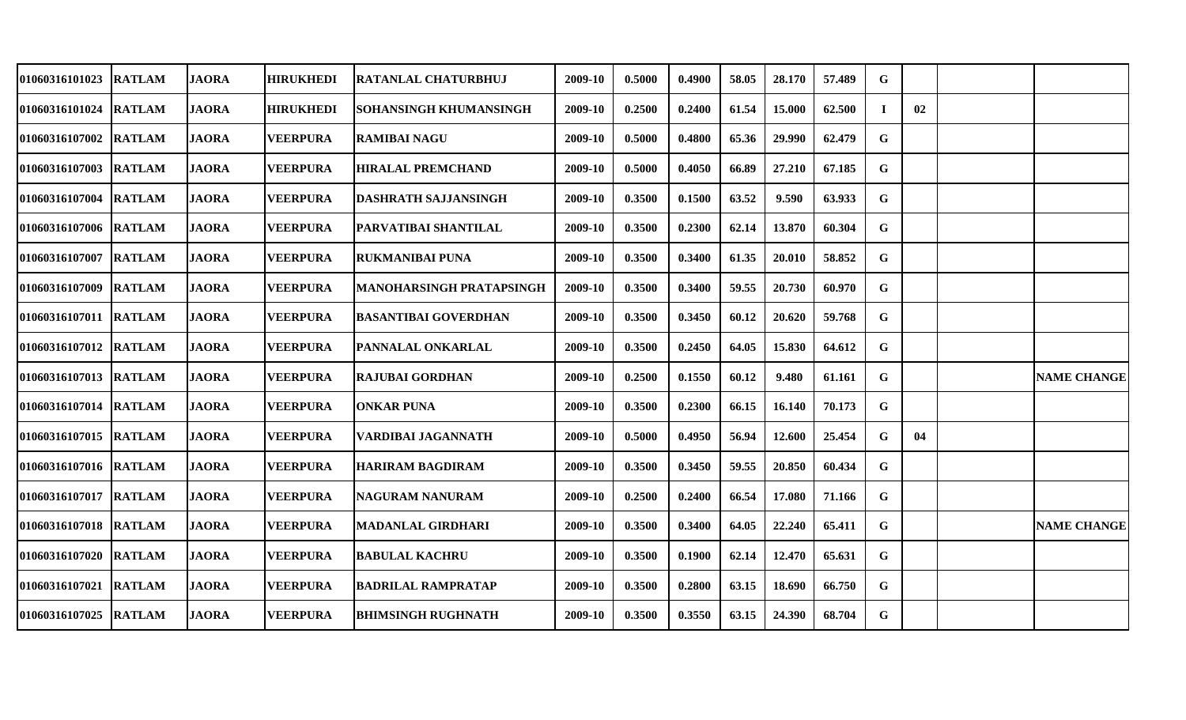| | | | | | | | | | | | | | | |
|---|---|---|---|---|---|---|---|---|---|---|---|---|---|---|
| 01060316101023 | RATLAM | JAORA | HIRUKHEDI | RATANLAL CHATURBHUJ | 2009-10 | 0.5000 | 0.4900 | 58.05 | 28.170 | 57.489 | G | | | |
| 01060316101024 | RATLAM | JAORA | HIRUKHEDI | SOHANSINGH KHUMANSINGH | 2009-10 | 0.2500 | 0.2400 | 61.54 | 15.000 | 62.500 | I | 02 | | |
| 01060316107002 | RATLAM | JAORA | VEERPURA | RAMIBAI NAGU | 2009-10 | 0.5000 | 0.4800 | 65.36 | 29.990 | 62.479 | G | | | |
| 01060316107003 | RATLAM | JAORA | VEERPURA | HIRALAL PREMCHAND | 2009-10 | 0.5000 | 0.4050 | 66.89 | 27.210 | 67.185 | G | | | |
| 01060316107004 | RATLAM | JAORA | VEERPURA | DASHRATH SAJJANSINGH | 2009-10 | 0.3500 | 0.1500 | 63.52 | 9.590 | 63.933 | G | | | |
| 01060316107006 | RATLAM | JAORA | VEERPURA | PARVATIBAI SHANTILAL | 2009-10 | 0.3500 | 0.2300 | 62.14 | 13.870 | 60.304 | G | | | |
| 01060316107007 | RATLAM | JAORA | VEERPURA | RUKMANIBAI PUNA | 2009-10 | 0.3500 | 0.3400 | 61.35 | 20.010 | 58.852 | G | | | |
| 01060316107009 | RATLAM | JAORA | VEERPURA | MANOHARSINGH PRATAPSINGH | 2009-10 | 0.3500 | 0.3400 | 59.55 | 20.730 | 60.970 | G | | | |
| 01060316107011 | RATLAM | JAORA | VEERPURA | BASANTIBAI GOVERDHAN | 2009-10 | 0.3500 | 0.3450 | 60.12 | 20.620 | 59.768 | G | | | |
| 01060316107012 | RATLAM | JAORA | VEERPURA | PANNALAL ONKARLAL | 2009-10 | 0.3500 | 0.2450 | 64.05 | 15.830 | 64.612 | G | | | |
| 01060316107013 | RATLAM | JAORA | VEERPURA | RAJUBAI GORDHAN | 2009-10 | 0.2500 | 0.1550 | 60.12 | 9.480 | 61.161 | G | | | NAME CHANGE |
| 01060316107014 | RATLAM | JAORA | VEERPURA | ONKAR PUNA | 2009-10 | 0.3500 | 0.2300 | 66.15 | 16.140 | 70.173 | G | | | |
| 01060316107015 | RATLAM | JAORA | VEERPURA | VARDIBAI JAGANNATH | 2009-10 | 0.5000 | 0.4950 | 56.94 | 12.600 | 25.454 | G | 04 | | |
| 01060316107016 | RATLAM | JAORA | VEERPURA | HARIRAM BAGDIRAM | 2009-10 | 0.3500 | 0.3450 | 59.55 | 20.850 | 60.434 | G | | | |
| 01060316107017 | RATLAM | JAORA | VEERPURA | NAGURAM NANURAM | 2009-10 | 0.2500 | 0.2400 | 66.54 | 17.080 | 71.166 | G | | | |
| 01060316107018 | RATLAM | JAORA | VEERPURA | MADANLAL GIRDHARI | 2009-10 | 0.3500 | 0.3400 | 64.05 | 22.240 | 65.411 | G | | | NAME CHANGE |
| 01060316107020 | RATLAM | JAORA | VEERPURA | BABULAL KACHRU | 2009-10 | 0.3500 | 0.1900 | 62.14 | 12.470 | 65.631 | G | | | |
| 01060316107021 | RATLAM | JAORA | VEERPURA | BADRILAL RAMPRATAP | 2009-10 | 0.3500 | 0.2800 | 63.15 | 18.690 | 66.750 | G | | | |
| 01060316107025 | RATLAM | JAORA | VEERPURA | BHIMSINGH RUGHNATH | 2009-10 | 0.3500 | 0.3550 | 63.15 | 24.390 | 68.704 | G | | | |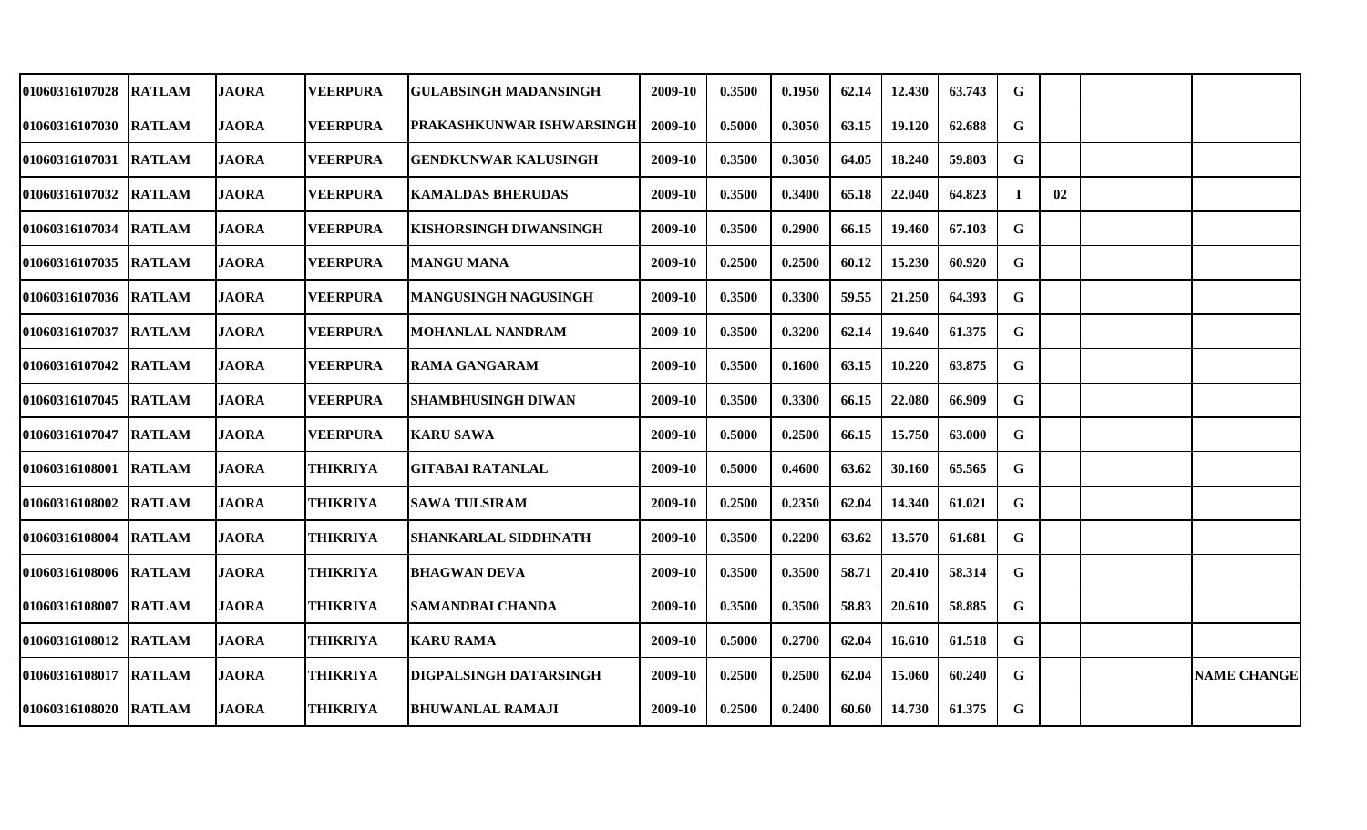| | | | | | | | | | | | | | | |
|---|---|---|---|---|---|---|---|---|---|---|---|---|---|---|
| 01060316107028 | RATLAM | JAORA | VEERPURA | GULABSINGH MADANSINGH | 2009-10 | 0.3500 | 0.1950 | 62.14 | 12.430 | 63.743 | G | | | |
| 01060316107030 | RATLAM | JAORA | VEERPURA | PRAKASHKUNWAR ISHWARSINGH | 2009-10 | 0.5000 | 0.3050 | 63.15 | 19.120 | 62.688 | G | | | |
| 01060316107031 | RATLAM | JAORA | VEERPURA | GENDKUNWAR KALUSINGH | 2009-10 | 0.3500 | 0.3050 | 64.05 | 18.240 | 59.803 | G | | | |
| 01060316107032 | RATLAM | JAORA | VEERPURA | KAMALDAS BHERUDAS | 2009-10 | 0.3500 | 0.3400 | 65.18 | 22.040 | 64.823 | I | 02 | | |
| 01060316107034 | RATLAM | JAORA | VEERPURA | KISHORSINGH DIWANSINGH | 2009-10 | 0.3500 | 0.2900 | 66.15 | 19.460 | 67.103 | G | | | |
| 01060316107035 | RATLAM | JAORA | VEERPURA | MANGU MANA | 2009-10 | 0.2500 | 0.2500 | 60.12 | 15.230 | 60.920 | G | | | |
| 01060316107036 | RATLAM | JAORA | VEERPURA | MANGUSINGH NAGUSINGH | 2009-10 | 0.3500 | 0.3300 | 59.55 | 21.250 | 64.393 | G | | | |
| 01060316107037 | RATLAM | JAORA | VEERPURA | MOHANLAL NANDRAM | 2009-10 | 0.3500 | 0.3200 | 62.14 | 19.640 | 61.375 | G | | | |
| 01060316107042 | RATLAM | JAORA | VEERPURA | RAMA GANGARAM | 2009-10 | 0.3500 | 0.1600 | 63.15 | 10.220 | 63.875 | G | | | |
| 01060316107045 | RATLAM | JAORA | VEERPURA | SHAMBHUSINGH DIWAN | 2009-10 | 0.3500 | 0.3300 | 66.15 | 22.080 | 66.909 | G | | | |
| 01060316107047 | RATLAM | JAORA | VEERPURA | KARU SAWA | 2009-10 | 0.5000 | 0.2500 | 66.15 | 15.750 | 63.000 | G | | | |
| 01060316108001 | RATLAM | JAORA | THIKRIYA | GITABAI RATANLAL | 2009-10 | 0.5000 | 0.4600 | 63.62 | 30.160 | 65.565 | G | | | |
| 01060316108002 | RATLAM | JAORA | THIKRIYA | SAWA TULSIRAM | 2009-10 | 0.2500 | 0.2350 | 62.04 | 14.340 | 61.021 | G | | | |
| 01060316108004 | RATLAM | JAORA | THIKRIYA | SHANKARLAL SIDDHNATH | 2009-10 | 0.3500 | 0.2200 | 63.62 | 13.570 | 61.681 | G | | | |
| 01060316108006 | RATLAM | JAORA | THIKRIYA | BHAGWAN DEVA | 2009-10 | 0.3500 | 0.3500 | 58.71 | 20.410 | 58.314 | G | | | |
| 01060316108007 | RATLAM | JAORA | THIKRIYA | SAMANDBAI CHANDA | 2009-10 | 0.3500 | 0.3500 | 58.83 | 20.610 | 58.885 | G | | | |
| 01060316108012 | RATLAM | JAORA | THIKRIYA | KARU RAMA | 2009-10 | 0.5000 | 0.2700 | 62.04 | 16.610 | 61.518 | G | | | |
| 01060316108017 | RATLAM | JAORA | THIKRIYA | DIGPALSINGH DATARSINGH | 2009-10 | 0.2500 | 0.2500 | 62.04 | 15.060 | 60.240 | G | | | NAME CHANGE |
| 01060316108020 | RATLAM | JAORA | THIKRIYA | BHUWANLAL RAMAJI | 2009-10 | 0.2500 | 0.2400 | 60.60 | 14.730 | 61.375 | G | | | |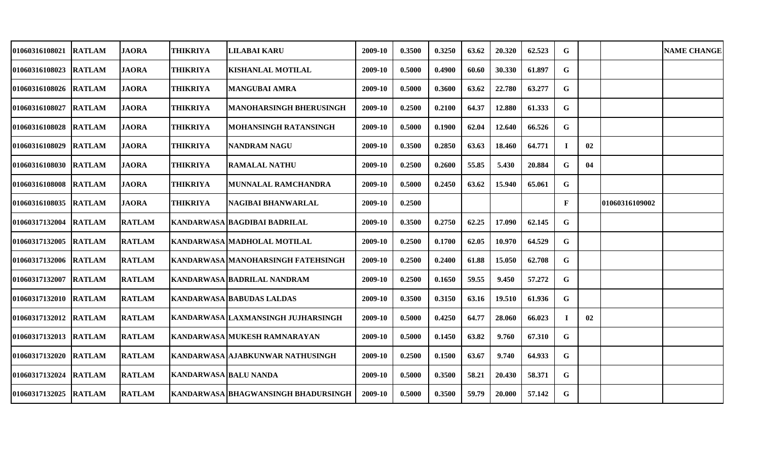| | | | | | | | | | | | | | | |
|---|---|---|---|---|---|---|---|---|---|---|---|---|---|---|
| 01060316108021 | RATLAM | JAORA | THIKRIYA | LILABAI KARU | 2009-10 | 0.3500 | 0.3250 | 63.62 | 20.320 | 62.523 | G | | | NAME CHANGE |
| 01060316108023 | RATLAM | JAORA | THIKRIYA | KISHANLAL MOTILAL | 2009-10 | 0.5000 | 0.4900 | 60.60 | 30.330 | 61.897 | G | | | |
| 01060316108026 | RATLAM | JAORA | THIKRIYA | MANGUBAI AMRA | 2009-10 | 0.5000 | 0.3600 | 63.62 | 22.780 | 63.277 | G | | | |
| 01060316108027 | RATLAM | JAORA | THIKRIYA | MANOHARSINGH BHERUSINGH | 2009-10 | 0.2500 | 0.2100 | 64.37 | 12.880 | 61.333 | G | | | |
| 01060316108028 | RATLAM | JAORA | THIKRIYA | MOHANSINGH RATANSINGH | 2009-10 | 0.5000 | 0.1900 | 62.04 | 12.640 | 66.526 | G | | | |
| 01060316108029 | RATLAM | JAORA | THIKRIYA | NANDRAM NAGU | 2009-10 | 0.3500 | 0.2850 | 63.63 | 18.460 | 64.771 | I | 02 | | |
| 01060316108030 | RATLAM | JAORA | THIKRIYA | RAMALAL NATHU | 2009-10 | 0.2500 | 0.2600 | 55.85 | 5.430 | 20.884 | G | 04 | | |
| 01060316108008 | RATLAM | JAORA | THIKRIYA | MUNNALAL RAMCHANDRA | 2009-10 | 0.5000 | 0.2450 | 63.62 | 15.940 | 65.061 | G | | | |
| 01060316108035 | RATLAM | JAORA | THIKRIYA | NAGIBAI BHANWARLAL | 2009-10 | 0.2500 | | | | | F | | 01060316109002 | |
| 01060317132004 | RATLAM | RATLAM | KANDARWASA | BAGDIBAI BADRILAL | 2009-10 | 0.3500 | 0.2750 | 62.25 | 17.090 | 62.145 | G | | | |
| 01060317132005 | RATLAM | RATLAM | KANDARWASA | MADHOLAL MOTILAL | 2009-10 | 0.2500 | 0.1700 | 62.05 | 10.970 | 64.529 | G | | | |
| 01060317132006 | RATLAM | RATLAM | KANDARWASA | MANOHARSINGH FATEHSINGH | 2009-10 | 0.2500 | 0.2400 | 61.88 | 15.050 | 62.708 | G | | | |
| 01060317132007 | RATLAM | RATLAM | KANDARWASA | BADRILAL NANDRAM | 2009-10 | 0.2500 | 0.1650 | 59.55 | 9.450 | 57.272 | G | | | |
| 01060317132010 | RATLAM | RATLAM | KANDARWASA | BABUDAS LALDAS | 2009-10 | 0.3500 | 0.3150 | 63.16 | 19.510 | 61.936 | G | | | |
| 01060317132012 | RATLAM | RATLAM | KANDARWASA | LAXMANSINGH JUJHARSINGH | 2009-10 | 0.5000 | 0.4250 | 64.77 | 28.060 | 66.023 | I | 02 | | |
| 01060317132013 | RATLAM | RATLAM | KANDARWASA | MUKESH RAMNARAYAN | 2009-10 | 0.5000 | 0.1450 | 63.82 | 9.760 | 67.310 | G | | | |
| 01060317132020 | RATLAM | RATLAM | KANDARWASA | AJABKUNWAR NATHUSINGH | 2009-10 | 0.2500 | 0.1500 | 63.67 | 9.740 | 64.933 | G | | | |
| 01060317132024 | RATLAM | RATLAM | KANDARWASA | BALU NANDA | 2009-10 | 0.5000 | 0.3500 | 58.21 | 20.430 | 58.371 | G | | | |
| 01060317132025 | RATLAM | RATLAM | KANDARWASA | BHAGWANSINGH BHADURSINGH | 2009-10 | 0.5000 | 0.3500 | 59.79 | 20.000 | 57.142 | G | | | |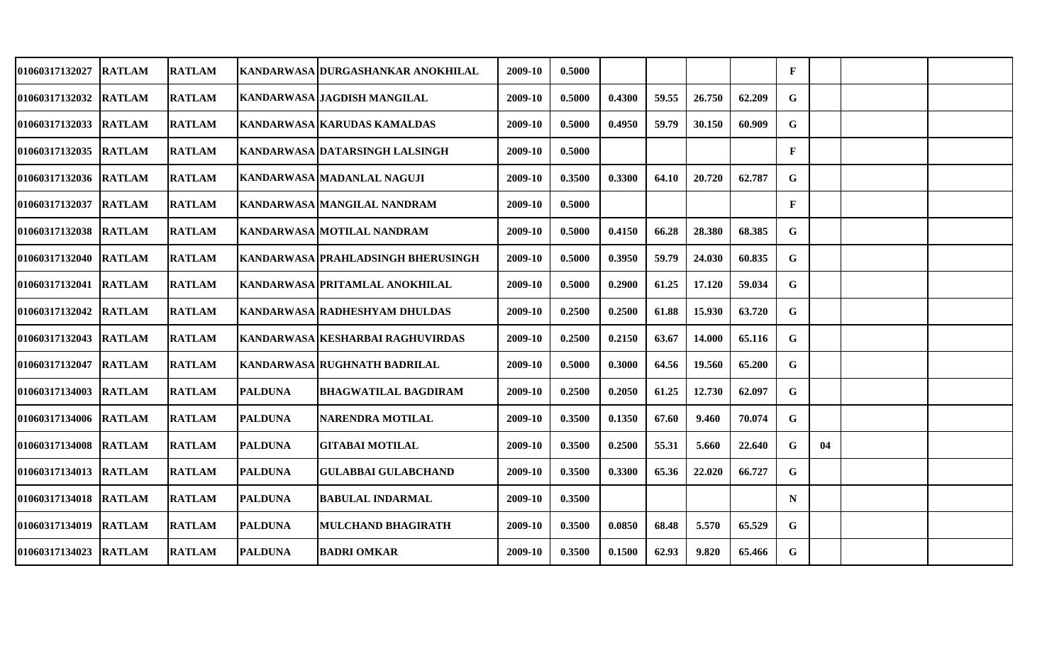| | | | | | | | | | | | | | | | |
|---|---|---|---|---|---|---|---|---|---|---|---|---|---|---|---|
| 01060317132027 | RATLAM | RATLAM | KANDARWASA | DURGASHANKAR ANOKHILAL | 2009-10 | 0.5000 | | | | | F | | | |
| 01060317132032 | RATLAM | RATLAM | KANDARWASA | JAGDISH MANGILAL | 2009-10 | 0.5000 | 0.4300 | 59.55 | 26.750 | 62.209 | G | | | |
| 01060317132033 | RATLAM | RATLAM | KANDARWASA | KARUDAS KAMALDAS | 2009-10 | 0.5000 | 0.4950 | 59.79 | 30.150 | 60.909 | G | | | |
| 01060317132035 | RATLAM | RATLAM | KANDARWASA | DATARSINGH LALSINGH | 2009-10 | 0.5000 | | | | | F | | | |
| 01060317132036 | RATLAM | RATLAM | KANDARWASA | MADANLAL NAGUJI | 2009-10 | 0.3500 | 0.3300 | 64.10 | 20.720 | 62.787 | G | | | |
| 01060317132037 | RATLAM | RATLAM | KANDARWASA | MANGILAL NANDRAM | 2009-10 | 0.5000 | | | | | F | | | |
| 01060317132038 | RATLAM | RATLAM | KANDARWASA | MOTILAL NANDRAM | 2009-10 | 0.5000 | 0.4150 | 66.28 | 28.380 | 68.385 | G | | | |
| 01060317132040 | RATLAM | RATLAM | KANDARWASA | PRAHLADSINGH BHERUSINGH | 2009-10 | 0.5000 | 0.3950 | 59.79 | 24.030 | 60.835 | G | | | |
| 01060317132041 | RATLAM | RATLAM | KANDARWASA | PRITAMLAL ANOKHILAL | 2009-10 | 0.5000 | 0.2900 | 61.25 | 17.120 | 59.034 | G | | | |
| 01060317132042 | RATLAM | RATLAM | KANDARWASA | RADHESHYAM DHULDAS | 2009-10 | 0.2500 | 0.2500 | 61.88 | 15.930 | 63.720 | G | | | |
| 01060317132043 | RATLAM | RATLAM | KANDARWASA | KESHARBAI RAGHUVIRDAS | 2009-10 | 0.2500 | 0.2150 | 63.67 | 14.000 | 65.116 | G | | | |
| 01060317132047 | RATLAM | RATLAM | KANDARWASA | RUGHNATH BADRILAL | 2009-10 | 0.5000 | 0.3000 | 64.56 | 19.560 | 65.200 | G | | | |
| 01060317134003 | RATLAM | RATLAM | PALDUNA | BHAGWATILAL BAGDIRAM | 2009-10 | 0.2500 | 0.2050 | 61.25 | 12.730 | 62.097 | G | | | |
| 01060317134006 | RATLAM | RATLAM | PALDUNA | NARENDRA MOTILAL | 2009-10 | 0.3500 | 0.1350 | 67.60 | 9.460 | 70.074 | G | | | |
| 01060317134008 | RATLAM | RATLAM | PALDUNA | GITABAI MOTILAL | 2009-10 | 0.3500 | 0.2500 | 55.31 | 5.660 | 22.640 | G | 04 | | |
| 01060317134013 | RATLAM | RATLAM | PALDUNA | GULABBAI GULABCHAND | 2009-10 | 0.3500 | 0.3300 | 65.36 | 22.020 | 66.727 | G | | | |
| 01060317134018 | RATLAM | RATLAM | PALDUNA | BABULAL INDARMAL | 2009-10 | 0.3500 | | | | | N | | | |
| 01060317134019 | RATLAM | RATLAM | PALDUNA | MULCHAND BHAGIRATH | 2009-10 | 0.3500 | 0.0850 | 68.48 | 5.570 | 65.529 | G | | | |
| 01060317134023 | RATLAM | RATLAM | PALDUNA | BADRI OMKAR | 2009-10 | 0.3500 | 0.1500 | 62.93 | 9.820 | 65.466 | G | | | |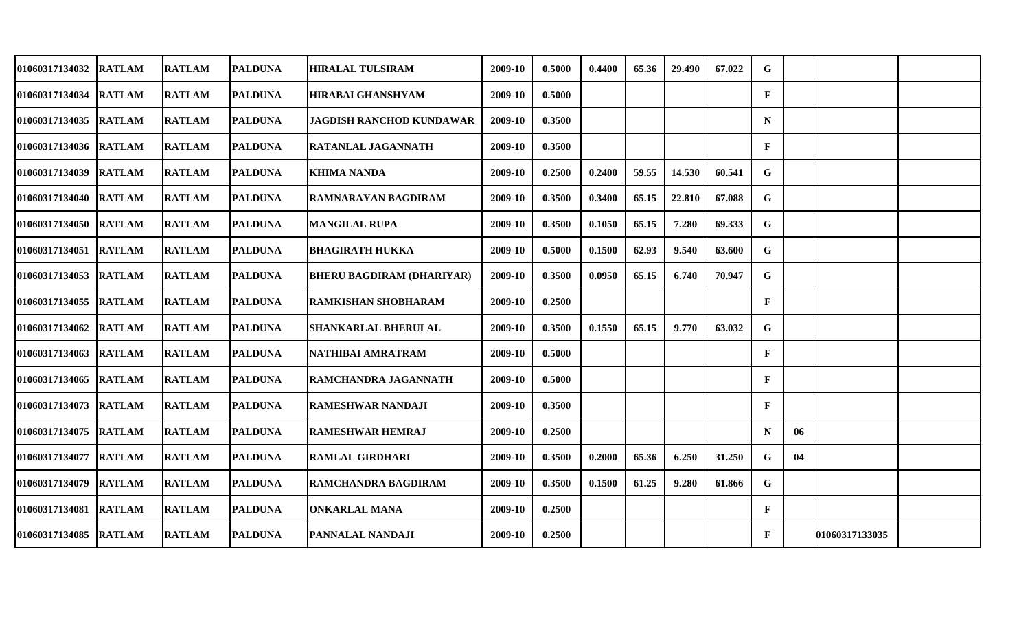| | | | | | | | | | | | | | | |
|---|---|---|---|---|---|---|---|---|---|---|---|---|---|---|
| 01060317134032 | RATLAM | RATLAM | PALDUNA | HIRALAL TULSIRAM | 2009-10 | 0.5000 | 0.4400 | 65.36 | 29.490 | 67.022 | G | | | |
| 01060317134034 | RATLAM | RATLAM | PALDUNA | HIRABAI GHANSHYAM | 2009-10 | 0.5000 | | | | | F | | | |
| 01060317134035 | RATLAM | RATLAM | PALDUNA | JAGDISH RANCHOD KUNDAWAR | 2009-10 | 0.3500 | | | | | N | | | |
| 01060317134036 | RATLAM | RATLAM | PALDUNA | RATANLAL JAGANNATH | 2009-10 | 0.3500 | | | | | F | | | |
| 01060317134039 | RATLAM | RATLAM | PALDUNA | KHIMA NANDA | 2009-10 | 0.2500 | 0.2400 | 59.55 | 14.530 | 60.541 | G | | | |
| 01060317134040 | RATLAM | RATLAM | PALDUNA | RAMNARAYAN BAGDIRAM | 2009-10 | 0.3500 | 0.3400 | 65.15 | 22.810 | 67.088 | G | | | |
| 01060317134050 | RATLAM | RATLAM | PALDUNA | MANGILAL RUPA | 2009-10 | 0.3500 | 0.1050 | 65.15 | 7.280 | 69.333 | G | | | |
| 01060317134051 | RATLAM | RATLAM | PALDUNA | BHAGIRATH HUKKA | 2009-10 | 0.5000 | 0.1500 | 62.93 | 9.540 | 63.600 | G | | | |
| 01060317134053 | RATLAM | RATLAM | PALDUNA | BHERU BAGDIRAM (DHARIYAR) | 2009-10 | 0.3500 | 0.0950 | 65.15 | 6.740 | 70.947 | G | | | |
| 01060317134055 | RATLAM | RATLAM | PALDUNA | RAMKISHAN SHOBHARAM | 2009-10 | 0.2500 | | | | | F | | | |
| 01060317134062 | RATLAM | RATLAM | PALDUNA | SHANKARLAL BHERULAL | 2009-10 | 0.3500 | 0.1550 | 65.15 | 9.770 | 63.032 | G | | | |
| 01060317134063 | RATLAM | RATLAM | PALDUNA | NATHIBAI AMRATRAM | 2009-10 | 0.5000 | | | | | F | | | |
| 01060317134065 | RATLAM | RATLAM | PALDUNA | RAMCHANDRA JAGANNATH | 2009-10 | 0.5000 | | | | | F | | | |
| 01060317134073 | RATLAM | RATLAM | PALDUNA | RAMESHWAR NANDAJI | 2009-10 | 0.3500 | | | | | F | | | |
| 01060317134075 | RATLAM | RATLAM | PALDUNA | RAMESHWAR HEMRAJ | 2009-10 | 0.2500 | | | | | N | 06 | | |
| 01060317134077 | RATLAM | RATLAM | PALDUNA | RAMLAL GIRDHARI | 2009-10 | 0.3500 | 0.2000 | 65.36 | 6.250 | 31.250 | G | 04 | | |
| 01060317134079 | RATLAM | RATLAM | PALDUNA | RAMCHANDRA BAGDIRAM | 2009-10 | 0.3500 | 0.1500 | 61.25 | 9.280 | 61.866 | G | | | |
| 01060317134081 | RATLAM | RATLAM | PALDUNA | ONKARLAL MANA | 2009-10 | 0.2500 | | | | | F | | | |
| 01060317134085 | RATLAM | RATLAM | PALDUNA | PANNALAL NANDAJI | 2009-10 | 0.2500 | | | | | F | | 01060317133035 | |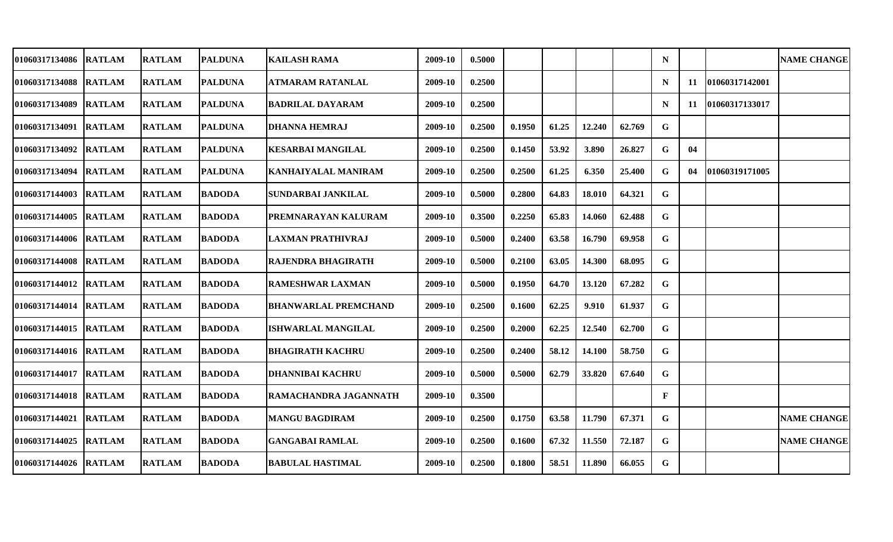| | | | | | | | | | | | | | | |
|---|---|---|---|---|---|---|---|---|---|---|---|---|---|---|
| 01060317134086 | RATLAM | RATLAM | PALDUNA | KAILASH RAMA | 2009-10 | 0.5000 | | | | | N | | | NAME CHANGE |
| 01060317134088 | RATLAM | RATLAM | PALDUNA | ATMARAM RATANLAL | 2009-10 | 0.2500 | | | | | N | 11 | 01060317142001 | |
| 01060317134089 | RATLAM | RATLAM | PALDUNA | BADRILAL DAYARAM | 2009-10 | 0.2500 | | | | | N | 11 | 01060317133017 | |
| 01060317134091 | RATLAM | RATLAM | PALDUNA | DHANNA HEMRAJ | 2009-10 | 0.2500 | 0.1950 | 61.25 | 12.240 | 62.769 | G | | | |
| 01060317134092 | RATLAM | RATLAM | PALDUNA | KESARBAI MANGILAL | 2009-10 | 0.2500 | 0.1450 | 53.92 | 3.890 | 26.827 | G | 04 | | |
| 01060317134094 | RATLAM | RATLAM | PALDUNA | KANHAIYALAL MANIRAM | 2009-10 | 0.2500 | 0.2500 | 61.25 | 6.350 | 25.400 | G | 04 | 01060319171005 | |
| 01060317144003 | RATLAM | RATLAM | BADODA | SUNDARBAI JANKILAL | 2009-10 | 0.5000 | 0.2800 | 64.83 | 18.010 | 64.321 | G | | | |
| 01060317144005 | RATLAM | RATLAM | BADODA | PREMNARAYAN KALURAM | 2009-10 | 0.3500 | 0.2250 | 65.83 | 14.060 | 62.488 | G | | | |
| 01060317144006 | RATLAM | RATLAM | BADODA | LAXMAN PRATHIVRAJ | 2009-10 | 0.5000 | 0.2400 | 63.58 | 16.790 | 69.958 | G | | | |
| 01060317144008 | RATLAM | RATLAM | BADODA | RAJENDRA BHAGIRATH | 2009-10 | 0.5000 | 0.2100 | 63.05 | 14.300 | 68.095 | G | | | |
| 01060317144012 | RATLAM | RATLAM | BADODA | RAMESHWAR LAXMAN | 2009-10 | 0.5000 | 0.1950 | 64.70 | 13.120 | 67.282 | G | | | |
| 01060317144014 | RATLAM | RATLAM | BADODA | BHANWARLAL PREMCHAND | 2009-10 | 0.2500 | 0.1600 | 62.25 | 9.910 | 61.937 | G | | | |
| 01060317144015 | RATLAM | RATLAM | BADODA | ISHWARLAL MANGILAL | 2009-10 | 0.2500 | 0.2000 | 62.25 | 12.540 | 62.700 | G | | | |
| 01060317144016 | RATLAM | RATLAM | BADODA | BHAGIRATH KACHRU | 2009-10 | 0.2500 | 0.2400 | 58.12 | 14.100 | 58.750 | G | | | |
| 01060317144017 | RATLAM | RATLAM | BADODA | DHANNIBAI KACHRU | 2009-10 | 0.5000 | 0.5000 | 62.79 | 33.820 | 67.640 | G | | | |
| 01060317144018 | RATLAM | RATLAM | BADODA | RAMACHANDRA JAGANNATH | 2009-10 | 0.3500 | | | | | F | | | |
| 01060317144021 | RATLAM | RATLAM | BADODA | MANGU BAGDIRAM | 2009-10 | 0.2500 | 0.1750 | 63.58 | 11.790 | 67.371 | G | | | NAME CHANGE |
| 01060317144025 | RATLAM | RATLAM | BADODA | GANGABAI RAMLAL | 2009-10 | 0.2500 | 0.1600 | 67.32 | 11.550 | 72.187 | G | | | NAME CHANGE |
| 01060317144026 | RATLAM | RATLAM | BADODA | BABULAL HASTIMAL | 2009-10 | 0.2500 | 0.1800 | 58.51 | 11.890 | 66.055 | G | | | |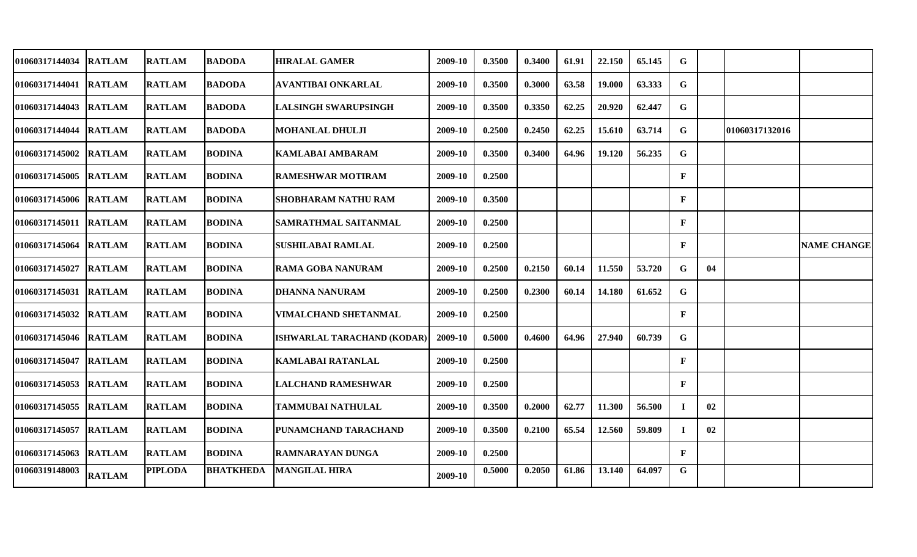| | | | | | | | | | | | | | | |
|---|---|---|---|---|---|---|---|---|---|---|---|---|---|---|
| 01060317144034 | RATLAM | RATLAM | BADODA | HIRALAL GAMER | 2009-10 | 0.3500 | 0.3400 | 61.91 | 22.150 | 65.145 | G | | | |
| 01060317144041 | RATLAM | RATLAM | BADODA | AVANTIBAI ONKARLAL | 2009-10 | 0.3500 | 0.3000 | 63.58 | 19.000 | 63.333 | G | | | |
| 01060317144043 | RATLAM | RATLAM | BADODA | LALSINGH SWARUPSINGH | 2009-10 | 0.3500 | 0.3350 | 62.25 | 20.920 | 62.447 | G | | | |
| 01060317144044 | RATLAM | RATLAM | BADODA | MOHANLAL DHULJI | 2009-10 | 0.2500 | 0.2450 | 62.25 | 15.610 | 63.714 | G | | 01060317132016 | |
| 01060317145002 | RATLAM | RATLAM | BODINA | KAMLABAI AMBARAM | 2009-10 | 0.3500 | 0.3400 | 64.96 | 19.120 | 56.235 | G | | | |
| 01060317145005 | RATLAM | RATLAM | BODINA | RAMESHWAR MOTIRAM | 2009-10 | 0.2500 | | | | | F | | | |
| 01060317145006 | RATLAM | RATLAM | BODINA | SHOBHARAM NATHU RAM | 2009-10 | 0.3500 | | | | | F | | | |
| 01060317145011 | RATLAM | RATLAM | BODINA | SAMRATHMAL SAITANMAL | 2009-10 | 0.2500 | | | | | F | | | |
| 01060317145064 | RATLAM | RATLAM | BODINA | SUSHILABAI RAMLAL | 2009-10 | 0.2500 | | | | | F | | | NAME CHANGE |
| 01060317145027 | RATLAM | RATLAM | BODINA | RAMA GOBA NANURAM | 2009-10 | 0.2500 | 0.2150 | 60.14 | 11.550 | 53.720 | G | 04 | | |
| 01060317145031 | RATLAM | RATLAM | BODINA | DHANNA NANURAM | 2009-10 | 0.2500 | 0.2300 | 60.14 | 14.180 | 61.652 | G | | | |
| 01060317145032 | RATLAM | RATLAM | BODINA | VIMALCHAND SHETANMAL | 2009-10 | 0.2500 | | | | | F | | | |
| 01060317145046 | RATLAM | RATLAM | BODINA | ISHWARLAL TARACHAND (KODAR) | 2009-10 | 0.5000 | 0.4600 | 64.96 | 27.940 | 60.739 | G | | | |
| 01060317145047 | RATLAM | RATLAM | BODINA | KAMLABAI RATANLAL | 2009-10 | 0.2500 | | | | | F | | | |
| 01060317145053 | RATLAM | RATLAM | BODINA | LALCHAND RAMESHWAR | 2009-10 | 0.2500 | | | | | F | | | |
| 01060317145055 | RATLAM | RATLAM | BODINA | TAMMUBAI NATHULAL | 2009-10 | 0.3500 | 0.2000 | 62.77 | 11.300 | 56.500 | I | 02 | | |
| 01060317145057 | RATLAM | RATLAM | BODINA | PUNAMCHAND TARACHAND | 2009-10 | 0.3500 | 0.2100 | 65.54 | 12.560 | 59.809 | I | 02 | | |
| 01060317145063 | RATLAM | RATLAM | BODINA | RAMNARAYAN DUNGA | 2009-10 | 0.2500 | | | | | F | | | |
| 01060319148003 | RATLAM | PIPLODA | BHATKHEDA | MANGILAL HIRA | 2009-10 | 0.5000 | 0.2050 | 61.86 | 13.140 | 64.097 | G | | | |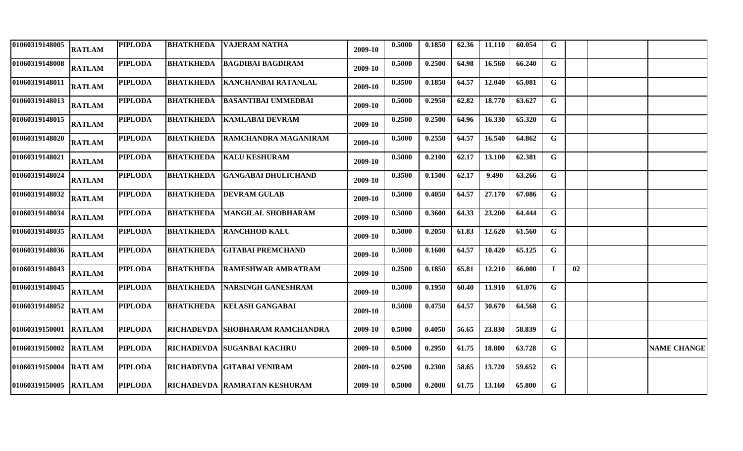| | | | | | | | | | | | | | | |
|---|---|---|---|---|---|---|---|---|---|---|---|---|---|---|
| 01060319148005 | RATLAM | PIPLODA | BHATKHEDA | VAJERAM NATHA | 2009-10 | 0.5000 | 0.1850 | 62.36 | 11.110 | 60.054 | G | | | |
| 01060319148008 | RATLAM | PIPLODA | BHATKHEDA | BAGDIBAI BAGDIRAM | 2009-10 | 0.5000 | 0.2500 | 64.98 | 16.560 | 66.240 | G | | | |
| 01060319148011 | RATLAM | PIPLODA | BHATKHEDA | KANCHANBAI RATANLAL | 2009-10 | 0.3500 | 0.1850 | 64.57 | 12.040 | 65.081 | G | | | |
| 01060319148013 | RATLAM | PIPLODA | BHATKHEDA | BASANTIBAI UMMEDBAI | 2009-10 | 0.5000 | 0.2950 | 62.82 | 18.770 | 63.627 | G | | | |
| 01060319148015 | RATLAM | PIPLODA | BHATKHEDA | KAMLABAI DEVRAM | 2009-10 | 0.2500 | 0.2500 | 64.96 | 16.330 | 65.320 | G | | | |
| 01060319148020 | RATLAM | PIPLODA | BHATKHEDA | RAMCHANDRA MAGANIRAM | 2009-10 | 0.5000 | 0.2550 | 64.57 | 16.540 | 64.862 | G | | | |
| 01060319148021 | RATLAM | PIPLODA | BHATKHEDA | KALU KESHURAM | 2009-10 | 0.5000 | 0.2100 | 62.17 | 13.100 | 62.381 | G | | | |
| 01060319148024 | RATLAM | PIPLODA | BHATKHEDA | GANGABAI DHULICHAND | 2009-10 | 0.3500 | 0.1500 | 62.17 | 9.490 | 63.266 | G | | | |
| 01060319148032 | RATLAM | PIPLODA | BHATKHEDA | DEVRAM GULAB | 2009-10 | 0.5000 | 0.4050 | 64.57 | 27.170 | 67.086 | G | | | |
| 01060319148034 | RATLAM | PIPLODA | BHATKHEDA | MANGILAL SHOBHARAM | 2009-10 | 0.5000 | 0.3600 | 64.33 | 23.200 | 64.444 | G | | | |
| 01060319148035 | RATLAM | PIPLODA | BHATKHEDA | RANCHHOD KALU | 2009-10 | 0.5000 | 0.2050 | 61.83 | 12.620 | 61.560 | G | | | |
| 01060319148036 | RATLAM | PIPLODA | BHATKHEDA | GITABAI PREMCHAND | 2009-10 | 0.5000 | 0.1600 | 64.57 | 10.420 | 65.125 | G | | | |
| 01060319148043 | RATLAM | PIPLODA | BHATKHEDA | RAMESHWAR AMRATRAM | 2009-10 | 0.2500 | 0.1850 | 65.81 | 12.210 | 66.000 | I | 02 | | |
| 01060319148045 | RATLAM | PIPLODA | BHATKHEDA | NARSINGH GANESHRAM | 2009-10 | 0.5000 | 0.1950 | 60.40 | 11.910 | 61.076 | G | | | |
| 01060319148052 | RATLAM | PIPLODA | BHATKHEDA | KELASH GANGABAI | 2009-10 | 0.5000 | 0.4750 | 64.57 | 30.670 | 64.568 | G | | | |
| 01060319150001 | RATLAM | PIPLODA | RICHADEVDA | SHOBHARAM RAMCHANDRA | 2009-10 | 0.5000 | 0.4050 | 56.65 | 23.830 | 58.839 | G | | | |
| 01060319150002 | RATLAM | PIPLODA | RICHADEVDA | SUGANBAI KACHRU | 2009-10 | 0.5000 | 0.2950 | 61.75 | 18.800 | 63.728 | G | | | NAME CHANGE |
| 01060319150004 | RATLAM | PIPLODA | RICHADEVDA | GITABAI VENIRAM | 2009-10 | 0.2500 | 0.2300 | 58.65 | 13.720 | 59.652 | G | | | |
| 01060319150005 | RATLAM | PIPLODA | RICHADEVDA | RAMRATAN KESHURAM | 2009-10 | 0.5000 | 0.2000 | 61.75 | 13.160 | 65.800 | G | | | |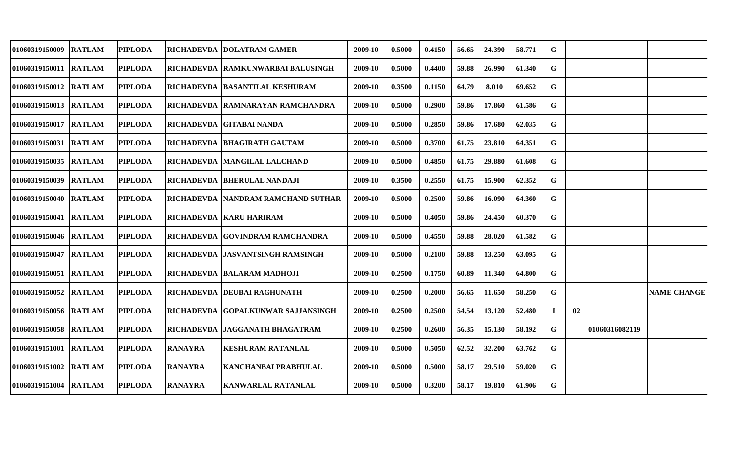| | | | | | | | | | | | | | | |
|---|---|---|---|---|---|---|---|---|---|---|---|---|---|---|
| 01060319150009 | RATLAM | PIPLODA | RICHADEVDA | DOLATRAM GAMER | 2009-10 | 0.5000 | 0.4150 | 56.65 | 24.390 | 58.771 | G | | | |
| 01060319150011 | RATLAM | PIPLODA | RICHADEVDA | RAMKUNWARBAI BALUSINGH | 2009-10 | 0.5000 | 0.4400 | 59.88 | 26.990 | 61.340 | G | | | |
| 01060319150012 | RATLAM | PIPLODA | RICHADEVDA | BASANTILAL KESHURAM | 2009-10 | 0.3500 | 0.1150 | 64.79 | 8.010 | 69.652 | G | | | |
| 01060319150013 | RATLAM | PIPLODA | RICHADEVDA | RAMNARAYAN RAMCHANDRA | 2009-10 | 0.5000 | 0.2900 | 59.86 | 17.860 | 61.586 | G | | | |
| 01060319150017 | RATLAM | PIPLODA | RICHADEVDA | GITABAI NANDA | 2009-10 | 0.5000 | 0.2850 | 59.86 | 17.680 | 62.035 | G | | | |
| 01060319150031 | RATLAM | PIPLODA | RICHADEVDA | BHAGIRATH GAUTAM | 2009-10 | 0.5000 | 0.3700 | 61.75 | 23.810 | 64.351 | G | | | |
| 01060319150035 | RATLAM | PIPLODA | RICHADEVDA | MANGILAL LALCHAND | 2009-10 | 0.5000 | 0.4850 | 61.75 | 29.880 | 61.608 | G | | | |
| 01060319150039 | RATLAM | PIPLODA | RICHADEVDA | BHERULAL NANDAJI | 2009-10 | 0.3500 | 0.2550 | 61.75 | 15.900 | 62.352 | G | | | |
| 01060319150040 | RATLAM | PIPLODA | RICHADEVDA | NANDRAM RAMCHAND SUTHAR | 2009-10 | 0.5000 | 0.2500 | 59.86 | 16.090 | 64.360 | G | | | |
| 01060319150041 | RATLAM | PIPLODA | RICHADEVDA | KARU HARIRAM | 2009-10 | 0.5000 | 0.4050 | 59.86 | 24.450 | 60.370 | G | | | |
| 01060319150046 | RATLAM | PIPLODA | RICHADEVDA | GOVINDRAM RAMCHANDRA | 2009-10 | 0.5000 | 0.4550 | 59.88 | 28.020 | 61.582 | G | | | |
| 01060319150047 | RATLAM | PIPLODA | RICHADEVDA | JASVANTSINGH RAMSINGH | 2009-10 | 0.5000 | 0.2100 | 59.88 | 13.250 | 63.095 | G | | | |
| 01060319150051 | RATLAM | PIPLODA | RICHADEVDA | BALARAM MADHOJI | 2009-10 | 0.2500 | 0.1750 | 60.89 | 11.340 | 64.800 | G | | | |
| 01060319150052 | RATLAM | PIPLODA | RICHADEVDA | DEUBAI RAGHUNATH | 2009-10 | 0.2500 | 0.2000 | 56.65 | 11.650 | 58.250 | G | | | NAME CHANGE |
| 01060319150056 | RATLAM | PIPLODA | RICHADEVDA | GOPALKUNWAR SAJJANSINGH | 2009-10 | 0.2500 | 0.2500 | 54.54 | 13.120 | 52.480 | I | 02 | | |
| 01060319150058 | RATLAM | PIPLODA | RICHADEVDA | JAGGANATH BHAGATRAM | 2009-10 | 0.2500 | 0.2600 | 56.35 | 15.130 | 58.192 | G | | 01060316082119 | |
| 01060319151001 | RATLAM | PIPLODA | RANAYRA | KESHURAM RATANLAL | 2009-10 | 0.5000 | 0.5050 | 62.52 | 32.200 | 63.762 | G | | | |
| 01060319151002 | RATLAM | PIPLODA | RANAYRA | KANCHANBAI PRABHULAL | 2009-10 | 0.5000 | 0.5000 | 58.17 | 29.510 | 59.020 | G | | | |
| 01060319151004 | RATLAM | PIPLODA | RANAYRA | KANWARLAL RATANLAL | 2009-10 | 0.5000 | 0.3200 | 58.17 | 19.810 | 61.906 | G | | | |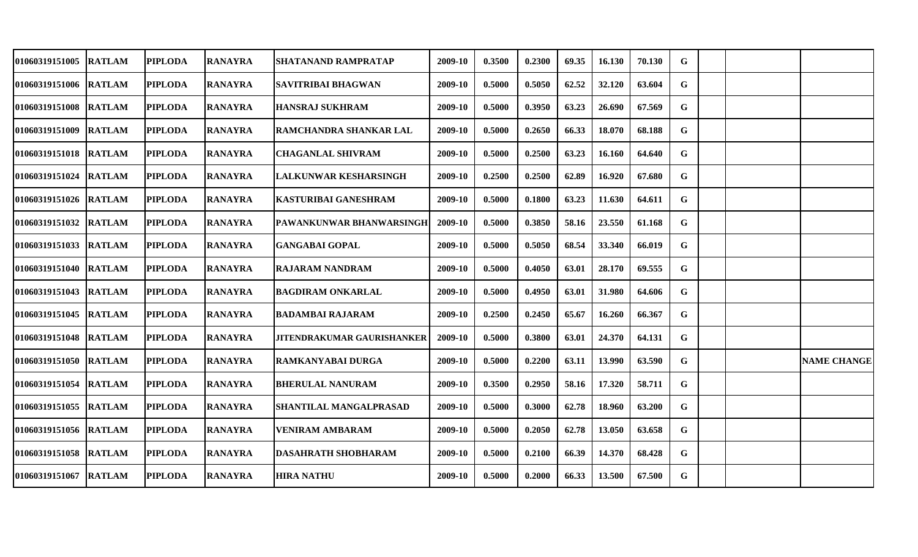| | | | | | | | | | | | | | | |
|---|---|---|---|---|---|---|---|---|---|---|---|---|---|---|
| 01060319151005 | RATLAM | PIPLODA | RANAYRA | SHATANAND RAMPRATAP | 2009-10 | 0.3500 | 0.2300 | 69.35 | 16.130 | 70.130 | G | | | |
| 01060319151006 | RATLAM | PIPLODA | RANAYRA | SAVITRIBAI BHAGWAN | 2009-10 | 0.5000 | 0.5050 | 62.52 | 32.120 | 63.604 | G | | | |
| 01060319151008 | RATLAM | PIPLODA | RANAYRA | HANSRAJ SUKHRAM | 2009-10 | 0.5000 | 0.3950 | 63.23 | 26.690 | 67.569 | G | | | |
| 01060319151009 | RATLAM | PIPLODA | RANAYRA | RAMCHANDRA SHANKAR LAL | 2009-10 | 0.5000 | 0.2650 | 66.33 | 18.070 | 68.188 | G | | | |
| 01060319151018 | RATLAM | PIPLODA | RANAYRA | CHAGANLAL SHIVRAM | 2009-10 | 0.5000 | 0.2500 | 63.23 | 16.160 | 64.640 | G | | | |
| 01060319151024 | RATLAM | PIPLODA | RANAYRA | LALKUNWAR KESHARSINGH | 2009-10 | 0.2500 | 0.2500 | 62.89 | 16.920 | 67.680 | G | | | |
| 01060319151026 | RATLAM | PIPLODA | RANAYRA | KASTURIBAI GANESHRAM | 2009-10 | 0.5000 | 0.1800 | 63.23 | 11.630 | 64.611 | G | | | |
| 01060319151032 | RATLAM | PIPLODA | RANAYRA | PAWANKUNWAR BHANWARSINGH | 2009-10 | 0.5000 | 0.3850 | 58.16 | 23.550 | 61.168 | G | | | |
| 01060319151033 | RATLAM | PIPLODA | RANAYRA | GANGABAI GOPAL | 2009-10 | 0.5000 | 0.5050 | 68.54 | 33.340 | 66.019 | G | | | |
| 01060319151040 | RATLAM | PIPLODA | RANAYRA | RAJARAM NANDRAM | 2009-10 | 0.5000 | 0.4050 | 63.01 | 28.170 | 69.555 | G | | | |
| 01060319151043 | RATLAM | PIPLODA | RANAYRA | BAGDIRAM ONKARLAL | 2009-10 | 0.5000 | 0.4950 | 63.01 | 31.980 | 64.606 | G | | | |
| 01060319151045 | RATLAM | PIPLODA | RANAYRA | BADAMBAI RAJARAM | 2009-10 | 0.2500 | 0.2450 | 65.67 | 16.260 | 66.367 | G | | | |
| 01060319151048 | RATLAM | PIPLODA | RANAYRA | JITENDRAKUMAR GAURISHANKER | 2009-10 | 0.5000 | 0.3800 | 63.01 | 24.370 | 64.131 | G | | | |
| 01060319151050 | RATLAM | PIPLODA | RANAYRA | RAMKANYABAI DURGA | 2009-10 | 0.5000 | 0.2200 | 63.11 | 13.990 | 63.590 | G | | | NAME CHANGE |
| 01060319151054 | RATLAM | PIPLODA | RANAYRA | BHERULAL NANURAM | 2009-10 | 0.3500 | 0.2950 | 58.16 | 17.320 | 58.711 | G | | | |
| 01060319151055 | RATLAM | PIPLODA | RANAYRA | SHANTILAL MANGALPRASAD | 2009-10 | 0.5000 | 0.3000 | 62.78 | 18.960 | 63.200 | G | | | |
| 01060319151056 | RATLAM | PIPLODA | RANAYRA | VENIRAM AMBARAM | 2009-10 | 0.5000 | 0.2050 | 62.78 | 13.050 | 63.658 | G | | | |
| 01060319151058 | RATLAM | PIPLODA | RANAYRA | DASAHRATH SHOBHARAM | 2009-10 | 0.5000 | 0.2100 | 66.39 | 14.370 | 68.428 | G | | | |
| 01060319151067 | RATLAM | PIPLODA | RANAYRA | HIRA NATHU | 2009-10 | 0.5000 | 0.2000 | 66.33 | 13.500 | 67.500 | G | | | |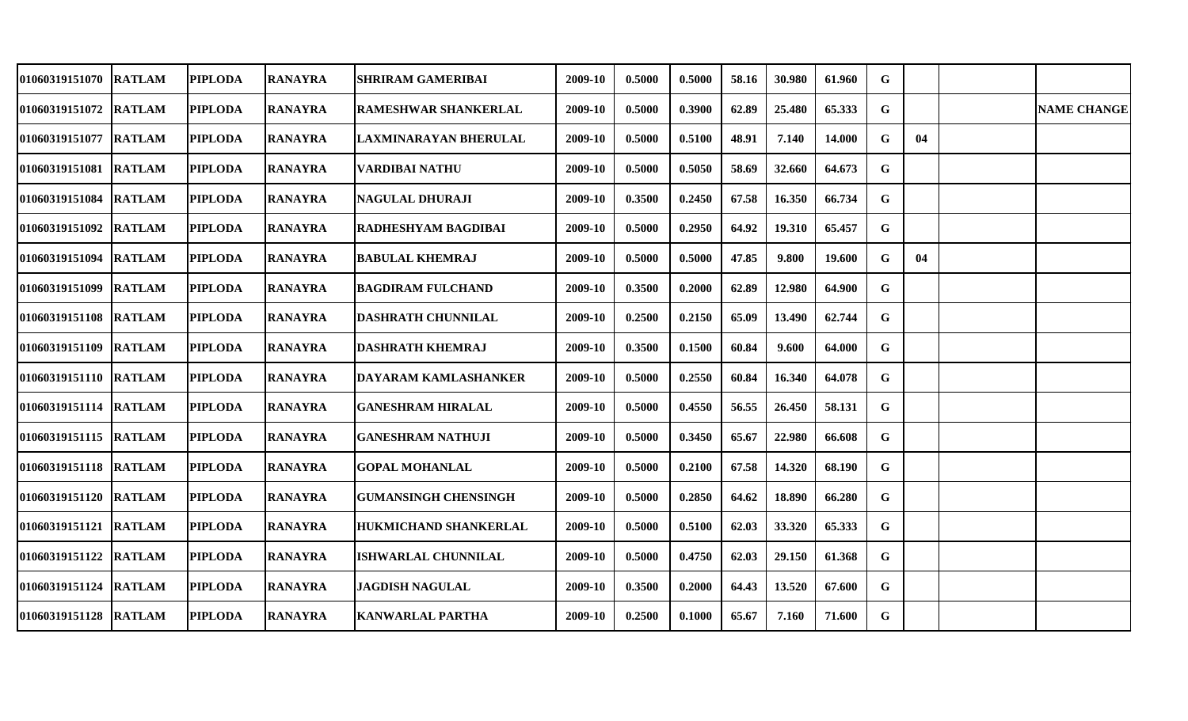| | | | | | | | | | | | | | | |
|---|---|---|---|---|---|---|---|---|---|---|---|---|---|---|
| 01060319151070 | RATLAM | PIPLODA | RANAYRA | SHRIRAM GAMERIBAI | 2009-10 | 0.5000 | 0.5000 | 58.16 | 30.980 | 61.960 | G | | | |
| 01060319151072 | RATLAM | PIPLODA | RANAYRA | RAMESHWAR SHANKERLAL | 2009-10 | 0.5000 | 0.3900 | 62.89 | 25.480 | 65.333 | G | | | NAME CHANGE |
| 01060319151077 | RATLAM | PIPLODA | RANAYRA | LAXMINARAYAN BHERULAL | 2009-10 | 0.5000 | 0.5100 | 48.91 | 7.140 | 14.000 | G | 04 | | |
| 01060319151081 | RATLAM | PIPLODA | RANAYRA | VARDIBAI NATHU | 2009-10 | 0.5000 | 0.5050 | 58.69 | 32.660 | 64.673 | G | | | |
| 01060319151084 | RATLAM | PIPLODA | RANAYRA | NAGULAL DHURAJI | 2009-10 | 0.3500 | 0.2450 | 67.58 | 16.350 | 66.734 | G | | | |
| 01060319151092 | RATLAM | PIPLODA | RANAYRA | RADHESHYAM BAGDIBAI | 2009-10 | 0.5000 | 0.2950 | 64.92 | 19.310 | 65.457 | G | | | |
| 01060319151094 | RATLAM | PIPLODA | RANAYRA | BABULAL KHEMRAJ | 2009-10 | 0.5000 | 0.5000 | 47.85 | 9.800 | 19.600 | G | 04 | | |
| 01060319151099 | RATLAM | PIPLODA | RANAYRA | BAGDIRAM FULCHAND | 2009-10 | 0.3500 | 0.2000 | 62.89 | 12.980 | 64.900 | G | | | |
| 01060319151108 | RATLAM | PIPLODA | RANAYRA | DASHRATH CHUNNILAL | 2009-10 | 0.2500 | 0.2150 | 65.09 | 13.490 | 62.744 | G | | | |
| 01060319151109 | RATLAM | PIPLODA | RANAYRA | DASHRATH KHEMRAJ | 2009-10 | 0.3500 | 0.1500 | 60.84 | 9.600 | 64.000 | G | | | |
| 01060319151110 | RATLAM | PIPLODA | RANAYRA | DAYARAM KAMLASHANKER | 2009-10 | 0.5000 | 0.2550 | 60.84 | 16.340 | 64.078 | G | | | |
| 01060319151114 | RATLAM | PIPLODA | RANAYRA | GANESHRAM HIRALAL | 2009-10 | 0.5000 | 0.4550 | 56.55 | 26.450 | 58.131 | G | | | |
| 01060319151115 | RATLAM | PIPLODA | RANAYRA | GANESHRAM NATHUJI | 2009-10 | 0.5000 | 0.3450 | 65.67 | 22.980 | 66.608 | G | | | |
| 01060319151118 | RATLAM | PIPLODA | RANAYRA | GOPAL MOHANLAL | 2009-10 | 0.5000 | 0.2100 | 67.58 | 14.320 | 68.190 | G | | | |
| 01060319151120 | RATLAM | PIPLODA | RANAYRA | GUMANSINGH CHENSINGH | 2009-10 | 0.5000 | 0.2850 | 64.62 | 18.890 | 66.280 | G | | | |
| 01060319151121 | RATLAM | PIPLODA | RANAYRA | HUKMICHAND SHANKERLAL | 2009-10 | 0.5000 | 0.5100 | 62.03 | 33.320 | 65.333 | G | | | |
| 01060319151122 | RATLAM | PIPLODA | RANAYRA | ISHWARLAL CHUNNILAL | 2009-10 | 0.5000 | 0.4750 | 62.03 | 29.150 | 61.368 | G | | | |
| 01060319151124 | RATLAM | PIPLODA | RANAYRA | JAGDISH NAGULAL | 2009-10 | 0.3500 | 0.2000 | 64.43 | 13.520 | 67.600 | G | | | |
| 01060319151128 | RATLAM | PIPLODA | RANAYRA | KANWARLAL PARTHA | 2009-10 | 0.2500 | 0.1000 | 65.67 | 7.160 | 71.600 | G | | | |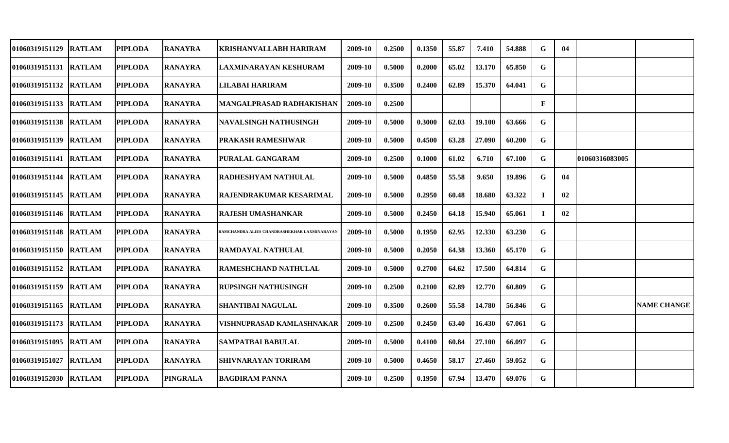| | | | | | | | | | | | | | | |
|---|---|---|---|---|---|---|---|---|---|---|---|---|---|---|
| 01060319151129 | RATLAM | PIPLODA | RANAYRA | KRISHANVALLABH HARIRAM | 2009-10 | 0.2500 | 0.1350 | 55.87 | 7.410 | 54.888 | G | 04 | | |
| 01060319151131 | RATLAM | PIPLODA | RANAYRA | LAXMINARAYAN KESHURAM | 2009-10 | 0.5000 | 0.2000 | 65.02 | 13.170 | 65.850 | G | | | |
| 01060319151132 | RATLAM | PIPLODA | RANAYRA | LILABAI HARIRAM | 2009-10 | 0.3500 | 0.2400 | 62.89 | 15.370 | 64.041 | G | | | |
| 01060319151133 | RATLAM | PIPLODA | RANAYRA | MANGALPRASAD RADHAKISHAN | 2009-10 | 0.2500 | | | | | F | | | |
| 01060319151138 | RATLAM | PIPLODA | RANAYRA | NAVALSINGH NATHUSINGH | 2009-10 | 0.5000 | 0.3000 | 62.03 | 19.100 | 63.666 | G | | | |
| 01060319151139 | RATLAM | PIPLODA | RANAYRA | PRAKASH RAMESHWAR | 2009-10 | 0.5000 | 0.4500 | 63.28 | 27.090 | 60.200 | G | | | |
| 01060319151141 | RATLAM | PIPLODA | RANAYRA | PURALAL GANGARAM | 2009-10 | 0.2500 | 0.1000 | 61.02 | 6.710 | 67.100 | G | | 01060316083005 | |
| 01060319151144 | RATLAM | PIPLODA | RANAYRA | RADHESHYAM NATHULAL | 2009-10 | 0.5000 | 0.4850 | 55.58 | 9.650 | 19.896 | G | 04 | | |
| 01060319151145 | RATLAM | PIPLODA | RANAYRA | RAJENDRAKUMAR KESARIMAL | 2009-10 | 0.5000 | 0.2950 | 60.48 | 18.680 | 63.322 | I | 02 | | |
| 01060319151146 | RATLAM | PIPLODA | RANAYRA | RAJESH UMASHANKAR | 2009-10 | 0.5000 | 0.2450 | 64.18 | 15.940 | 65.061 | I | 02 | | |
| 01060319151148 | RATLAM | PIPLODA | RANAYRA | RAMCHANDRA ALIES CHANDRASHEKHAR LAXMINARAYAN | 2009-10 | 0.5000 | 0.1950 | 62.95 | 12.330 | 63.230 | G | | | |
| 01060319151150 | RATLAM | PIPLODA | RANAYRA | RAMDAYAL NATHULAL | 2009-10 | 0.5000 | 0.2050 | 64.38 | 13.360 | 65.170 | G | | | |
| 01060319151152 | RATLAM | PIPLODA | RANAYRA | RAMESHCHAND NATHULAL | 2009-10 | 0.5000 | 0.2700 | 64.62 | 17.500 | 64.814 | G | | | |
| 01060319151159 | RATLAM | PIPLODA | RANAYRA | RUPSINGH NATHUSINGH | 2009-10 | 0.2500 | 0.2100 | 62.89 | 12.770 | 60.809 | G | | | |
| 01060319151165 | RATLAM | PIPLODA | RANAYRA | SHANTIBAI NAGULAL | 2009-10 | 0.3500 | 0.2600 | 55.58 | 14.780 | 56.846 | G | | | NAME CHANGE |
| 01060319151173 | RATLAM | PIPLODA | RANAYRA | VISHNUPRASAD KAMLASHNAKAR | 2009-10 | 0.2500 | 0.2450 | 63.40 | 16.430 | 67.061 | G | | | |
| 01060319151095 | RATLAM | PIPLODA | RANAYRA | SAMPATBAI BABULAL | 2009-10 | 0.5000 | 0.4100 | 60.84 | 27.100 | 66.097 | G | | | |
| 01060319151027 | RATLAM | PIPLODA | RANAYRA | SHIVNARAYAN TORIRAM | 2009-10 | 0.5000 | 0.4650 | 58.17 | 27.460 | 59.052 | G | | | |
| 01060319152030 | RATLAM | PIPLODA | PINGRALA | BAGDIRAM PANNA | 2009-10 | 0.2500 | 0.1950 | 67.94 | 13.470 | 69.076 | G | | | |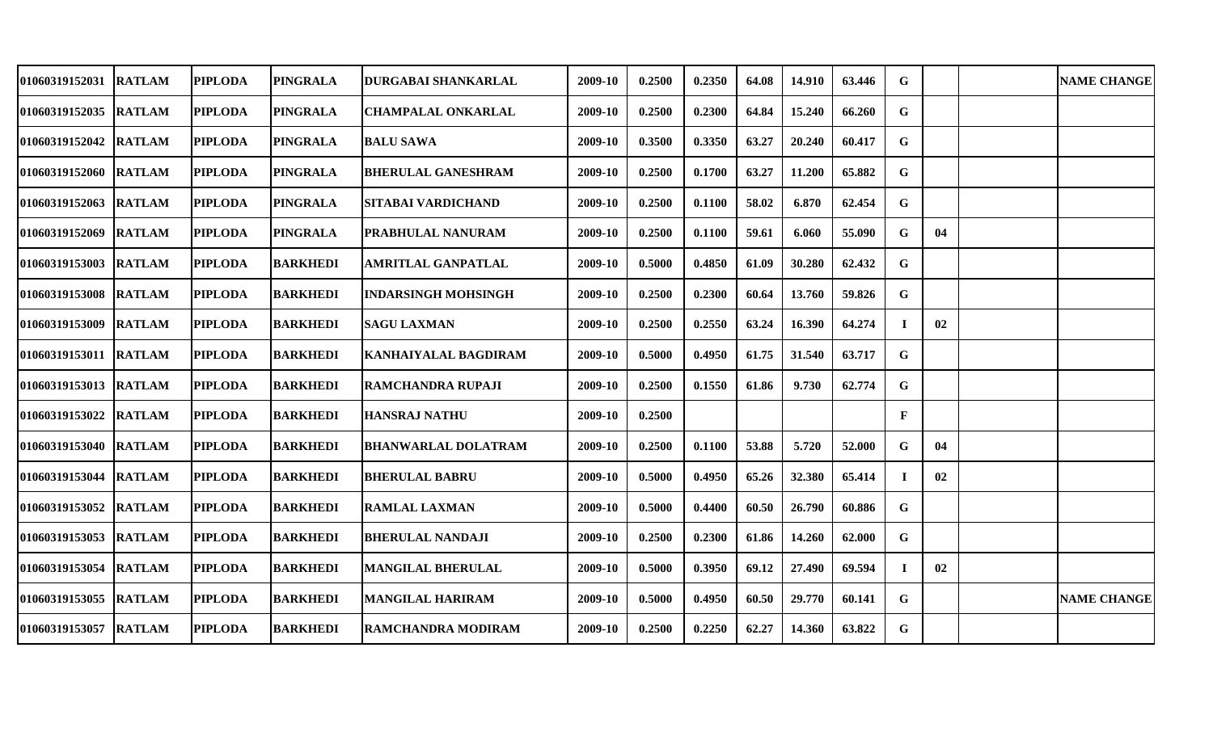| | | | | | | | | | | | | | | | |
|---|---|---|---|---|---|---|---|---|---|---|---|---|---|---|---|
| 01060319152031 | RATLAM | PIPLODA | PINGRALA | DURGABAI SHANKARLAL | 2009-10 | 0.2500 | 0.2350 | 64.08 | 14.910 | 63.446 | G | | | | NAME CHANGE |
| 01060319152035 | RATLAM | PIPLODA | PINGRALA | CHAMPALAL ONKARLAL | 2009-10 | 0.2500 | 0.2300 | 64.84 | 15.240 | 66.260 | G | | | | |
| 01060319152042 | RATLAM | PIPLODA | PINGRALA | BALU SAWA | 2009-10 | 0.3500 | 0.3350 | 63.27 | 20.240 | 60.417 | G | | | | |
| 01060319152060 | RATLAM | PIPLODA | PINGRALA | BHERULAL GANESHRAM | 2009-10 | 0.2500 | 0.1700 | 63.27 | 11.200 | 65.882 | G | | | | |
| 01060319152063 | RATLAM | PIPLODA | PINGRALA | SITABAI VARDICHAND | 2009-10 | 0.2500 | 0.1100 | 58.02 | 6.870 | 62.454 | G | | | | |
| 01060319152069 | RATLAM | PIPLODA | PINGRALA | PRABHULAL NANURAM | 2009-10 | 0.2500 | 0.1100 | 59.61 | 6.060 | 55.090 | G | 04 | | | |
| 01060319153003 | RATLAM | PIPLODA | BARKHEDI | AMRITLAL GANPATLAL | 2009-10 | 0.5000 | 0.4850 | 61.09 | 30.280 | 62.432 | G | | | | |
| 01060319153008 | RATLAM | PIPLODA | BARKHEDI | INDARSINGH MOHSINGH | 2009-10 | 0.2500 | 0.2300 | 60.64 | 13.760 | 59.826 | G | | | | |
| 01060319153009 | RATLAM | PIPLODA | BARKHEDI | SAGU LAXMAN | 2009-10 | 0.2500 | 0.2550 | 63.24 | 16.390 | 64.274 | I | 02 | | | |
| 01060319153011 | RATLAM | PIPLODA | BARKHEDI | KANHAIYALAL BAGDIRAM | 2009-10 | 0.5000 | 0.4950 | 61.75 | 31.540 | 63.717 | G | | | | |
| 01060319153013 | RATLAM | PIPLODA | BARKHEDI | RAMCHANDRA RUPAJI | 2009-10 | 0.2500 | 0.1550 | 61.86 | 9.730 | 62.774 | G | | | | |
| 01060319153022 | RATLAM | PIPLODA | BARKHEDI | HANSRAJ NATHU | 2009-10 | 0.2500 | | | | | F | | | | |
| 01060319153040 | RATLAM | PIPLODA | BARKHEDI | BHANWARLAL DOLATRAM | 2009-10 | 0.2500 | 0.1100 | 53.88 | 5.720 | 52.000 | G | 04 | | | |
| 01060319153044 | RATLAM | PIPLODA | BARKHEDI | BHERULAL BABRU | 2009-10 | 0.5000 | 0.4950 | 65.26 | 32.380 | 65.414 | I | 02 | | | |
| 01060319153052 | RATLAM | PIPLODA | BARKHEDI | RAMLAL LAXMAN | 2009-10 | 0.5000 | 0.4400 | 60.50 | 26.790 | 60.886 | G | | | | |
| 01060319153053 | RATLAM | PIPLODA | BARKHEDI | BHERULAL NANDAJI | 2009-10 | 0.2500 | 0.2300 | 61.86 | 14.260 | 62.000 | G | | | | |
| 01060319153054 | RATLAM | PIPLODA | BARKHEDI | MANGILAL BHERULAL | 2009-10 | 0.5000 | 0.3950 | 69.12 | 27.490 | 69.594 | I | 02 | | | |
| 01060319153055 | RATLAM | PIPLODA | BARKHEDI | MANGILAL HARIRAM | 2009-10 | 0.5000 | 0.4950 | 60.50 | 29.770 | 60.141 | G | | | | NAME CHANGE |
| 01060319153057 | RATLAM | PIPLODA | BARKHEDI | RAMCHANDRA MODIRAM | 2009-10 | 0.2500 | 0.2250 | 62.27 | 14.360 | 63.822 | G | | | | |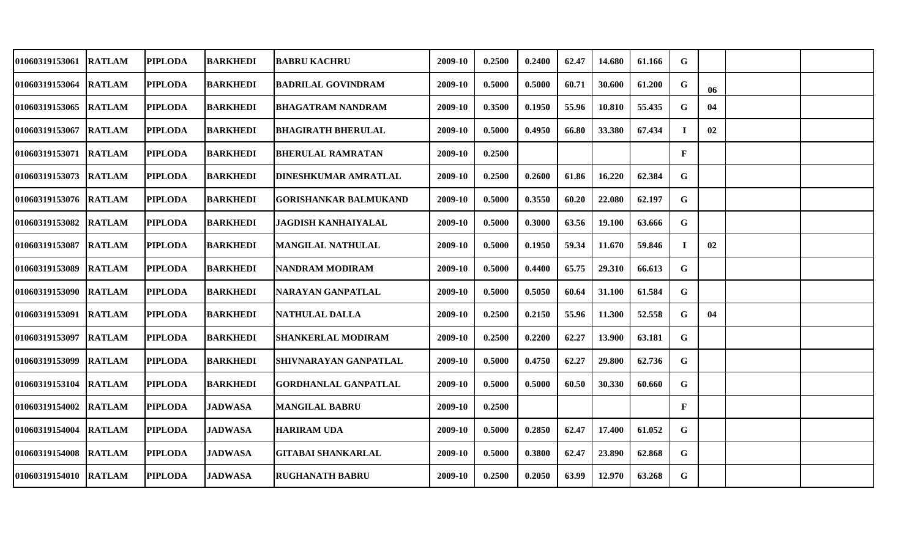| | | | | | | | | | | | | | | |
|---|---|---|---|---|---|---|---|---|---|---|---|---|---|---|
| 01060319153061 | RATLAM | PIPLODA | BARKHEDI | BABRU KACHRU | 2009-10 | 0.2500 | 0.2400 | 62.47 | 14.680 | 61.166 | G | | | |
| 01060319153064 | RATLAM | PIPLODA | BARKHEDI | BADRILAL GOVINDRAM | 2009-10 | 0.5000 | 0.5000 | 60.71 | 30.600 | 61.200 | G | 06 | | |
| 01060319153065 | RATLAM | PIPLODA | BARKHEDI | BHAGATRAM NANDRAM | 2009-10 | 0.3500 | 0.1950 | 55.96 | 10.810 | 55.435 | G | 04 | | |
| 01060319153067 | RATLAM | PIPLODA | BARKHEDI | BHAGIRATH BHERULAL | 2009-10 | 0.5000 | 0.4950 | 66.80 | 33.380 | 67.434 | I | 02 | | |
| 01060319153071 | RATLAM | PIPLODA | BARKHEDI | BHERULAL RAMRATAN | 2009-10 | 0.2500 | | | | | F | | | |
| 01060319153073 | RATLAM | PIPLODA | BARKHEDI | DINESHKUMAR AMRATLAL | 2009-10 | 0.2500 | 0.2600 | 61.86 | 16.220 | 62.384 | G | | | |
| 01060319153076 | RATLAM | PIPLODA | BARKHEDI | GORISHANKAR BALMUKAND | 2009-10 | 0.5000 | 0.3550 | 60.20 | 22.080 | 62.197 | G | | | |
| 01060319153082 | RATLAM | PIPLODA | BARKHEDI | JAGDISH KANHAIYALAL | 2009-10 | 0.5000 | 0.3000 | 63.56 | 19.100 | 63.666 | G | | | |
| 01060319153087 | RATLAM | PIPLODA | BARKHEDI | MANGILAL NATHULAL | 2009-10 | 0.5000 | 0.1950 | 59.34 | 11.670 | 59.846 | I | 02 | | |
| 01060319153089 | RATLAM | PIPLODA | BARKHEDI | NANDRAM MODIRAM | 2009-10 | 0.5000 | 0.4400 | 65.75 | 29.310 | 66.613 | G | | | |
| 01060319153090 | RATLAM | PIPLODA | BARKHEDI | NARAYAN GANPATLAL | 2009-10 | 0.5000 | 0.5050 | 60.64 | 31.100 | 61.584 | G | | | |
| 01060319153091 | RATLAM | PIPLODA | BARKHEDI | NATHULAL DALLA | 2009-10 | 0.2500 | 0.2150 | 55.96 | 11.300 | 52.558 | G | 04 | | |
| 01060319153097 | RATLAM | PIPLODA | BARKHEDI | SHANKERLAL MODIRAM | 2009-10 | 0.2500 | 0.2200 | 62.27 | 13.900 | 63.181 | G | | | |
| 01060319153099 | RATLAM | PIPLODA | BARKHEDI | SHIVNARAYAN GANPATLAL | 2009-10 | 0.5000 | 0.4750 | 62.27 | 29.800 | 62.736 | G | | | |
| 01060319153104 | RATLAM | PIPLODA | BARKHEDI | GORDHANLAL GANPATLAL | 2009-10 | 0.5000 | 0.5000 | 60.50 | 30.330 | 60.660 | G | | | |
| 01060319154002 | RATLAM | PIPLODA | JADWASA | MANGILAL BABRU | 2009-10 | 0.2500 | | | | | F | | | |
| 01060319154004 | RATLAM | PIPLODA | JADWASA | HARIRAM UDA | 2009-10 | 0.5000 | 0.2850 | 62.47 | 17.400 | 61.052 | G | | | |
| 01060319154008 | RATLAM | PIPLODA | JADWASA | GITABAI SHANKARLAL | 2009-10 | 0.5000 | 0.3800 | 62.47 | 23.890 | 62.868 | G | | | |
| 01060319154010 | RATLAM | PIPLODA | JADWASA | RUGHANATH BABRU | 2009-10 | 0.2500 | 0.2050 | 63.99 | 12.970 | 63.268 | G | | | |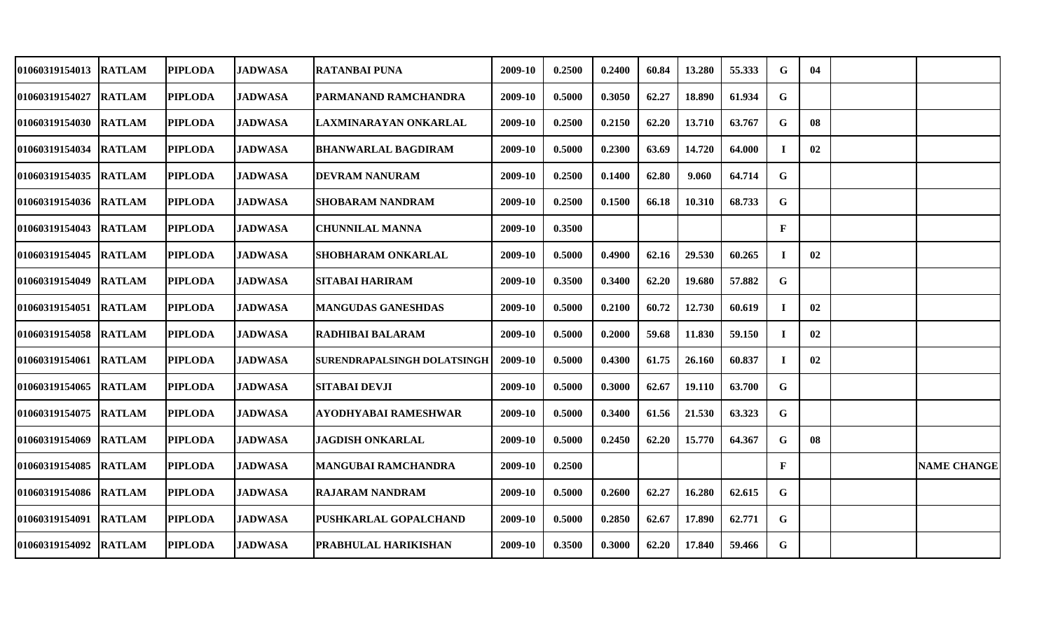| | | | | | | | | | | | | | | |
|---|---|---|---|---|---|---|---|---|---|---|---|---|---|---|
| 01060319154013 | RATLAM | PIPLODA | JADWASA | RATANBAI PUNA | 2009-10 | 0.2500 | 0.2400 | 60.84 | 13.280 | 55.333 | G | 04 | | |
| 01060319154027 | RATLAM | PIPLODA | JADWASA | PARMANAND RAMCHANDRA | 2009-10 | 0.5000 | 0.3050 | 62.27 | 18.890 | 61.934 | G | | | |
| 01060319154030 | RATLAM | PIPLODA | JADWASA | LAXMINARAYAN ONKARLAL | 2009-10 | 0.2500 | 0.2150 | 62.20 | 13.710 | 63.767 | G | 08 | | |
| 01060319154034 | RATLAM | PIPLODA | JADWASA | BHANWARLAL BAGDIRAM | 2009-10 | 0.5000 | 0.2300 | 63.69 | 14.720 | 64.000 | I | 02 | | |
| 01060319154035 | RATLAM | PIPLODA | JADWASA | DEVRAM NANURAM | 2009-10 | 0.2500 | 0.1400 | 62.80 | 9.060 | 64.714 | G | | | |
| 01060319154036 | RATLAM | PIPLODA | JADWASA | SHOBARAM NANDRAM | 2009-10 | 0.2500 | 0.1500 | 66.18 | 10.310 | 68.733 | G | | | |
| 01060319154043 | RATLAM | PIPLODA | JADWASA | CHUNNILAL MANNA | 2009-10 | 0.3500 | | | | | F | | | |
| 01060319154045 | RATLAM | PIPLODA | JADWASA | SHOBHARAM ONKARLAL | 2009-10 | 0.5000 | 0.4900 | 62.16 | 29.530 | 60.265 | I | 02 | | |
| 01060319154049 | RATLAM | PIPLODA | JADWASA | SITABAI HARIRAM | 2009-10 | 0.3500 | 0.3400 | 62.20 | 19.680 | 57.882 | G | | | |
| 01060319154051 | RATLAM | PIPLODA | JADWASA | MANGUDAS GANESHDAS | 2009-10 | 0.5000 | 0.2100 | 60.72 | 12.730 | 60.619 | I | 02 | | |
| 01060319154058 | RATLAM | PIPLODA | JADWASA | RADHIBAI BALARAM | 2009-10 | 0.5000 | 0.2000 | 59.68 | 11.830 | 59.150 | I | 02 | | |
| 01060319154061 | RATLAM | PIPLODA | JADWASA | SURENDRAPALSINGH DOLATSINGH | 2009-10 | 0.5000 | 0.4300 | 61.75 | 26.160 | 60.837 | I | 02 | | |
| 01060319154065 | RATLAM | PIPLODA | JADWASA | SITABAI DEVJI | 2009-10 | 0.5000 | 0.3000 | 62.67 | 19.110 | 63.700 | G | | | |
| 01060319154075 | RATLAM | PIPLODA | JADWASA | AYODHYABAI RAMESHWAR | 2009-10 | 0.5000 | 0.3400 | 61.56 | 21.530 | 63.323 | G | | | |
| 01060319154069 | RATLAM | PIPLODA | JADWASA | JAGDISH ONKARLAL | 2009-10 | 0.5000 | 0.2450 | 62.20 | 15.770 | 64.367 | G | 08 | | |
| 01060319154085 | RATLAM | PIPLODA | JADWASA | MANGUBAI RAMCHANDRA | 2009-10 | 0.2500 | | | | | F | | | NAME CHANGE |
| 01060319154086 | RATLAM | PIPLODA | JADWASA | RAJARAM NANDRAM | 2009-10 | 0.5000 | 0.2600 | 62.27 | 16.280 | 62.615 | G | | | |
| 01060319154091 | RATLAM | PIPLODA | JADWASA | PUSHKARLAL GOPALCHAND | 2009-10 | 0.5000 | 0.2850 | 62.67 | 17.890 | 62.771 | G | | | |
| 01060319154092 | RATLAM | PIPLODA | JADWASA | PRABHULAL HARIKISHAN | 2009-10 | 0.3500 | 0.3000 | 62.20 | 17.840 | 59.466 | G | | | |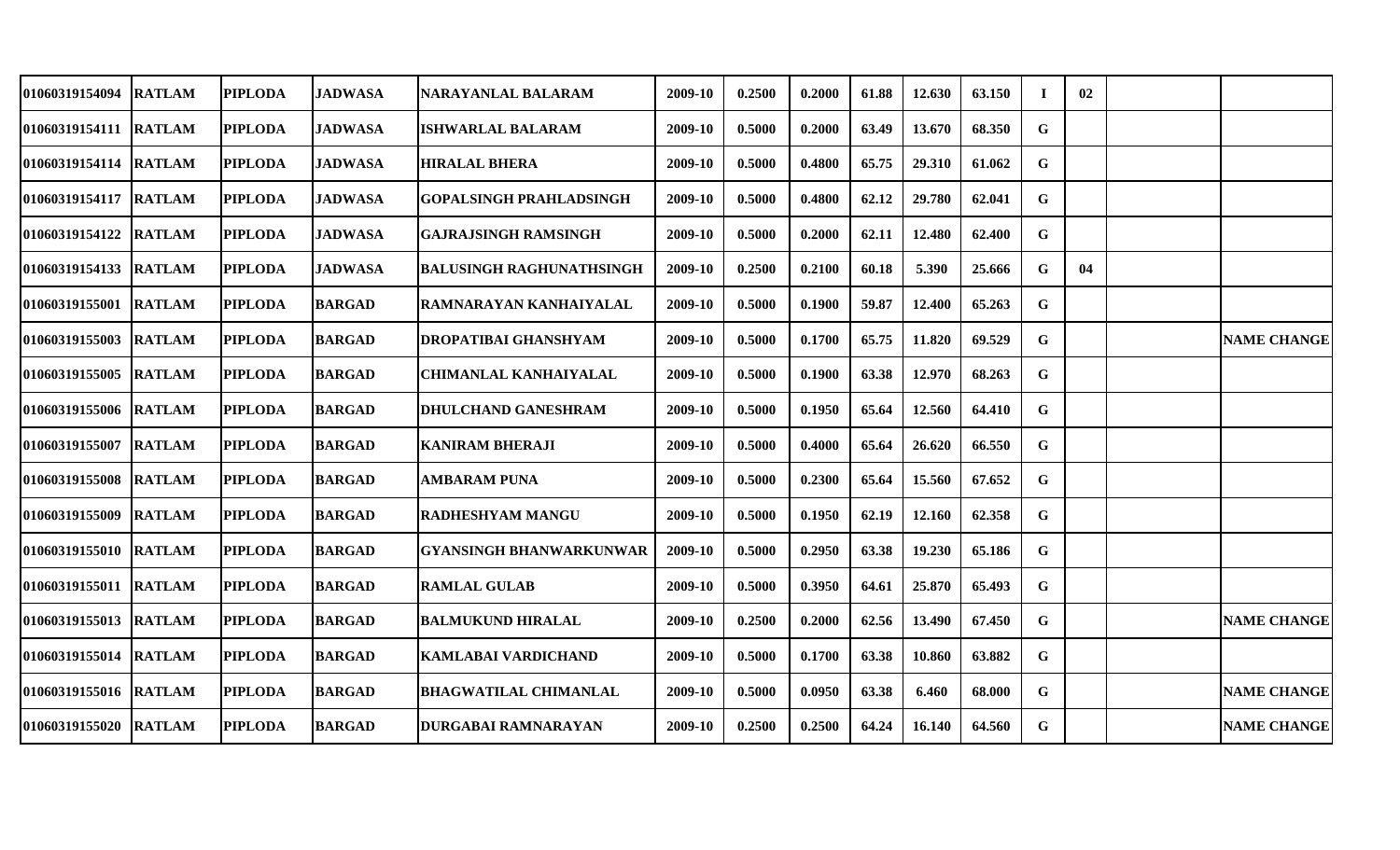| | | | | | | | | | | | | | | |
|---|---|---|---|---|---|---|---|---|---|---|---|---|---|---|
| 01060319154094 | RATLAM | PIPLODA | JADWASA | NARAYANLAL BALARAM | 2009-10 | 0.2500 | 0.2000 | 61.88 | 12.630 | 63.150 | I | 02 | | |
| 01060319154111 | RATLAM | PIPLODA | JADWASA | ISHWARLAL BALARAM | 2009-10 | 0.5000 | 0.2000 | 63.49 | 13.670 | 68.350 | G | | | |
| 01060319154114 | RATLAM | PIPLODA | JADWASA | HIRALAL BHERA | 2009-10 | 0.5000 | 0.4800 | 65.75 | 29.310 | 61.062 | G | | | |
| 01060319154117 | RATLAM | PIPLODA | JADWASA | GOPALSINGH PRAHLADSINGH | 2009-10 | 0.5000 | 0.4800 | 62.12 | 29.780 | 62.041 | G | | | |
| 01060319154122 | RATLAM | PIPLODA | JADWASA | GAJRAJSINGH RAMSINGH | 2009-10 | 0.5000 | 0.2000 | 62.11 | 12.480 | 62.400 | G | | | |
| 01060319154133 | RATLAM | PIPLODA | JADWASA | BALUSINGH RAGHUNATHSINGH | 2009-10 | 0.2500 | 0.2100 | 60.18 | 5.390 | 25.666 | G | 04 | | |
| 01060319155001 | RATLAM | PIPLODA | BARGAD | RAMNARAYAN KANHAIYALAL | 2009-10 | 0.5000 | 0.1900 | 59.87 | 12.400 | 65.263 | G | | | |
| 01060319155003 | RATLAM | PIPLODA | BARGAD | DROPATIBAI GHANSHYAM | 2009-10 | 0.5000 | 0.1700 | 65.75 | 11.820 | 69.529 | G | | | NAME CHANGE |
| 01060319155005 | RATLAM | PIPLODA | BARGAD | CHIMANLAL KANHAIYALAL | 2009-10 | 0.5000 | 0.1900 | 63.38 | 12.970 | 68.263 | G | | | |
| 01060319155006 | RATLAM | PIPLODA | BARGAD | DHULCHAND GANESHRAM | 2009-10 | 0.5000 | 0.1950 | 65.64 | 12.560 | 64.410 | G | | | |
| 01060319155007 | RATLAM | PIPLODA | BARGAD | KANIRAM BHERAJI | 2009-10 | 0.5000 | 0.4000 | 65.64 | 26.620 | 66.550 | G | | | |
| 01060319155008 | RATLAM | PIPLODA | BARGAD | AMBARAM PUNA | 2009-10 | 0.5000 | 0.2300 | 65.64 | 15.560 | 67.652 | G | | | |
| 01060319155009 | RATLAM | PIPLODA | BARGAD | RADHESHYAM MANGU | 2009-10 | 0.5000 | 0.1950 | 62.19 | 12.160 | 62.358 | G | | | |
| 01060319155010 | RATLAM | PIPLODA | BARGAD | GYANSINGH BHANWARKUNWAR | 2009-10 | 0.5000 | 0.2950 | 63.38 | 19.230 | 65.186 | G | | | |
| 01060319155011 | RATLAM | PIPLODA | BARGAD | RAMLAL GULAB | 2009-10 | 0.5000 | 0.3950 | 64.61 | 25.870 | 65.493 | G | | | |
| 01060319155013 | RATLAM | PIPLODA | BARGAD | BALMUKUND HIRALAL | 2009-10 | 0.2500 | 0.2000 | 62.56 | 13.490 | 67.450 | G | | | NAME CHANGE |
| 01060319155014 | RATLAM | PIPLODA | BARGAD | KAMLABAI VARDICHAND | 2009-10 | 0.5000 | 0.1700 | 63.38 | 10.860 | 63.882 | G | | | |
| 01060319155016 | RATLAM | PIPLODA | BARGAD | BHAGWATILAL CHIMANLAL | 2009-10 | 0.5000 | 0.0950 | 63.38 | 6.460 | 68.000 | G | | | NAME CHANGE |
| 01060319155020 | RATLAM | PIPLODA | BARGAD | DURGABAI RAMNARAYAN | 2009-10 | 0.2500 | 0.2500 | 64.24 | 16.140 | 64.560 | G | | | NAME CHANGE |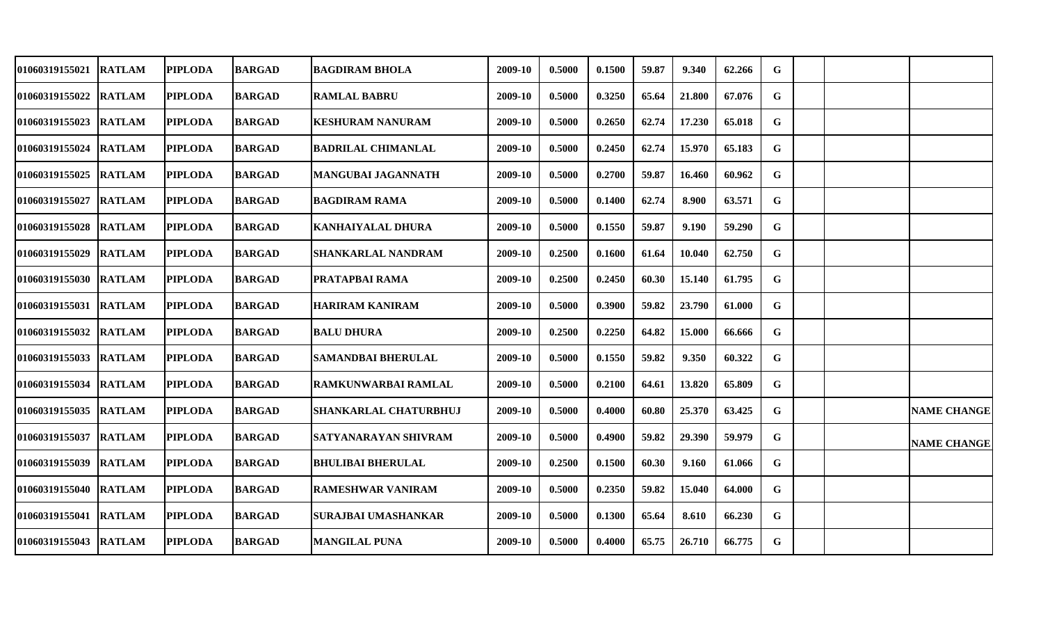| | | | | | | | | | | | | | | | |
|---|---|---|---|---|---|---|---|---|---|---|---|---|---|---|---|
| 01060319155021 | RATLAM | PIPLODA | BARGAD | BAGDIRAM BHOLA | 2009-10 | 0.5000 | 0.1500 | 59.87 | 9.340 | 62.266 | G | | | |
| 01060319155022 | RATLAM | PIPLODA | BARGAD | RAMLAL BABRU | 2009-10 | 0.5000 | 0.3250 | 65.64 | 21.800 | 67.076 | G | | | |
| 01060319155023 | RATLAM | PIPLODA | BARGAD | KESHURAM NANURAM | 2009-10 | 0.5000 | 0.2650 | 62.74 | 17.230 | 65.018 | G | | | |
| 01060319155024 | RATLAM | PIPLODA | BARGAD | BADRILAL CHIMANLAL | 2009-10 | 0.5000 | 0.2450 | 62.74 | 15.970 | 65.183 | G | | | |
| 01060319155025 | RATLAM | PIPLODA | BARGAD | MANGUBAI JAGANNATH | 2009-10 | 0.5000 | 0.2700 | 59.87 | 16.460 | 60.962 | G | | | |
| 01060319155027 | RATLAM | PIPLODA | BARGAD | BAGDIRAM RAMA | 2009-10 | 0.5000 | 0.1400 | 62.74 | 8.900 | 63.571 | G | | | |
| 01060319155028 | RATLAM | PIPLODA | BARGAD | KANHAIYALAL DHURA | 2009-10 | 0.5000 | 0.1550 | 59.87 | 9.190 | 59.290 | G | | | |
| 01060319155029 | RATLAM | PIPLODA | BARGAD | SHANKARLAL NANDRAM | 2009-10 | 0.2500 | 0.1600 | 61.64 | 10.040 | 62.750 | G | | | |
| 01060319155030 | RATLAM | PIPLODA | BARGAD | PRATAPBAI RAMA | 2009-10 | 0.2500 | 0.2450 | 60.30 | 15.140 | 61.795 | G | | | |
| 01060319155031 | RATLAM | PIPLODA | BARGAD | HARIRAM KANIRAM | 2009-10 | 0.5000 | 0.3900 | 59.82 | 23.790 | 61.000 | G | | | |
| 01060319155032 | RATLAM | PIPLODA | BARGAD | BALU DHURA | 2009-10 | 0.2500 | 0.2250 | 64.82 | 15.000 | 66.666 | G | | | |
| 01060319155033 | RATLAM | PIPLODA | BARGAD | SAMANDBAI BHERULAL | 2009-10 | 0.5000 | 0.1550 | 59.82 | 9.350 | 60.322 | G | | | |
| 01060319155034 | RATLAM | PIPLODA | BARGAD | RAMKUNWARBAI RAMLAL | 2009-10 | 0.5000 | 0.2100 | 64.61 | 13.820 | 65.809 | G | | | |
| 01060319155035 | RATLAM | PIPLODA | BARGAD | SHANKARLAL CHATURBHUJ | 2009-10 | 0.5000 | 0.4000 | 60.80 | 25.370 | 63.425 | G | | | NAME CHANGE |
| 01060319155037 | RATLAM | PIPLODA | BARGAD | SATYANARAYAN SHIVRAM | 2009-10 | 0.5000 | 0.4900 | 59.82 | 29.390 | 59.979 | G | | | NAME CHANGE |
| 01060319155039 | RATLAM | PIPLODA | BARGAD | BHULIBAI BHERULAL | 2009-10 | 0.2500 | 0.1500 | 60.30 | 9.160 | 61.066 | G | | | |
| 01060319155040 | RATLAM | PIPLODA | BARGAD | RAMESHWAR VANIRAM | 2009-10 | 0.5000 | 0.2350 | 59.82 | 15.040 | 64.000 | G | | | |
| 01060319155041 | RATLAM | PIPLODA | BARGAD | SURAJBAI UMASHANKAR | 2009-10 | 0.5000 | 0.1300 | 65.64 | 8.610 | 66.230 | G | | | |
| 01060319155043 | RATLAM | PIPLODA | BARGAD | MANGILAL PUNA | 2009-10 | 0.5000 | 0.4000 | 65.75 | 26.710 | 66.775 | G | | | |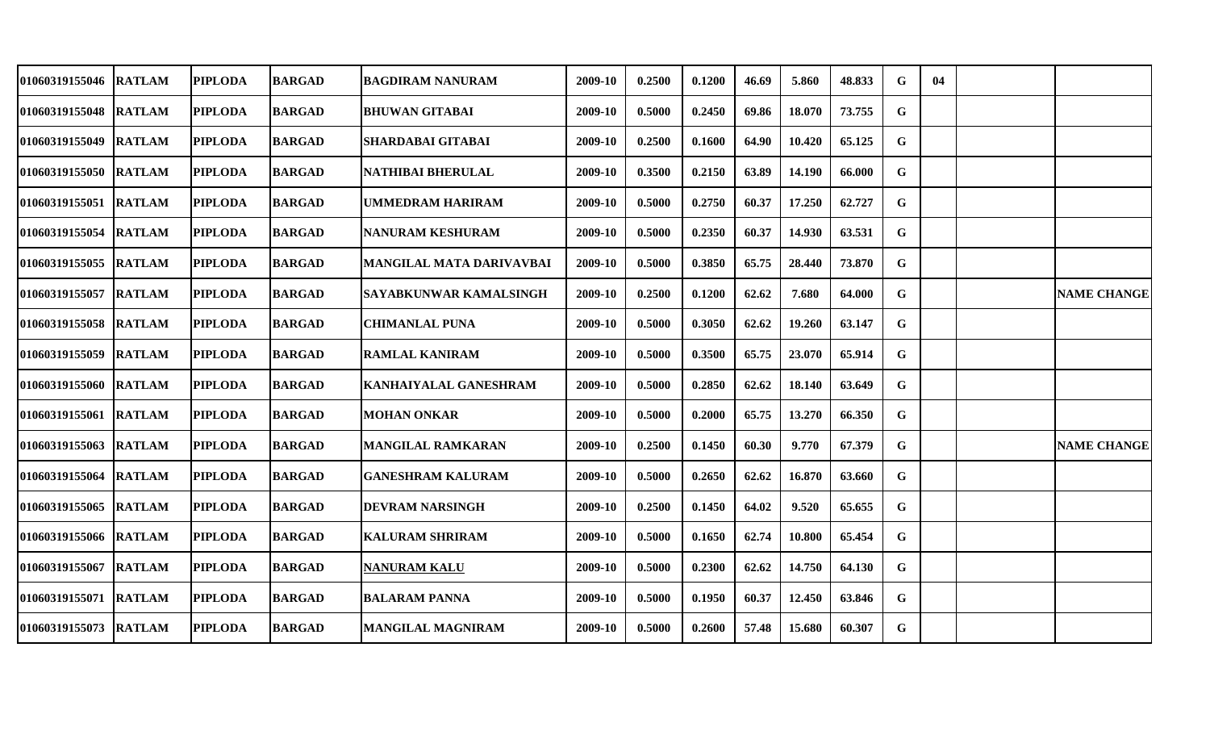| | | | | | | | | | | | | | | |
|---|---|---|---|---|---|---|---|---|---|---|---|---|---|---|
| 01060319155046 | RATLAM | PIPLODA | BARGAD | BAGDIRAM NANURAM | 2009-10 | 0.2500 | 0.1200 | 46.69 | 5.860 | 48.833 | G | 04 | | |
| 01060319155048 | RATLAM | PIPLODA | BARGAD | BHUWAN GITABAI | 2009-10 | 0.5000 | 0.2450 | 69.86 | 18.070 | 73.755 | G | | | |
| 01060319155049 | RATLAM | PIPLODA | BARGAD | SHARDABAI GITABAI | 2009-10 | 0.2500 | 0.1600 | 64.90 | 10.420 | 65.125 | G | | | |
| 01060319155050 | RATLAM | PIPLODA | BARGAD | NATHIBAI BHERULAL | 2009-10 | 0.3500 | 0.2150 | 63.89 | 14.190 | 66.000 | G | | | |
| 01060319155051 | RATLAM | PIPLODA | BARGAD | UMMEDRAM HARIRAM | 2009-10 | 0.5000 | 0.2750 | 60.37 | 17.250 | 62.727 | G | | | |
| 01060319155054 | RATLAM | PIPLODA | BARGAD | NANURAM KESHURAM | 2009-10 | 0.5000 | 0.2350 | 60.37 | 14.930 | 63.531 | G | | | |
| 01060319155055 | RATLAM | PIPLODA | BARGAD | MANGILAL MATA DARIVAVBAI | 2009-10 | 0.5000 | 0.3850 | 65.75 | 28.440 | 73.870 | G | | | |
| 01060319155057 | RATLAM | PIPLODA | BARGAD | SAYABKUNWAR KAMALSINGH | 2009-10 | 0.2500 | 0.1200 | 62.62 | 7.680 | 64.000 | G | | | NAME CHANGE |
| 01060319155058 | RATLAM | PIPLODA | BARGAD | CHIMANLAL PUNA | 2009-10 | 0.5000 | 0.3050 | 62.62 | 19.260 | 63.147 | G | | | |
| 01060319155059 | RATLAM | PIPLODA | BARGAD | RAMLAL KANIRAM | 2009-10 | 0.5000 | 0.3500 | 65.75 | 23.070 | 65.914 | G | | | |
| 01060319155060 | RATLAM | PIPLODA | BARGAD | KANHAIYALAL GANESHRAM | 2009-10 | 0.5000 | 0.2850 | 62.62 | 18.140 | 63.649 | G | | | |
| 01060319155061 | RATLAM | PIPLODA | BARGAD | MOHAN ONKAR | 2009-10 | 0.5000 | 0.2000 | 65.75 | 13.270 | 66.350 | G | | | |
| 01060319155063 | RATLAM | PIPLODA | BARGAD | MANGILAL RAMKARAN | 2009-10 | 0.2500 | 0.1450 | 60.30 | 9.770 | 67.379 | G | | | NAME CHANGE |
| 01060319155064 | RATLAM | PIPLODA | BARGAD | GANESHRAM KALURAM | 2009-10 | 0.5000 | 0.2650 | 62.62 | 16.870 | 63.660 | G | | | |
| 01060319155065 | RATLAM | PIPLODA | BARGAD | DEVRAM NARSINGH | 2009-10 | 0.2500 | 0.1450 | 64.02 | 9.520 | 65.655 | G | | | |
| 01060319155066 | RATLAM | PIPLODA | BARGAD | KALURAM SHRIRAM | 2009-10 | 0.5000 | 0.1650 | 62.74 | 10.800 | 65.454 | G | | | |
| 01060319155067 | RATLAM | PIPLODA | BARGAD | NANURAM KALU | 2009-10 | 0.5000 | 0.2300 | 62.62 | 14.750 | 64.130 | G | | | |
| 01060319155071 | RATLAM | PIPLODA | BARGAD | BALARAM PANNA | 2009-10 | 0.5000 | 0.1950 | 60.37 | 12.450 | 63.846 | G | | | |
| 01060319155073 | RATLAM | PIPLODA | BARGAD | MANGILAL MAGNIRAM | 2009-10 | 0.5000 | 0.2600 | 57.48 | 15.680 | 60.307 | G | | | |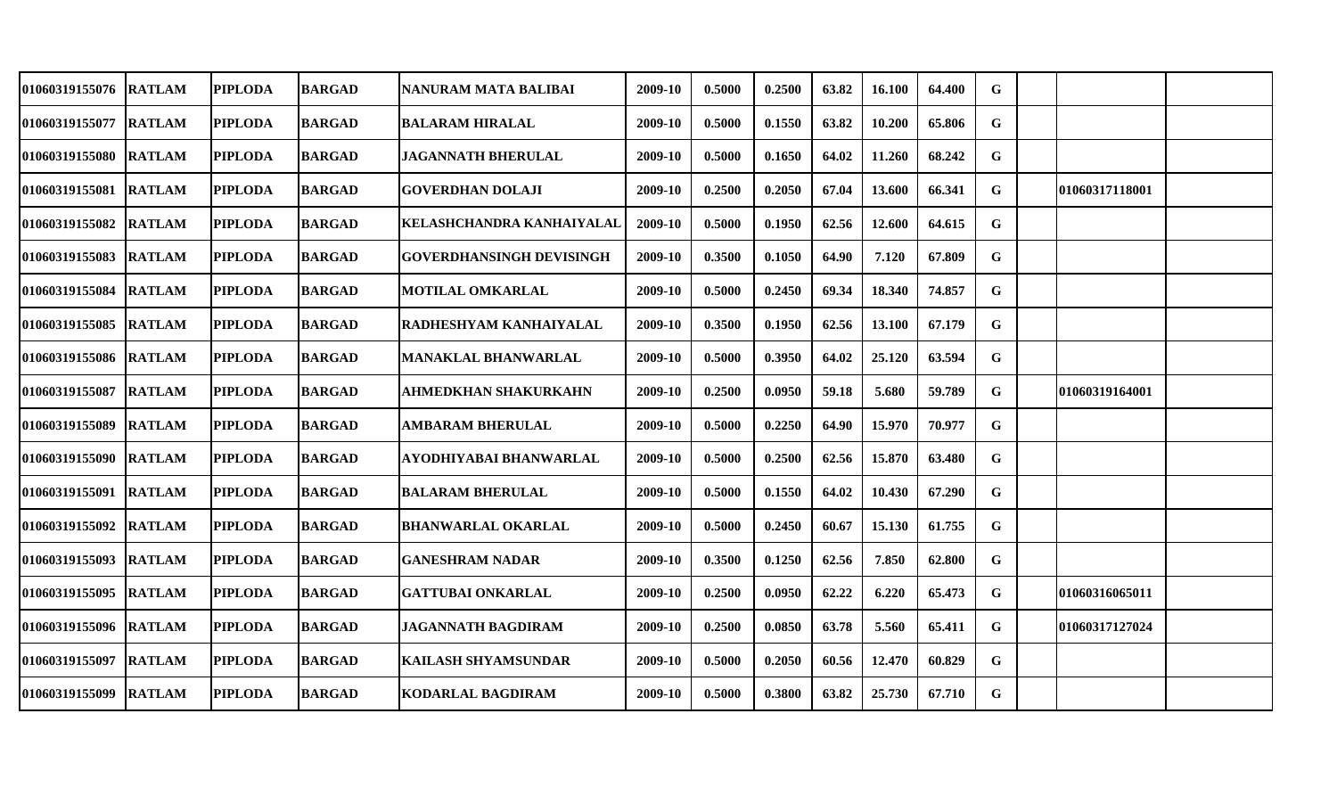| | | | | | | | | | | | | | | |
|---|---|---|---|---|---|---|---|---|---|---|---|---|---|---|
| 01060319155076 | RATLAM | PIPLODA | BARGAD | NANURAM MATA BALIBAI | 2009-10 | 0.5000 | 0.2500 | 63.82 | 16.100 | 64.400 | G | | | |
| 01060319155077 | RATLAM | PIPLODA | BARGAD | BALARAM HIRALAL | 2009-10 | 0.5000 | 0.1550 | 63.82 | 10.200 | 65.806 | G | | | |
| 01060319155080 | RATLAM | PIPLODA | BARGAD | JAGANNATH BHERULAL | 2009-10 | 0.5000 | 0.1650 | 64.02 | 11.260 | 68.242 | G | | | |
| 01060319155081 | RATLAM | PIPLODA | BARGAD | GOVERDHAN DOLAJI | 2009-10 | 0.2500 | 0.2050 | 67.04 | 13.600 | 66.341 | G | | 01060317118001 | |
| 01060319155082 | RATLAM | PIPLODA | BARGAD | KELASHCHANDRA KANHAIYALAL | 2009-10 | 0.5000 | 0.1950 | 62.56 | 12.600 | 64.615 | G | | | |
| 01060319155083 | RATLAM | PIPLODA | BARGAD | GOVERDHANSINGH DEVISINGH | 2009-10 | 0.3500 | 0.1050 | 64.90 | 7.120 | 67.809 | G | | | |
| 01060319155084 | RATLAM | PIPLODA | BARGAD | MOTILAL OMKARLAL | 2009-10 | 0.5000 | 0.2450 | 69.34 | 18.340 | 74.857 | G | | | |
| 01060319155085 | RATLAM | PIPLODA | BARGAD | RADHESHYAM KANHAIYALAL | 2009-10 | 0.3500 | 0.1950 | 62.56 | 13.100 | 67.179 | G | | | |
| 01060319155086 | RATLAM | PIPLODA | BARGAD | MANAKLAL BHANWARLAL | 2009-10 | 0.5000 | 0.3950 | 64.02 | 25.120 | 63.594 | G | | | |
| 01060319155087 | RATLAM | PIPLODA | BARGAD | AHMEDKHAN SHAKURKAHN | 2009-10 | 0.2500 | 0.0950 | 59.18 | 5.680 | 59.789 | G | | 01060319164001 | |
| 01060319155089 | RATLAM | PIPLODA | BARGAD | AMBARAM BHERULAL | 2009-10 | 0.5000 | 0.2250 | 64.90 | 15.970 | 70.977 | G | | | |
| 01060319155090 | RATLAM | PIPLODA | BARGAD | AYODHIYABAI BHANWARLAL | 2009-10 | 0.5000 | 0.2500 | 62.56 | 15.870 | 63.480 | G | | | |
| 01060319155091 | RATLAM | PIPLODA | BARGAD | BALARAM BHERULAL | 2009-10 | 0.5000 | 0.1550 | 64.02 | 10.430 | 67.290 | G | | | |
| 01060319155092 | RATLAM | PIPLODA | BARGAD | BHANWARLAL OKARLAL | 2009-10 | 0.5000 | 0.2450 | 60.67 | 15.130 | 61.755 | G | | | |
| 01060319155093 | RATLAM | PIPLODA | BARGAD | GANESHRAM NADAR | 2009-10 | 0.3500 | 0.1250 | 62.56 | 7.850 | 62.800 | G | | | |
| 01060319155095 | RATLAM | PIPLODA | BARGAD | GATTUBAI ONKARLAL | 2009-10 | 0.2500 | 0.0950 | 62.22 | 6.220 | 65.473 | G | | 01060316065011 | |
| 01060319155096 | RATLAM | PIPLODA | BARGAD | JAGANNATH BAGDIRAM | 2009-10 | 0.2500 | 0.0850 | 63.78 | 5.560 | 65.411 | G | | 01060317127024 | |
| 01060319155097 | RATLAM | PIPLODA | BARGAD | KAILASH SHYAMSUNDAR | 2009-10 | 0.5000 | 0.2050 | 60.56 | 12.470 | 60.829 | G | | | |
| 01060319155099 | RATLAM | PIPLODA | BARGAD | KODARLAL BAGDIRAM | 2009-10 | 0.5000 | 0.3800 | 63.82 | 25.730 | 67.710 | G | | | |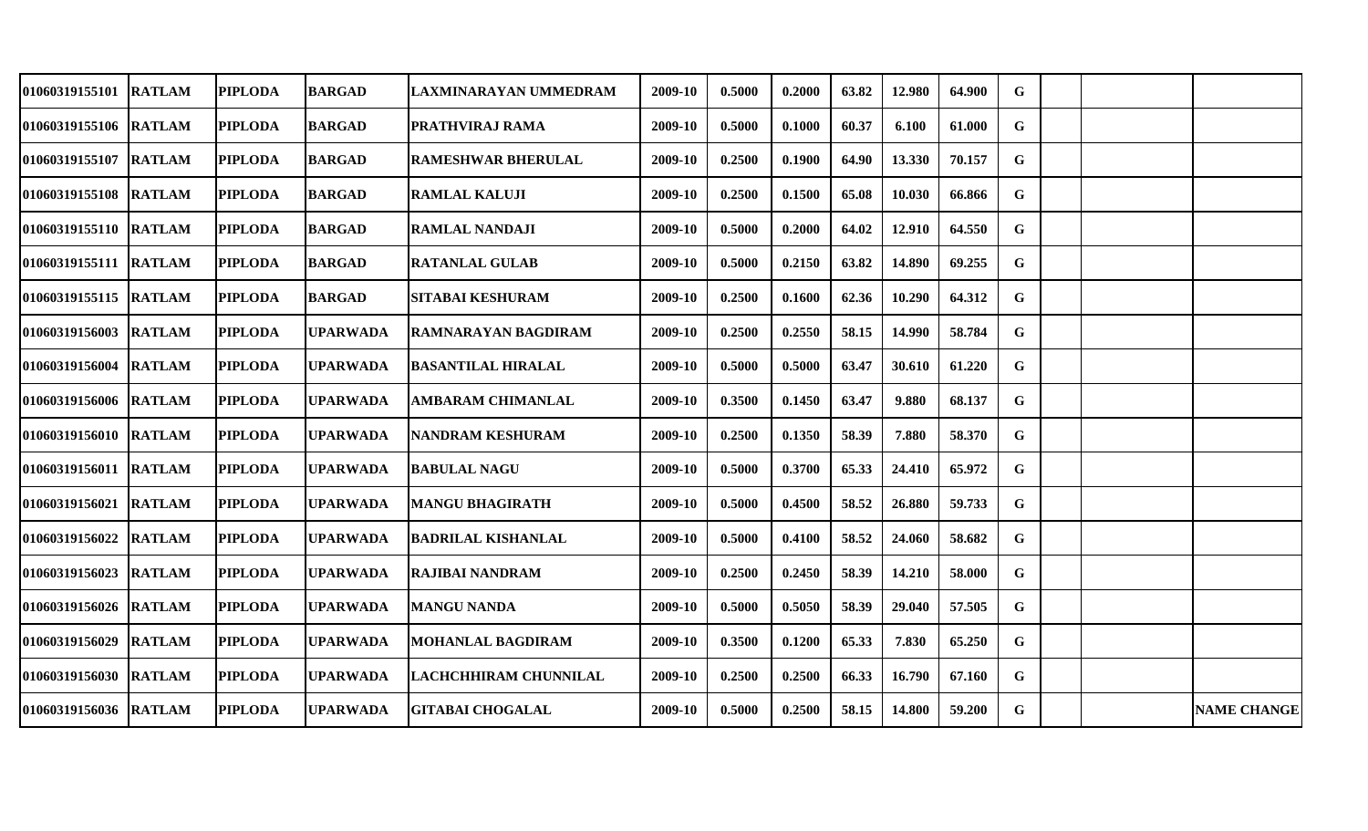| | | | | | | | | | | | | | | |
|---|---|---|---|---|---|---|---|---|---|---|---|---|---|---|
| 01060319155101 | RATLAM | PIPLODA | BARGAD | LAXMINARAYAN UMMEDRAM | 2009-10 | 0.5000 | 0.2000 | 63.82 | 12.980 | 64.900 | G | | | |
| 01060319155106 | RATLAM | PIPLODA | BARGAD | PRATHVIRAJ RAMA | 2009-10 | 0.5000 | 0.1000 | 60.37 | 6.100 | 61.000 | G | | | |
| 01060319155107 | RATLAM | PIPLODA | BARGAD | RAMESHWAR BHERULAL | 2009-10 | 0.2500 | 0.1900 | 64.90 | 13.330 | 70.157 | G | | | |
| 01060319155108 | RATLAM | PIPLODA | BARGAD | RAMLAL KALUJI | 2009-10 | 0.2500 | 0.1500 | 65.08 | 10.030 | 66.866 | G | | | |
| 01060319155110 | RATLAM | PIPLODA | BARGAD | RAMLAL NANDAJI | 2009-10 | 0.5000 | 0.2000 | 64.02 | 12.910 | 64.550 | G | | | |
| 01060319155111 | RATLAM | PIPLODA | BARGAD | RATANLAL GULAB | 2009-10 | 0.5000 | 0.2150 | 63.82 | 14.890 | 69.255 | G | | | |
| 01060319155115 | RATLAM | PIPLODA | BARGAD | SITABAI KESHURAM | 2009-10 | 0.2500 | 0.1600 | 62.36 | 10.290 | 64.312 | G | | | |
| 01060319156003 | RATLAM | PIPLODA | UPARWADA | RAMNARAYAN BAGDIRAM | 2009-10 | 0.2500 | 0.2550 | 58.15 | 14.990 | 58.784 | G | | | |
| 01060319156004 | RATLAM | PIPLODA | UPARWADA | BASANTILAL HIRALAL | 2009-10 | 0.5000 | 0.5000 | 63.47 | 30.610 | 61.220 | G | | | |
| 01060319156006 | RATLAM | PIPLODA | UPARWADA | AMBARAM CHIMANLAL | 2009-10 | 0.3500 | 0.1450 | 63.47 | 9.880 | 68.137 | G | | | |
| 01060319156010 | RATLAM | PIPLODA | UPARWADA | NANDRAM KESHURAM | 2009-10 | 0.2500 | 0.1350 | 58.39 | 7.880 | 58.370 | G | | | |
| 01060319156011 | RATLAM | PIPLODA | UPARWADA | BABULAL NAGU | 2009-10 | 0.5000 | 0.3700 | 65.33 | 24.410 | 65.972 | G | | | |
| 01060319156021 | RATLAM | PIPLODA | UPARWADA | MANGU BHAGIRATH | 2009-10 | 0.5000 | 0.4500 | 58.52 | 26.880 | 59.733 | G | | | |
| 01060319156022 | RATLAM | PIPLODA | UPARWADA | BADRILAL KISHANLAL | 2009-10 | 0.5000 | 0.4100 | 58.52 | 24.060 | 58.682 | G | | | |
| 01060319156023 | RATLAM | PIPLODA | UPARWADA | RAJIBAI NANDRAM | 2009-10 | 0.2500 | 0.2450 | 58.39 | 14.210 | 58.000 | G | | | |
| 01060319156026 | RATLAM | PIPLODA | UPARWADA | MANGU NANDA | 2009-10 | 0.5000 | 0.5050 | 58.39 | 29.040 | 57.505 | G | | | |
| 01060319156029 | RATLAM | PIPLODA | UPARWADA | MOHANLAL BAGDIRAM | 2009-10 | 0.3500 | 0.1200 | 65.33 | 7.830 | 65.250 | G | | | |
| 01060319156030 | RATLAM | PIPLODA | UPARWADA | LACHCHHIRAM CHUNNILAL | 2009-10 | 0.2500 | 0.2500 | 66.33 | 16.790 | 67.160 | G | | | |
| 01060319156036 | RATLAM | PIPLODA | UPARWADA | GITABAI CHOGALAL | 2009-10 | 0.5000 | 0.2500 | 58.15 | 14.800 | 59.200 | G | | | NAME CHANGE |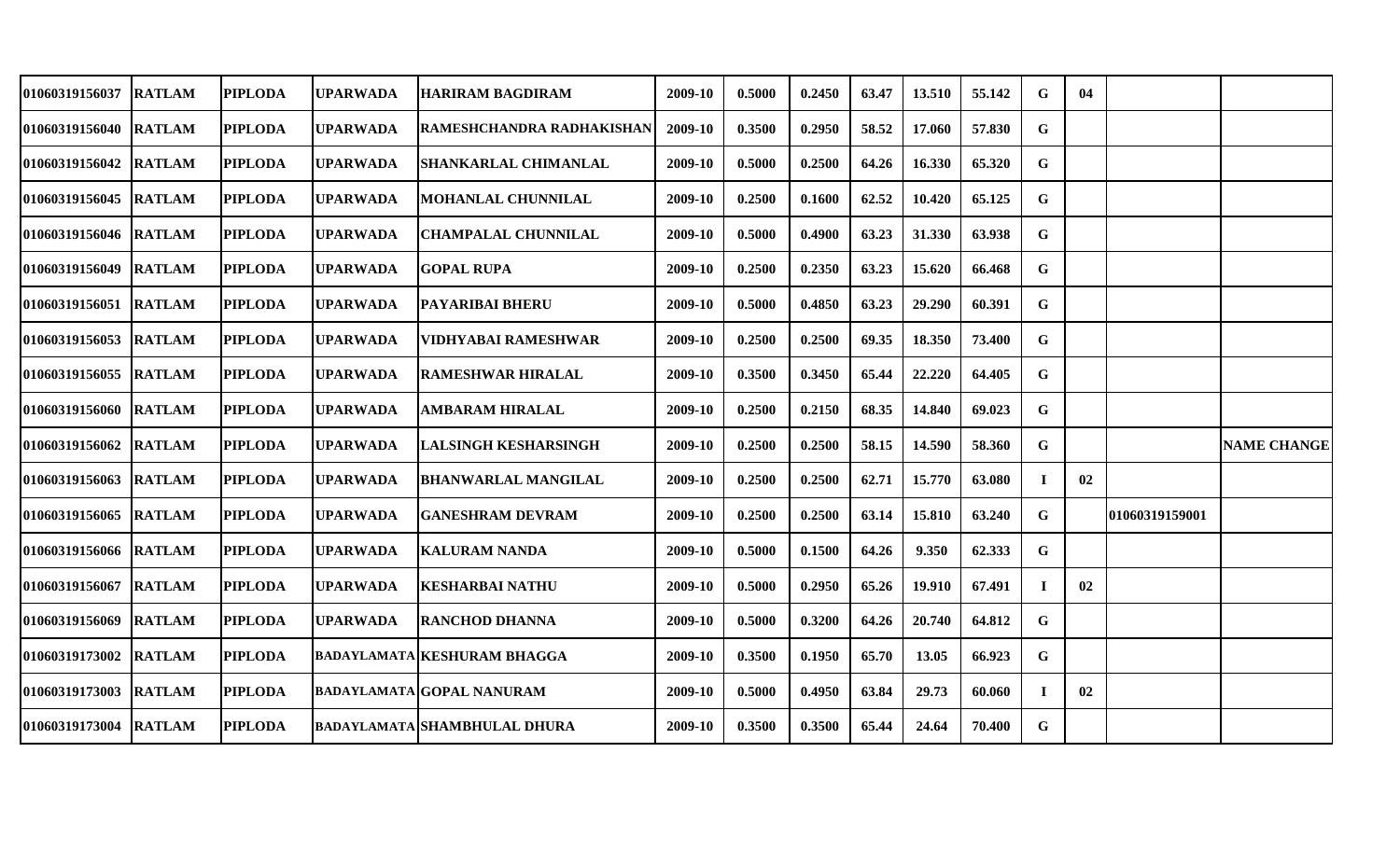| | | | | | | | | | | | | | | | |
|---|---|---|---|---|---|---|---|---|---|---|---|---|---|---|---|
| 01060319156037 | RATLAM | PIPLODA | UPARWADA | HARIRAM BAGDIRAM | 2009-10 | 0.5000 | 0.2450 | 63.47 | 13.510 | 55.142 | G | 04 | | |
| 01060319156040 | RATLAM | PIPLODA | UPARWADA | RAMESHCHANDRA RADHAKISHAN | 2009-10 | 0.3500 | 0.2950 | 58.52 | 17.060 | 57.830 | G | | | |
| 01060319156042 | RATLAM | PIPLODA | UPARWADA | SHANKARLAL CHIMANLAL | 2009-10 | 0.5000 | 0.2500 | 64.26 | 16.330 | 65.320 | G | | | |
| 01060319156045 | RATLAM | PIPLODA | UPARWADA | MOHANLAL CHUNNILAL | 2009-10 | 0.2500 | 0.1600 | 62.52 | 10.420 | 65.125 | G | | | |
| 01060319156046 | RATLAM | PIPLODA | UPARWADA | CHAMPALAL CHUNNILAL | 2009-10 | 0.5000 | 0.4900 | 63.23 | 31.330 | 63.938 | G | | | |
| 01060319156049 | RATLAM | PIPLODA | UPARWADA | GOPAL RUPA | 2009-10 | 0.2500 | 0.2350 | 63.23 | 15.620 | 66.468 | G | | | |
| 01060319156051 | RATLAM | PIPLODA | UPARWADA | PAYARIBAI BHERU | 2009-10 | 0.5000 | 0.4850 | 63.23 | 29.290 | 60.391 | G | | | |
| 01060319156053 | RATLAM | PIPLODA | UPARWADA | VIDHYABAI RAMESHWAR | 2009-10 | 0.2500 | 0.2500 | 69.35 | 18.350 | 73.400 | G | | | |
| 01060319156055 | RATLAM | PIPLODA | UPARWADA | RAMESHWAR HIRALAL | 2009-10 | 0.3500 | 0.3450 | 65.44 | 22.220 | 64.405 | G | | | |
| 01060319156060 | RATLAM | PIPLODA | UPARWADA | AMBARAM HIRALAL | 2009-10 | 0.2500 | 0.2150 | 68.35 | 14.840 | 69.023 | G | | | |
| 01060319156062 | RATLAM | PIPLODA | UPARWADA | LALSINGH KESHARSINGH | 2009-10 | 0.2500 | 0.2500 | 58.15 | 14.590 | 58.360 | G | | | NAME CHANGE |
| 01060319156063 | RATLAM | PIPLODA | UPARWADA | BHANWARLAL MANGILAL | 2009-10 | 0.2500 | 0.2500 | 62.71 | 15.770 | 63.080 | I | 02 | | |
| 01060319156065 | RATLAM | PIPLODA | UPARWADA | GANESHRAM DEVRAM | 2009-10 | 0.2500 | 0.2500 | 63.14 | 15.810 | 63.240 | G | | 01060319159001 | |
| 01060319156066 | RATLAM | PIPLODA | UPARWADA | KALURAM NANDA | 2009-10 | 0.5000 | 0.1500 | 64.26 | 9.350 | 62.333 | G | | | |
| 01060319156067 | RATLAM | PIPLODA | UPARWADA | KESHARBAI NATHU | 2009-10 | 0.5000 | 0.2950 | 65.26 | 19.910 | 67.491 | I | 02 | | |
| 01060319156069 | RATLAM | PIPLODA | UPARWADA | RANCHOD DHANNA | 2009-10 | 0.5000 | 0.3200 | 64.26 | 20.740 | 64.812 | G | | | |
| 01060319173002 | RATLAM | PIPLODA | BADAYLAMATA | KESHURAM BHAGGA | 2009-10 | 0.3500 | 0.1950 | 65.70 | 13.05 | 66.923 | G | | | |
| 01060319173003 | RATLAM | PIPLODA | BADAYLAMATA | GOPAL NANURAM | 2009-10 | 0.5000 | 0.4950 | 63.84 | 29.73 | 60.060 | I | 02 | | |
| 01060319173004 | RATLAM | PIPLODA | BADAYLAMATA | SHAMBHULAL DHURA | 2009-10 | 0.3500 | 0.3500 | 65.44 | 24.64 | 70.400 | G | | | |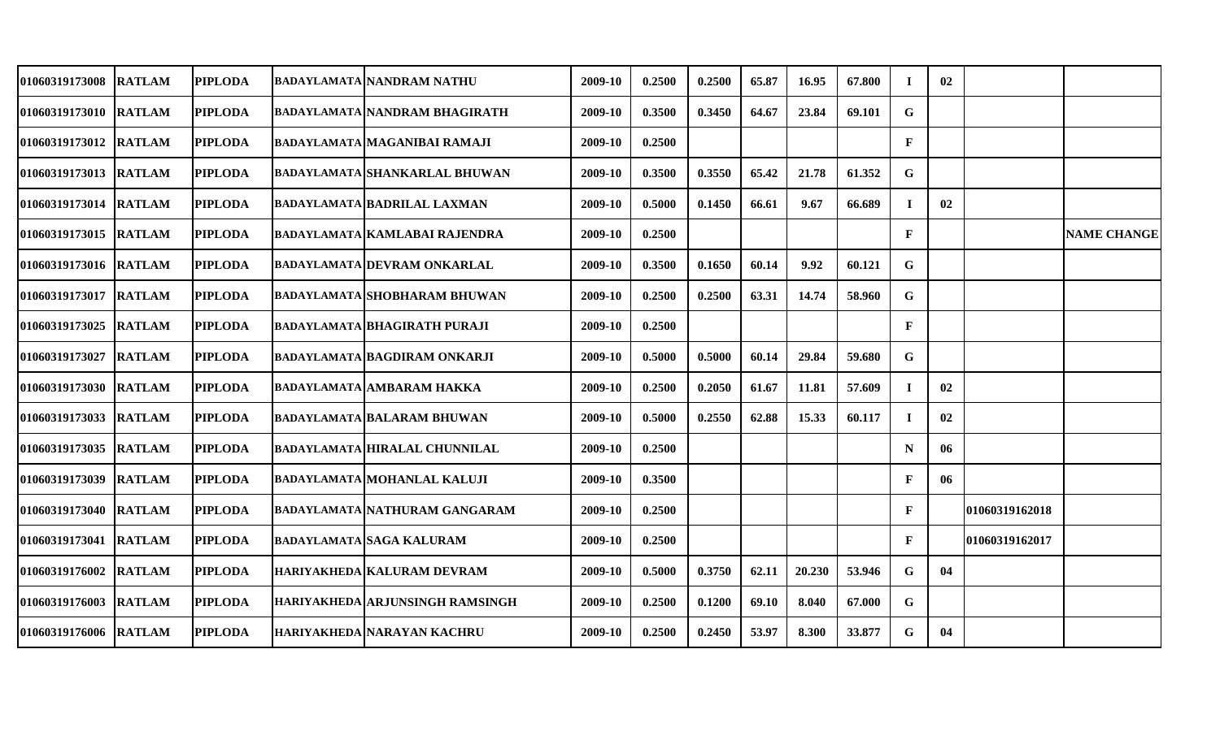| | | | | | | | | | | | | | | |
|---|---|---|---|---|---|---|---|---|---|---|---|---|---|---|
| 01060319173008 | RATLAM | PIPLODA | BADAYLAMATA | NANDRAM NATHU | 2009-10 | 0.2500 | 0.2500 | 65.87 | 16.95 | 67.800 | I | 02 | | |
| 01060319173010 | RATLAM | PIPLODA | BADAYLAMATA | NANDRAM BHAGIRATH | 2009-10 | 0.3500 | 0.3450 | 64.67 | 23.84 | 69.101 | G | | | |
| 01060319173012 | RATLAM | PIPLODA | BADAYLAMATA | MAGANIBAI RAMAJI | 2009-10 | 0.2500 | | | | | F | | | |
| 01060319173013 | RATLAM | PIPLODA | BADAYLAMATA | SHANKARLAL BHUWAN | 2009-10 | 0.3500 | 0.3550 | 65.42 | 21.78 | 61.352 | G | | | |
| 01060319173014 | RATLAM | PIPLODA | BADAYLAMATA | BADRILAL LAXMAN | 2009-10 | 0.5000 | 0.1450 | 66.61 | 9.67 | 66.689 | I | 02 | | |
| 01060319173015 | RATLAM | PIPLODA | BADAYLAMATA | KAMLABAI RAJENDRA | 2009-10 | 0.2500 | | | | | F | | | NAME CHANGE |
| 01060319173016 | RATLAM | PIPLODA | BADAYLAMATA | DEVRAM ONKARLAL | 2009-10 | 0.3500 | 0.1650 | 60.14 | 9.92 | 60.121 | G | | | |
| 01060319173017 | RATLAM | PIPLODA | BADAYLAMATA | SHOBHARAM BHUWAN | 2009-10 | 0.2500 | 0.2500 | 63.31 | 14.74 | 58.960 | G | | | |
| 01060319173025 | RATLAM | PIPLODA | BADAYLAMATA | BHAGIRATH PURAJI | 2009-10 | 0.2500 | | | | | F | | | |
| 01060319173027 | RATLAM | PIPLODA | BADAYLAMATA | BAGDIRAM ONKARJI | 2009-10 | 0.5000 | 0.5000 | 60.14 | 29.84 | 59.680 | G | | | |
| 01060319173030 | RATLAM | PIPLODA | BADAYLAMATA | AMBARAM HAKKA | 2009-10 | 0.2500 | 0.2050 | 61.67 | 11.81 | 57.609 | I | 02 | | |
| 01060319173033 | RATLAM | PIPLODA | BADAYLAMATA | BALARAM BHUWAN | 2009-10 | 0.5000 | 0.2550 | 62.88 | 15.33 | 60.117 | I | 02 | | |
| 01060319173035 | RATLAM | PIPLODA | BADAYLAMATA | HIRALAL CHUNNILAL | 2009-10 | 0.2500 | | | | | N | 06 | | |
| 01060319173039 | RATLAM | PIPLODA | BADAYLAMATA | MOHANLAL KALUJI | 2009-10 | 0.3500 | | | | | F | 06 | | |
| 01060319173040 | RATLAM | PIPLODA | BADAYLAMATA | NATHURAM GANGARAM | 2009-10 | 0.2500 | | | | | F | | 01060319162018 | |
| 01060319173041 | RATLAM | PIPLODA | BADAYLAMATA | SAGA KALURAM | 2009-10 | 0.2500 | | | | | F | | 01060319162017 | |
| 01060319176002 | RATLAM | PIPLODA | HARIYAKHEDA | KALURAM DEVRAM | 2009-10 | 0.5000 | 0.3750 | 62.11 | 20.230 | 53.946 | G | 04 | | |
| 01060319176003 | RATLAM | PIPLODA | HARIYAKHEDA | ARJUNSINGH RAMSINGH | 2009-10 | 0.2500 | 0.1200 | 69.10 | 8.040 | 67.000 | G | | | |
| 01060319176006 | RATLAM | PIPLODA | HARIYAKHEDA | NARAYAN KACHRU | 2009-10 | 0.2500 | 0.2450 | 53.97 | 8.300 | 33.877 | G | 04 | | |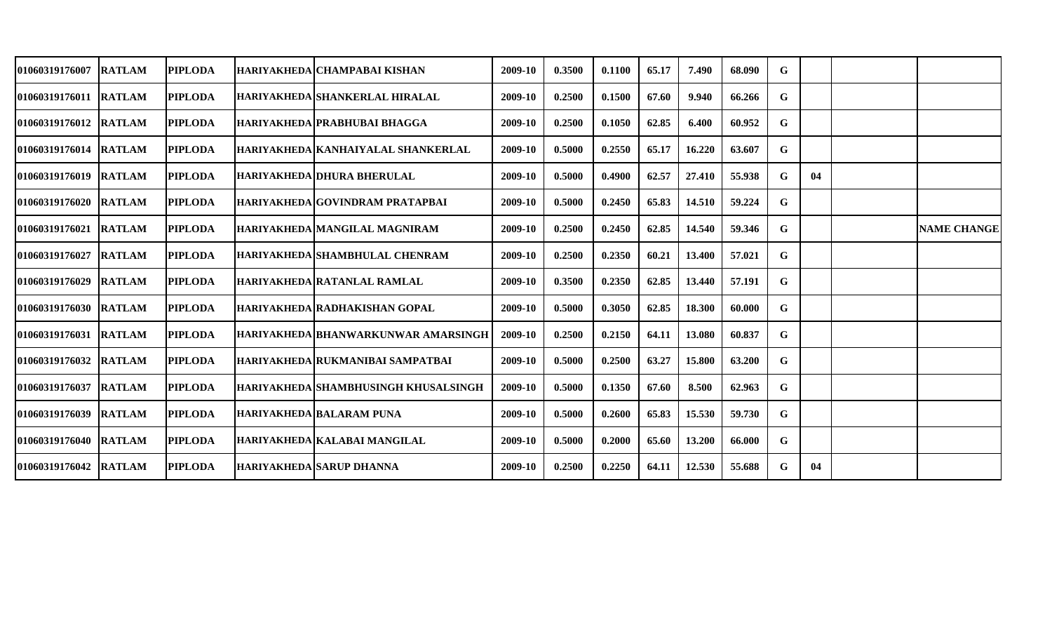| | | | | | | | | | | | | | | |
|---|---|---|---|---|---|---|---|---|---|---|---|---|---|---|
| 01060319176007 | RATLAM | PIPLODA | HARIYAKHEDA | CHAMPABAI KISHAN | 2009-10 | 0.3500 | 0.1100 | 65.17 | 7.490 | 68.090 | G | | | |
| 01060319176011 | RATLAM | PIPLODA | HARIYAKHEDA | SHANKERLAL HIRALAL | 2009-10 | 0.2500 | 0.1500 | 67.60 | 9.940 | 66.266 | G | | | |
| 01060319176012 | RATLAM | PIPLODA | HARIYAKHEDA | PRABHUBAI BHAGGA | 2009-10 | 0.2500 | 0.1050 | 62.85 | 6.400 | 60.952 | G | | | |
| 01060319176014 | RATLAM | PIPLODA | HARIYAKHEDA | KANHAIYALAL SHANKERLAL | 2009-10 | 0.5000 | 0.2550 | 65.17 | 16.220 | 63.607 | G | | | |
| 01060319176019 | RATLAM | PIPLODA | HARIYAKHEDA | DHURA BHERULAL | 2009-10 | 0.5000 | 0.4900 | 62.57 | 27.410 | 55.938 | G | 04 | | |
| 01060319176020 | RATLAM | PIPLODA | HARIYAKHEDA | GOVINDRAM PRATAPBAI | 2009-10 | 0.5000 | 0.2450 | 65.83 | 14.510 | 59.224 | G | | | |
| 01060319176021 | RATLAM | PIPLODA | HARIYAKHEDA | MANGILAL MAGNIRAM | 2009-10 | 0.2500 | 0.2450 | 62.85 | 14.540 | 59.346 | G | | | NAME CHANGE |
| 01060319176027 | RATLAM | PIPLODA | HARIYAKHEDA | SHAMBHULAL CHENRAM | 2009-10 | 0.2500 | 0.2350 | 60.21 | 13.400 | 57.021 | G | | | |
| 01060319176029 | RATLAM | PIPLODA | HARIYAKHEDA | RATANLAL RAMLAL | 2009-10 | 0.3500 | 0.2350 | 62.85 | 13.440 | 57.191 | G | | | |
| 01060319176030 | RATLAM | PIPLODA | HARIYAKHEDA | RADHAKISHAN GOPAL | 2009-10 | 0.5000 | 0.3050 | 62.85 | 18.300 | 60.000 | G | | | |
| 01060319176031 | RATLAM | PIPLODA | HARIYAKHEDA | BHANWARKUNWAR AMARSINGH | 2009-10 | 0.2500 | 0.2150 | 64.11 | 13.080 | 60.837 | G | | | |
| 01060319176032 | RATLAM | PIPLODA | HARIYAKHEDA | RUKMANIBAI SAMPATBAI | 2009-10 | 0.5000 | 0.2500 | 63.27 | 15.800 | 63.200 | G | | | |
| 01060319176037 | RATLAM | PIPLODA | HARIYAKHEDA | SHAMBHUSINGH KHUSALSINGH | 2009-10 | 0.5000 | 0.1350 | 67.60 | 8.500 | 62.963 | G | | | |
| 01060319176039 | RATLAM | PIPLODA | HARIYAKHEDA | BALARAM PUNA | 2009-10 | 0.5000 | 0.2600 | 65.83 | 15.530 | 59.730 | G | | | |
| 01060319176040 | RATLAM | PIPLODA | HARIYAKHEDA | KALABAI MANGILAL | 2009-10 | 0.5000 | 0.2000 | 65.60 | 13.200 | 66.000 | G | | | |
| 01060319176042 | RATLAM | PIPLODA | HARIYAKHEDA | SARUP DHANNA | 2009-10 | 0.2500 | 0.2250 | 64.11 | 12.530 | 55.688 | G | 04 | | |